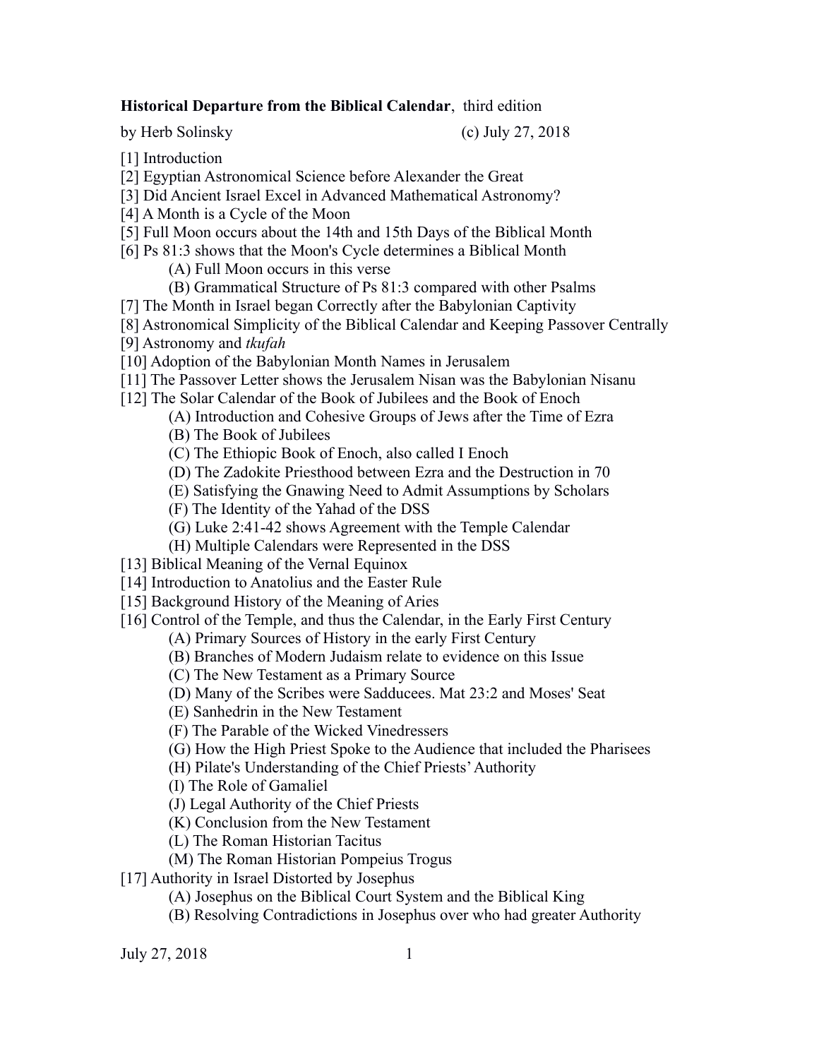**Historical Departure from the Biblical Calendar**, third edition

by Herb Solinsky (c) July 27, 2018

[1] Introduction
[2] Egyptian Astronomical Science before Alexander the Great
[3] Did Ancient Israel Excel in Advanced Mathematical Astronomy?
[4] A Month is a Cycle of the Moon
[5] Full Moon occurs about the 14th and 15th Days of the Biblical Month
[6] Ps 81:3 shows that the Moon's Cycle determines a Biblical Month
  (A) Full Moon occurs in this verse
  (B) Grammatical Structure of Ps 81:3 compared with other Psalms
[7] The Month in Israel began Correctly after the Babylonian Captivity
[8] Astronomical Simplicity of the Biblical Calendar and Keeping Passover Centrally
[9] Astronomy and *tkufah*
[10] Adoption of the Babylonian Month Names in Jerusalem
[11] The Passover Letter shows the Jerusalem Nisan was the Babylonian Nisanu
[12] The Solar Calendar of the Book of Jubilees and the Book of Enoch
  (A) Introduction and Cohesive Groups of Jews after the Time of Ezra
  (B) The Book of Jubilees
  (C) The Ethiopic Book of Enoch, also called I Enoch
  (D) The Zadokite Priesthood between Ezra and the Destruction in 70
  (E) Satisfying the Gnawing Need to Admit Assumptions by Scholars
  (F) The Identity of the Yahad of the DSS
  (G) Luke 2:41-42 shows Agreement with the Temple Calendar
  (H) Multiple Calendars were Represented in the DSS
[13] Biblical Meaning of the Vernal Equinox
[14] Introduction to Anatolius and the Easter Rule
[15] Background History of the Meaning of Aries
[16] Control of the Temple, and thus the Calendar, in the Early First Century
  (A) Primary Sources of History in the early First Century
  (B) Branches of Modern Judaism relate to evidence on this Issue
  (C) The New Testament as a Primary Source
  (D) Many of the Scribes were Sadducees. Mat 23:2 and Moses' Seat
  (E) Sanhedrin in the New Testament
  (F) The Parable of the Wicked Vinedressers
  (G) How the High Priest Spoke to the Audience that included the Pharisees
  (H) Pilate's Understanding of the Chief Priests' Authority
  (I) The Role of Gamaliel
  (J) Legal Authority of the Chief Priests
  (K) Conclusion from the New Testament
  (L) The Roman Historian Tacitus
  (M) The Roman Historian Pompeius Trogus
[17] Authority in Israel Distorted by Josephus
  (A) Josephus on the Biblical Court System and the Biblical King
  (B) Resolving Contradictions in Josephus over who had greater Authority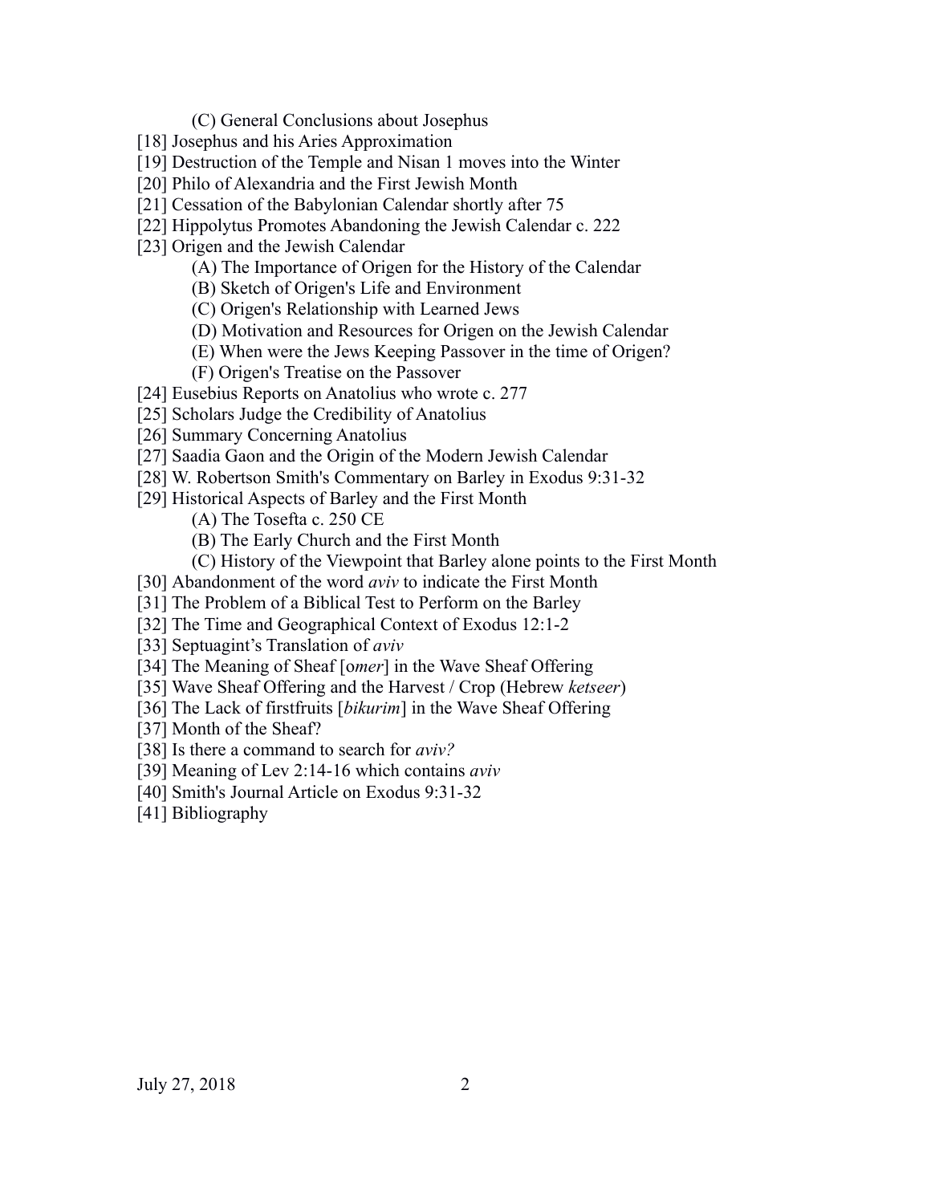(C) General Conclusions about Josephus

[18] Josephus and his Aries Approximation

[19] Destruction of the Temple and Nisan 1 moves into the Winter

[20] Philo of Alexandria and the First Jewish Month

[21] Cessation of the Babylonian Calendar shortly after 75

[22] Hippolytus Promotes Abandoning the Jewish Calendar c. 222

[23] Origen and the Jewish Calendar

- (A) The Importance of Origen for the History of the Calendar
- (B) Sketch of Origen's Life and Environment
- (C) Origen's Relationship with Learned Jews
- (D) Motivation and Resources for Origen on the Jewish Calendar
- (E) When were the Jews Keeping Passover in the time of Origen?
- (F) Origen's Treatise on the Passover

[24] Eusebius Reports on Anatolius who wrote c. 277

[25] Scholars Judge the Credibility of Anatolius

[26] Summary Concerning Anatolius

[27] Saadia Gaon and the Origin of the Modern Jewish Calendar

[28] W. Robertson Smith's Commentary on Barley in Exodus 9:31-32

[29] Historical Aspects of Barley and the First Month

- (A) The Tosefta c. 250 CE
- (B) The Early Church and the First Month
- (C) History of the Viewpoint that Barley alone points to the First Month

[30] Abandonment of the word *aviv* to indicate the First Month

[31] The Problem of a Biblical Test to Perform on the Barley

[32] The Time and Geographical Context of Exodus 12:1-2

[33] Septuagint's Translation of *aviv*

[34] The Meaning of Sheaf [o*mer*] in the Wave Sheaf Offering

[35] Wave Sheaf Offering and the Harvest / Crop (Hebrew *ketseer*)

[36] The Lack of firstfruits [*bikurim*] in the Wave Sheaf Offering

[37] Month of the Sheaf?

[38] Is there a command to search for *aviv?*

[39] Meaning of Lev 2:14-16 which contains *aviv*

[40] Smith's Journal Article on Exodus 9:31-32

[41] Bibliography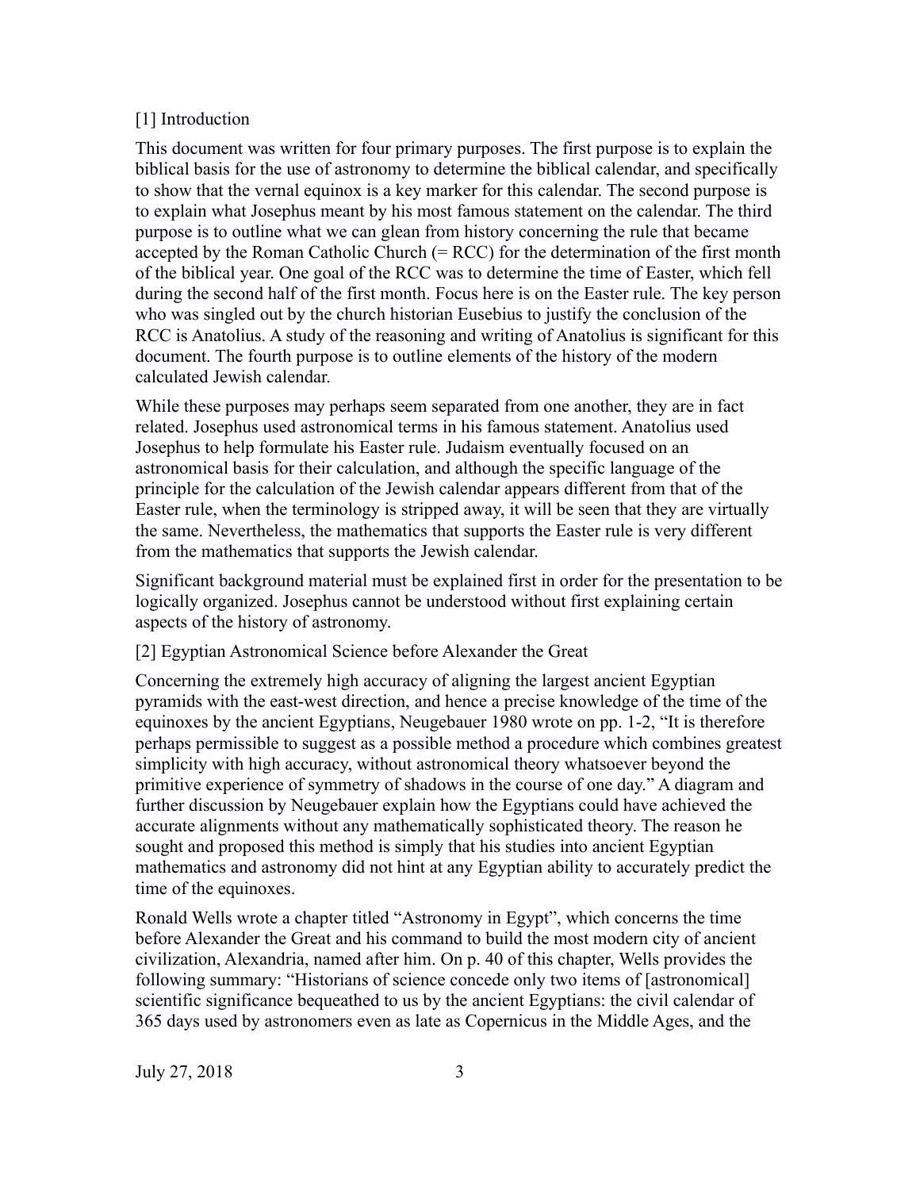## [1] Introduction

This document was written for four primary purposes. The first purpose is to explain the biblical basis for the use of astronomy to determine the biblical calendar, and specifically to show that the vernal equinox is a key marker for this calendar. The second purpose is to explain what Josephus meant by his most famous statement on the calendar. The third purpose is to outline what we can glean from history concerning the rule that became accepted by the Roman Catholic Church (= RCC) for the determination of the first month of the biblical year. One goal of the RCC was to determine the time of Easter, which fell during the second half of the first month. Focus here is on the Easter rule. The key person who was singled out by the church historian Eusebius to justify the conclusion of the RCC is Anatolius. A study of the reasoning and writing of Anatolius is significant for this document. The fourth purpose is to outline elements of the history of the modern calculated Jewish calendar.

While these purposes may perhaps seem separated from one another, they are in fact related. Josephus used astronomical terms in his famous statement. Anatolius used Josephus to help formulate his Easter rule. Judaism eventually focused on an astronomical basis for their calculation, and although the specific language of the principle for the calculation of the Jewish calendar appears different from that of the Easter rule, when the terminology is stripped away, it will be seen that they are virtually the same. Nevertheless, the mathematics that supports the Easter rule is very different from the mathematics that supports the Jewish calendar.

Significant background material must be explained first in order for the presentation to be logically organized. Josephus cannot be understood without first explaining certain aspects of the history of astronomy.

## [2] Egyptian Astronomical Science before Alexander the Great

Concerning the extremely high accuracy of aligning the largest ancient Egyptian pyramids with the east-west direction, and hence a precise knowledge of the time of the equinoxes by the ancient Egyptians, Neugebauer 1980 wrote on pp. 1-2, "It is therefore perhaps permissible to suggest as a possible method a procedure which combines greatest simplicity with high accuracy, without astronomical theory whatsoever beyond the primitive experience of symmetry of shadows in the course of one day." A diagram and further discussion by Neugebauer explain how the Egyptians could have achieved the accurate alignments without any mathematically sophisticated theory. The reason he sought and proposed this method is simply that his studies into ancient Egyptian mathematics and astronomy did not hint at any Egyptian ability to accurately predict the time of the equinoxes.

Ronald Wells wrote a chapter titled "Astronomy in Egypt", which concerns the time before Alexander the Great and his command to build the most modern city of ancient civilization, Alexandria, named after him. On p. 40 of this chapter, Wells provides the following summary: "Historians of science concede only two items of [astronomical] scientific significance bequeathed to us by the ancient Egyptians: the civil calendar of 365 days used by astronomers even as late as Copernicus in the Middle Ages, and the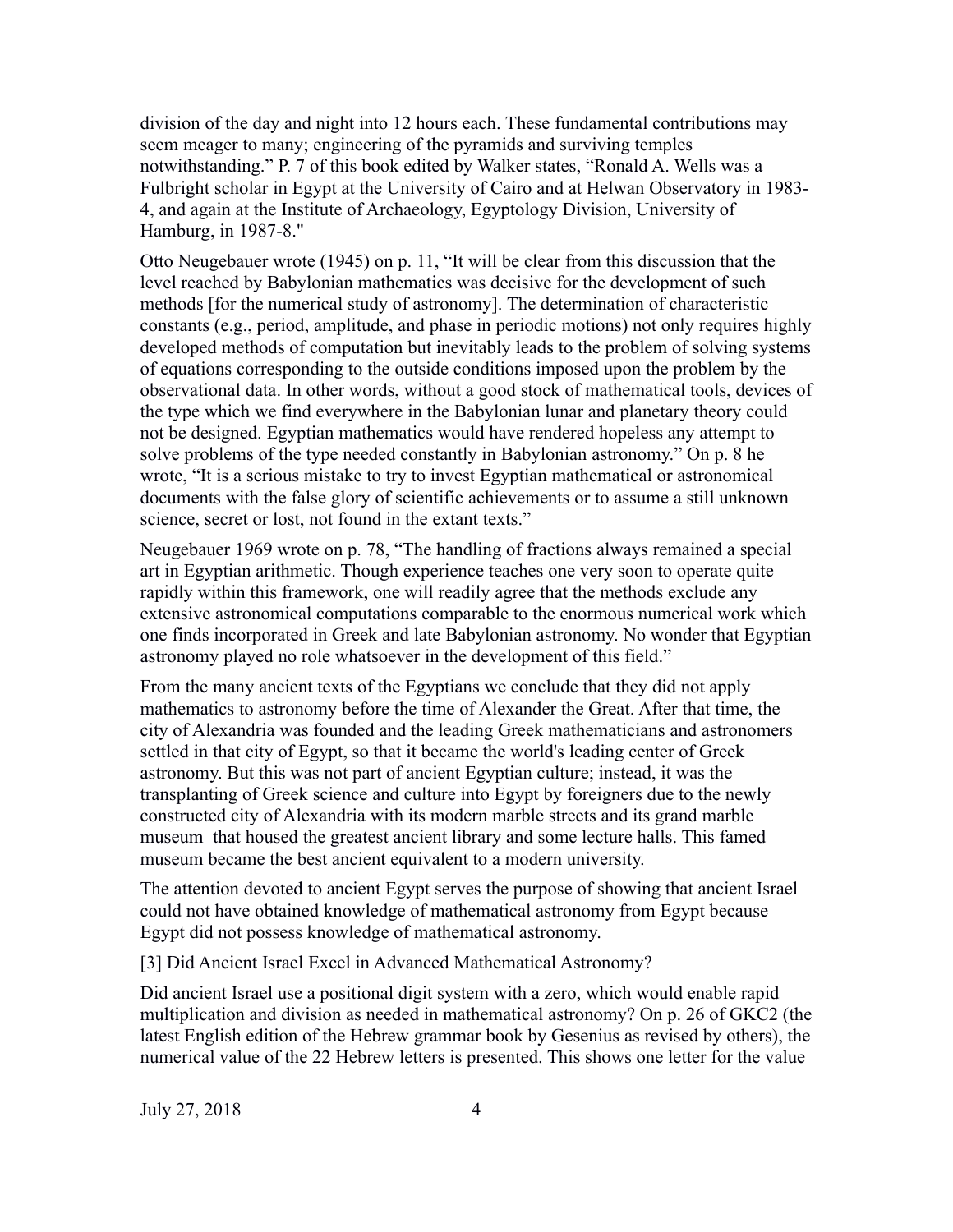division of the day and night into 12 hours each. These fundamental contributions may seem meager to many; engineering of the pyramids and surviving temples notwithstanding." P. 7 of this book edited by Walker states, "Ronald A. Wells was a Fulbright scholar in Egypt at the University of Cairo and at Helwan Observatory in 1983-4, and again at the Institute of Archaeology, Egyptology Division, University of Hamburg, in 1987-8."

Otto Neugebauer wrote (1945) on p. 11, "It will be clear from this discussion that the level reached by Babylonian mathematics was decisive for the development of such methods [for the numerical study of astronomy]. The determination of characteristic constants (e.g., period, amplitude, and phase in periodic motions) not only requires highly developed methods of computation but inevitably leads to the problem of solving systems of equations corresponding to the outside conditions imposed upon the problem by the observational data. In other words, without a good stock of mathematical tools, devices of the type which we find everywhere in the Babylonian lunar and planetary theory could not be designed. Egyptian mathematics would have rendered hopeless any attempt to solve problems of the type needed constantly in Babylonian astronomy." On p. 8 he wrote, "It is a serious mistake to try to invest Egyptian mathematical or astronomical documents with the false glory of scientific achievements or to assume a still unknown science, secret or lost, not found in the extant texts."

Neugebauer 1969 wrote on p. 78, "The handling of fractions always remained a special art in Egyptian arithmetic. Though experience teaches one very soon to operate quite rapidly within this framework, one will readily agree that the methods exclude any extensive astronomical computations comparable to the enormous numerical work which one finds incorporated in Greek and late Babylonian astronomy. No wonder that Egyptian astronomy played no role whatsoever in the development of this field."

From the many ancient texts of the Egyptians we conclude that they did not apply mathematics to astronomy before the time of Alexander the Great. After that time, the city of Alexandria was founded and the leading Greek mathematicians and astronomers settled in that city of Egypt, so that it became the world's leading center of Greek astronomy. But this was not part of ancient Egyptian culture; instead, it was the transplanting of Greek science and culture into Egypt by foreigners due to the newly constructed city of Alexandria with its modern marble streets and its grand marble museum that housed the greatest ancient library and some lecture halls. This famed museum became the best ancient equivalent to a modern university.

The attention devoted to ancient Egypt serves the purpose of showing that ancient Israel could not have obtained knowledge of mathematical astronomy from Egypt because Egypt did not possess knowledge of mathematical astronomy.

## [3] Did Ancient Israel Excel in Advanced Mathematical Astronomy?

Did ancient Israel use a positional digit system with a zero, which would enable rapid multiplication and division as needed in mathematical astronomy? On p. 26 of GKC2 (the latest English edition of the Hebrew grammar book by Gesenius as revised by others), the numerical value of the 22 Hebrew letters is presented. This shows one letter for the value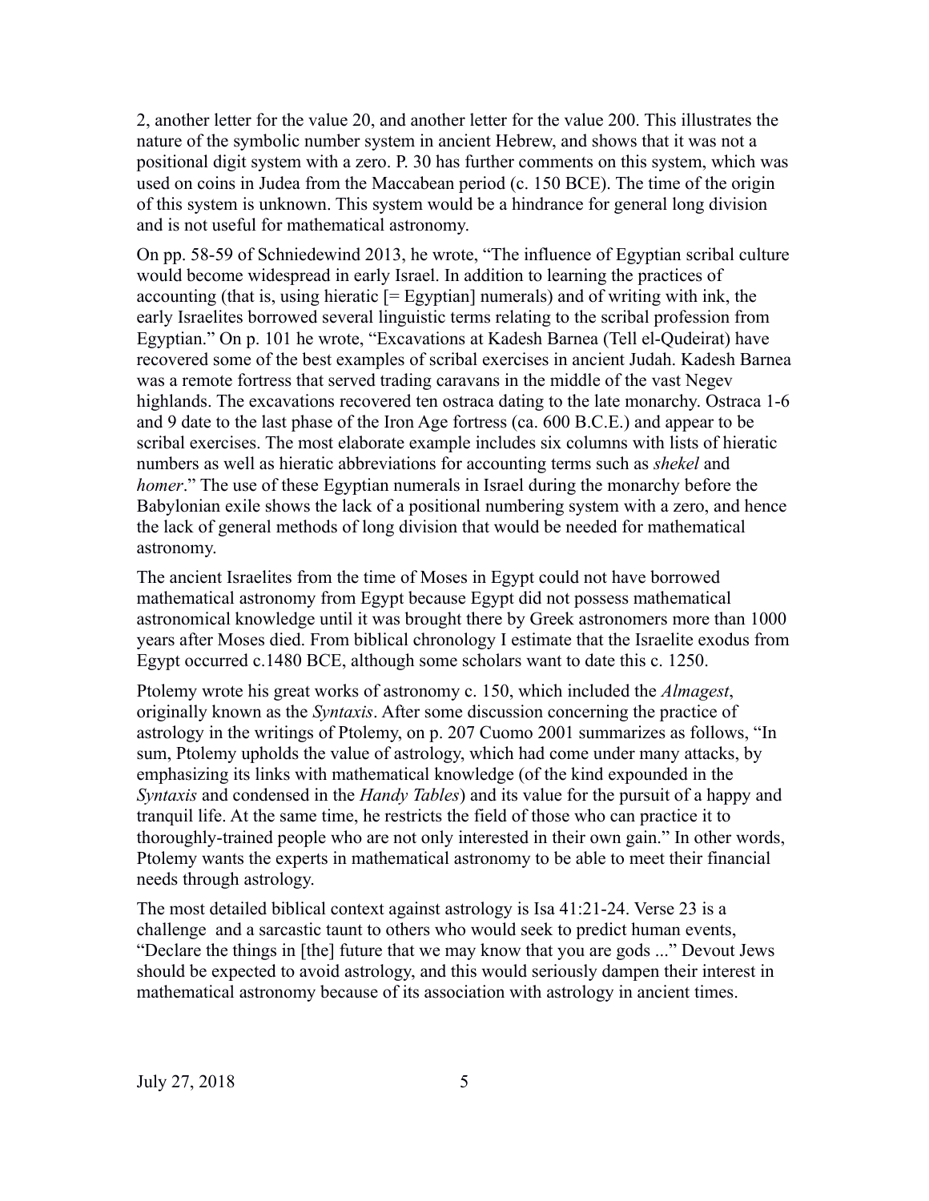2, another letter for the value 20, and another letter for the value 200. This illustrates the nature of the symbolic number system in ancient Hebrew, and shows that it was not a positional digit system with a zero. P. 30 has further comments on this system, which was used on coins in Judea from the Maccabean period (c. 150 BCE). The time of the origin of this system is unknown. This system would be a hindrance for general long division and is not useful for mathematical astronomy.

On pp. 58-59 of Schniedewind 2013, he wrote, "The influence of Egyptian scribal culture would become widespread in early Israel. In addition to learning the practices of accounting (that is, using hieratic [= Egyptian] numerals) and of writing with ink, the early Israelites borrowed several linguistic terms relating to the scribal profession from Egyptian." On p. 101 he wrote, "Excavations at Kadesh Barnea (Tell el-Qudeirat) have recovered some of the best examples of scribal exercises in ancient Judah. Kadesh Barnea was a remote fortress that served trading caravans in the middle of the vast Negev highlands. The excavations recovered ten ostraca dating to the late monarchy. Ostraca 1-6 and 9 date to the last phase of the Iron Age fortress (ca. 600 B.C.E.) and appear to be scribal exercises. The most elaborate example includes six columns with lists of hieratic numbers as well as hieratic abbreviations for accounting terms such as *shekel* and *homer*." The use of these Egyptian numerals in Israel during the monarchy before the Babylonian exile shows the lack of a positional numbering system with a zero, and hence the lack of general methods of long division that would be needed for mathematical astronomy.

The ancient Israelites from the time of Moses in Egypt could not have borrowed mathematical astronomy from Egypt because Egypt did not possess mathematical astronomical knowledge until it was brought there by Greek astronomers more than 1000 years after Moses died. From biblical chronology I estimate that the Israelite exodus from Egypt occurred c.1480 BCE, although some scholars want to date this c. 1250.

Ptolemy wrote his great works of astronomy c. 150, which included the *Almagest*, originally known as the *Syntaxis*. After some discussion concerning the practice of astrology in the writings of Ptolemy, on p. 207 Cuomo 2001 summarizes as follows, "In sum, Ptolemy upholds the value of astrology, which had come under many attacks, by emphasizing its links with mathematical knowledge (of the kind expounded in the *Syntaxis* and condensed in the *Handy Tables*) and its value for the pursuit of a happy and tranquil life. At the same time, he restricts the field of those who can practice it to thoroughly-trained people who are not only interested in their own gain." In other words, Ptolemy wants the experts in mathematical astronomy to be able to meet their financial needs through astrology.

The most detailed biblical context against astrology is Isa 41:21-24. Verse 23 is a challenge and a sarcastic taunt to others who would seek to predict human events, "Declare the things in [the] future that we may know that you are gods ..." Devout Jews should be expected to avoid astrology, and this would seriously dampen their interest in mathematical astronomy because of its association with astrology in ancient times.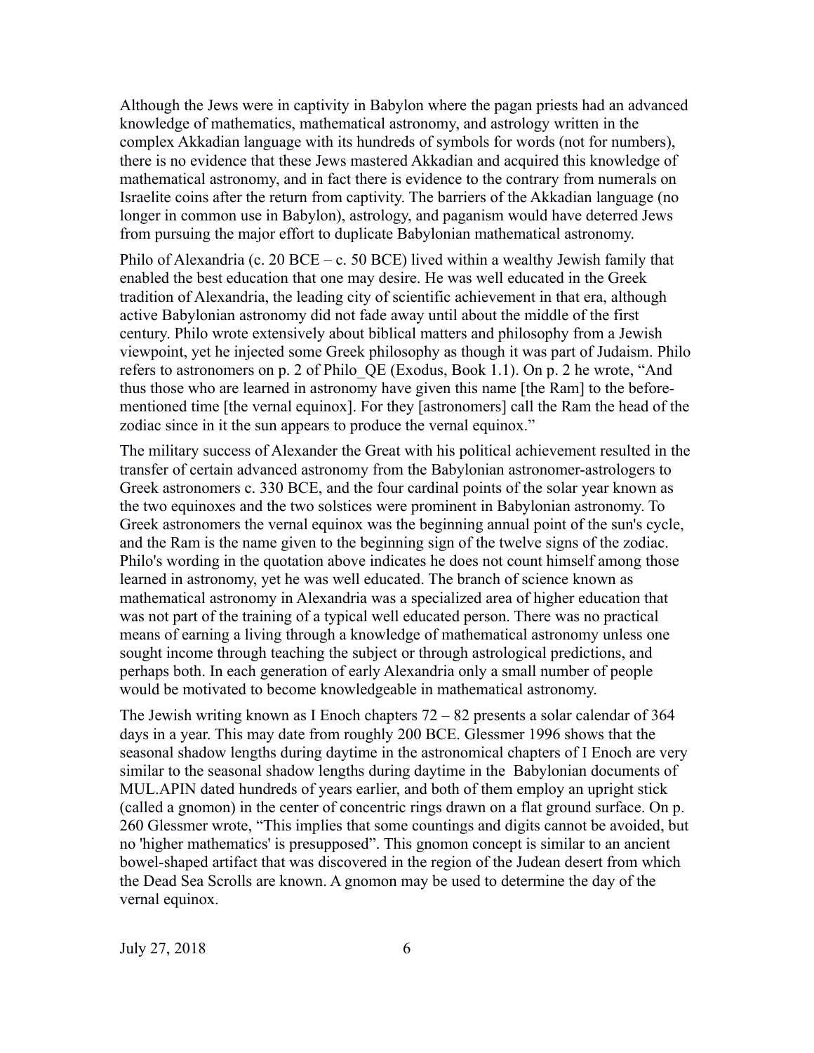Although the Jews were in captivity in Babylon where the pagan priests had an advanced knowledge of mathematics, mathematical astronomy, and astrology written in the complex Akkadian language with its hundreds of symbols for words (not for numbers), there is no evidence that these Jews mastered Akkadian and acquired this knowledge of mathematical astronomy, and in fact there is evidence to the contrary from numerals on Israelite coins after the return from captivity. The barriers of the Akkadian language (no longer in common use in Babylon), astrology, and paganism would have deterred Jews from pursuing the major effort to duplicate Babylonian mathematical astronomy.

Philo of Alexandria (c. 20 BCE – c. 50 BCE) lived within a wealthy Jewish family that enabled the best education that one may desire. He was well educated in the Greek tradition of Alexandria, the leading city of scientific achievement in that era, although active Babylonian astronomy did not fade away until about the middle of the first century. Philo wrote extensively about biblical matters and philosophy from a Jewish viewpoint, yet he injected some Greek philosophy as though it was part of Judaism. Philo refers to astronomers on p. 2 of Philo_QE (Exodus, Book 1.1). On p. 2 he wrote, "And thus those who are learned in astronomy have given this name [the Ram] to the before-mentioned time [the vernal equinox]. For they [astronomers] call the Ram the head of the zodiac since in it the sun appears to produce the vernal equinox."

The military success of Alexander the Great with his political achievement resulted in the transfer of certain advanced astronomy from the Babylonian astronomer-astrologers to Greek astronomers c. 330 BCE, and the four cardinal points of the solar year known as the two equinoxes and the two solstices were prominent in Babylonian astronomy. To Greek astronomers the vernal equinox was the beginning annual point of the sun's cycle, and the Ram is the name given to the beginning sign of the twelve signs of the zodiac. Philo's wording in the quotation above indicates he does not count himself among those learned in astronomy, yet he was well educated. The branch of science known as mathematical astronomy in Alexandria was a specialized area of higher education that was not part of the training of a typical well educated person. There was no practical means of earning a living through a knowledge of mathematical astronomy unless one sought income through teaching the subject or through astrological predictions, and perhaps both. In each generation of early Alexandria only a small number of people would be motivated to become knowledgeable in mathematical astronomy.

The Jewish writing known as I Enoch chapters 72 – 82 presents a solar calendar of 364 days in a year. This may date from roughly 200 BCE. Glessmer 1996 shows that the seasonal shadow lengths during daytime in the astronomical chapters of I Enoch are very similar to the seasonal shadow lengths during daytime in the Babylonian documents of MUL.APIN dated hundreds of years earlier, and both of them employ an upright stick (called a gnomon) in the center of concentric rings drawn on a flat ground surface. On p. 260 Glessmer wrote, "This implies that some countings and digits cannot be avoided, but no 'higher mathematics' is presupposed". This gnomon concept is similar to an ancient bowel-shaped artifact that was discovered in the region of the Judean desert from which the Dead Sea Scrolls are known. A gnomon may be used to determine the day of the vernal equinox.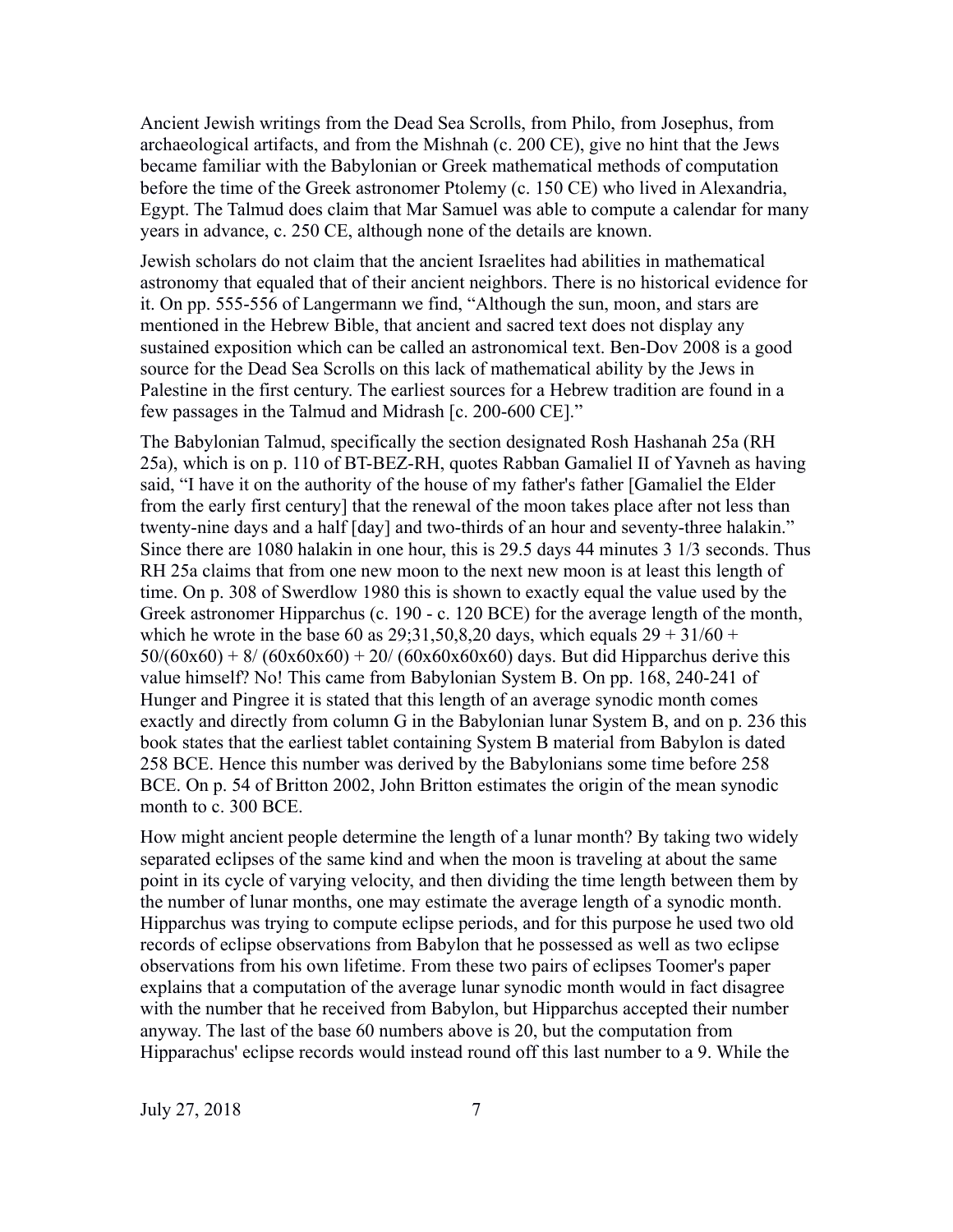Ancient Jewish writings from the Dead Sea Scrolls, from Philo, from Josephus, from archaeological artifacts, and from the Mishnah (c. 200 CE), give no hint that the Jews became familiar with the Babylonian or Greek mathematical methods of computation before the time of the Greek astronomer Ptolemy (c. 150 CE) who lived in Alexandria, Egypt. The Talmud does claim that Mar Samuel was able to compute a calendar for many years in advance, c. 250 CE, although none of the details are known.

Jewish scholars do not claim that the ancient Israelites had abilities in mathematical astronomy that equaled that of their ancient neighbors. There is no historical evidence for it. On pp. 555-556 of Langermann we find, "Although the sun, moon, and stars are mentioned in the Hebrew Bible, that ancient and sacred text does not display any sustained exposition which can be called an astronomical text. Ben-Dov 2008 is a good source for the Dead Sea Scrolls on this lack of mathematical ability by the Jews in Palestine in the first century. The earliest sources for a Hebrew tradition are found in a few passages in the Talmud and Midrash [c. 200-600 CE]."

The Babylonian Talmud, specifically the section designated Rosh Hashanah 25a (RH 25a), which is on p. 110 of BT-BEZ-RH, quotes Rabban Gamaliel II of Yavneh as having said, "I have it on the authority of the house of my father's father [Gamaliel the Elder from the early first century] that the renewal of the moon takes place after not less than twenty-nine days and a half [day] and two-thirds of an hour and seventy-three halakin." Since there are 1080 halakin in one hour, this is 29.5 days 44 minutes 3 1/3 seconds. Thus RH 25a claims that from one new moon to the next new moon is at least this length of time. On p. 308 of Swerdlow 1980 this is shown to exactly equal the value used by the Greek astronomer Hipparchus (c. 190 - c. 120 BCE) for the average length of the month, which he wrote in the base 60 as 29;31,50,8,20 days, which equals $29 + 31/60 + 50/(60x60) + 8/ (60x60x60) + 20/ (60x60x60x60)$ days. But did Hipparchus derive this value himself? No! This came from Babylonian System B. On pp. 168, 240-241 of Hunger and Pingree it is stated that this length of an average synodic month comes exactly and directly from column G in the Babylonian lunar System B, and on p. 236 this book states that the earliest tablet containing System B material from Babylon is dated 258 BCE. Hence this number was derived by the Babylonians some time before 258 BCE. On p. 54 of Britton 2002, John Britton estimates the origin of the mean synodic month to c. 300 BCE.

How might ancient people determine the length of a lunar month? By taking two widely separated eclipses of the same kind and when the moon is traveling at about the same point in its cycle of varying velocity, and then dividing the time length between them by the number of lunar months, one may estimate the average length of a synodic month. Hipparchus was trying to compute eclipse periods, and for this purpose he used two old records of eclipse observations from Babylon that he possessed as well as two eclipse observations from his own lifetime. From these two pairs of eclipses Toomer's paper explains that a computation of the average lunar synodic month would in fact disagree with the number that he received from Babylon, but Hipparchus accepted their number anyway. The last of the base 60 numbers above is 20, but the computation from Hipparachus' eclipse records would instead round off this last number to a 9. While the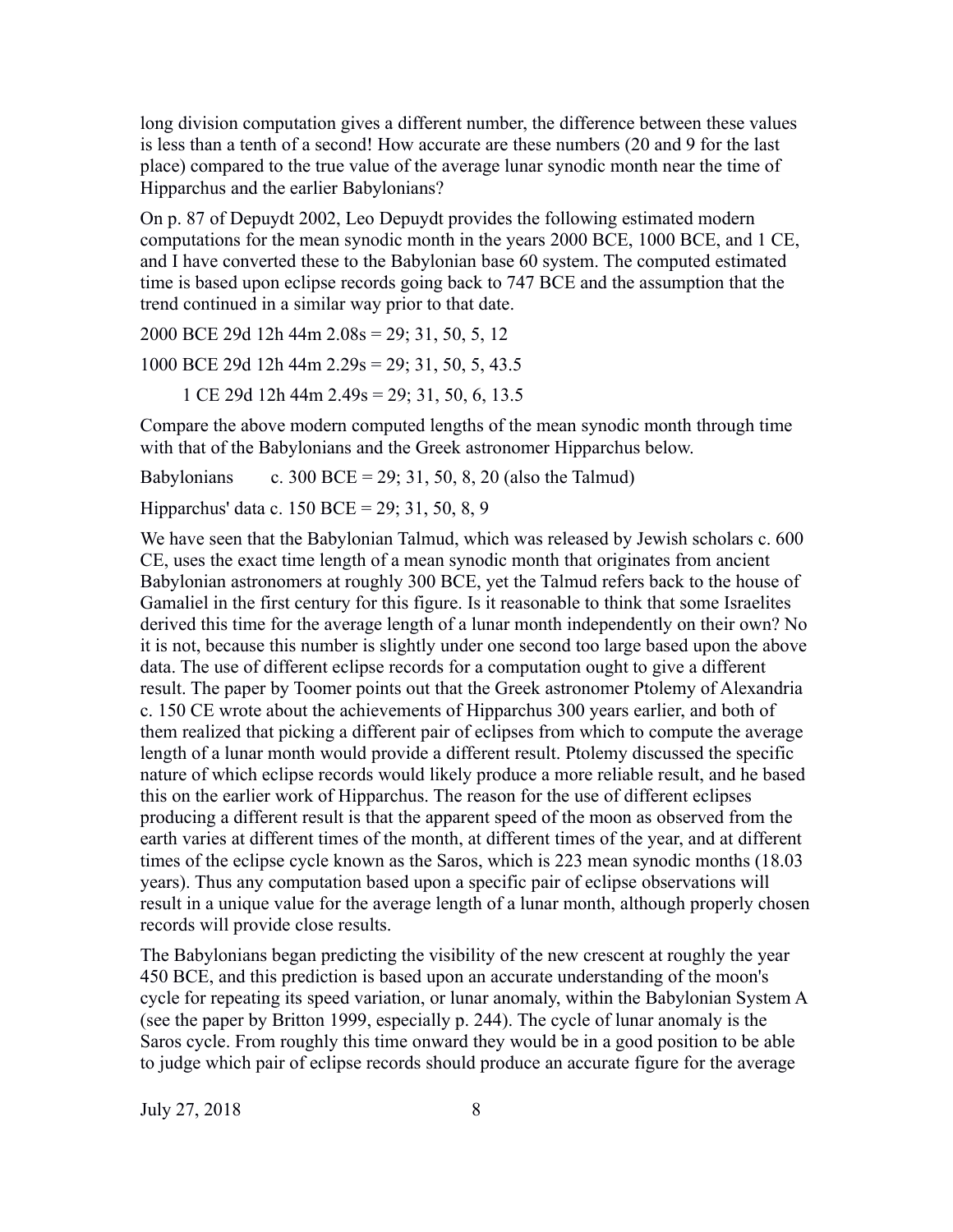long division computation gives a different number, the difference between these values is less than a tenth of a second! How accurate are these numbers (20 and 9 for the last place) compared to the true value of the average lunar synodic month near the time of Hipparchus and the earlier Babylonians?

On p. 87 of Depuydt 2002, Leo Depuydt provides the following estimated modern computations for the mean synodic month in the years 2000 BCE, 1000 BCE, and 1 CE, and I have converted these to the Babylonian base 60 system. The computed estimated time is based upon eclipse records going back to 747 BCE and the assumption that the trend continued in a similar way prior to that date.

2000 BCE 29d 12h 44m 2.08s = 29; 31, 50, 5, 12

1000 BCE 29d 12h 44m 2.29s = 29; 31, 50, 5, 43.5

1 CE 29d 12h 44m 2.49s = 29; 31, 50, 6, 13.5

Compare the above modern computed lengths of the mean synodic month through time with that of the Babylonians and the Greek astronomer Hipparchus below.

Babylonians c. 300 BCE = 29; 31, 50, 8, 20 (also the Talmud)

Hipparchus' data c. 150 BCE = 29; 31, 50, 8, 9

We have seen that the Babylonian Talmud, which was released by Jewish scholars c. 600 CE, uses the exact time length of a mean synodic month that originates from ancient Babylonian astronomers at roughly 300 BCE, yet the Talmud refers back to the house of Gamaliel in the first century for this figure. Is it reasonable to think that some Israelites derived this time for the average length of a lunar month independently on their own? No it is not, because this number is slightly under one second too large based upon the above data. The use of different eclipse records for a computation ought to give a different result. The paper by Toomer points out that the Greek astronomer Ptolemy of Alexandria c. 150 CE wrote about the achievements of Hipparchus 300 years earlier, and both of them realized that picking a different pair of eclipses from which to compute the average length of a lunar month would provide a different result. Ptolemy discussed the specific nature of which eclipse records would likely produce a more reliable result, and he based this on the earlier work of Hipparchus. The reason for the use of different eclipses producing a different result is that the apparent speed of the moon as observed from the earth varies at different times of the month, at different times of the year, and at different times of the eclipse cycle known as the Saros, which is 223 mean synodic months (18.03 years). Thus any computation based upon a specific pair of eclipse observations will result in a unique value for the average length of a lunar month, although properly chosen records will provide close results.

The Babylonians began predicting the visibility of the new crescent at roughly the year 450 BCE, and this prediction is based upon an accurate understanding of the moon's cycle for repeating its speed variation, or lunar anomaly, within the Babylonian System A (see the paper by Britton 1999, especially p. 244). The cycle of lunar anomaly is the Saros cycle. From roughly this time onward they would be in a good position to be able to judge which pair of eclipse records should produce an accurate figure for the average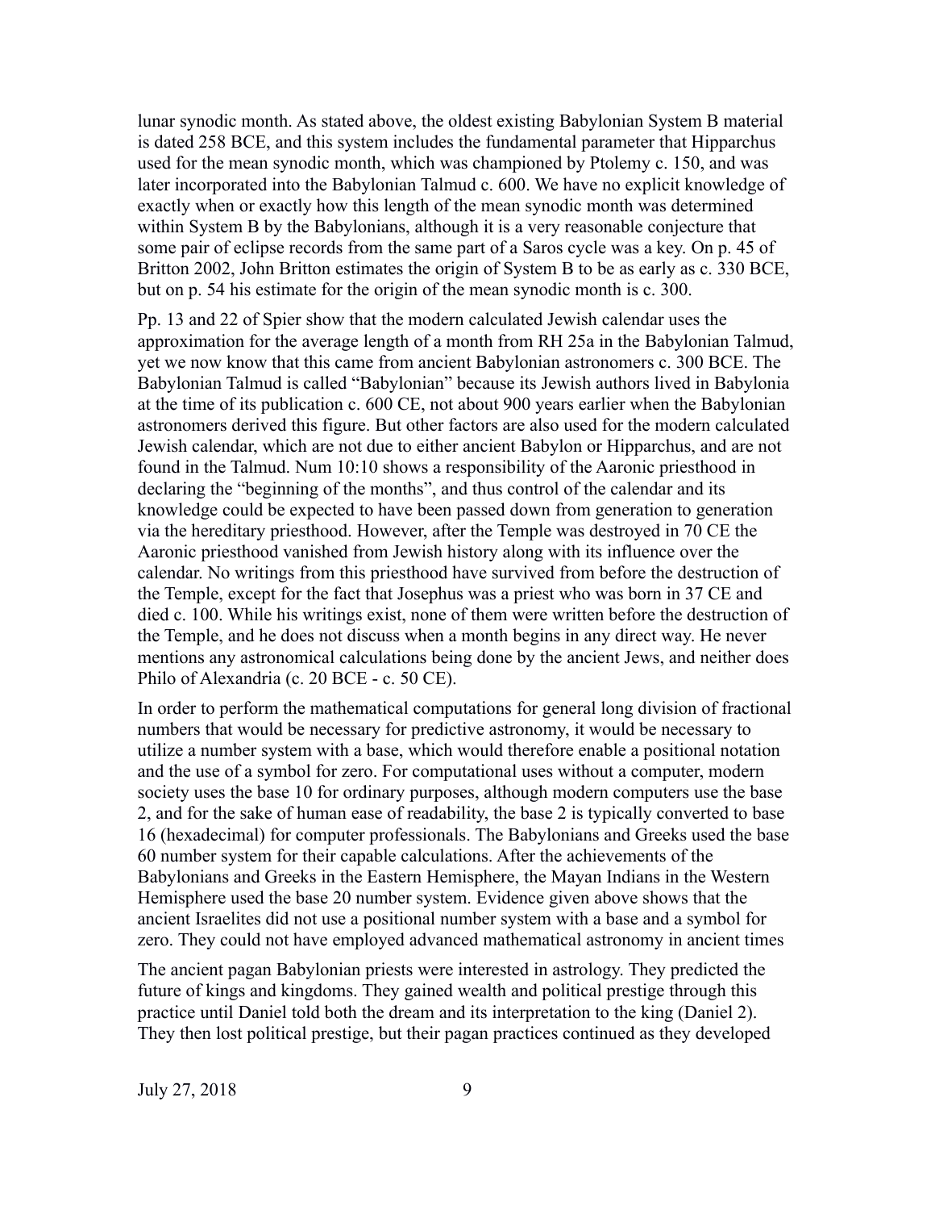lunar synodic month. As stated above, the oldest existing Babylonian System B material is dated 258 BCE, and this system includes the fundamental parameter that Hipparchus used for the mean synodic month, which was championed by Ptolemy c. 150, and was later incorporated into the Babylonian Talmud c. 600. We have no explicit knowledge of exactly when or exactly how this length of the mean synodic month was determined within System B by the Babylonians, although it is a very reasonable conjecture that some pair of eclipse records from the same part of a Saros cycle was a key. On p. 45 of Britton 2002, John Britton estimates the origin of System B to be as early as c. 330 BCE, but on p. 54 his estimate for the origin of the mean synodic month is c. 300.

Pp. 13 and 22 of Spier show that the modern calculated Jewish calendar uses the approximation for the average length of a month from RH 25a in the Babylonian Talmud, yet we now know that this came from ancient Babylonian astronomers c. 300 BCE. The Babylonian Talmud is called "Babylonian" because its Jewish authors lived in Babylonia at the time of its publication c. 600 CE, not about 900 years earlier when the Babylonian astronomers derived this figure. But other factors are also used for the modern calculated Jewish calendar, which are not due to either ancient Babylon or Hipparchus, and are not found in the Talmud. Num 10:10 shows a responsibility of the Aaronic priesthood in declaring the "beginning of the months", and thus control of the calendar and its knowledge could be expected to have been passed down from generation to generation via the hereditary priesthood. However, after the Temple was destroyed in 70 CE the Aaronic priesthood vanished from Jewish history along with its influence over the calendar. No writings from this priesthood have survived from before the destruction of the Temple, except for the fact that Josephus was a priest who was born in 37 CE and died c. 100. While his writings exist, none of them were written before the destruction of the Temple, and he does not discuss when a month begins in any direct way. He never mentions any astronomical calculations being done by the ancient Jews, and neither does Philo of Alexandria (c. 20 BCE - c. 50 CE).

In order to perform the mathematical computations for general long division of fractional numbers that would be necessary for predictive astronomy, it would be necessary to utilize a number system with a base, which would therefore enable a positional notation and the use of a symbol for zero. For computational uses without a computer, modern society uses the base 10 for ordinary purposes, although modern computers use the base 2, and for the sake of human ease of readability, the base 2 is typically converted to base 16 (hexadecimal) for computer professionals. The Babylonians and Greeks used the base 60 number system for their capable calculations. After the achievements of the Babylonians and Greeks in the Eastern Hemisphere, the Mayan Indians in the Western Hemisphere used the base 20 number system. Evidence given above shows that the ancient Israelites did not use a positional number system with a base and a symbol for zero. They could not have employed advanced mathematical astronomy in ancient times

The ancient pagan Babylonian priests were interested in astrology. They predicted the future of kings and kingdoms. They gained wealth and political prestige through this practice until Daniel told both the dream and its interpretation to the king (Daniel 2). They then lost political prestige, but their pagan practices continued as they developed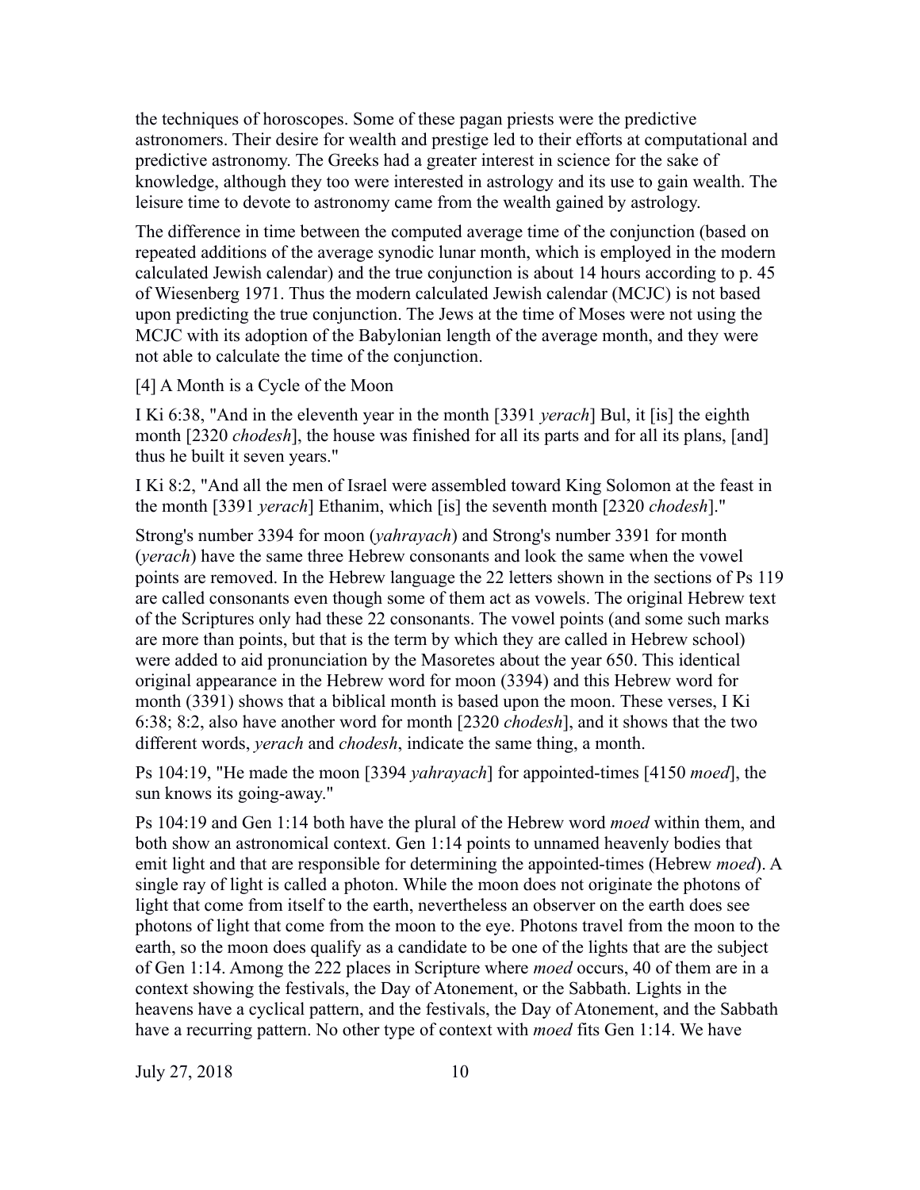the techniques of horoscopes. Some of these pagan priests were the predictive astronomers. Their desire for wealth and prestige led to their efforts at computational and predictive astronomy. The Greeks had a greater interest in science for the sake of knowledge, although they too were interested in astrology and its use to gain wealth. The leisure time to devote to astronomy came from the wealth gained by astrology.

The difference in time between the computed average time of the conjunction (based on repeated additions of the average synodic lunar month, which is employed in the modern calculated Jewish calendar) and the true conjunction is about 14 hours according to p. 45 of Wiesenberg 1971. Thus the modern calculated Jewish calendar (MCJC) is not based upon predicting the true conjunction. The Jews at the time of Moses were not using the MCJC with its adoption of the Babylonian length of the average month, and they were not able to calculate the time of the conjunction.

[4] A Month is a Cycle of the Moon

I Ki 6:38, "And in the eleventh year in the month [3391 *yerach*] Bul, it [is] the eighth month [2320 *chodesh*], the house was finished for all its parts and for all its plans, [and] thus he built it seven years."

I Ki 8:2, "And all the men of Israel were assembled toward King Solomon at the feast in the month [3391 *yerach*] Ethanim, which [is] the seventh month [2320 *chodesh*]."

Strong's number 3394 for moon (*yahrayach*) and Strong's number 3391 for month (*yerach*) have the same three Hebrew consonants and look the same when the vowel points are removed. In the Hebrew language the 22 letters shown in the sections of Ps 119 are called consonants even though some of them act as vowels. The original Hebrew text of the Scriptures only had these 22 consonants. The vowel points (and some such marks are more than points, but that is the term by which they are called in Hebrew school) were added to aid pronunciation by the Masoretes about the year 650. This identical original appearance in the Hebrew word for moon (3394) and this Hebrew word for month (3391) shows that a biblical month is based upon the moon. These verses, I Ki 6:38; 8:2, also have another word for month [2320 *chodesh*], and it shows that the two different words, *yerach* and *chodesh*, indicate the same thing, a month.

Ps 104:19, "He made the moon [3394 *yahrayach*] for appointed-times [4150 *moed*], the sun knows its going-away."

Ps 104:19 and Gen 1:14 both have the plural of the Hebrew word *moed* within them, and both show an astronomical context. Gen 1:14 points to unnamed heavenly bodies that emit light and that are responsible for determining the appointed-times (Hebrew *moed*). A single ray of light is called a photon. While the moon does not originate the photons of light that come from itself to the earth, nevertheless an observer on the earth does see photons of light that come from the moon to the eye. Photons travel from the moon to the earth, so the moon does qualify as a candidate to be one of the lights that are the subject of Gen 1:14. Among the 222 places in Scripture where *moed* occurs, 40 of them are in a context showing the festivals, the Day of Atonement, or the Sabbath. Lights in the heavens have a cyclical pattern, and the festivals, the Day of Atonement, and the Sabbath have a recurring pattern. No other type of context with *moed* fits Gen 1:14. We have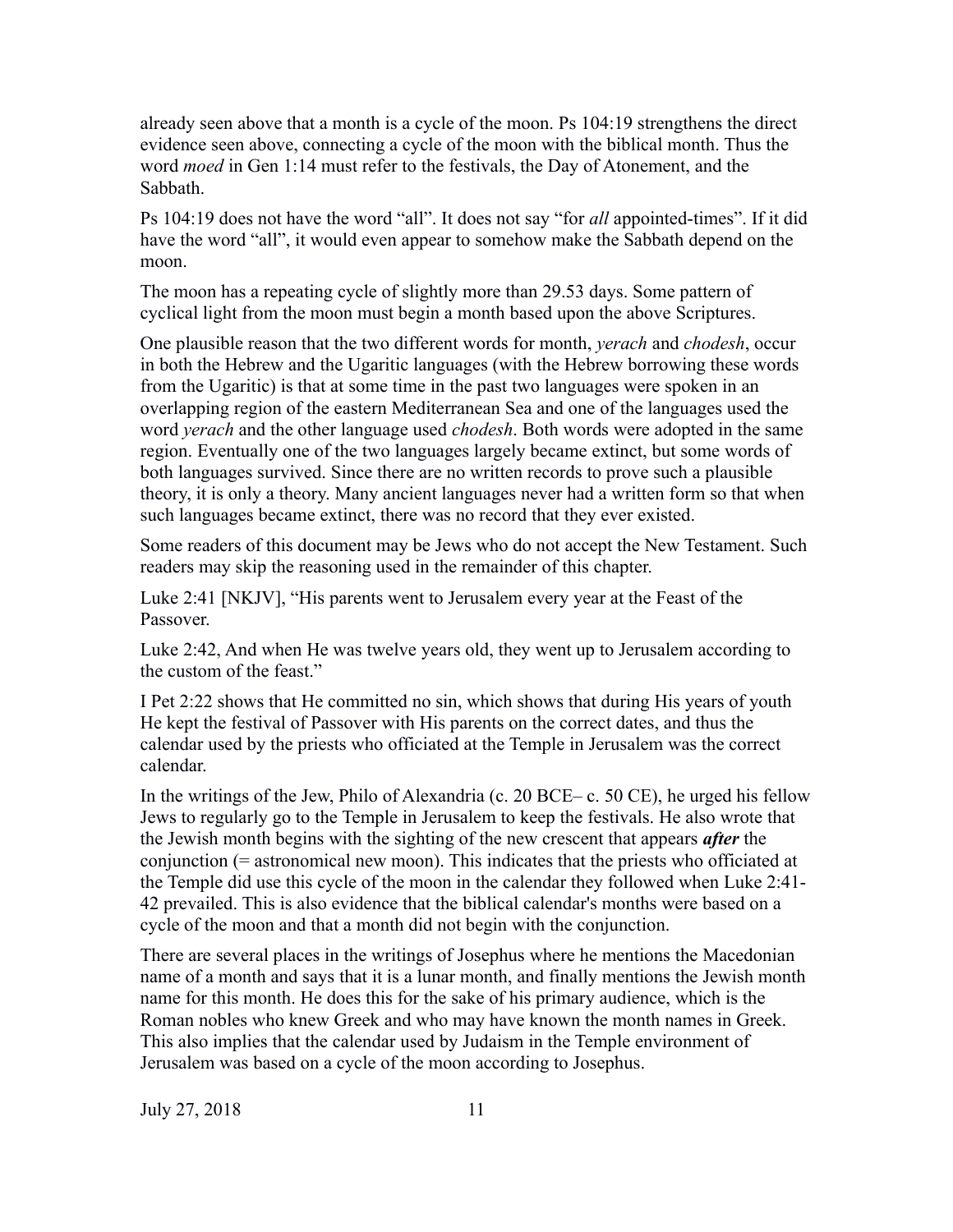already seen above that a month is a cycle of the moon. Ps 104:19 strengthens the direct evidence seen above, connecting a cycle of the moon with the biblical month. Thus the word *moed* in Gen 1:14 must refer to the festivals, the Day of Atonement, and the Sabbath.

Ps 104:19 does not have the word "all". It does not say "for *all* appointed-times". If it did have the word "all", it would even appear to somehow make the Sabbath depend on the moon.

The moon has a repeating cycle of slightly more than 29.53 days. Some pattern of cyclical light from the moon must begin a month based upon the above Scriptures.

One plausible reason that the two different words for month, *yerach* and *chodesh*, occur in both the Hebrew and the Ugaritic languages (with the Hebrew borrowing these words from the Ugaritic) is that at some time in the past two languages were spoken in an overlapping region of the eastern Mediterranean Sea and one of the languages used the word *yerach* and the other language used *chodesh*. Both words were adopted in the same region. Eventually one of the two languages largely became extinct, but some words of both languages survived. Since there are no written records to prove such a plausible theory, it is only a theory. Many ancient languages never had a written form so that when such languages became extinct, there was no record that they ever existed.

Some readers of this document may be Jews who do not accept the New Testament. Such readers may skip the reasoning used in the remainder of this chapter.

Luke 2:41 [NKJV], "His parents went to Jerusalem every year at the Feast of the Passover.

Luke 2:42, And when He was twelve years old, they went up to Jerusalem according to the custom of the feast."

I Pet 2:22 shows that He committed no sin, which shows that during His years of youth He kept the festival of Passover with His parents on the correct dates, and thus the calendar used by the priests who officiated at the Temple in Jerusalem was the correct calendar.

In the writings of the Jew, Philo of Alexandria (c. 20 BCE– c. 50 CE), he urged his fellow Jews to regularly go to the Temple in Jerusalem to keep the festivals. He also wrote that the Jewish month begins with the sighting of the new crescent that appears ***after*** the conjunction (= astronomical new moon). This indicates that the priests who officiated at the Temple did use this cycle of the moon in the calendar they followed when Luke 2:41-42 prevailed. This is also evidence that the biblical calendar's months were based on a cycle of the moon and that a month did not begin with the conjunction.

There are several places in the writings of Josephus where he mentions the Macedonian name of a month and says that it is a lunar month, and finally mentions the Jewish month name for this month. He does this for the sake of his primary audience, which is the Roman nobles who knew Greek and who may have known the month names in Greek. This also implies that the calendar used by Judaism in the Temple environment of Jerusalem was based on a cycle of the moon according to Josephus.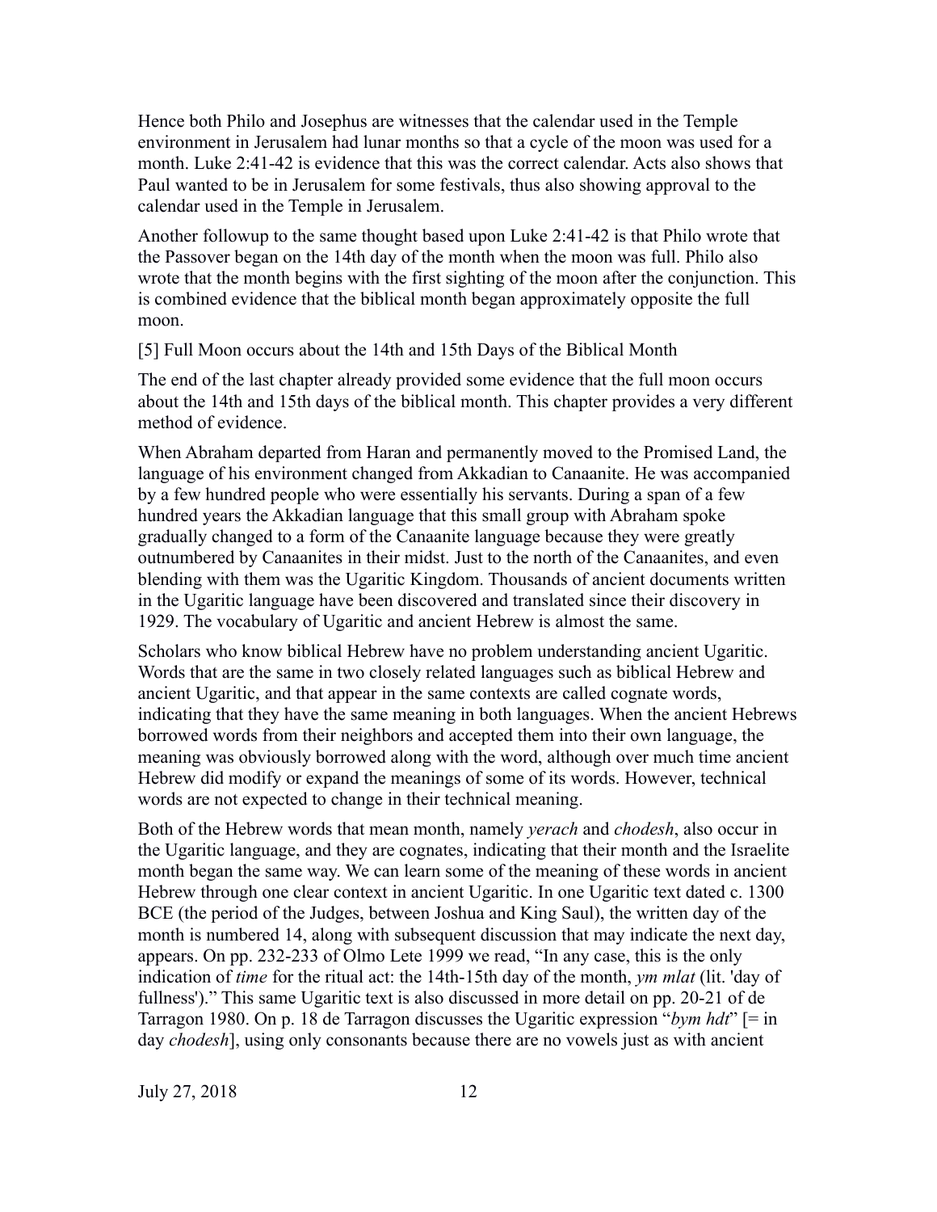Hence both Philo and Josephus are witnesses that the calendar used in the Temple environment in Jerusalem had lunar months so that a cycle of the moon was used for a month. Luke 2:41-42 is evidence that this was the correct calendar. Acts also shows that Paul wanted to be in Jerusalem for some festivals, thus also showing approval to the calendar used in the Temple in Jerusalem.

Another followup to the same thought based upon Luke 2:41-42 is that Philo wrote that the Passover began on the 14th day of the month when the moon was full. Philo also wrote that the month begins with the first sighting of the moon after the conjunction. This is combined evidence that the biblical month began approximately opposite the full moon.

## [5] Full Moon occurs about the 14th and 15th Days of the Biblical Month

The end of the last chapter already provided some evidence that the full moon occurs about the 14th and 15th days of the biblical month. This chapter provides a very different method of evidence.

When Abraham departed from Haran and permanently moved to the Promised Land, the language of his environment changed from Akkadian to Canaanite. He was accompanied by a few hundred people who were essentially his servants. During a span of a few hundred years the Akkadian language that this small group with Abraham spoke gradually changed to a form of the Canaanite language because they were greatly outnumbered by Canaanites in their midst. Just to the north of the Canaanites, and even blending with them was the Ugaritic Kingdom. Thousands of ancient documents written in the Ugaritic language have been discovered and translated since their discovery in 1929. The vocabulary of Ugaritic and ancient Hebrew is almost the same.

Scholars who know biblical Hebrew have no problem understanding ancient Ugaritic. Words that are the same in two closely related languages such as biblical Hebrew and ancient Ugaritic, and that appear in the same contexts are called cognate words, indicating that they have the same meaning in both languages. When the ancient Hebrews borrowed words from their neighbors and accepted them into their own language, the meaning was obviously borrowed along with the word, although over much time ancient Hebrew did modify or expand the meanings of some of its words. However, technical words are not expected to change in their technical meaning.

Both of the Hebrew words that mean month, namely *yerach* and *chodesh*, also occur in the Ugaritic language, and they are cognates, indicating that their month and the Israelite month began the same way. We can learn some of the meaning of these words in ancient Hebrew through one clear context in ancient Ugaritic. In one Ugaritic text dated c. 1300 BCE (the period of the Judges, between Joshua and King Saul), the written day of the month is numbered 14, along with subsequent discussion that may indicate the next day, appears. On pp. 232-233 of Olmo Lete 1999 we read, “In any case, this is the only indication of *time* for the ritual act: the 14th-15th day of the month, *ym mlat* (lit. 'day of fullness').” This same Ugaritic text is also discussed in more detail on pp. 20-21 of de Tarragon 1980. On p. 18 de Tarragon discusses the Ugaritic expression “*bym hdt*” [= in day *chodesh*], using only consonants because there are no vowels just as with ancient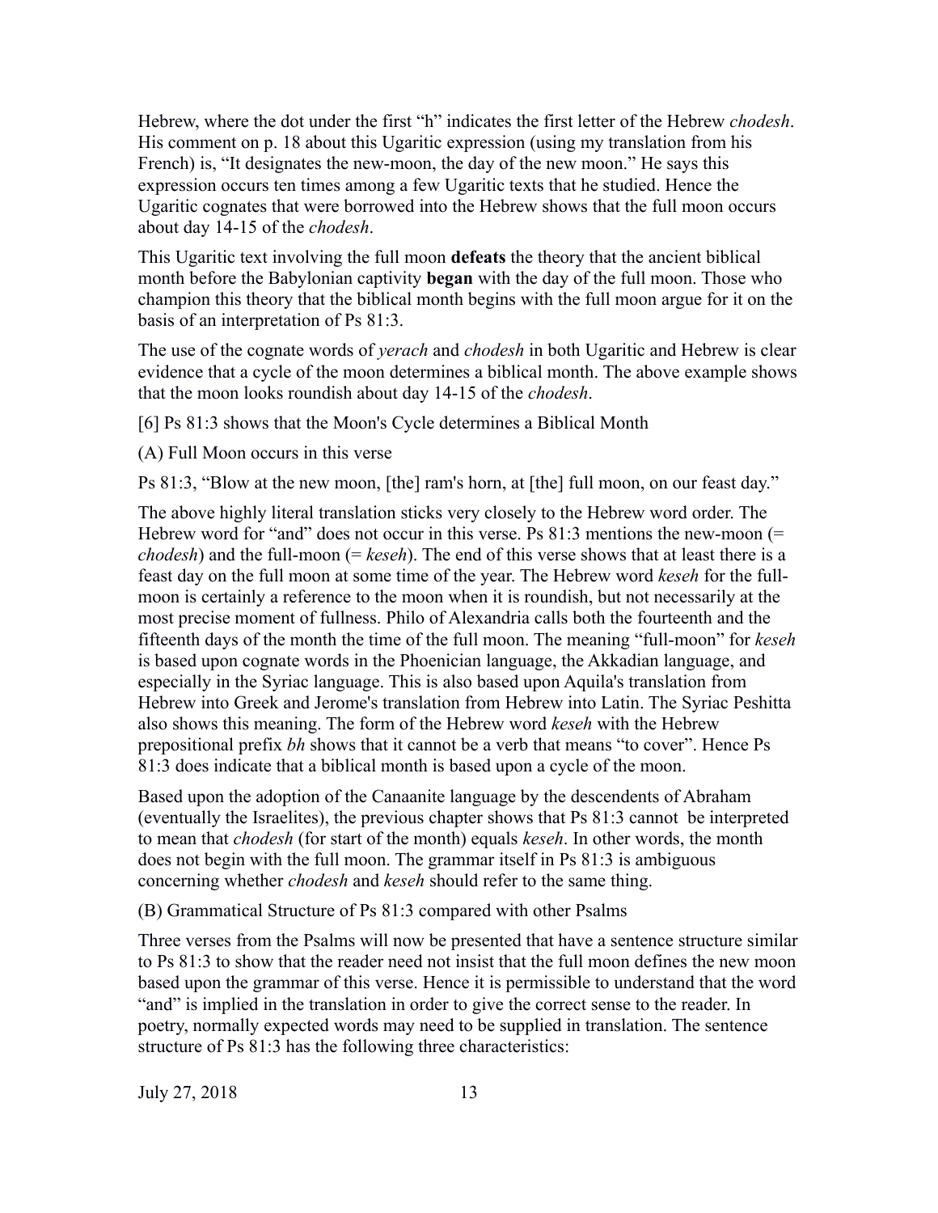Hebrew, where the dot under the first "h" indicates the first letter of the Hebrew *chodesh*. His comment on p. 18 about this Ugaritic expression (using my translation from his French) is, "It designates the new-moon, the day of the new moon." He says this expression occurs ten times among a few Ugaritic texts that he studied. Hence the Ugaritic cognates that were borrowed into the Hebrew shows that the full moon occurs about day 14-15 of the *chodesh*.

This Ugaritic text involving the full moon **defeats** the theory that the ancient biblical month before the Babylonian captivity **began** with the day of the full moon. Those who champion this theory that the biblical month begins with the full moon argue for it on the basis of an interpretation of Ps 81:3.

The use of the cognate words of *yerach* and *chodesh* in both Ugaritic and Hebrew is clear evidence that a cycle of the moon determines a biblical month. The above example shows that the moon looks roundish about day 14-15 of the *chodesh*.

[6] Ps 81:3 shows that the Moon's Cycle determines a Biblical Month

(A) Full Moon occurs in this verse

Ps 81:3, "Blow at the new moon, [the] ram's horn, at [the] full moon, on our feast day."

The above highly literal translation sticks very closely to the Hebrew word order. The Hebrew word for "and" does not occur in this verse. Ps 81:3 mentions the new-moon (= *chodesh*) and the full-moon (= *keseh*). The end of this verse shows that at least there is a feast day on the full moon at some time of the year. The Hebrew word *keseh* for the full-moon is certainly a reference to the moon when it is roundish, but not necessarily at the most precise moment of fullness. Philo of Alexandria calls both the fourteenth and the fifteenth days of the month the time of the full moon. The meaning "full-moon" for *keseh* is based upon cognate words in the Phoenician language, the Akkadian language, and especially in the Syriac language. This is also based upon Aquila's translation from Hebrew into Greek and Jerome's translation from Hebrew into Latin. The Syriac Peshitta also shows this meaning. The form of the Hebrew word *keseh* with the Hebrew prepositional prefix *bh* shows that it cannot be a verb that means "to cover". Hence Ps 81:3 does indicate that a biblical month is based upon a cycle of the moon.

Based upon the adoption of the Canaanite language by the descendents of Abraham (eventually the Israelites), the previous chapter shows that Ps 81:3 cannot be interpreted to mean that *chodesh* (for start of the month) equals *keseh*. In other words, the month does not begin with the full moon. The grammar itself in Ps 81:3 is ambiguous concerning whether *chodesh* and *keseh* should refer to the same thing.

(B) Grammatical Structure of Ps 81:3 compared with other Psalms

Three verses from the Psalms will now be presented that have a sentence structure similar to Ps 81:3 to show that the reader need not insist that the full moon defines the new moon based upon the grammar of this verse. Hence it is permissible to understand that the word "and" is implied in the translation in order to give the correct sense to the reader. In poetry, normally expected words may need to be supplied in translation. The sentence structure of Ps 81:3 has the following three characteristics: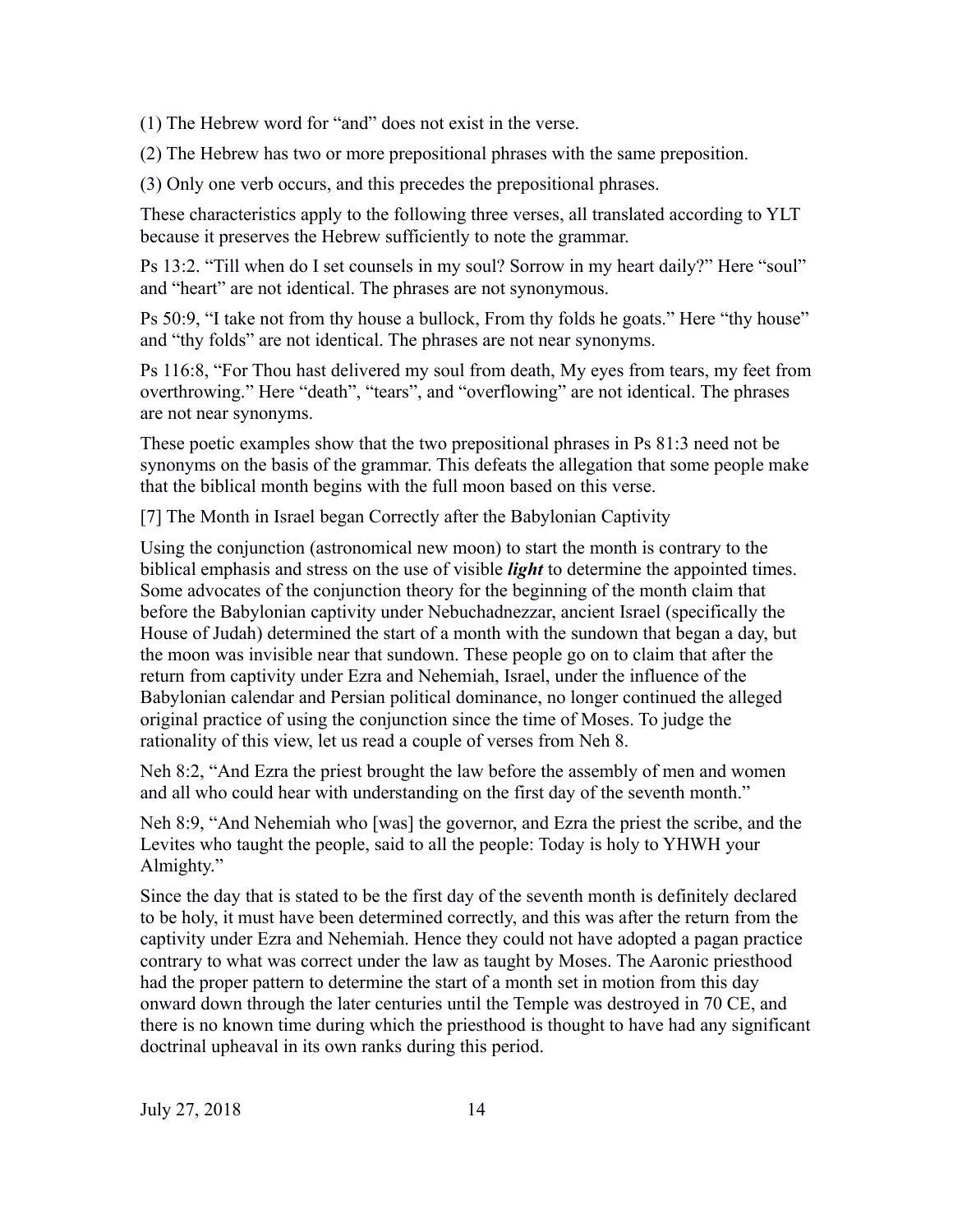(1) The Hebrew word for "and" does not exist in the verse.

(2) The Hebrew has two or more prepositional phrases with the same preposition.

(3) Only one verb occurs, and this precedes the prepositional phrases.

These characteristics apply to the following three verses, all translated according to YLT because it preserves the Hebrew sufficiently to note the grammar.

Ps 13:2. "Till when do I set counsels in my soul? Sorrow in my heart daily?" Here "soul" and "heart" are not identical. The phrases are not synonymous.

Ps 50:9, "I take not from thy house a bullock, From thy folds he goats." Here "thy house" and "thy folds" are not identical. The phrases are not near synonyms.

Ps 116:8, "For Thou hast delivered my soul from death, My eyes from tears, my feet from overthrowing." Here "death", "tears", and "overflowing" are not identical. The phrases are not near synonyms.

These poetic examples show that the two prepositional phrases in Ps 81:3 need not be synonyms on the basis of the grammar. This defeats the allegation that some people make that the biblical month begins with the full moon based on this verse.

[7] The Month in Israel began Correctly after the Babylonian Captivity

Using the conjunction (astronomical new moon) to start the month is contrary to the biblical emphasis and stress on the use of visible ***light*** to determine the appointed times. Some advocates of the conjunction theory for the beginning of the month claim that before the Babylonian captivity under Nebuchadnezzar, ancient Israel (specifically the House of Judah) determined the start of a month with the sundown that began a day, but the moon was invisible near that sundown. These people go on to claim that after the return from captivity under Ezra and Nehemiah, Israel, under the influence of the Babylonian calendar and Persian political dominance, no longer continued the alleged original practice of using the conjunction since the time of Moses. To judge the rationality of this view, let us read a couple of verses from Neh 8.

Neh 8:2, "And Ezra the priest brought the law before the assembly of men and women and all who could hear with understanding on the first day of the seventh month."

Neh 8:9, "And Nehemiah who [was] the governor, and Ezra the priest the scribe, and the Levites who taught the people, said to all the people: Today is holy to YHWH your Almighty."

Since the day that is stated to be the first day of the seventh month is definitely declared to be holy, it must have been determined correctly, and this was after the return from the captivity under Ezra and Nehemiah. Hence they could not have adopted a pagan practice contrary to what was correct under the law as taught by Moses. The Aaronic priesthood had the proper pattern to determine the start of a month set in motion from this day onward down through the later centuries until the Temple was destroyed in 70 CE, and there is no known time during which the priesthood is thought to have had any significant doctrinal upheaval in its own ranks during this period.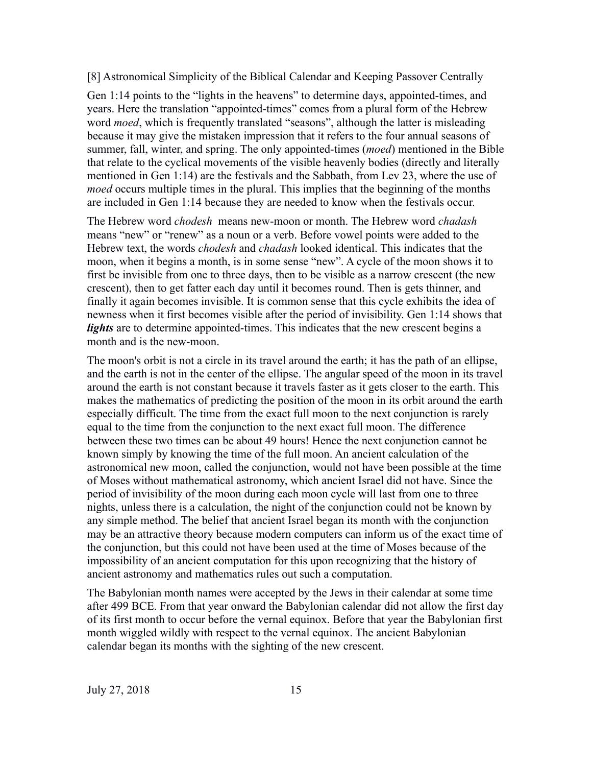## [8] Astronomical Simplicity of the Biblical Calendar and Keeping Passover Centrally

Gen 1:14 points to the "lights in the heavens" to determine days, appointed-times, and years. Here the translation "appointed-times" comes from a plural form of the Hebrew word *moed*, which is frequently translated "seasons", although the latter is misleading because it may give the mistaken impression that it refers to the four annual seasons of summer, fall, winter, and spring. The only appointed-times (*moed*) mentioned in the Bible that relate to the cyclical movements of the visible heavenly bodies (directly and literally mentioned in Gen 1:14) are the festivals and the Sabbath, from Lev 23, where the use of *moed* occurs multiple times in the plural. This implies that the beginning of the months are included in Gen 1:14 because they are needed to know when the festivals occur.

The Hebrew word *chodesh* means new-moon or month. The Hebrew word *chadash* means "new" or "renew" as a noun or a verb. Before vowel points were added to the Hebrew text, the words *chodesh* and *chadash* looked identical. This indicates that the moon, when it begins a month, is in some sense "new". A cycle of the moon shows it to first be invisible from one to three days, then to be visible as a narrow crescent (the new crescent), then to get fatter each day until it becomes round. Then is gets thinner, and finally it again becomes invisible. It is common sense that this cycle exhibits the idea of newness when it first becomes visible after the period of invisibility. Gen 1:14 shows that ***lights*** are to determine appointed-times. This indicates that the new crescent begins a month and is the new-moon.

The moon's orbit is not a circle in its travel around the earth; it has the path of an ellipse, and the earth is not in the center of the ellipse. The angular speed of the moon in its travel around the earth is not constant because it travels faster as it gets closer to the earth. This makes the mathematics of predicting the position of the moon in its orbit around the earth especially difficult. The time from the exact full moon to the next conjunction is rarely equal to the time from the conjunction to the next exact full moon. The difference between these two times can be about 49 hours! Hence the next conjunction cannot be known simply by knowing the time of the full moon. An ancient calculation of the astronomical new moon, called the conjunction, would not have been possible at the time of Moses without mathematical astronomy, which ancient Israel did not have. Since the period of invisibility of the moon during each moon cycle will last from one to three nights, unless there is a calculation, the night of the conjunction could not be known by any simple method. The belief that ancient Israel began its month with the conjunction may be an attractive theory because modern computers can inform us of the exact time of the conjunction, but this could not have been used at the time of Moses because of the impossibility of an ancient computation for this upon recognizing that the history of ancient astronomy and mathematics rules out such a computation.

The Babylonian month names were accepted by the Jews in their calendar at some time after 499 BCE. From that year onward the Babylonian calendar did not allow the first day of its first month to occur before the vernal equinox. Before that year the Babylonian first month wiggled wildly with respect to the vernal equinox. The ancient Babylonian calendar began its months with the sighting of the new crescent.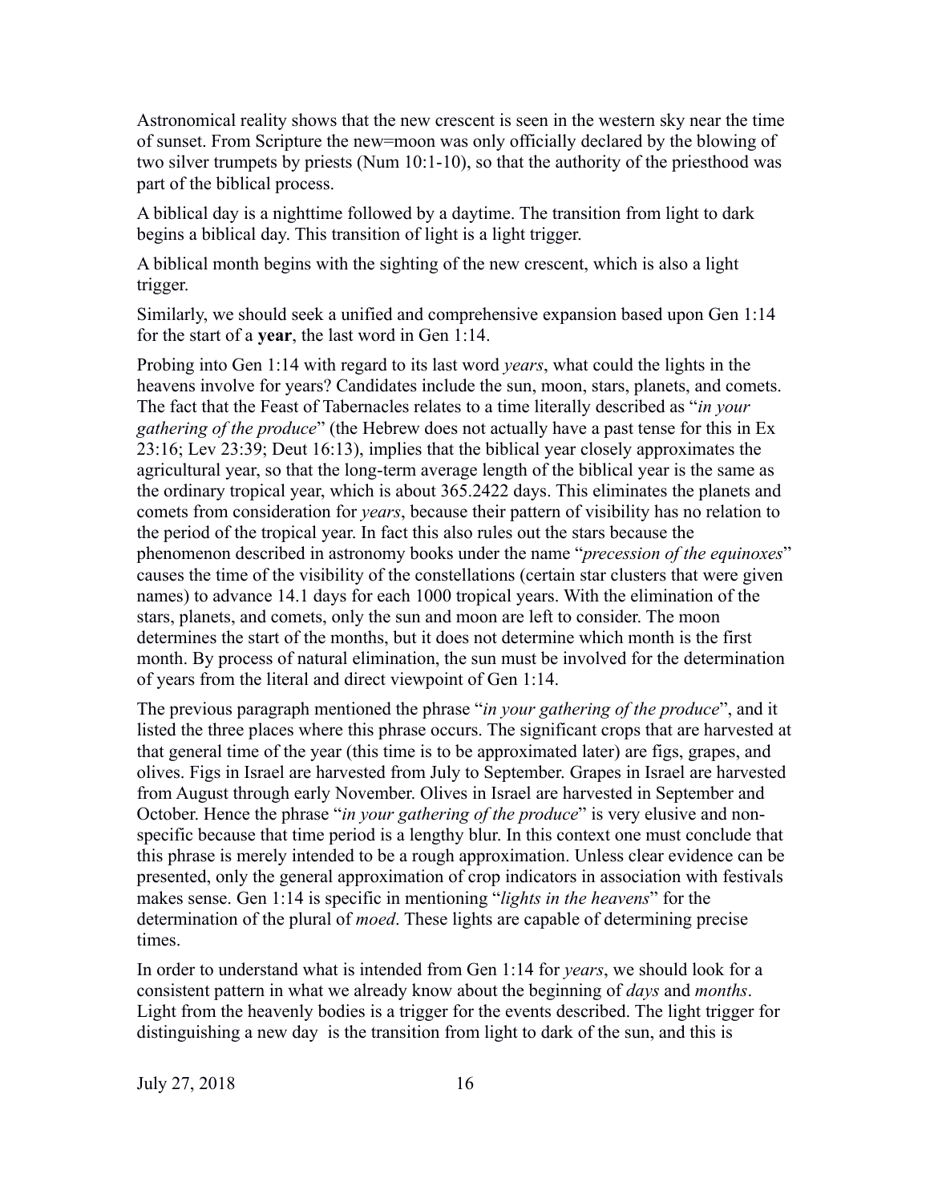Astronomical reality shows that the new crescent is seen in the western sky near the time of sunset. From Scripture the new=moon was only officially declared by the blowing of two silver trumpets by priests (Num 10:1-10), so that the authority of the priesthood was part of the biblical process.

A biblical day is a nighttime followed by a daytime. The transition from light to dark begins a biblical day. This transition of light is a light trigger.

A biblical month begins with the sighting of the new crescent, which is also a light trigger.

Similarly, we should seek a unified and comprehensive expansion based upon Gen 1:14 for the start of a **year**, the last word in Gen 1:14.

Probing into Gen 1:14 with regard to its last word *years*, what could the lights in the heavens involve for years? Candidates include the sun, moon, stars, planets, and comets. The fact that the Feast of Tabernacles relates to a time literally described as "*in your gathering of the produce*" (the Hebrew does not actually have a past tense for this in Ex 23:16; Lev 23:39; Deut 16:13), implies that the biblical year closely approximates the agricultural year, so that the long-term average length of the biblical year is the same as the ordinary tropical year, which is about 365.2422 days. This eliminates the planets and comets from consideration for *years*, because their pattern of visibility has no relation to the period of the tropical year. In fact this also rules out the stars because the phenomenon described in astronomy books under the name "*precession of the equinoxes*" causes the time of the visibility of the constellations (certain star clusters that were given names) to advance 14.1 days for each 1000 tropical years. With the elimination of the stars, planets, and comets, only the sun and moon are left to consider. The moon determines the start of the months, but it does not determine which month is the first month. By process of natural elimination, the sun must be involved for the determination of years from the literal and direct viewpoint of Gen 1:14.

The previous paragraph mentioned the phrase "*in your gathering of the produce*", and it listed the three places where this phrase occurs. The significant crops that are harvested at that general time of the year (this time is to be approximated later) are figs, grapes, and olives. Figs in Israel are harvested from July to September. Grapes in Israel are harvested from August through early November. Olives in Israel are harvested in September and October. Hence the phrase "*in your gathering of the produce*" is very elusive and non-specific because that time period is a lengthy blur. In this context one must conclude that this phrase is merely intended to be a rough approximation. Unless clear evidence can be presented, only the general approximation of crop indicators in association with festivals makes sense. Gen 1:14 is specific in mentioning "*lights in the heavens*" for the determination of the plural of *moed*. These lights are capable of determining precise times.

In order to understand what is intended from Gen 1:14 for *years*, we should look for a consistent pattern in what we already know about the beginning of *days* and *months*. Light from the heavenly bodies is a trigger for the events described. The light trigger for distinguishing a new day is the transition from light to dark of the sun, and this is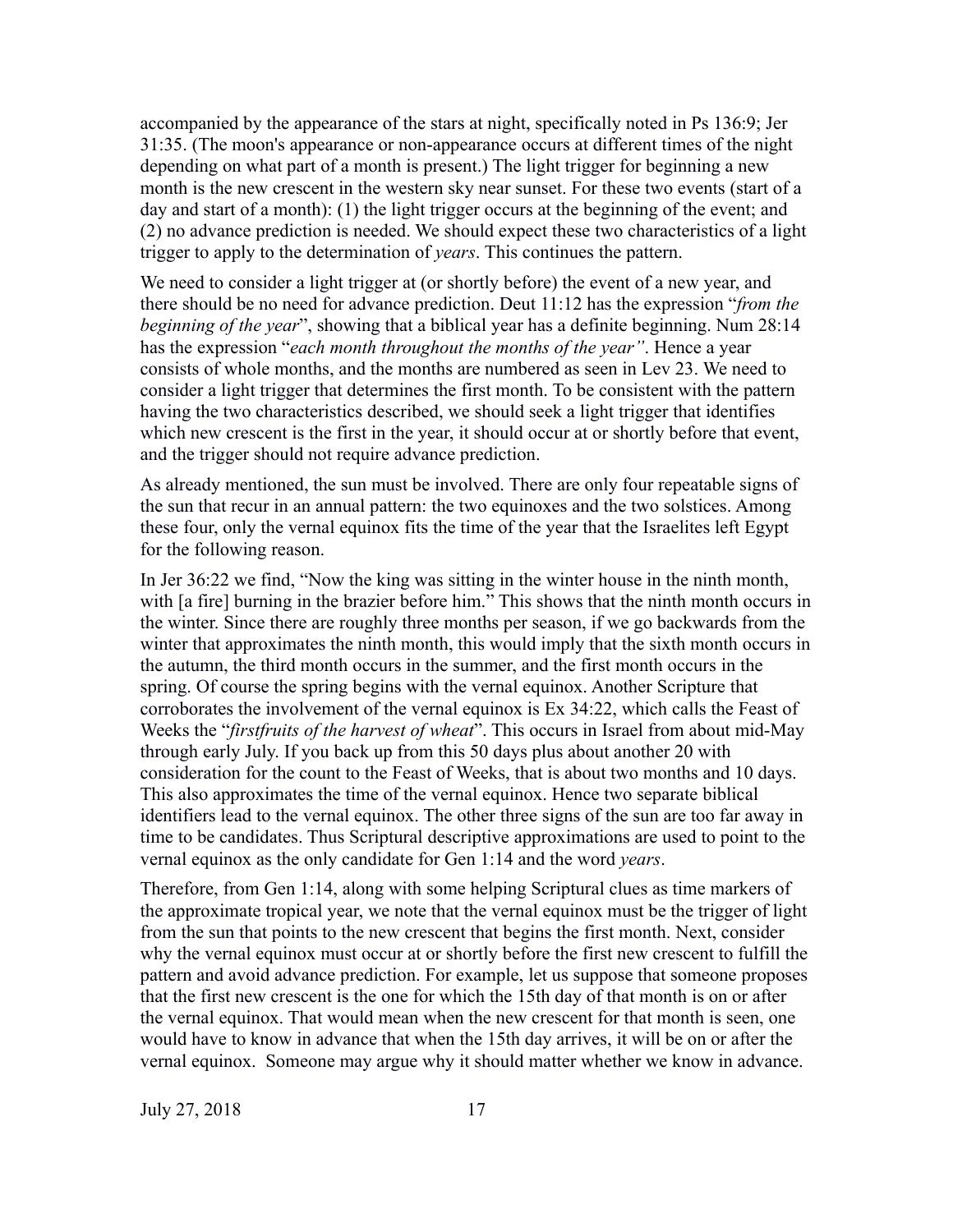accompanied by the appearance of the stars at night, specifically noted in Ps 136:9; Jer 31:35. (The moon's appearance or non-appearance occurs at different times of the night depending on what part of a month is present.) The light trigger for beginning a new month is the new crescent in the western sky near sunset. For these two events (start of a day and start of a month): (1) the light trigger occurs at the beginning of the event; and (2) no advance prediction is needed. We should expect these two characteristics of a light trigger to apply to the determination of *years*. This continues the pattern.

We need to consider a light trigger at (or shortly before) the event of a new year, and there should be no need for advance prediction. Deut 11:12 has the expression "*from the beginning of the year*", showing that a biblical year has a definite beginning. Num 28:14 has the expression "*each month throughout the months of the year"*. Hence a year consists of whole months, and the months are numbered as seen in Lev 23. We need to consider a light trigger that determines the first month. To be consistent with the pattern having the two characteristics described, we should seek a light trigger that identifies which new crescent is the first in the year, it should occur at or shortly before that event, and the trigger should not require advance prediction.

As already mentioned, the sun must be involved. There are only four repeatable signs of the sun that recur in an annual pattern: the two equinoxes and the two solstices. Among these four, only the vernal equinox fits the time of the year that the Israelites left Egypt for the following reason.

In Jer 36:22 we find, "Now the king was sitting in the winter house in the ninth month, with [a fire] burning in the brazier before him." This shows that the ninth month occurs in the winter. Since there are roughly three months per season, if we go backwards from the winter that approximates the ninth month, this would imply that the sixth month occurs in the autumn, the third month occurs in the summer, and the first month occurs in the spring. Of course the spring begins with the vernal equinox. Another Scripture that corroborates the involvement of the vernal equinox is Ex 34:22, which calls the Feast of Weeks the "*firstfruits of the harvest of wheat*". This occurs in Israel from about mid-May through early July. If you back up from this 50 days plus about another 20 with consideration for the count to the Feast of Weeks, that is about two months and 10 days. This also approximates the time of the vernal equinox. Hence two separate biblical identifiers lead to the vernal equinox. The other three signs of the sun are too far away in time to be candidates. Thus Scriptural descriptive approximations are used to point to the vernal equinox as the only candidate for Gen 1:14 and the word *years*.

Therefore, from Gen 1:14, along with some helping Scriptural clues as time markers of the approximate tropical year, we note that the vernal equinox must be the trigger of light from the sun that points to the new crescent that begins the first month. Next, consider why the vernal equinox must occur at or shortly before the first new crescent to fulfill the pattern and avoid advance prediction. For example, let us suppose that someone proposes that the first new crescent is the one for which the 15th day of that month is on or after the vernal equinox. That would mean when the new crescent for that month is seen, one would have to know in advance that when the 15th day arrives, it will be on or after the vernal equinox. Someone may argue why it should matter whether we know in advance.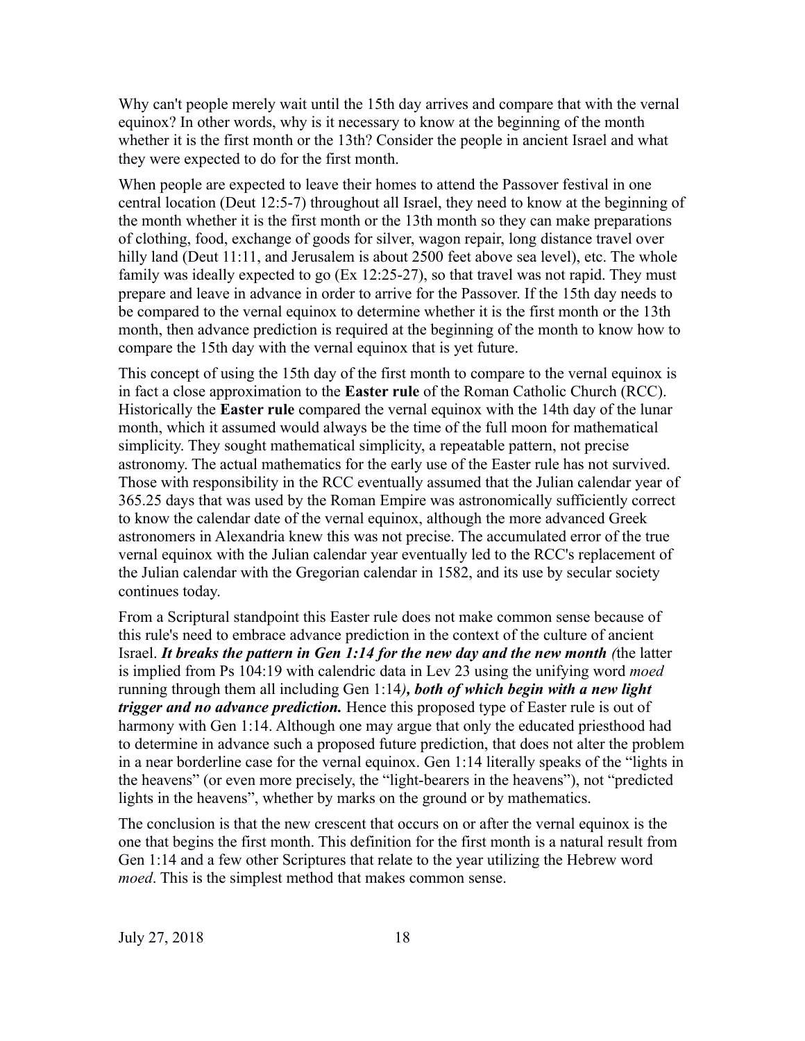Why can't people merely wait until the 15th day arrives and compare that with the vernal equinox? In other words, why is it necessary to know at the beginning of the month whether it is the first month or the 13th? Consider the people in ancient Israel and what they were expected to do for the first month.

When people are expected to leave their homes to attend the Passover festival in one central location (Deut 12:5-7) throughout all Israel, they need to know at the beginning of the month whether it is the first month or the 13th month so they can make preparations of clothing, food, exchange of goods for silver, wagon repair, long distance travel over hilly land (Deut 11:11, and Jerusalem is about 2500 feet above sea level), etc. The whole family was ideally expected to go (Ex 12:25-27), so that travel was not rapid. They must prepare and leave in advance in order to arrive for the Passover. If the 15th day needs to be compared to the vernal equinox to determine whether it is the first month or the 13th month, then advance prediction is required at the beginning of the month to know how to compare the 15th day with the vernal equinox that is yet future.

This concept of using the 15th day of the first month to compare to the vernal equinox is in fact a close approximation to the **Easter rule** of the Roman Catholic Church (RCC). Historically the **Easter rule** compared the vernal equinox with the 14th day of the lunar month, which it assumed would always be the time of the full moon for mathematical simplicity. They sought mathematical simplicity, a repeatable pattern, not precise astronomy. The actual mathematics for the early use of the Easter rule has not survived. Those with responsibility in the RCC eventually assumed that the Julian calendar year of 365.25 days that was used by the Roman Empire was astronomically sufficiently correct to know the calendar date of the vernal equinox, although the more advanced Greek astronomers in Alexandria knew this was not precise. The accumulated error of the true vernal equinox with the Julian calendar year eventually led to the RCC's replacement of the Julian calendar with the Gregorian calendar in 1582, and its use by secular society continues today.

From a Scriptural standpoint this Easter rule does not make common sense because of this rule's need to embrace advance prediction in the context of the culture of ancient Israel. ***It breaks the pattern in Gen 1:14 for the new day and the new month (***the latter is implied from Ps 104:19 with calendric data in Lev 23 using the unifying word *moed* running through them all including Gen 1:14***), both of which begin with a new light trigger and no advance prediction.*** Hence this proposed type of Easter rule is out of harmony with Gen 1:14. Although one may argue that only the educated priesthood had to determine in advance such a proposed future prediction, that does not alter the problem in a near borderline case for the vernal equinox. Gen 1:14 literally speaks of the "lights in the heavens" (or even more precisely, the "light-bearers in the heavens"), not "predicted lights in the heavens", whether by marks on the ground or by mathematics.

The conclusion is that the new crescent that occurs on or after the vernal equinox is the one that begins the first month. This definition for the first month is a natural result from Gen 1:14 and a few other Scriptures that relate to the year utilizing the Hebrew word *moed*. This is the simplest method that makes common sense.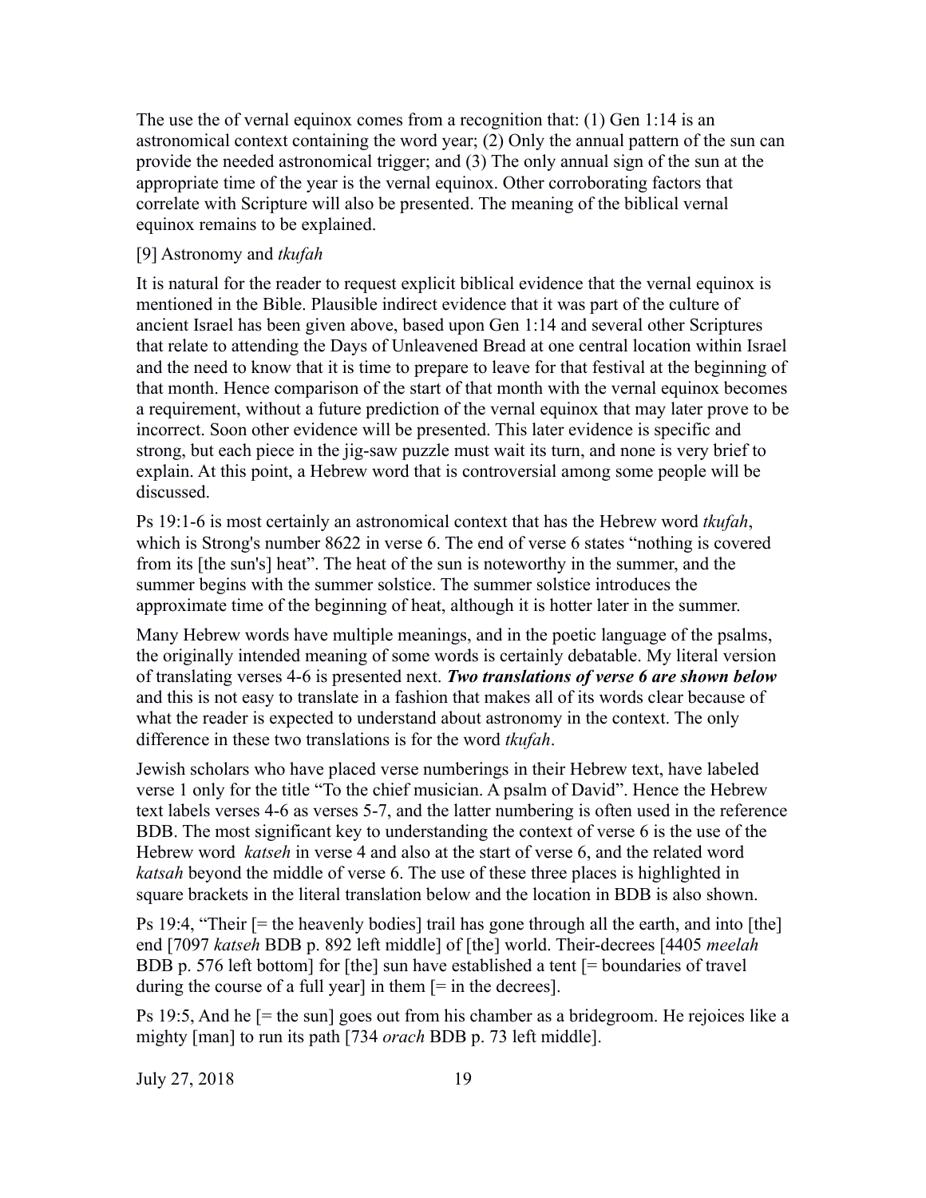The use the of vernal equinox comes from a recognition that: (1) Gen 1:14 is an astronomical context containing the word year; (2) Only the annual pattern of the sun can provide the needed astronomical trigger; and (3) The only annual sign of the sun at the appropriate time of the year is the vernal equinox. Other corroborating factors that correlate with Scripture will also be presented. The meaning of the biblical vernal equinox remains to be explained.

[9] Astronomy and *tkufah*

It is natural for the reader to request explicit biblical evidence that the vernal equinox is mentioned in the Bible. Plausible indirect evidence that it was part of the culture of ancient Israel has been given above, based upon Gen 1:14 and several other Scriptures that relate to attending the Days of Unleavened Bread at one central location within Israel and the need to know that it is time to prepare to leave for that festival at the beginning of that month. Hence comparison of the start of that month with the vernal equinox becomes a requirement, without a future prediction of the vernal equinox that may later prove to be incorrect. Soon other evidence will be presented. This later evidence is specific and strong, but each piece in the jig-saw puzzle must wait its turn, and none is very brief to explain. At this point, a Hebrew word that is controversial among some people will be discussed.

Ps 19:1-6 is most certainly an astronomical context that has the Hebrew word *tkufah*, which is Strong's number 8622 in verse 6. The end of verse 6 states "nothing is covered from its [the sun's] heat". The heat of the sun is noteworthy in the summer, and the summer begins with the summer solstice. The summer solstice introduces the approximate time of the beginning of heat, although it is hotter later in the summer.

Many Hebrew words have multiple meanings, and in the poetic language of the psalms, the originally intended meaning of some words is certainly debatable. My literal version of translating verses 4-6 is presented next. ***Two translations of verse 6 are shown below*** and this is not easy to translate in a fashion that makes all of its words clear because of what the reader is expected to understand about astronomy in the context. The only difference in these two translations is for the word *tkufah*.

Jewish scholars who have placed verse numberings in their Hebrew text, have labeled verse 1 only for the title "To the chief musician. A psalm of David". Hence the Hebrew text labels verses 4-6 as verses 5-7, and the latter numbering is often used in the reference BDB. The most significant key to understanding the context of verse 6 is the use of the Hebrew word *katseh* in verse 4 and also at the start of verse 6, and the related word *katsah* beyond the middle of verse 6. The use of these three places is highlighted in square brackets in the literal translation below and the location in BDB is also shown.

Ps 19:4, "Their [= the heavenly bodies] trail has gone through all the earth, and into [the] end [7097 *katseh* BDB p. 892 left middle] of [the] world. Their-decrees [4405 *meelah* BDB p. 576 left bottom] for [the] sun have established a tent [= boundaries of travel during the course of a full year] in them [= in the decrees].

Ps 19:5, And he [= the sun] goes out from his chamber as a bridegroom. He rejoices like a mighty [man] to run its path [734 *orach* BDB p. 73 left middle].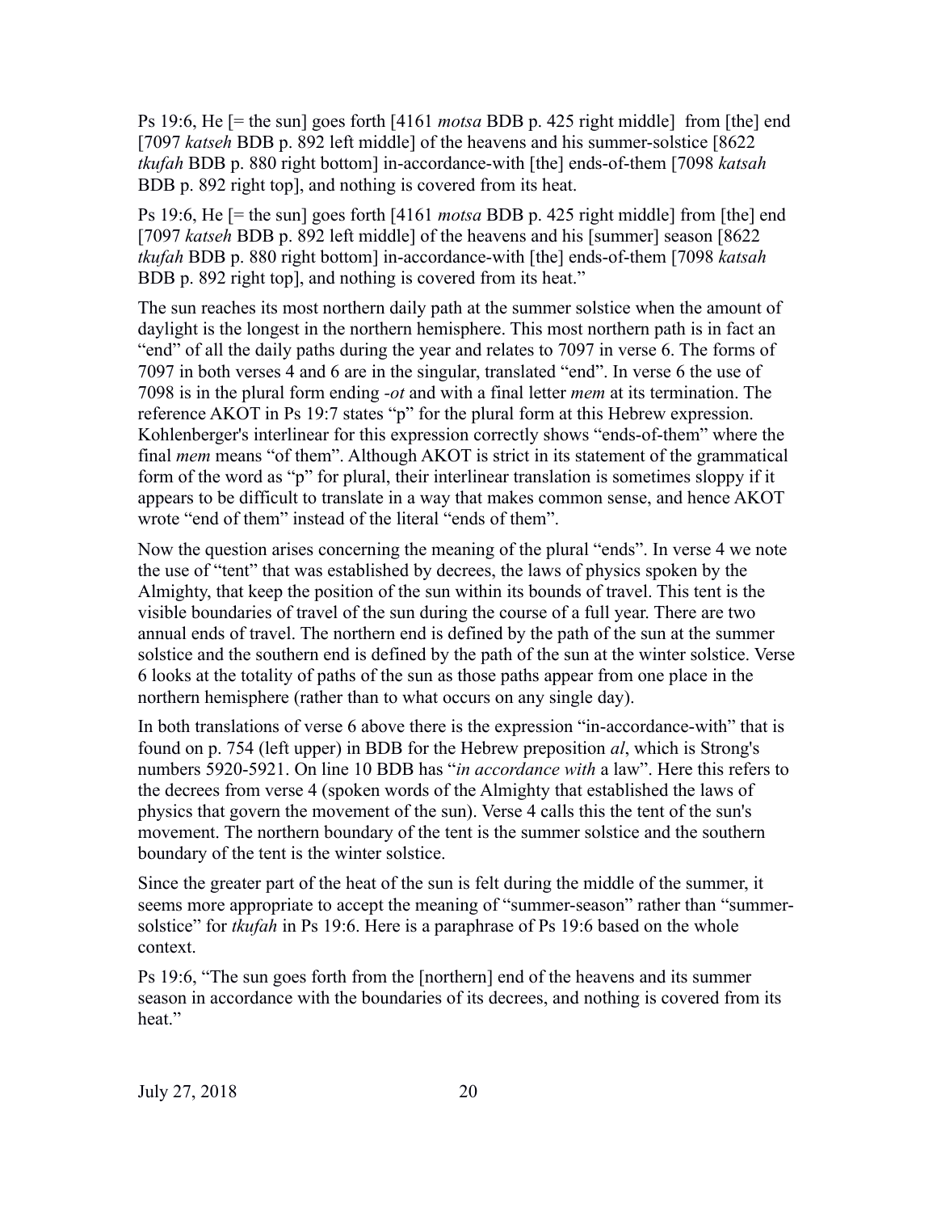Ps 19:6, He [= the sun] goes forth [4161 *motsa* BDB p. 425 right middle] from [the] end [7097 *katseh* BDB p. 892 left middle] of the heavens and his summer-solstice [8622 *tkufah* BDB p. 880 right bottom] in-accordance-with [the] ends-of-them [7098 *katsah* BDB p. 892 right top], and nothing is covered from its heat.

Ps 19:6, He [= the sun] goes forth [4161 *motsa* BDB p. 425 right middle] from [the] end [7097 *katseh* BDB p. 892 left middle] of the heavens and his [summer] season [8622 *tkufah* BDB p. 880 right bottom] in-accordance-with [the] ends-of-them [7098 *katsah* BDB p. 892 right top], and nothing is covered from its heat."

The sun reaches its most northern daily path at the summer solstice when the amount of daylight is the longest in the northern hemisphere. This most northern path is in fact an "end" of all the daily paths during the year and relates to 7097 in verse 6. The forms of 7097 in both verses 4 and 6 are in the singular, translated "end". In verse 6 the use of 7098 is in the plural form ending *-ot* and with a final letter *mem* at its termination. The reference AKOT in Ps 19:7 states "p" for the plural form at this Hebrew expression. Kohlenberger's interlinear for this expression correctly shows "ends-of-them" where the final *mem* means "of them". Although AKOT is strict in its statement of the grammatical form of the word as "p" for plural, their interlinear translation is sometimes sloppy if it appears to be difficult to translate in a way that makes common sense, and hence AKOT wrote "end of them" instead of the literal "ends of them".

Now the question arises concerning the meaning of the plural "ends". In verse 4 we note the use of "tent" that was established by decrees, the laws of physics spoken by the Almighty, that keep the position of the sun within its bounds of travel. This tent is the visible boundaries of travel of the sun during the course of a full year. There are two annual ends of travel. The northern end is defined by the path of the sun at the summer solstice and the southern end is defined by the path of the sun at the winter solstice. Verse 6 looks at the totality of paths of the sun as those paths appear from one place in the northern hemisphere (rather than to what occurs on any single day).

In both translations of verse 6 above there is the expression "in-accordance-with" that is found on p. 754 (left upper) in BDB for the Hebrew preposition *al*, which is Strong's numbers 5920-5921. On line 10 BDB has "*in accordance with* a law". Here this refers to the decrees from verse 4 (spoken words of the Almighty that established the laws of physics that govern the movement of the sun). Verse 4 calls this the tent of the sun's movement. The northern boundary of the tent is the summer solstice and the southern boundary of the tent is the winter solstice.

Since the greater part of the heat of the sun is felt during the middle of the summer, it seems more appropriate to accept the meaning of "summer-season" rather than "summer-solstice" for *tkufah* in Ps 19:6. Here is a paraphrase of Ps 19:6 based on the whole context.

Ps 19:6, "The sun goes forth from the [northern] end of the heavens and its summer season in accordance with the boundaries of its decrees, and nothing is covered from its heat."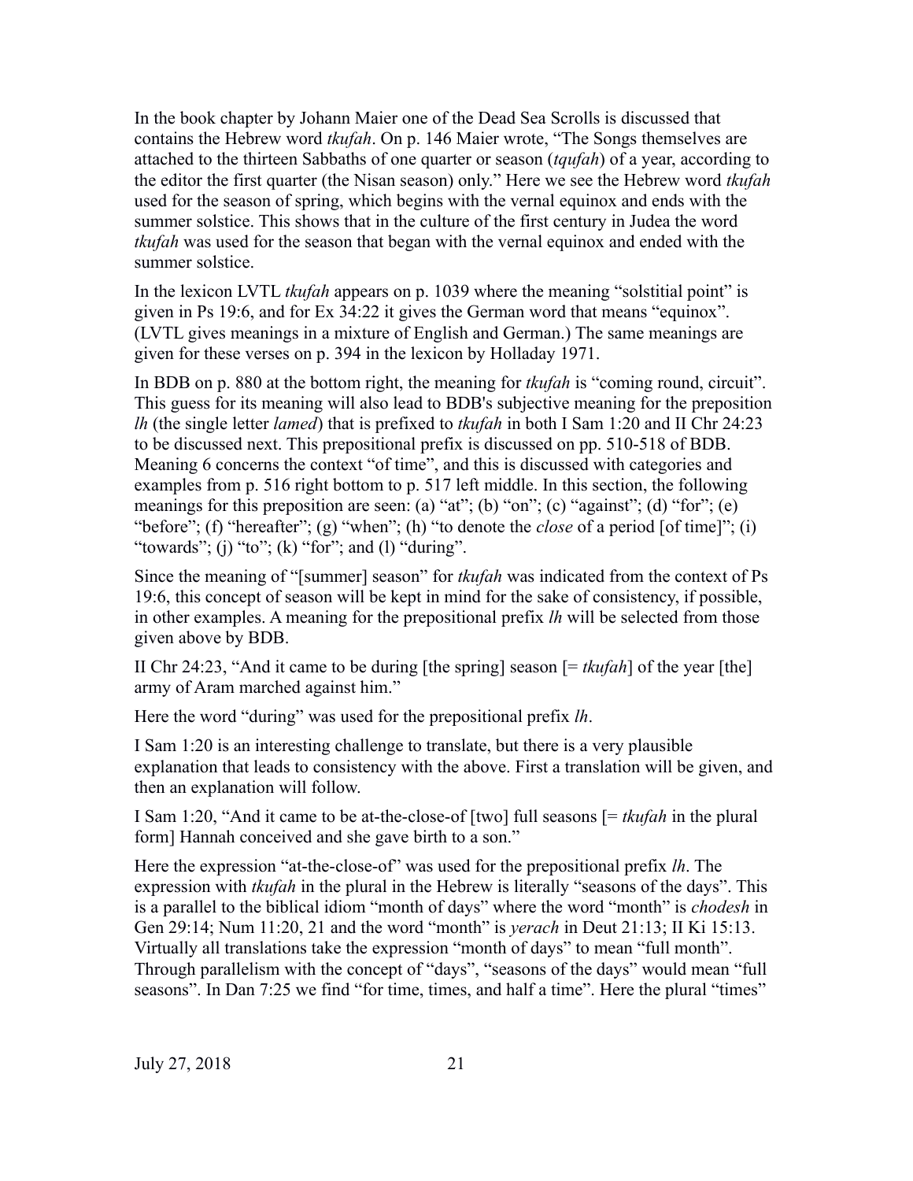In the book chapter by Johann Maier one of the Dead Sea Scrolls is discussed that contains the Hebrew word *tkufah*. On p. 146 Maier wrote, "The Songs themselves are attached to the thirteen Sabbaths of one quarter or season (*tqufah*) of a year, according to the editor the first quarter (the Nisan season) only." Here we see the Hebrew word *tkufah* used for the season of spring, which begins with the vernal equinox and ends with the summer solstice. This shows that in the culture of the first century in Judea the word *tkufah* was used for the season that began with the vernal equinox and ended with the summer solstice.

In the lexicon LVTL *tkufah* appears on p. 1039 where the meaning "solstitial point" is given in Ps 19:6, and for Ex 34:22 it gives the German word that means "equinox". (LVTL gives meanings in a mixture of English and German.) The same meanings are given for these verses on p. 394 in the lexicon by Holladay 1971.

In BDB on p. 880 at the bottom right, the meaning for *tkufah* is "coming round, circuit". This guess for its meaning will also lead to BDB's subjective meaning for the preposition *lh* (the single letter *lamed*) that is prefixed to *tkufah* in both I Sam 1:20 and II Chr 24:23 to be discussed next. This prepositional prefix is discussed on pp. 510-518 of BDB. Meaning 6 concerns the context "of time", and this is discussed with categories and examples from p. 516 right bottom to p. 517 left middle. In this section, the following meanings for this preposition are seen: (a) "at"; (b) "on"; (c) "against"; (d) "for"; (e) "before"; (f) "hereafter"; (g) "when"; (h) "to denote the *close* of a period [of time]"; (i) "towards"; (j) "to"; (k) "for"; and (l) "during".

Since the meaning of "[summer] season" for *tkufah* was indicated from the context of Ps 19:6, this concept of season will be kept in mind for the sake of consistency, if possible, in other examples. A meaning for the prepositional prefix *lh* will be selected from those given above by BDB.

II Chr 24:23, "And it came to be during [the spring] season [= *tkufah*] of the year [the] army of Aram marched against him."

Here the word "during" was used for the prepositional prefix *lh*.

I Sam 1:20 is an interesting challenge to translate, but there is a very plausible explanation that leads to consistency with the above. First a translation will be given, and then an explanation will follow.

I Sam 1:20, "And it came to be at-the-close-of [two] full seasons [= *tkufah* in the plural form] Hannah conceived and she gave birth to a son."

Here the expression "at-the-close-of" was used for the prepositional prefix *lh*. The expression with *tkufah* in the plural in the Hebrew is literally "seasons of the days". This is a parallel to the biblical idiom "month of days" where the word "month" is *chodesh* in Gen 29:14; Num 11:20, 21 and the word "month" is *yerach* in Deut 21:13; II Ki 15:13. Virtually all translations take the expression "month of days" to mean "full month". Through parallelism with the concept of "days", "seasons of the days" would mean "full seasons". In Dan 7:25 we find "for time, times, and half a time". Here the plural "times"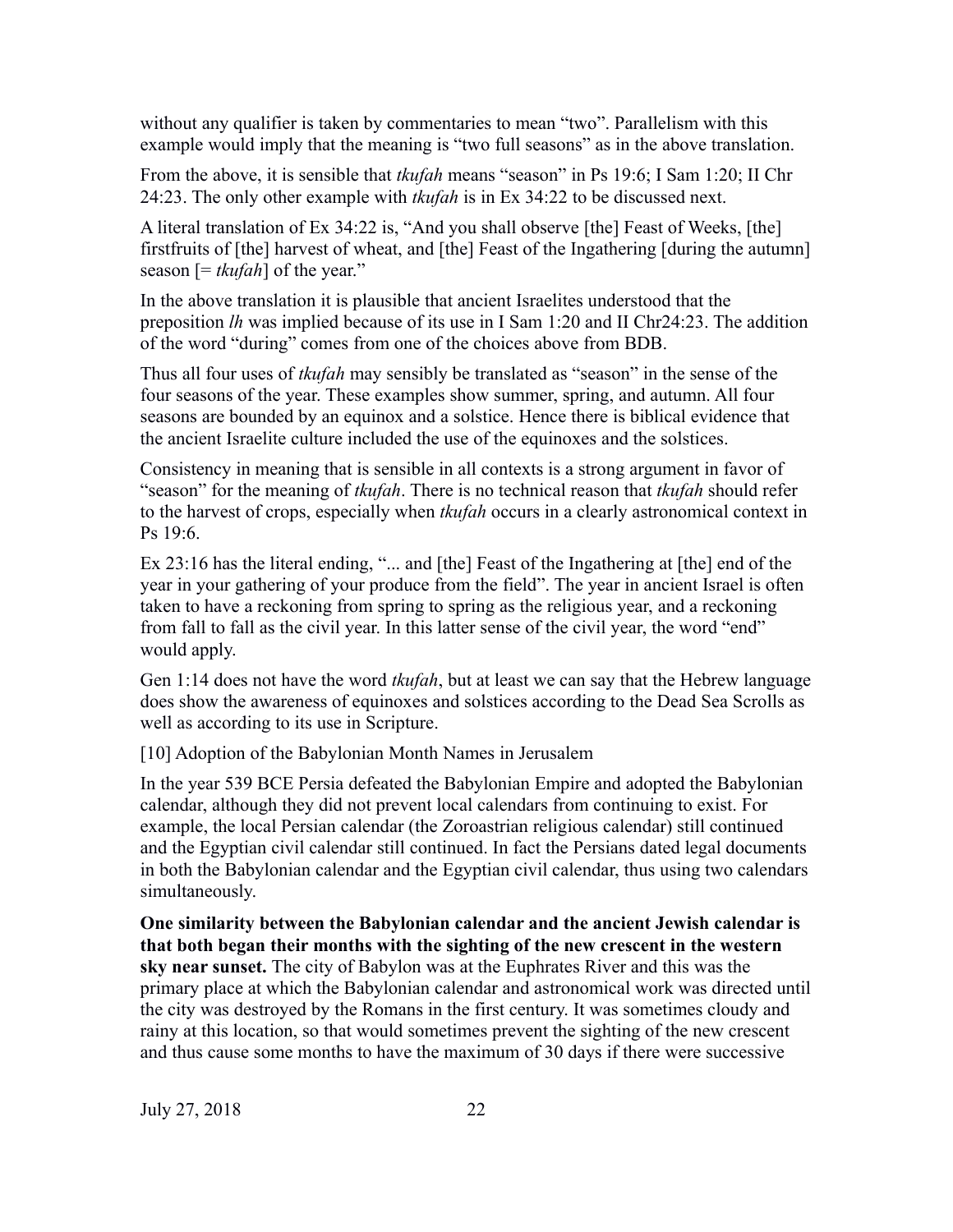without any qualifier is taken by commentaries to mean "two". Parallelism with this example would imply that the meaning is "two full seasons" as in the above translation.

From the above, it is sensible that *tkufah* means "season" in Ps 19:6; I Sam 1:20; II Chr 24:23. The only other example with *tkufah* is in Ex 34:22 to be discussed next.

A literal translation of Ex 34:22 is, "And you shall observe [the] Feast of Weeks, [the] firstfruits of [the] harvest of wheat, and [the] Feast of the Ingathering [during the autumn] season [= *tkufah*] of the year."

In the above translation it is plausible that ancient Israelites understood that the preposition *lh* was implied because of its use in I Sam 1:20 and II Chr24:23. The addition of the word "during" comes from one of the choices above from BDB.

Thus all four uses of *tkufah* may sensibly be translated as "season" in the sense of the four seasons of the year. These examples show summer, spring, and autumn. All four seasons are bounded by an equinox and a solstice. Hence there is biblical evidence that the ancient Israelite culture included the use of the equinoxes and the solstices.

Consistency in meaning that is sensible in all contexts is a strong argument in favor of "season" for the meaning of *tkufah*. There is no technical reason that *tkufah* should refer to the harvest of crops, especially when *tkufah* occurs in a clearly astronomical context in Ps 19:6.

Ex 23:16 has the literal ending, "... and [the] Feast of the Ingathering at [the] end of the year in your gathering of your produce from the field". The year in ancient Israel is often taken to have a reckoning from spring to spring as the religious year, and a reckoning from fall to fall as the civil year. In this latter sense of the civil year, the word "end" would apply.

Gen 1:14 does not have the word *tkufah*, but at least we can say that the Hebrew language does show the awareness of equinoxes and solstices according to the Dead Sea Scrolls as well as according to its use in Scripture.

## [10] Adoption of the Babylonian Month Names in Jerusalem

In the year 539 BCE Persia defeated the Babylonian Empire and adopted the Babylonian calendar, although they did not prevent local calendars from continuing to exist. For example, the local Persian calendar (the Zoroastrian religious calendar) still continued and the Egyptian civil calendar still continued. In fact the Persians dated legal documents in both the Babylonian calendar and the Egyptian civil calendar, thus using two calendars simultaneously.

**One similarity between the Babylonian calendar and the ancient Jewish calendar is that both began their months with the sighting of the new crescent in the western sky near sunset.** The city of Babylon was at the Euphrates River and this was the primary place at which the Babylonian calendar and astronomical work was directed until the city was destroyed by the Romans in the first century. It was sometimes cloudy and rainy at this location, so that would sometimes prevent the sighting of the new crescent and thus cause some months to have the maximum of 30 days if there were successive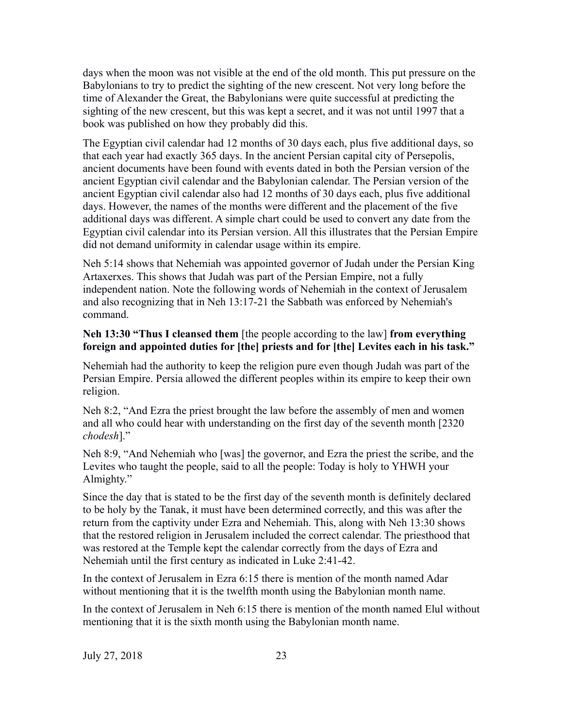days when the moon was not visible at the end of the old month. This put pressure on the Babylonians to try to predict the sighting of the new crescent. Not very long before the time of Alexander the Great, the Babylonians were quite successful at predicting the sighting of the new crescent, but this was kept a secret, and it was not until 1997 that a book was published on how they probably did this.

The Egyptian civil calendar had 12 months of 30 days each, plus five additional days, so that each year had exactly 365 days. In the ancient Persian capital city of Persepolis, ancient documents have been found with events dated in both the Persian version of the ancient Egyptian civil calendar and the Babylonian calendar. The Persian version of the ancient Egyptian civil calendar also had 12 months of 30 days each, plus five additional days. However, the names of the months were different and the placement of the five additional days was different. A simple chart could be used to convert any date from the Egyptian civil calendar into its Persian version. All this illustrates that the Persian Empire did not demand uniformity in calendar usage within its empire.

Neh 5:14 shows that Nehemiah was appointed governor of Judah under the Persian King Artaxerxes. This shows that Judah was part of the Persian Empire, not a fully independent nation. Note the following words of Nehemiah in the context of Jerusalem and also recognizing that in Neh 13:17-21 the Sabbath was enforced by Nehemiah's command.

**Neh 13:30 "Thus I cleansed them** [the people according to the law] **from everything foreign and appointed duties for [the] priests and for [the] Levites each in his task."**

Nehemiah had the authority to keep the religion pure even though Judah was part of the Persian Empire. Persia allowed the different peoples within its empire to keep their own religion.

Neh 8:2, "And Ezra the priest brought the law before the assembly of men and women and all who could hear with understanding on the first day of the seventh month [2320 *chodesh*]."

Neh 8:9, "And Nehemiah who [was] the governor, and Ezra the priest the scribe, and the Levites who taught the people, said to all the people: Today is holy to YHWH your Almighty."

Since the day that is stated to be the first day of the seventh month is definitely declared to be holy by the Tanak, it must have been determined correctly, and this was after the return from the captivity under Ezra and Nehemiah. This, along with Neh 13:30 shows that the restored religion in Jerusalem included the correct calendar. The priesthood that was restored at the Temple kept the calendar correctly from the days of Ezra and Nehemiah until the first century as indicated in Luke 2:41-42.

In the context of Jerusalem in Ezra 6:15 there is mention of the month named Adar without mentioning that it is the twelfth month using the Babylonian month name.

In the context of Jerusalem in Neh 6:15 there is mention of the month named Elul without mentioning that it is the sixth month using the Babylonian month name.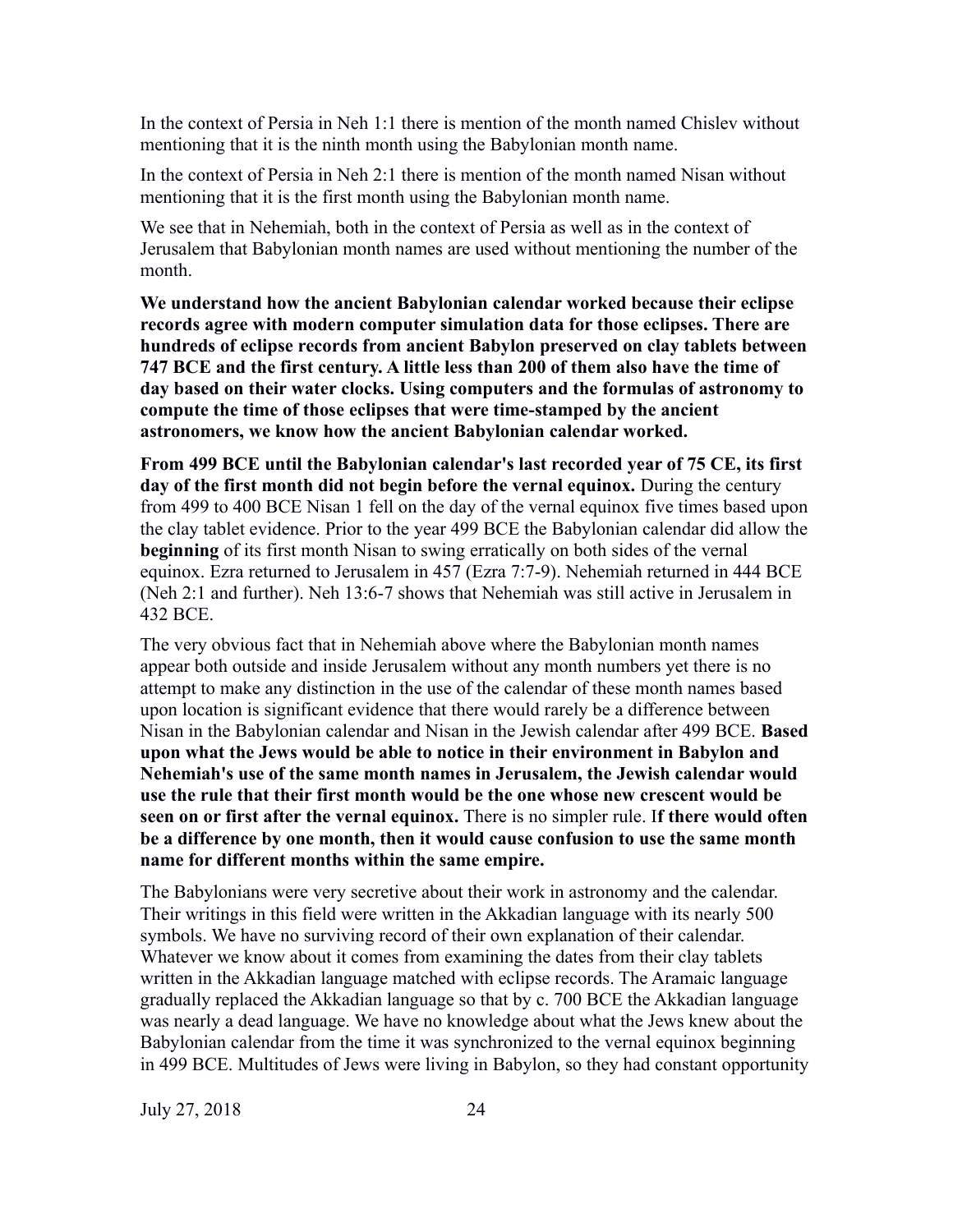In the context of Persia in Neh 1:1 there is mention of the month named Chislev without mentioning that it is the ninth month using the Babylonian month name.

In the context of Persia in Neh 2:1 there is mention of the month named Nisan without mentioning that it is the first month using the Babylonian month name.

We see that in Nehemiah, both in the context of Persia as well as in the context of Jerusalem that Babylonian month names are used without mentioning the number of the month.

**We understand how the ancient Babylonian calendar worked because their eclipse records agree with modern computer simulation data for those eclipses. There are hundreds of eclipse records from ancient Babylon preserved on clay tablets between 747 BCE and the first century. A little less than 200 of them also have the time of day based on their water clocks. Using computers and the formulas of astronomy to compute the time of those eclipses that were time-stamped by the ancient astronomers, we know how the ancient Babylonian calendar worked.**

**From 499 BCE until the Babylonian calendar's last recorded year of 75 CE, its first day of the first month did not begin before the vernal equinox.** During the century from 499 to 400 BCE Nisan 1 fell on the day of the vernal equinox five times based upon the clay tablet evidence. Prior to the year 499 BCE the Babylonian calendar did allow the **beginning** of its first month Nisan to swing erratically on both sides of the vernal equinox. Ezra returned to Jerusalem in 457 (Ezra 7:7-9). Nehemiah returned in 444 BCE (Neh 2:1 and further). Neh 13:6-7 shows that Nehemiah was still active in Jerusalem in 432 BCE.

The very obvious fact that in Nehemiah above where the Babylonian month names appear both outside and inside Jerusalem without any month numbers yet there is no attempt to make any distinction in the use of the calendar of these month names based upon location is significant evidence that there would rarely be a difference between Nisan in the Babylonian calendar and Nisan in the Jewish calendar after 499 BCE. **Based upon what the Jews would be able to notice in their environment in Babylon and Nehemiah's use of the same month names in Jerusalem, the Jewish calendar would use the rule that their first month would be the one whose new crescent would be seen on or first after the vernal equinox.** There is no simpler rule. I**f there would often be a difference by one month, then it would cause confusion to use the same month name for different months within the same empire.**

The Babylonians were very secretive about their work in astronomy and the calendar. Their writings in this field were written in the Akkadian language with its nearly 500 symbols. We have no surviving record of their own explanation of their calendar. Whatever we know about it comes from examining the dates from their clay tablets written in the Akkadian language matched with eclipse records. The Aramaic language gradually replaced the Akkadian language so that by c. 700 BCE the Akkadian language was nearly a dead language. We have no knowledge about what the Jews knew about the Babylonian calendar from the time it was synchronized to the vernal equinox beginning in 499 BCE. Multitudes of Jews were living in Babylon, so they had constant opportunity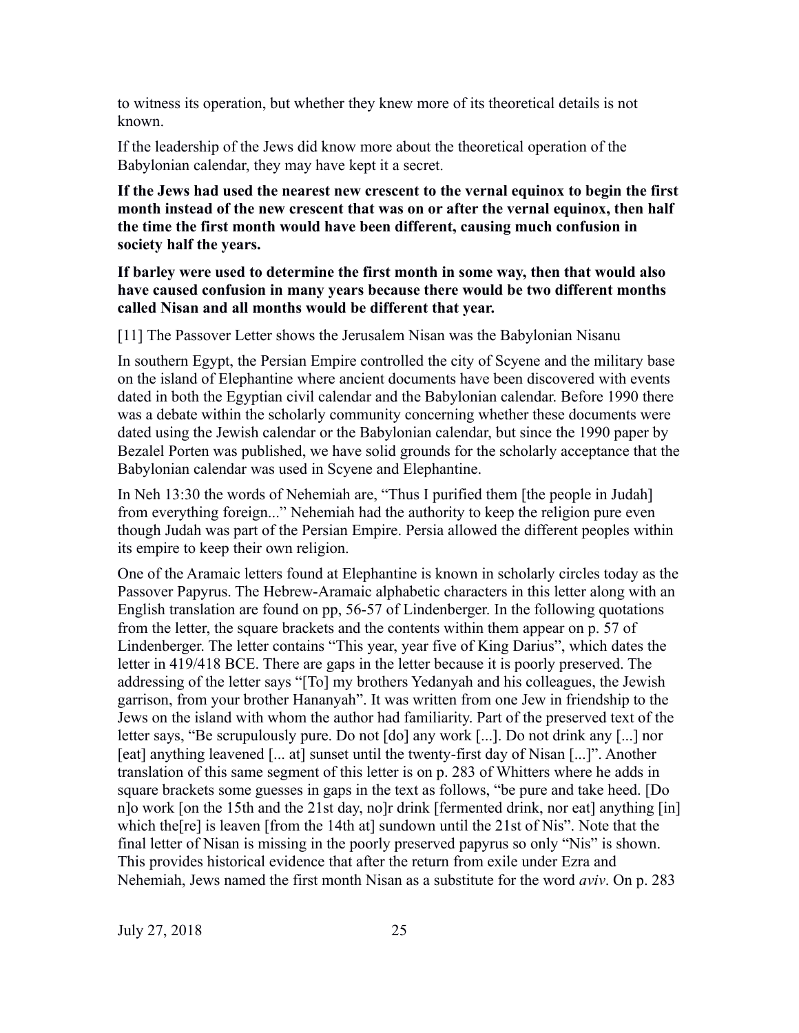to witness its operation, but whether they knew more of its theoretical details is not known.

If the leadership of the Jews did know more about the theoretical operation of the Babylonian calendar, they may have kept it a secret.

**If the Jews had used the nearest new crescent to the vernal equinox to begin the first month instead of the new crescent that was on or after the vernal equinox, then half the time the first month would have been different, causing much confusion in society half the years.**

**If barley were used to determine the first month in some way, then that would also have caused confusion in many years because there would be two different months called Nisan and all months would be different that year.**

[11] The Passover Letter shows the Jerusalem Nisan was the Babylonian Nisanu

In southern Egypt, the Persian Empire controlled the city of Scyene and the military base on the island of Elephantine where ancient documents have been discovered with events dated in both the Egyptian civil calendar and the Babylonian calendar. Before 1990 there was a debate within the scholarly community concerning whether these documents were dated using the Jewish calendar or the Babylonian calendar, but since the 1990 paper by Bezalel Porten was published, we have solid grounds for the scholarly acceptance that the Babylonian calendar was used in Scyene and Elephantine.

In Neh 13:30 the words of Nehemiah are, "Thus I purified them [the people in Judah] from everything foreign..." Nehemiah had the authority to keep the religion pure even though Judah was part of the Persian Empire. Persia allowed the different peoples within its empire to keep their own religion.

One of the Aramaic letters found at Elephantine is known in scholarly circles today as the Passover Papyrus. The Hebrew-Aramaic alphabetic characters in this letter along with an English translation are found on pp, 56-57 of Lindenberger. In the following quotations from the letter, the square brackets and the contents within them appear on p. 57 of Lindenberger. The letter contains "This year, year five of King Darius", which dates the letter in 419/418 BCE. There are gaps in the letter because it is poorly preserved. The addressing of the letter says "[To] my brothers Yedanyah and his colleagues, the Jewish garrison, from your brother Hananyah". It was written from one Jew in friendship to the Jews on the island with whom the author had familiarity. Part of the preserved text of the letter says, "Be scrupulously pure. Do not [do] any work [...]. Do not drink any [...] nor [eat] anything leavened [... at] sunset until the twenty-first day of Nisan [...]". Another translation of this same segment of this letter is on p. 283 of Whitters where he adds in square brackets some guesses in gaps in the text as follows, "be pure and take heed. [Do n]o work [on the 15th and the 21st day, no]r drink [fermented drink, nor eat] anything [in] which the[re] is leaven [from the 14th at] sundown until the 21st of Nis". Note that the final letter of Nisan is missing in the poorly preserved papyrus so only "Nis" is shown. This provides historical evidence that after the return from exile under Ezra and Nehemiah, Jews named the first month Nisan as a substitute for the word *aviv*. On p. 283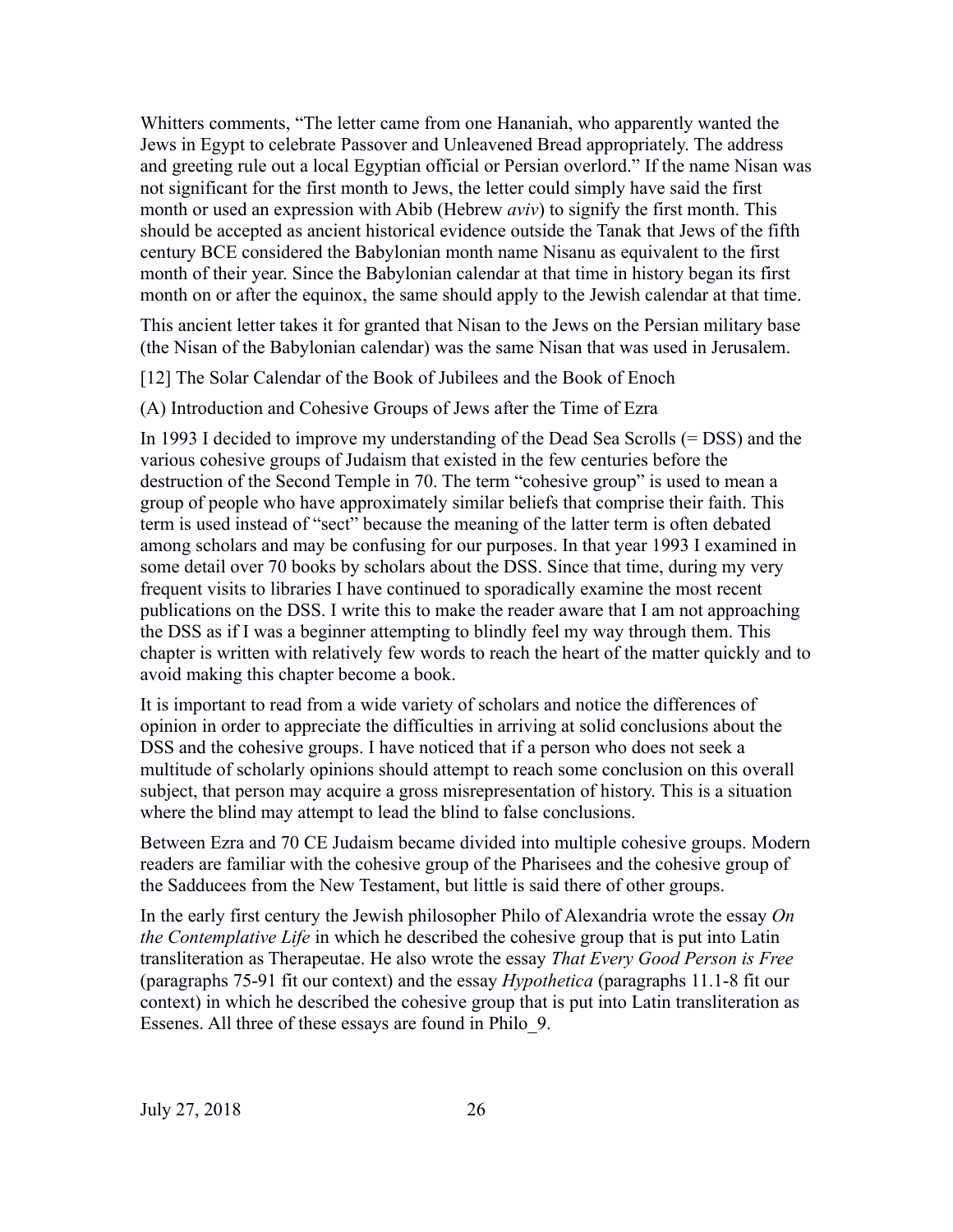Whitters comments, "The letter came from one Hananiah, who apparently wanted the Jews in Egypt to celebrate Passover and Unleavened Bread appropriately. The address and greeting rule out a local Egyptian official or Persian overlord." If the name Nisan was not significant for the first month to Jews, the letter could simply have said the first month or used an expression with Abib (Hebrew *aviv*) to signify the first month. This should be accepted as ancient historical evidence outside the Tanak that Jews of the fifth century BCE considered the Babylonian month name Nisanu as equivalent to the first month of their year. Since the Babylonian calendar at that time in history began its first month on or after the equinox, the same should apply to the Jewish calendar at that time.

This ancient letter takes it for granted that Nisan to the Jews on the Persian military base (the Nisan of the Babylonian calendar) was the same Nisan that was used in Jerusalem.

## [12] The Solar Calendar of the Book of Jubilees and the Book of Enoch

### (A) Introduction and Cohesive Groups of Jews after the Time of Ezra

In 1993 I decided to improve my understanding of the Dead Sea Scrolls (= DSS) and the various cohesive groups of Judaism that existed in the few centuries before the destruction of the Second Temple in 70. The term "cohesive group" is used to mean a group of people who have approximately similar beliefs that comprise their faith. This term is used instead of "sect" because the meaning of the latter term is often debated among scholars and may be confusing for our purposes. In that year 1993 I examined in some detail over 70 books by scholars about the DSS. Since that time, during my very frequent visits to libraries I have continued to sporadically examine the most recent publications on the DSS. I write this to make the reader aware that I am not approaching the DSS as if I was a beginner attempting to blindly feel my way through them. This chapter is written with relatively few words to reach the heart of the matter quickly and to avoid making this chapter become a book.

It is important to read from a wide variety of scholars and notice the differences of opinion in order to appreciate the difficulties in arriving at solid conclusions about the DSS and the cohesive groups. I have noticed that if a person who does not seek a multitude of scholarly opinions should attempt to reach some conclusion on this overall subject, that person may acquire a gross misrepresentation of history. This is a situation where the blind may attempt to lead the blind to false conclusions.

Between Ezra and 70 CE Judaism became divided into multiple cohesive groups. Modern readers are familiar with the cohesive group of the Pharisees and the cohesive group of the Sadducees from the New Testament, but little is said there of other groups.

In the early first century the Jewish philosopher Philo of Alexandria wrote the essay *On the Contemplative Life* in which he described the cohesive group that is put into Latin transliteration as Therapeutae. He also wrote the essay *That Every Good Person is Free* (paragraphs 75-91 fit our context) and the essay *Hypothetica* (paragraphs 11.1-8 fit our context) in which he described the cohesive group that is put into Latin transliteration as Essenes. All three of these essays are found in Philo_9.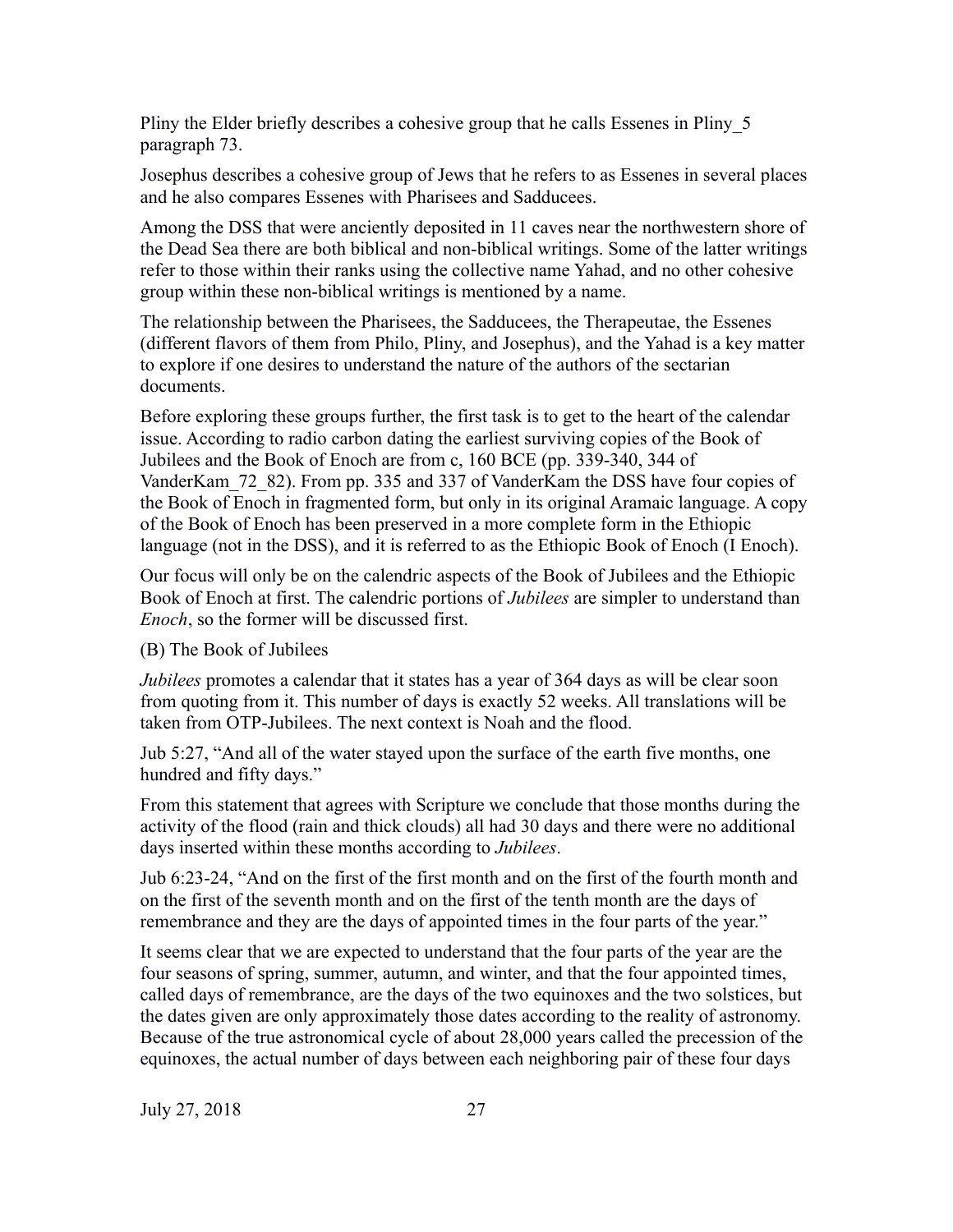Pliny the Elder briefly describes a cohesive group that he calls Essenes in Pliny_5 paragraph 73.

Josephus describes a cohesive group of Jews that he refers to as Essenes in several places and he also compares Essenes with Pharisees and Sadducees.

Among the DSS that were anciently deposited in 11 caves near the northwestern shore of the Dead Sea there are both biblical and non-biblical writings. Some of the latter writings refer to those within their ranks using the collective name Yahad, and no other cohesive group within these non-biblical writings is mentioned by a name.

The relationship between the Pharisees, the Sadducees, the Therapeutae, the Essenes (different flavors of them from Philo, Pliny, and Josephus), and the Yahad is a key matter to explore if one desires to understand the nature of the authors of the sectarian documents.

Before exploring these groups further, the first task is to get to the heart of the calendar issue. According to radio carbon dating the earliest surviving copies of the Book of Jubilees and the Book of Enoch are from c, 160 BCE (pp. 339-340, 344 of VanderKam_72_82). From pp. 335 and 337 of VanderKam the DSS have four copies of the Book of Enoch in fragmented form, but only in its original Aramaic language. A copy of the Book of Enoch has been preserved in a more complete form in the Ethiopic language (not in the DSS), and it is referred to as the Ethiopic Book of Enoch (I Enoch).

Our focus will only be on the calendric aspects of the Book of Jubilees and the Ethiopic Book of Enoch at first. The calendric portions of *Jubilees* are simpler to understand than *Enoch*, so the former will be discussed first.

(B) The Book of Jubilees

*Jubilees* promotes a calendar that it states has a year of 364 days as will be clear soon from quoting from it. This number of days is exactly 52 weeks. All translations will be taken from OTP-Jubilees. The next context is Noah and the flood.

Jub 5:27, "And all of the water stayed upon the surface of the earth five months, one hundred and fifty days."

From this statement that agrees with Scripture we conclude that those months during the activity of the flood (rain and thick clouds) all had 30 days and there were no additional days inserted within these months according to *Jubilees*.

Jub 6:23-24, "And on the first of the first month and on the first of the fourth month and on the first of the seventh month and on the first of the tenth month are the days of remembrance and they are the days of appointed times in the four parts of the year."

It seems clear that we are expected to understand that the four parts of the year are the four seasons of spring, summer, autumn, and winter, and that the four appointed times, called days of remembrance, are the days of the two equinoxes and the two solstices, but the dates given are only approximately those dates according to the reality of astronomy. Because of the true astronomical cycle of about 28,000 years called the precession of the equinoxes, the actual number of days between each neighboring pair of these four days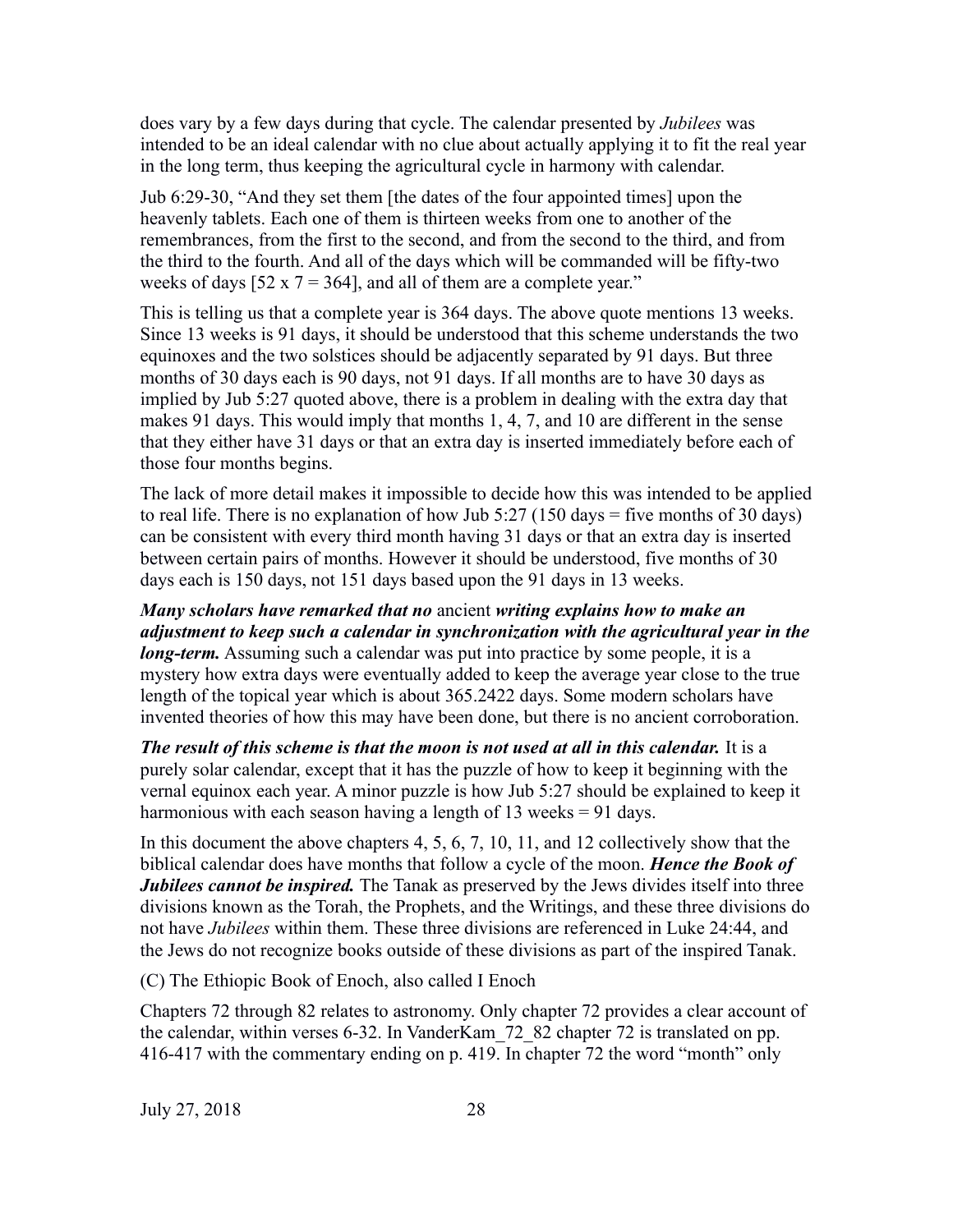does vary by a few days during that cycle. The calendar presented by *Jubilees* was intended to be an ideal calendar with no clue about actually applying it to fit the real year in the long term, thus keeping the agricultural cycle in harmony with calendar.

Jub 6:29-30, "And they set them [the dates of the four appointed times] upon the heavenly tablets. Each one of them is thirteen weeks from one to another of the remembrances, from the first to the second, and from the second to the third, and from the third to the fourth. And all of the days which will be commanded will be fifty-two weeks of days [52 x 7 = 364], and all of them are a complete year."

This is telling us that a complete year is 364 days. The above quote mentions 13 weeks. Since 13 weeks is 91 days, it should be understood that this scheme understands the two equinoxes and the two solstices should be adjacently separated by 91 days. But three months of 30 days each is 90 days, not 91 days. If all months are to have 30 days as implied by Jub 5:27 quoted above, there is a problem in dealing with the extra day that makes 91 days. This would imply that months 1, 4, 7, and 10 are different in the sense that they either have 31 days or that an extra day is inserted immediately before each of those four months begins.

The lack of more detail makes it impossible to decide how this was intended to be applied to real life. There is no explanation of how Jub 5:27 (150 days = five months of 30 days) can be consistent with every third month having 31 days or that an extra day is inserted between certain pairs of months. However it should be understood, five months of 30 days each is 150 days, not 151 days based upon the 91 days in 13 weeks.

***Many scholars have remarked that no*** ancient ***writing explains how to make an adjustment to keep such a calendar in synchronization with the agricultural year in the long-term.*** Assuming such a calendar was put into practice by some people, it is a mystery how extra days were eventually added to keep the average year close to the true length of the topical year which is about 365.2422 days. Some modern scholars have invented theories of how this may have been done, but there is no ancient corroboration.

***The result of this scheme is that the moon is not used at all in this calendar.*** It is a purely solar calendar, except that it has the puzzle of how to keep it beginning with the vernal equinox each year. A minor puzzle is how Jub 5:27 should be explained to keep it harmonious with each season having a length of 13 weeks = 91 days.

In this document the above chapters 4, 5, 6, 7, 10, 11, and 12 collectively show that the biblical calendar does have months that follow a cycle of the moon. ***Hence the Book of Jubilees cannot be inspired.*** The Tanak as preserved by the Jews divides itself into three divisions known as the Torah, the Prophets, and the Writings, and these three divisions do not have *Jubilees* within them. These three divisions are referenced in Luke 24:44, and the Jews do not recognize books outside of these divisions as part of the inspired Tanak.

(C) The Ethiopic Book of Enoch, also called I Enoch

Chapters 72 through 82 relates to astronomy. Only chapter 72 provides a clear account of the calendar, within verses 6-32. In VanderKam_72_82 chapter 72 is translated on pp. 416-417 with the commentary ending on p. 419. In chapter 72 the word "month" only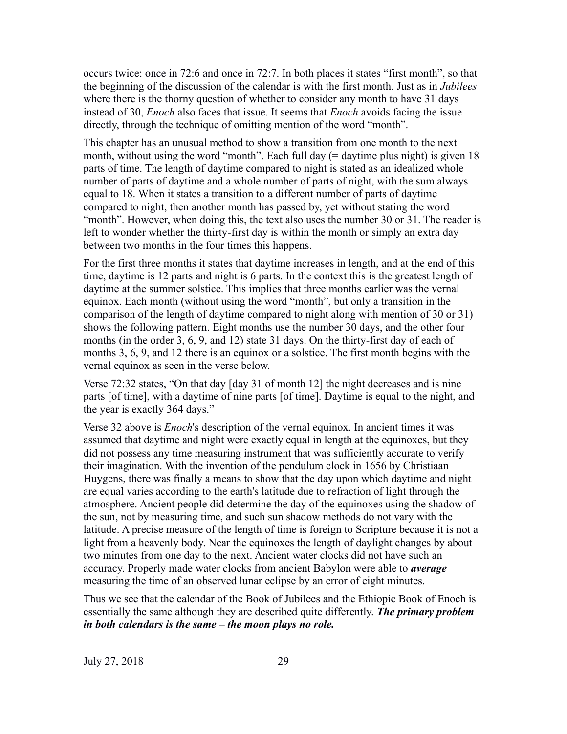occurs twice: once in 72:6 and once in 72:7. In both places it states "first month", so that the beginning of the discussion of the calendar is with the first month. Just as in *Jubilees* where there is the thorny question of whether to consider any month to have 31 days instead of 30, *Enoch* also faces that issue. It seems that *Enoch* avoids facing the issue directly, through the technique of omitting mention of the word "month".

This chapter has an unusual method to show a transition from one month to the next month, without using the word "month". Each full day (= daytime plus night) is given 18 parts of time. The length of daytime compared to night is stated as an idealized whole number of parts of daytime and a whole number of parts of night, with the sum always equal to 18. When it states a transition to a different number of parts of daytime compared to night, then another month has passed by, yet without stating the word "month". However, when doing this, the text also uses the number 30 or 31. The reader is left to wonder whether the thirty-first day is within the month or simply an extra day between two months in the four times this happens.

For the first three months it states that daytime increases in length, and at the end of this time, daytime is 12 parts and night is 6 parts. In the context this is the greatest length of daytime at the summer solstice. This implies that three months earlier was the vernal equinox. Each month (without using the word "month", but only a transition in the comparison of the length of daytime compared to night along with mention of 30 or 31) shows the following pattern. Eight months use the number 30 days, and the other four months (in the order 3, 6, 9, and 12) state 31 days. On the thirty-first day of each of months 3, 6, 9, and 12 there is an equinox or a solstice. The first month begins with the vernal equinox as seen in the verse below.

Verse 72:32 states, "On that day [day 31 of month 12] the night decreases and is nine parts [of time], with a daytime of nine parts [of time]. Daytime is equal to the night, and the year is exactly 364 days."

Verse 32 above is *Enoch*'s description of the vernal equinox. In ancient times it was assumed that daytime and night were exactly equal in length at the equinoxes, but they did not possess any time measuring instrument that was sufficiently accurate to verify their imagination. With the invention of the pendulum clock in 1656 by Christiaan Huygens, there was finally a means to show that the day upon which daytime and night are equal varies according to the earth's latitude due to refraction of light through the atmosphere. Ancient people did determine the day of the equinoxes using the shadow of the sun, not by measuring time, and such sun shadow methods do not vary with the latitude. A precise measure of the length of time is foreign to Scripture because it is not a light from a heavenly body. Near the equinoxes the length of daylight changes by about two minutes from one day to the next. Ancient water clocks did not have such an accuracy. Properly made water clocks from ancient Babylon were able to ***average*** measuring the time of an observed lunar eclipse by an error of eight minutes.

Thus we see that the calendar of the Book of Jubilees and the Ethiopic Book of Enoch is essentially the same although they are described quite differently. ***The primary problem in both calendars is the same – the moon plays no role.***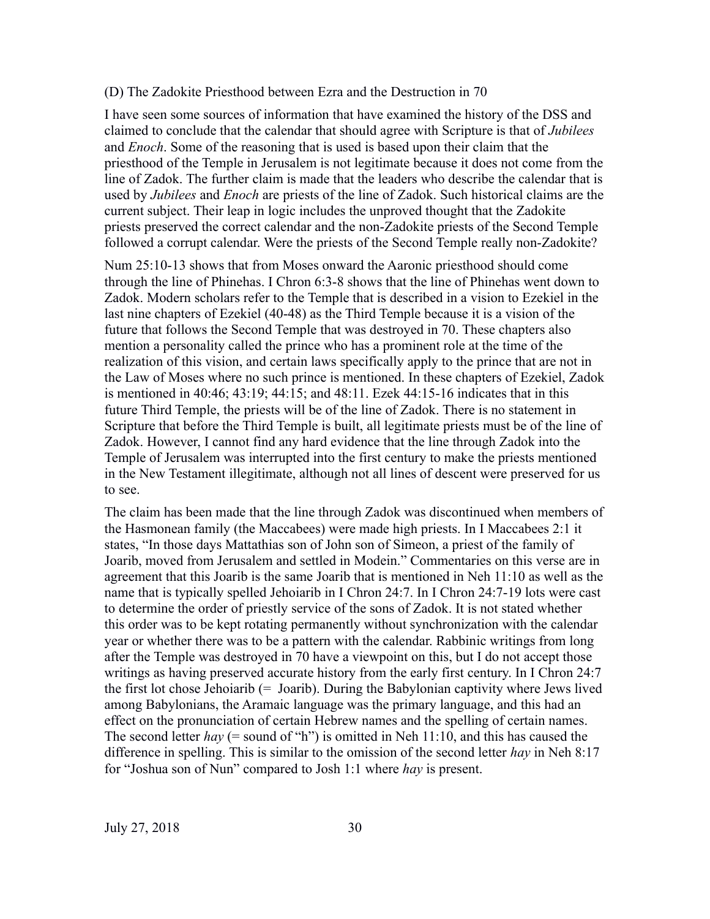(D) The Zadokite Priesthood between Ezra and the Destruction in 70

I have seen some sources of information that have examined the history of the DSS and claimed to conclude that the calendar that should agree with Scripture is that of *Jubilees* and *Enoch*. Some of the reasoning that is used is based upon their claim that the priesthood of the Temple in Jerusalem is not legitimate because it does not come from the line of Zadok. The further claim is made that the leaders who describe the calendar that is used by *Jubilees* and *Enoch* are priests of the line of Zadok. Such historical claims are the current subject. Their leap in logic includes the unproved thought that the Zadokite priests preserved the correct calendar and the non-Zadokite priests of the Second Temple followed a corrupt calendar. Were the priests of the Second Temple really non-Zadokite?

Num 25:10-13 shows that from Moses onward the Aaronic priesthood should come through the line of Phinehas. I Chron 6:3-8 shows that the line of Phinehas went down to Zadok. Modern scholars refer to the Temple that is described in a vision to Ezekiel in the last nine chapters of Ezekiel (40-48) as the Third Temple because it is a vision of the future that follows the Second Temple that was destroyed in 70. These chapters also mention a personality called the prince who has a prominent role at the time of the realization of this vision, and certain laws specifically apply to the prince that are not in the Law of Moses where no such prince is mentioned. In these chapters of Ezekiel, Zadok is mentioned in 40:46; 43:19; 44:15; and 48:11. Ezek 44:15-16 indicates that in this future Third Temple, the priests will be of the line of Zadok. There is no statement in Scripture that before the Third Temple is built, all legitimate priests must be of the line of Zadok. However, I cannot find any hard evidence that the line through Zadok into the Temple of Jerusalem was interrupted into the first century to make the priests mentioned in the New Testament illegitimate, although not all lines of descent were preserved for us to see.

The claim has been made that the line through Zadok was discontinued when members of the Hasmonean family (the Maccabees) were made high priests. In I Maccabees 2:1 it states, "In those days Mattathias son of John son of Simeon, a priest of the family of Joarib, moved from Jerusalem and settled in Modein." Commentaries on this verse are in agreement that this Joarib is the same Joarib that is mentioned in Neh 11:10 as well as the name that is typically spelled Jehoiarib in I Chron 24:7. In I Chron 24:7-19 lots were cast to determine the order of priestly service of the sons of Zadok. It is not stated whether this order was to be kept rotating permanently without synchronization with the calendar year or whether there was to be a pattern with the calendar. Rabbinic writings from long after the Temple was destroyed in 70 have a viewpoint on this, but I do not accept those writings as having preserved accurate history from the early first century. In I Chron 24:7 the first lot chose Jehoiarib (= Joarib). During the Babylonian captivity where Jews lived among Babylonians, the Aramaic language was the primary language, and this had an effect on the pronunciation of certain Hebrew names and the spelling of certain names. The second letter *hay* (= sound of "h") is omitted in Neh 11:10, and this has caused the difference in spelling. This is similar to the omission of the second letter *hay* in Neh 8:17 for "Joshua son of Nun" compared to Josh 1:1 where *hay* is present.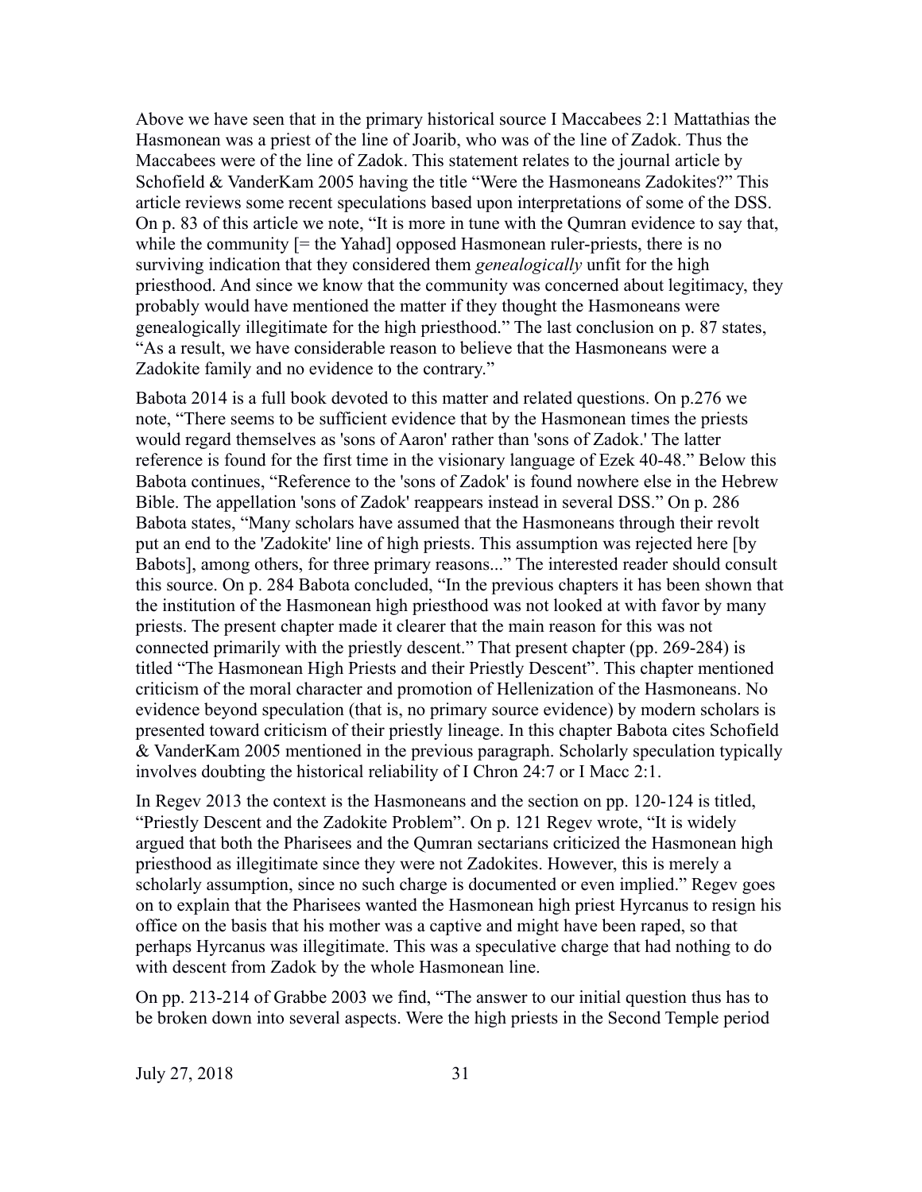Above we have seen that in the primary historical source I Maccabees 2:1 Mattathias the Hasmonean was a priest of the line of Joarib, who was of the line of Zadok. Thus the Maccabees were of the line of Zadok. This statement relates to the journal article by Schofield & VanderKam 2005 having the title "Were the Hasmoneans Zadokites?" This article reviews some recent speculations based upon interpretations of some of the DSS. On p. 83 of this article we note, "It is more in tune with the Qumran evidence to say that, while the community [= the Yahad] opposed Hasmonean ruler-priests, there is no surviving indication that they considered them *genealogically* unfit for the high priesthood. And since we know that the community was concerned about legitimacy, they probably would have mentioned the matter if they thought the Hasmoneans were genealogically illegitimate for the high priesthood." The last conclusion on p. 87 states, "As a result, we have considerable reason to believe that the Hasmoneans were a Zadokite family and no evidence to the contrary."

Babota 2014 is a full book devoted to this matter and related questions. On p.276 we note, "There seems to be sufficient evidence that by the Hasmonean times the priests would regard themselves as 'sons of Aaron' rather than 'sons of Zadok.' The latter reference is found for the first time in the visionary language of Ezek 40-48." Below this Babota continues, "Reference to the 'sons of Zadok' is found nowhere else in the Hebrew Bible. The appellation 'sons of Zadok' reappears instead in several DSS." On p. 286 Babota states, "Many scholars have assumed that the Hasmoneans through their revolt put an end to the 'Zadokite' line of high priests. This assumption was rejected here [by Babots], among others, for three primary reasons..." The interested reader should consult this source. On p. 284 Babota concluded, "In the previous chapters it has been shown that the institution of the Hasmonean high priesthood was not looked at with favor by many priests. The present chapter made it clearer that the main reason for this was not connected primarily with the priestly descent." That present chapter (pp. 269-284) is titled "The Hasmonean High Priests and their Priestly Descent". This chapter mentioned criticism of the moral character and promotion of Hellenization of the Hasmoneans. No evidence beyond speculation (that is, no primary source evidence) by modern scholars is presented toward criticism of their priestly lineage. In this chapter Babota cites Schofield & VanderKam 2005 mentioned in the previous paragraph. Scholarly speculation typically involves doubting the historical reliability of I Chron 24:7 or I Macc 2:1.

In Regev 2013 the context is the Hasmoneans and the section on pp. 120-124 is titled, "Priestly Descent and the Zadokite Problem". On p. 121 Regev wrote, "It is widely argued that both the Pharisees and the Qumran sectarians criticized the Hasmonean high priesthood as illegitimate since they were not Zadokites. However, this is merely a scholarly assumption, since no such charge is documented or even implied." Regev goes on to explain that the Pharisees wanted the Hasmonean high priest Hyrcanus to resign his office on the basis that his mother was a captive and might have been raped, so that perhaps Hyrcanus was illegitimate. This was a speculative charge that had nothing to do with descent from Zadok by the whole Hasmonean line.

On pp. 213-214 of Grabbe 2003 we find, "The answer to our initial question thus has to be broken down into several aspects. Were the high priests in the Second Temple period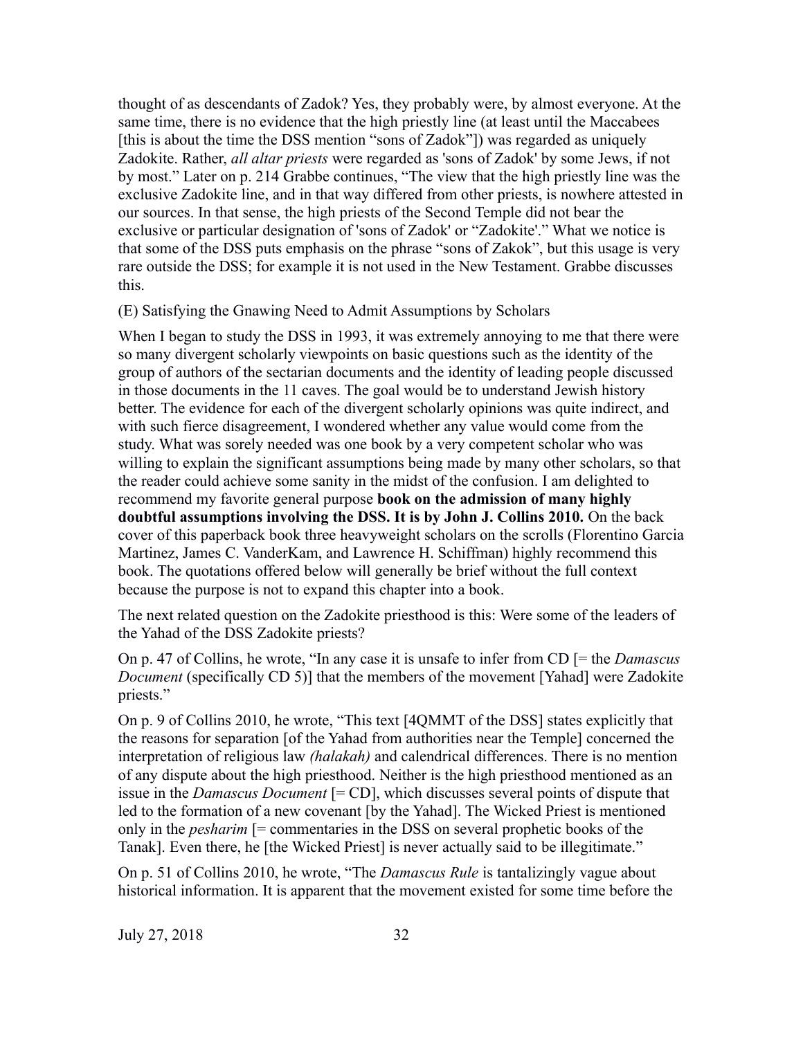thought of as descendants of Zadok? Yes, they probably were, by almost everyone. At the same time, there is no evidence that the high priestly line (at least until the Maccabees [this is about the time the DSS mention "sons of Zadok"]) was regarded as uniquely Zadokite. Rather, *all altar priests* were regarded as 'sons of Zadok' by some Jews, if not by most." Later on p. 214 Grabbe continues, "The view that the high priestly line was the exclusive Zadokite line, and in that way differed from other priests, is nowhere attested in our sources. In that sense, the high priests of the Second Temple did not bear the exclusive or particular designation of 'sons of Zadok' or "Zadokite'." What we notice is that some of the DSS puts emphasis on the phrase "sons of Zakok", but this usage is very rare outside the DSS; for example it is not used in the New Testament. Grabbe discusses this.

(E) Satisfying the Gnawing Need to Admit Assumptions by Scholars

When I began to study the DSS in 1993, it was extremely annoying to me that there were so many divergent scholarly viewpoints on basic questions such as the identity of the group of authors of the sectarian documents and the identity of leading people discussed in those documents in the 11 caves. The goal would be to understand Jewish history better. The evidence for each of the divergent scholarly opinions was quite indirect, and with such fierce disagreement, I wondered whether any value would come from the study. What was sorely needed was one book by a very competent scholar who was willing to explain the significant assumptions being made by many other scholars, so that the reader could achieve some sanity in the midst of the confusion. I am delighted to recommend my favorite general purpose **book on the admission of many highly doubtful assumptions involving the DSS. It is by John J. Collins 2010.** On the back cover of this paperback book three heavyweight scholars on the scrolls (Florentino Garcia Martinez, James C. VanderKam, and Lawrence H. Schiffman) highly recommend this book. The quotations offered below will generally be brief without the full context because the purpose is not to expand this chapter into a book.

The next related question on the Zadokite priesthood is this: Were some of the leaders of the Yahad of the DSS Zadokite priests?

On p. 47 of Collins, he wrote, "In any case it is unsafe to infer from CD [= the *Damascus Document* (specifically CD 5)] that the members of the movement [Yahad] were Zadokite priests."

On p. 9 of Collins 2010, he wrote, "This text [4QMMT of the DSS] states explicitly that the reasons for separation [of the Yahad from authorities near the Temple] concerned the interpretation of religious law *(halakah)* and calendrical differences. There is no mention of any dispute about the high priesthood. Neither is the high priesthood mentioned as an issue in the *Damascus Document* [= CD], which discusses several points of dispute that led to the formation of a new covenant [by the Yahad]. The Wicked Priest is mentioned only in the *pesharim* [= commentaries in the DSS on several prophetic books of the Tanak]. Even there, he [the Wicked Priest] is never actually said to be illegitimate."

On p. 51 of Collins 2010, he wrote, "The *Damascus Rule* is tantalizingly vague about historical information. It is apparent that the movement existed for some time before the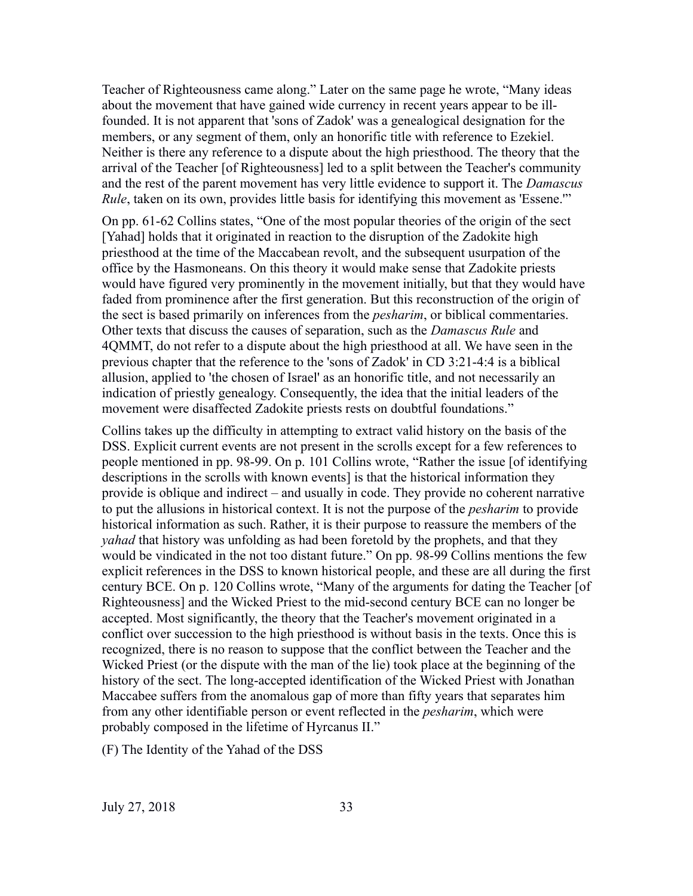Teacher of Righteousness came along." Later on the same page he wrote, "Many ideas about the movement that have gained wide currency in recent years appear to be ill-founded. It is not apparent that 'sons of Zadok' was a genealogical designation for the members, or any segment of them, only an honorific title with reference to Ezekiel. Neither is there any reference to a dispute about the high priesthood. The theory that the arrival of the Teacher [of Righteousness] led to a split between the Teacher's community and the rest of the parent movement has very little evidence to support it. The *Damascus Rule*, taken on its own, provides little basis for identifying this movement as 'Essene.'"

On pp. 61-62 Collins states, "One of the most popular theories of the origin of the sect [Yahad] holds that it originated in reaction to the disruption of the Zadokite high priesthood at the time of the Maccabean revolt, and the subsequent usurpation of the office by the Hasmoneans. On this theory it would make sense that Zadokite priests would have figured very prominently in the movement initially, but that they would have faded from prominence after the first generation. But this reconstruction of the origin of the sect is based primarily on inferences from the *pesharim*, or biblical commentaries. Other texts that discuss the causes of separation, such as the *Damascus Rule* and 4QMMT, do not refer to a dispute about the high priesthood at all. We have seen in the previous chapter that the reference to the 'sons of Zadok' in CD 3:21-4:4 is a biblical allusion, applied to 'the chosen of Israel' as an honorific title, and not necessarily an indication of priestly genealogy. Consequently, the idea that the initial leaders of the movement were disaffected Zadokite priests rests on doubtful foundations."

Collins takes up the difficulty in attempting to extract valid history on the basis of the DSS. Explicit current events are not present in the scrolls except for a few references to people mentioned in pp. 98-99. On p. 101 Collins wrote, "Rather the issue [of identifying descriptions in the scrolls with known events] is that the historical information they provide is oblique and indirect – and usually in code. They provide no coherent narrative to put the allusions in historical context. It is not the purpose of the *pesharim* to provide historical information as such. Rather, it is their purpose to reassure the members of the *yahad* that history was unfolding as had been foretold by the prophets, and that they would be vindicated in the not too distant future." On pp. 98-99 Collins mentions the few explicit references in the DSS to known historical people, and these are all during the first century BCE. On p. 120 Collins wrote, "Many of the arguments for dating the Teacher [of Righteousness] and the Wicked Priest to the mid-second century BCE can no longer be accepted. Most significantly, the theory that the Teacher's movement originated in a conflict over succession to the high priesthood is without basis in the texts. Once this is recognized, there is no reason to suppose that the conflict between the Teacher and the Wicked Priest (or the dispute with the man of the lie) took place at the beginning of the history of the sect. The long-accepted identification of the Wicked Priest with Jonathan Maccabee suffers from the anomalous gap of more than fifty years that separates him from any other identifiable person or event reflected in the *pesharim*, which were probably composed in the lifetime of Hyrcanus II."

(F) The Identity of the Yahad of the DSS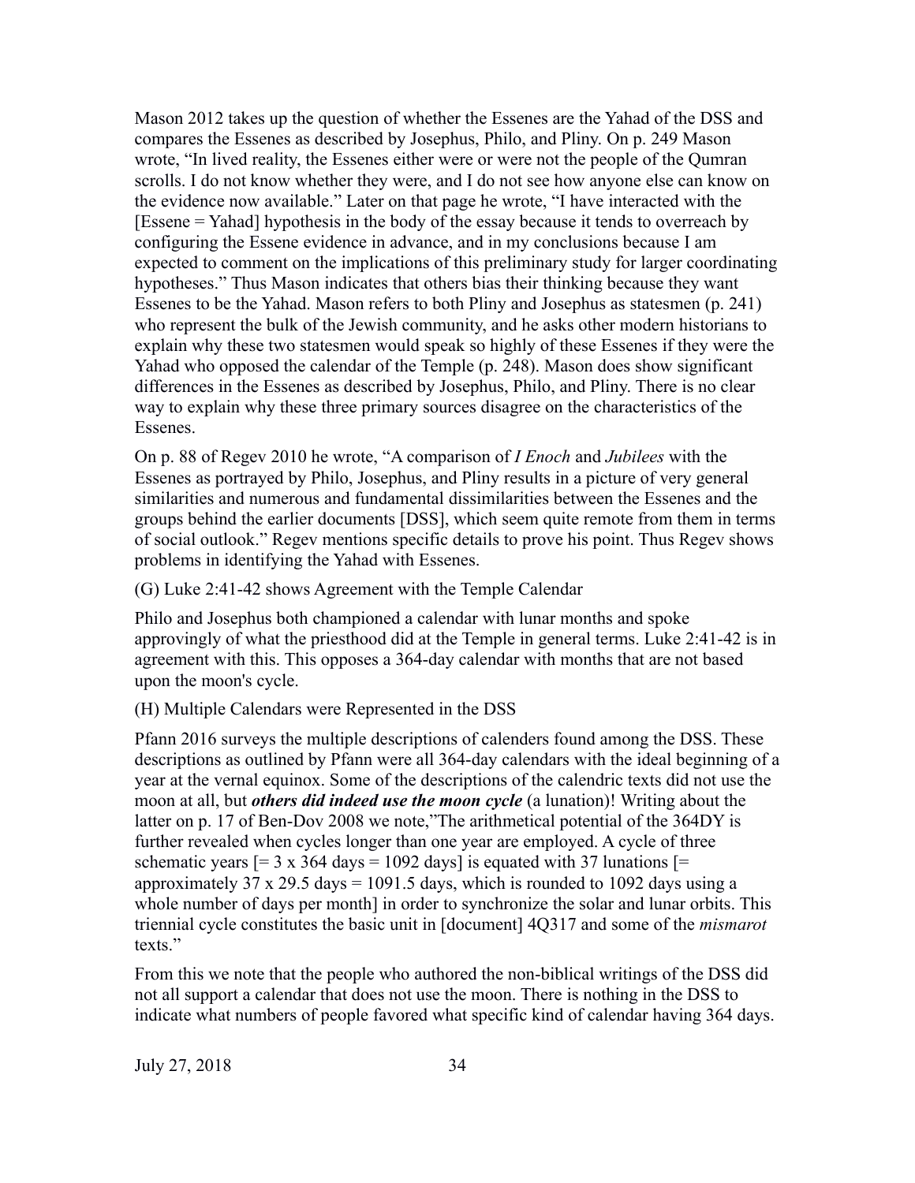Mason 2012 takes up the question of whether the Essenes are the Yahad of the DSS and compares the Essenes as described by Josephus, Philo, and Pliny. On p. 249 Mason wrote, "In lived reality, the Essenes either were or were not the people of the Qumran scrolls. I do not know whether they were, and I do not see how anyone else can know on the evidence now available." Later on that page he wrote, "I have interacted with the [Essene = Yahad] hypothesis in the body of the essay because it tends to overreach by configuring the Essene evidence in advance, and in my conclusions because I am expected to comment on the implications of this preliminary study for larger coordinating hypotheses." Thus Mason indicates that others bias their thinking because they want Essenes to be the Yahad. Mason refers to both Pliny and Josephus as statesmen (p. 241) who represent the bulk of the Jewish community, and he asks other modern historians to explain why these two statesmen would speak so highly of these Essenes if they were the Yahad who opposed the calendar of the Temple (p. 248). Mason does show significant differences in the Essenes as described by Josephus, Philo, and Pliny. There is no clear way to explain why these three primary sources disagree on the characteristics of the Essenes.

On p. 88 of Regev 2010 he wrote, "A comparison of *I Enoch* and *Jubilees* with the Essenes as portrayed by Philo, Josephus, and Pliny results in a picture of very general similarities and numerous and fundamental dissimilarities between the Essenes and the groups behind the earlier documents [DSS], which seem quite remote from them in terms of social outlook." Regev mentions specific details to prove his point. Thus Regev shows problems in identifying the Yahad with Essenes.

(G) Luke 2:41-42 shows Agreement with the Temple Calendar

Philo and Josephus both championed a calendar with lunar months and spoke approvingly of what the priesthood did at the Temple in general terms. Luke 2:41-42 is in agreement with this. This opposes a 364-day calendar with months that are not based upon the moon's cycle.

(H) Multiple Calendars were Represented in the DSS

Pfann 2016 surveys the multiple descriptions of calenders found among the DSS. These descriptions as outlined by Pfann were all 364-day calendars with the ideal beginning of a year at the vernal equinox. Some of the descriptions of the calendric texts did not use the moon at all, but ***others did indeed use the moon cycle*** (a lunation)! Writing about the latter on p. 17 of Ben-Dov 2008 we note,"The arithmetical potential of the 364DY is further revealed when cycles longer than one year are employed. A cycle of three schematic years [= 3 x 364 days = 1092 days] is equated with 37 lunations [= approximately 37 x 29.5 days = 1091.5 days, which is rounded to 1092 days using a whole number of days per month] in order to synchronize the solar and lunar orbits. This triennial cycle constitutes the basic unit in [document] 4Q317 and some of the *mismarot* texts."

From this we note that the people who authored the non-biblical writings of the DSS did not all support a calendar that does not use the moon. There is nothing in the DSS to indicate what numbers of people favored what specific kind of calendar having 364 days.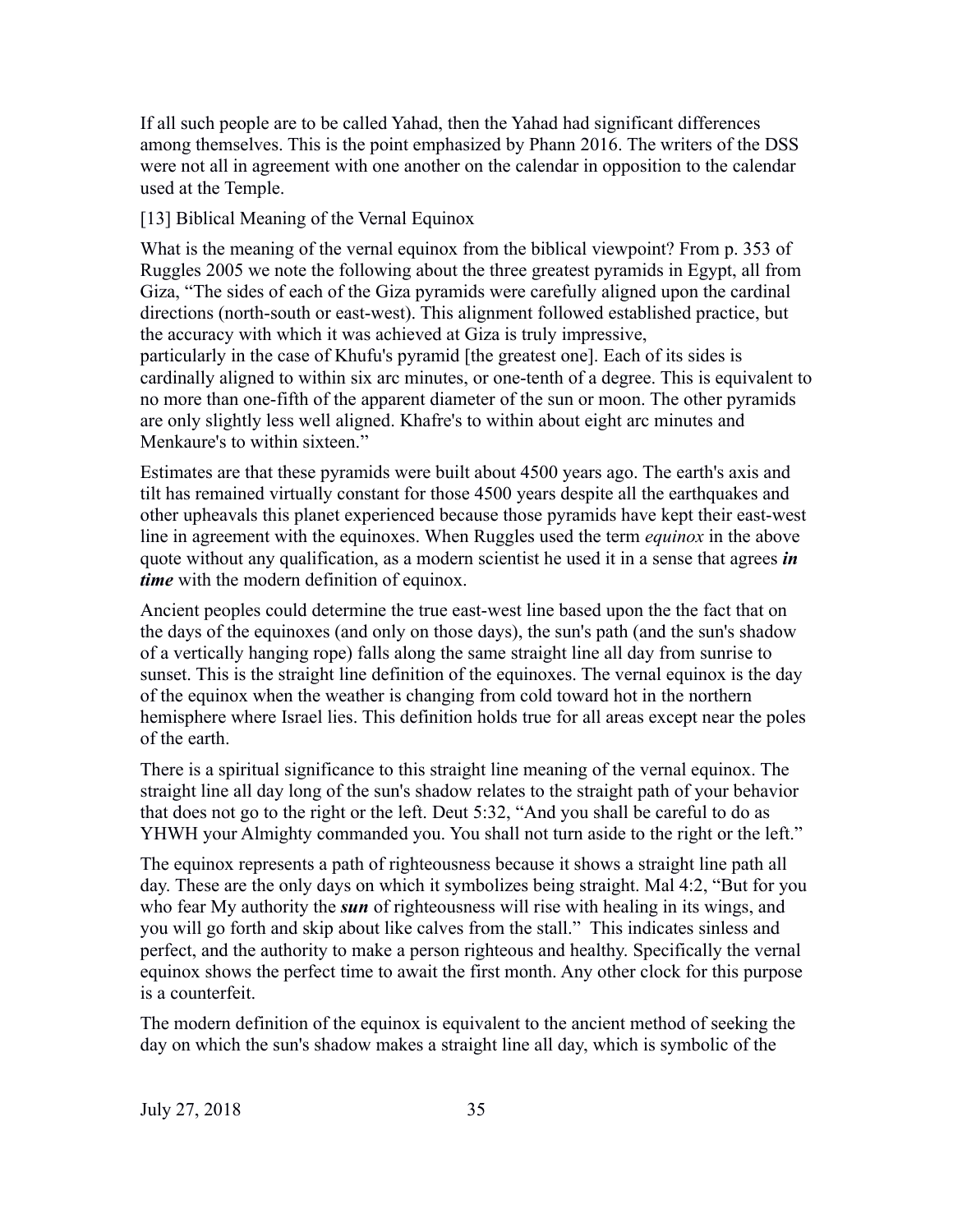If all such people are to be called Yahad, then the Yahad had significant differences among themselves. This is the point emphasized by Phann 2016. The writers of the DSS were not all in agreement with one another on the calendar in opposition to the calendar used at the Temple.

[13] Biblical Meaning of the Vernal Equinox

What is the meaning of the vernal equinox from the biblical viewpoint? From p. 353 of Ruggles 2005 we note the following about the three greatest pyramids in Egypt, all from Giza, "The sides of each of the Giza pyramids were carefully aligned upon the cardinal directions (north-south or east-west). This alignment followed established practice, but the accuracy with which it was achieved at Giza is truly impressive, particularly in the case of Khufu's pyramid [the greatest one]. Each of its sides is cardinally aligned to within six arc minutes, or one-tenth of a degree. This is equivalent to no more than one-fifth of the apparent diameter of the sun or moon. The other pyramids are only slightly less well aligned. Khafre's to within about eight arc minutes and Menkaure's to within sixteen."

Estimates are that these pyramids were built about 4500 years ago. The earth's axis and tilt has remained virtually constant for those 4500 years despite all the earthquakes and other upheavals this planet experienced because those pyramids have kept their east-west line in agreement with the equinoxes. When Ruggles used the term *equinox* in the above quote without any qualification, as a modern scientist he used it in a sense that agrees ***in time*** with the modern definition of equinox.

Ancient peoples could determine the true east-west line based upon the the fact that on the days of the equinoxes (and only on those days), the sun's path (and the sun's shadow of a vertically hanging rope) falls along the same straight line all day from sunrise to sunset. This is the straight line definition of the equinoxes. The vernal equinox is the day of the equinox when the weather is changing from cold toward hot in the northern hemisphere where Israel lies. This definition holds true for all areas except near the poles of the earth.

There is a spiritual significance to this straight line meaning of the vernal equinox. The straight line all day long of the sun's shadow relates to the straight path of your behavior that does not go to the right or the left. Deut 5:32, "And you shall be careful to do as YHWH your Almighty commanded you. You shall not turn aside to the right or the left."

The equinox represents a path of righteousness because it shows a straight line path all day. These are the only days on which it symbolizes being straight. Mal 4:2, "But for you who fear My authority the ***sun*** of righteousness will rise with healing in its wings, and you will go forth and skip about like calves from the stall." This indicates sinless and perfect, and the authority to make a person righteous and healthy. Specifically the vernal equinox shows the perfect time to await the first month. Any other clock for this purpose is a counterfeit.

The modern definition of the equinox is equivalent to the ancient method of seeking the day on which the sun's shadow makes a straight line all day, which is symbolic of the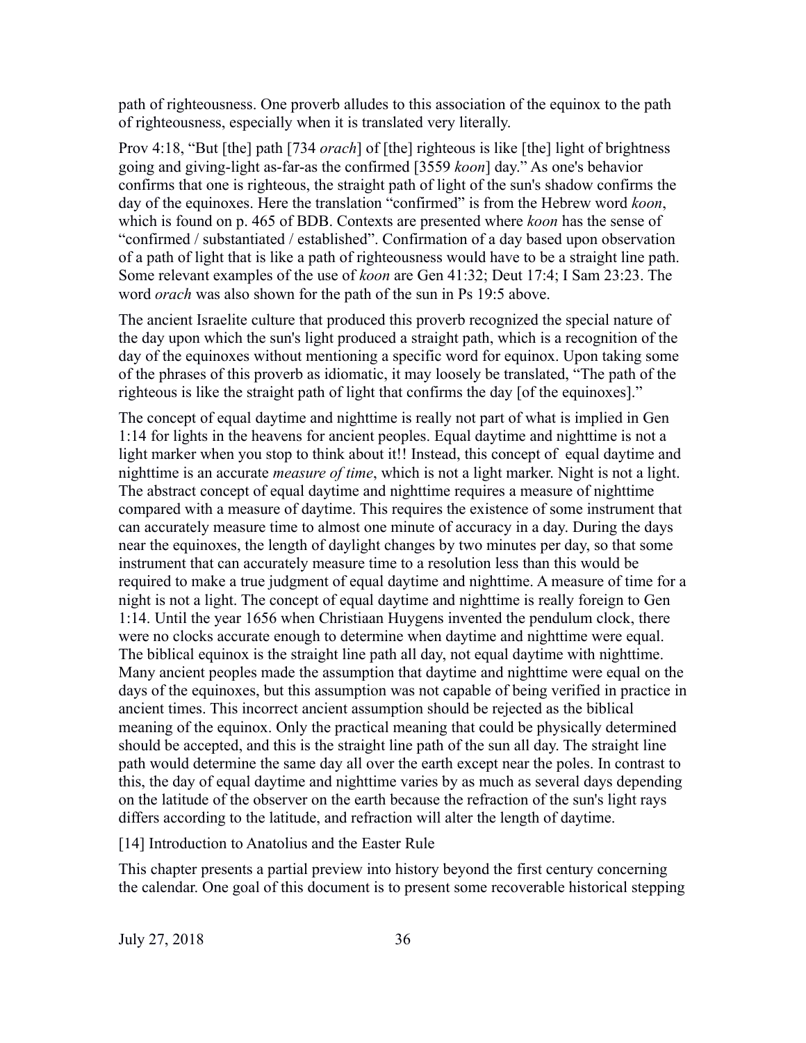path of righteousness. One proverb alludes to this association of the equinox to the path of righteousness, especially when it is translated very literally.

Prov 4:18, "But [the] path [734 *orach*] of [the] righteous is like [the] light of brightness going and giving-light as-far-as the confirmed [3559 *koon*] day." As one's behavior confirms that one is righteous, the straight path of light of the sun's shadow confirms the day of the equinoxes. Here the translation "confirmed" is from the Hebrew word *koon*, which is found on p. 465 of BDB. Contexts are presented where *koon* has the sense of "confirmed / substantiated / established". Confirmation of a day based upon observation of a path of light that is like a path of righteousness would have to be a straight line path. Some relevant examples of the use of *koon* are Gen 41:32; Deut 17:4; I Sam 23:23. The word *orach* was also shown for the path of the sun in Ps 19:5 above.

The ancient Israelite culture that produced this proverb recognized the special nature of the day upon which the sun's light produced a straight path, which is a recognition of the day of the equinoxes without mentioning a specific word for equinox. Upon taking some of the phrases of this proverb as idiomatic, it may loosely be translated, "The path of the righteous is like the straight path of light that confirms the day [of the equinoxes]."

The concept of equal daytime and nighttime is really not part of what is implied in Gen 1:14 for lights in the heavens for ancient peoples. Equal daytime and nighttime is not a light marker when you stop to think about it!! Instead, this concept of equal daytime and nighttime is an accurate *measure of time*, which is not a light marker. Night is not a light. The abstract concept of equal daytime and nighttime requires a measure of nighttime compared with a measure of daytime. This requires the existence of some instrument that can accurately measure time to almost one minute of accuracy in a day. During the days near the equinoxes, the length of daylight changes by two minutes per day, so that some instrument that can accurately measure time to a resolution less than this would be required to make a true judgment of equal daytime and nighttime. A measure of time for a night is not a light. The concept of equal daytime and nighttime is really foreign to Gen 1:14. Until the year 1656 when Christiaan Huygens invented the pendulum clock, there were no clocks accurate enough to determine when daytime and nighttime were equal. The biblical equinox is the straight line path all day, not equal daytime with nighttime. Many ancient peoples made the assumption that daytime and nighttime were equal on the days of the equinoxes, but this assumption was not capable of being verified in practice in ancient times. This incorrect ancient assumption should be rejected as the biblical meaning of the equinox. Only the practical meaning that could be physically determined should be accepted, and this is the straight line path of the sun all day. The straight line path would determine the same day all over the earth except near the poles. In contrast to this, the day of equal daytime and nighttime varies by as much as several days depending on the latitude of the observer on the earth because the refraction of the sun's light rays differs according to the latitude, and refraction will alter the length of daytime.

## [14] Introduction to Anatolius and the Easter Rule

This chapter presents a partial preview into history beyond the first century concerning the calendar. One goal of this document is to present some recoverable historical stepping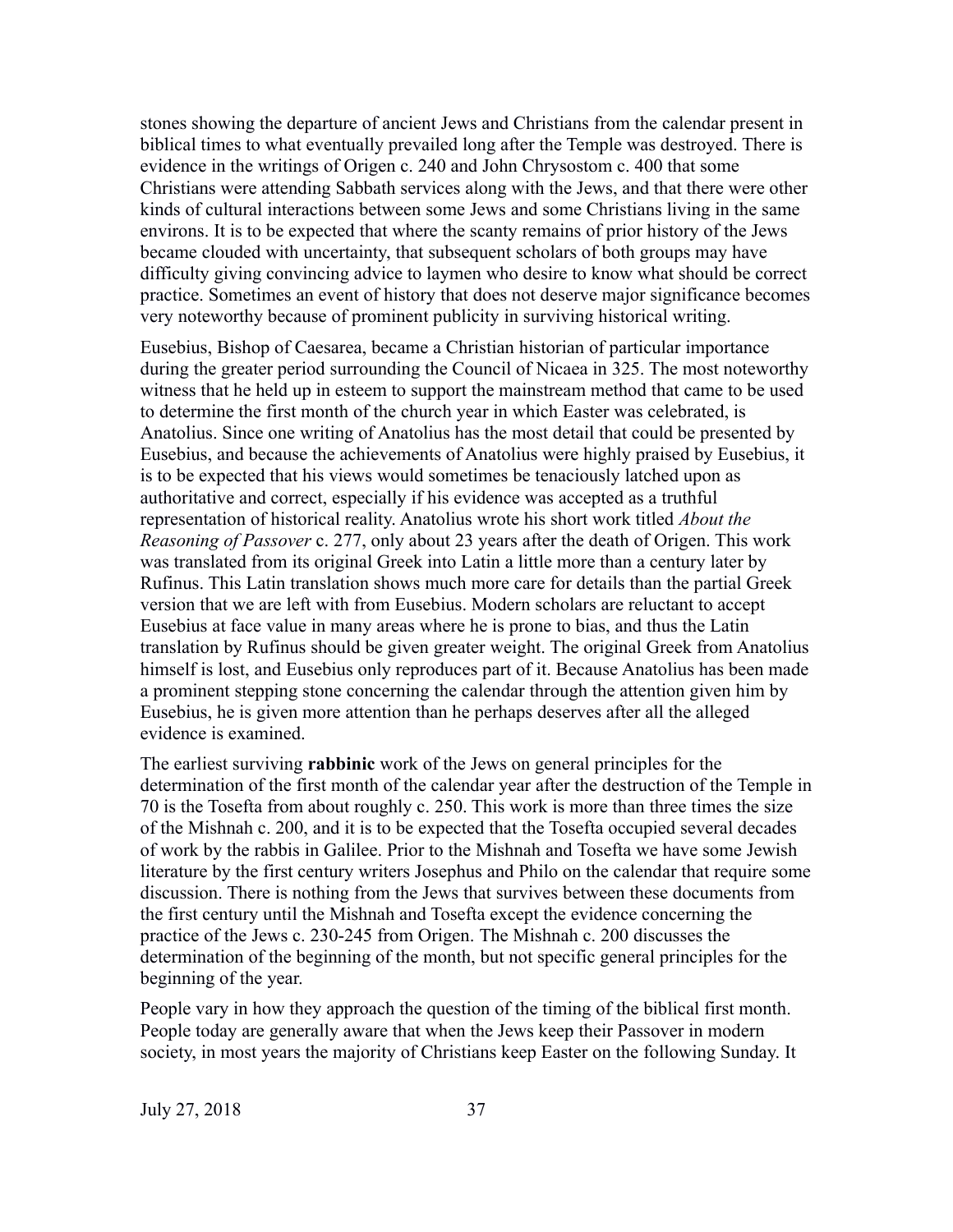stones showing the departure of ancient Jews and Christians from the calendar present in biblical times to what eventually prevailed long after the Temple was destroyed. There is evidence in the writings of Origen c. 240 and John Chrysostom c. 400 that some Christians were attending Sabbath services along with the Jews, and that there were other kinds of cultural interactions between some Jews and some Christians living in the same environs. It is to be expected that where the scanty remains of prior history of the Jews became clouded with uncertainty, that subsequent scholars of both groups may have difficulty giving convincing advice to laymen who desire to know what should be correct practice. Sometimes an event of history that does not deserve major significance becomes very noteworthy because of prominent publicity in surviving historical writing.

Eusebius, Bishop of Caesarea, became a Christian historian of particular importance during the greater period surrounding the Council of Nicaea in 325. The most noteworthy witness that he held up in esteem to support the mainstream method that came to be used to determine the first month of the church year in which Easter was celebrated, is Anatolius. Since one writing of Anatolius has the most detail that could be presented by Eusebius, and because the achievements of Anatolius were highly praised by Eusebius, it is to be expected that his views would sometimes be tenaciously latched upon as authoritative and correct, especially if his evidence was accepted as a truthful representation of historical reality. Anatolius wrote his short work titled *About the Reasoning of Passover* c. 277, only about 23 years after the death of Origen. This work was translated from its original Greek into Latin a little more than a century later by Rufinus. This Latin translation shows much more care for details than the partial Greek version that we are left with from Eusebius. Modern scholars are reluctant to accept Eusebius at face value in many areas where he is prone to bias, and thus the Latin translation by Rufinus should be given greater weight. The original Greek from Anatolius himself is lost, and Eusebius only reproduces part of it. Because Anatolius has been made a prominent stepping stone concerning the calendar through the attention given him by Eusebius, he is given more attention than he perhaps deserves after all the alleged evidence is examined.

The earliest surviving **rabbinic** work of the Jews on general principles for the determination of the first month of the calendar year after the destruction of the Temple in 70 is the Tosefta from about roughly c. 250. This work is more than three times the size of the Mishnah c. 200, and it is to be expected that the Tosefta occupied several decades of work by the rabbis in Galilee. Prior to the Mishnah and Tosefta we have some Jewish literature by the first century writers Josephus and Philo on the calendar that require some discussion. There is nothing from the Jews that survives between these documents from the first century until the Mishnah and Tosefta except the evidence concerning the practice of the Jews c. 230-245 from Origen. The Mishnah c. 200 discusses the determination of the beginning of the month, but not specific general principles for the beginning of the year.

People vary in how they approach the question of the timing of the biblical first month. People today are generally aware that when the Jews keep their Passover in modern society, in most years the majority of Christians keep Easter on the following Sunday. It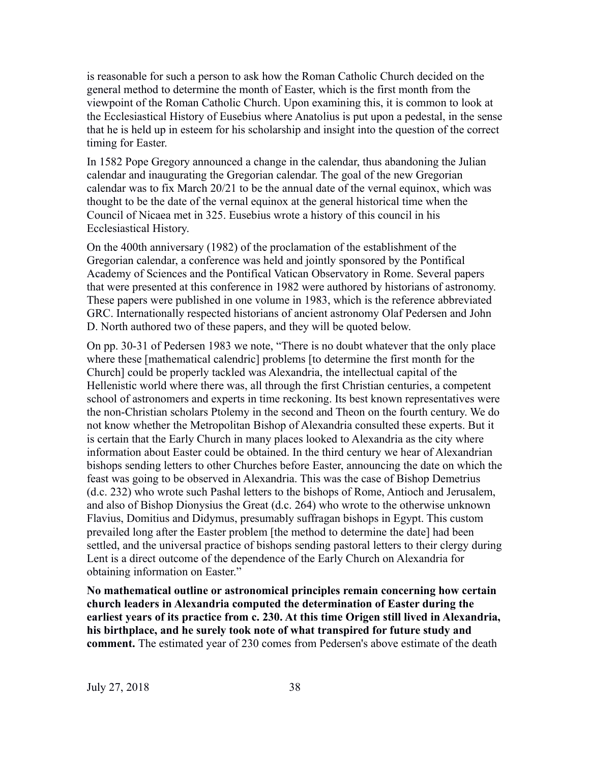is reasonable for such a person to ask how the Roman Catholic Church decided on the general method to determine the month of Easter, which is the first month from the viewpoint of the Roman Catholic Church. Upon examining this, it is common to look at the Ecclesiastical History of Eusebius where Anatolius is put upon a pedestal, in the sense that he is held up in esteem for his scholarship and insight into the question of the correct timing for Easter.

In 1582 Pope Gregory announced a change in the calendar, thus abandoning the Julian calendar and inaugurating the Gregorian calendar. The goal of the new Gregorian calendar was to fix March 20/21 to be the annual date of the vernal equinox, which was thought to be the date of the vernal equinox at the general historical time when the Council of Nicaea met in 325. Eusebius wrote a history of this council in his Ecclesiastical History.

On the 400th anniversary (1982) of the proclamation of the establishment of the Gregorian calendar, a conference was held and jointly sponsored by the Pontifical Academy of Sciences and the Pontifical Vatican Observatory in Rome. Several papers that were presented at this conference in 1982 were authored by historians of astronomy. These papers were published in one volume in 1983, which is the reference abbreviated GRC. Internationally respected historians of ancient astronomy Olaf Pedersen and John D. North authored two of these papers, and they will be quoted below.

On pp. 30-31 of Pedersen 1983 we note, "There is no doubt whatever that the only place where these [mathematical calendric] problems [to determine the first month for the Church] could be properly tackled was Alexandria, the intellectual capital of the Hellenistic world where there was, all through the first Christian centuries, a competent school of astronomers and experts in time reckoning. Its best known representatives were the non-Christian scholars Ptolemy in the second and Theon on the fourth century. We do not know whether the Metropolitan Bishop of Alexandria consulted these experts. But it is certain that the Early Church in many places looked to Alexandria as the city where information about Easter could be obtained. In the third century we hear of Alexandrian bishops sending letters to other Churches before Easter, announcing the date on which the feast was going to be observed in Alexandria. This was the case of Bishop Demetrius (d.c. 232) who wrote such Pashal letters to the bishops of Rome, Antioch and Jerusalem, and also of Bishop Dionysius the Great (d.c. 264) who wrote to the otherwise unknown Flavius, Domitius and Didymus, presumably suffragan bishops in Egypt. This custom prevailed long after the Easter problem [the method to determine the date] had been settled, and the universal practice of bishops sending pastoral letters to their clergy during Lent is a direct outcome of the dependence of the Early Church on Alexandria for obtaining information on Easter."

**No mathematical outline or astronomical principles remain concerning how certain church leaders in Alexandria computed the determination of Easter during the earliest years of its practice from c. 230. At this time Origen still lived in Alexandria, his birthplace, and he surely took note of what transpired for future study and comment.** The estimated year of 230 comes from Pedersen's above estimate of the death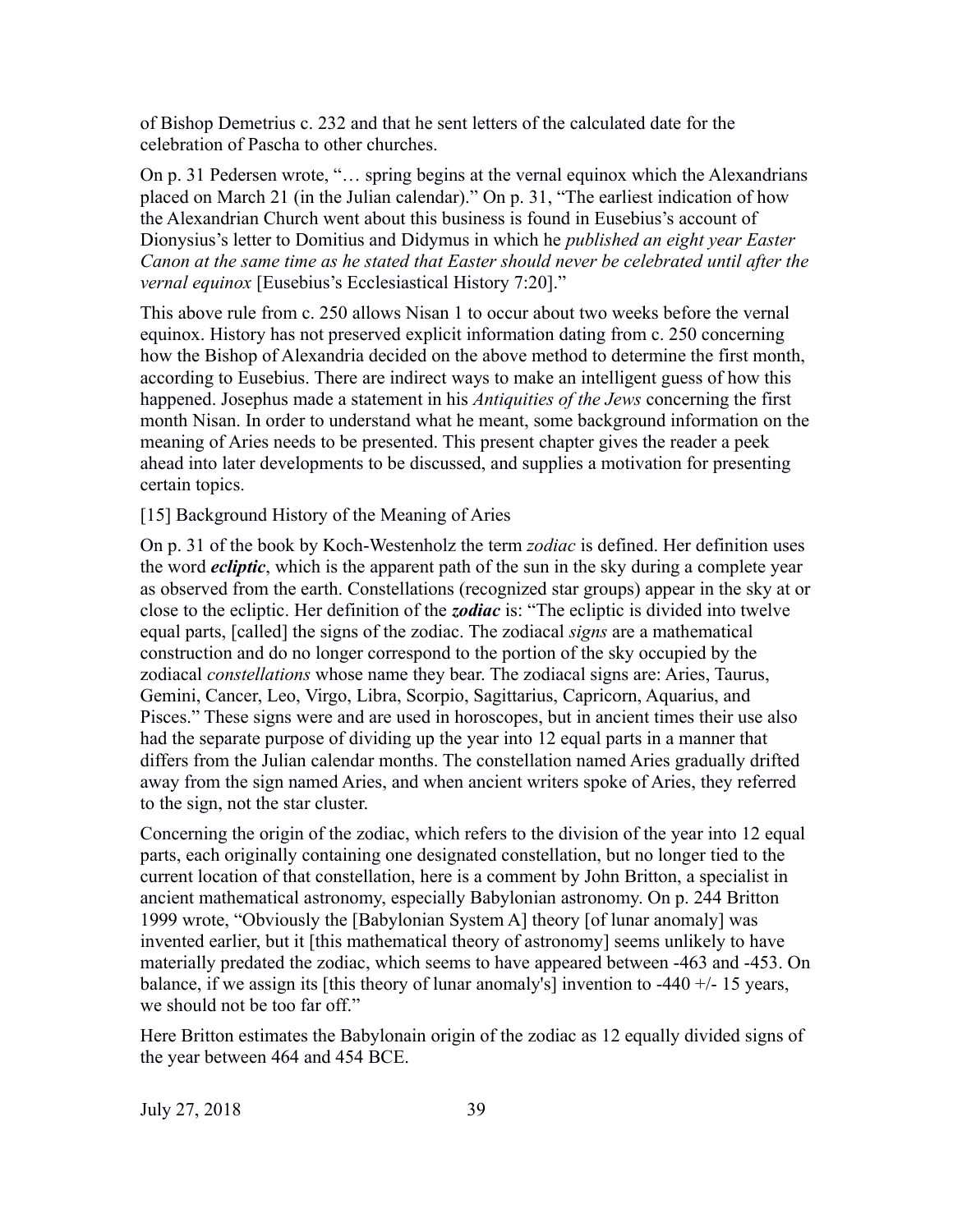of Bishop Demetrius c. 232 and that he sent letters of the calculated date for the celebration of Pascha to other churches.

On p. 31 Pedersen wrote, "… spring begins at the vernal equinox which the Alexandrians placed on March 21 (in the Julian calendar)." On p. 31, "The earliest indication of how the Alexandrian Church went about this business is found in Eusebius's account of Dionysius's letter to Domitius and Didymus in which he *published an eight year Easter Canon at the same time as he stated that Easter should never be celebrated until after the vernal equinox* [Eusebius's Ecclesiastical History 7:20]."

This above rule from c. 250 allows Nisan 1 to occur about two weeks before the vernal equinox. History has not preserved explicit information dating from c. 250 concerning how the Bishop of Alexandria decided on the above method to determine the first month, according to Eusebius. There are indirect ways to make an intelligent guess of how this happened. Josephus made a statement in his *Antiquities of the Jews* concerning the first month Nisan. In order to understand what he meant, some background information on the meaning of Aries needs to be presented. This present chapter gives the reader a peek ahead into later developments to be discussed, and supplies a motivation for presenting certain topics.

[15] Background History of the Meaning of Aries

On p. 31 of the book by Koch-Westenholz the term *zodiac* is defined. Her definition uses the word ***ecliptic***, which is the apparent path of the sun in the sky during a complete year as observed from the earth. Constellations (recognized star groups) appear in the sky at or close to the ecliptic. Her definition of the ***zodiac*** is: "The ecliptic is divided into twelve equal parts, [called] the signs of the zodiac. The zodiacal *signs* are a mathematical construction and do no longer correspond to the portion of the sky occupied by the zodiacal *constellations* whose name they bear. The zodiacal signs are: Aries, Taurus, Gemini, Cancer, Leo, Virgo, Libra, Scorpio, Sagittarius, Capricorn, Aquarius, and Pisces." These signs were and are used in horoscopes, but in ancient times their use also had the separate purpose of dividing up the year into 12 equal parts in a manner that differs from the Julian calendar months. The constellation named Aries gradually drifted away from the sign named Aries, and when ancient writers spoke of Aries, they referred to the sign, not the star cluster.

Concerning the origin of the zodiac, which refers to the division of the year into 12 equal parts, each originally containing one designated constellation, but no longer tied to the current location of that constellation, here is a comment by John Britton, a specialist in ancient mathematical astronomy, especially Babylonian astronomy. On p. 244 Britton 1999 wrote, "Obviously the [Babylonian System A] theory [of lunar anomaly] was invented earlier, but it [this mathematical theory of astronomy] seems unlikely to have materially predated the zodiac, which seems to have appeared between -463 and -453. On balance, if we assign its [this theory of lunar anomaly's] invention to -440 +/- 15 years, we should not be too far off."

Here Britton estimates the Babylonain origin of the zodiac as 12 equally divided signs of the year between 464 and 454 BCE.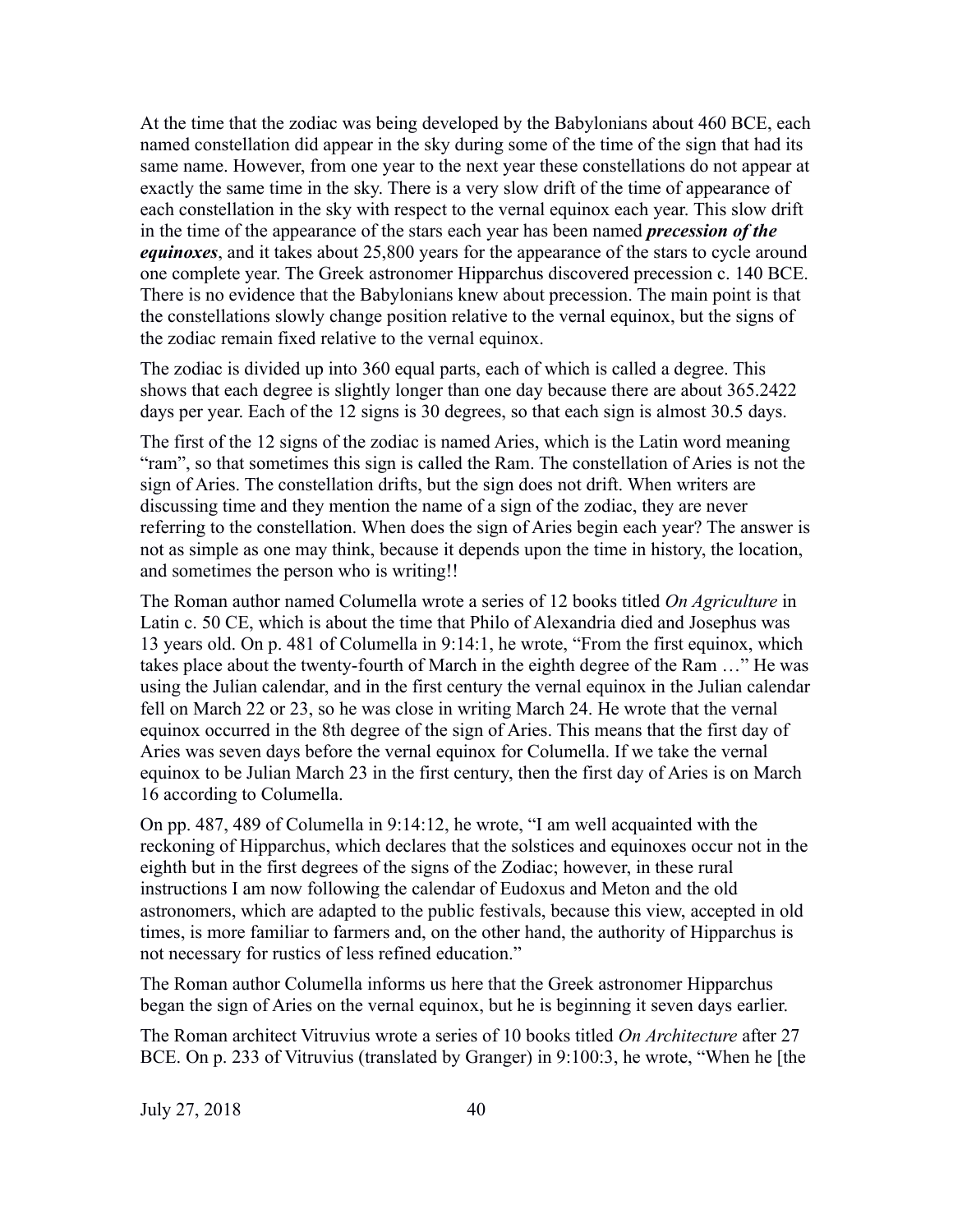At the time that the zodiac was being developed by the Babylonians about 460 BCE, each named constellation did appear in the sky during some of the time of the sign that had its same name. However, from one year to the next year these constellations do not appear at exactly the same time in the sky. There is a very slow drift of the time of appearance of each constellation in the sky with respect to the vernal equinox each year. This slow drift in the time of the appearance of the stars each year has been named ***precession of the equinoxes***, and it takes about 25,800 years for the appearance of the stars to cycle around one complete year. The Greek astronomer Hipparchus discovered precession c. 140 BCE. There is no evidence that the Babylonians knew about precession. The main point is that the constellations slowly change position relative to the vernal equinox, but the signs of the zodiac remain fixed relative to the vernal equinox.

The zodiac is divided up into 360 equal parts, each of which is called a degree. This shows that each degree is slightly longer than one day because there are about 365.2422 days per year. Each of the 12 signs is 30 degrees, so that each sign is almost 30.5 days.

The first of the 12 signs of the zodiac is named Aries, which is the Latin word meaning "ram", so that sometimes this sign is called the Ram. The constellation of Aries is not the sign of Aries. The constellation drifts, but the sign does not drift. When writers are discussing time and they mention the name of a sign of the zodiac, they are never referring to the constellation. When does the sign of Aries begin each year? The answer is not as simple as one may think, because it depends upon the time in history, the location, and sometimes the person who is writing!!

The Roman author named Columella wrote a series of 12 books titled *On Agriculture* in Latin c. 50 CE, which is about the time that Philo of Alexandria died and Josephus was 13 years old. On p. 481 of Columella in 9:14:1, he wrote, "From the first equinox, which takes place about the twenty-fourth of March in the eighth degree of the Ram …" He was using the Julian calendar, and in the first century the vernal equinox in the Julian calendar fell on March 22 or 23, so he was close in writing March 24. He wrote that the vernal equinox occurred in the 8th degree of the sign of Aries. This means that the first day of Aries was seven days before the vernal equinox for Columella. If we take the vernal equinox to be Julian March 23 in the first century, then the first day of Aries is on March 16 according to Columella.

On pp. 487, 489 of Columella in 9:14:12, he wrote, "I am well acquainted with the reckoning of Hipparchus, which declares that the solstices and equinoxes occur not in the eighth but in the first degrees of the signs of the Zodiac; however, in these rural instructions I am now following the calendar of Eudoxus and Meton and the old astronomers, which are adapted to the public festivals, because this view, accepted in old times, is more familiar to farmers and, on the other hand, the authority of Hipparchus is not necessary for rustics of less refined education."

The Roman author Columella informs us here that the Greek astronomer Hipparchus began the sign of Aries on the vernal equinox, but he is beginning it seven days earlier.

The Roman architect Vitruvius wrote a series of 10 books titled *On Architecture* after 27 BCE. On p. 233 of Vitruvius (translated by Granger) in 9:100:3, he wrote, "When he [the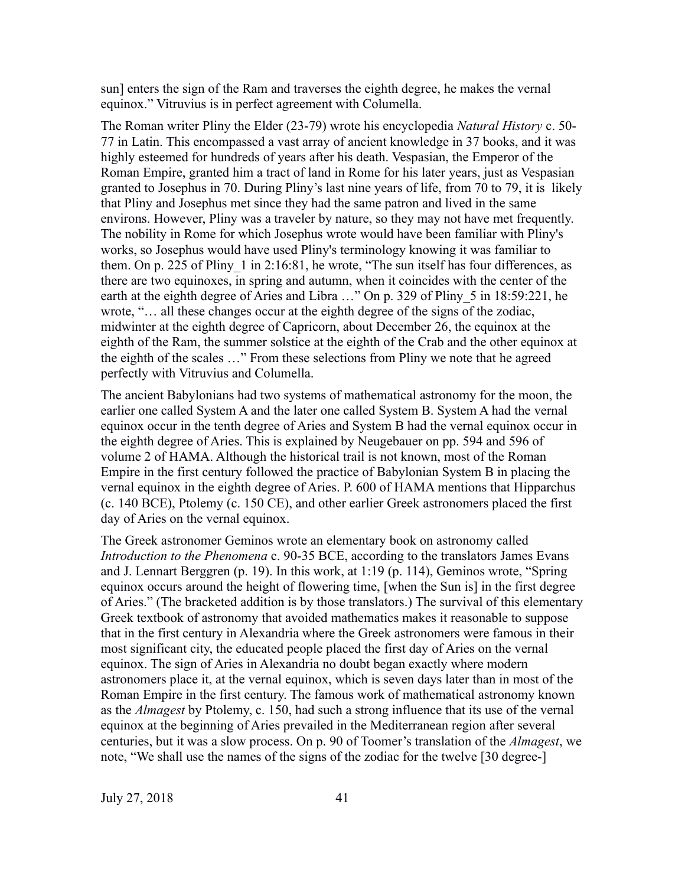sun] enters the sign of the Ram and traverses the eighth degree, he makes the vernal equinox." Vitruvius is in perfect agreement with Columella.

The Roman writer Pliny the Elder (23-79) wrote his encyclopedia *Natural History* c. 50-77 in Latin. This encompassed a vast array of ancient knowledge in 37 books, and it was highly esteemed for hundreds of years after his death. Vespasian, the Emperor of the Roman Empire, granted him a tract of land in Rome for his later years, just as Vespasian granted to Josephus in 70. During Pliny's last nine years of life, from 70 to 79, it is likely that Pliny and Josephus met since they had the same patron and lived in the same environs. However, Pliny was a traveler by nature, so they may not have met frequently. The nobility in Rome for which Josephus wrote would have been familiar with Pliny's works, so Josephus would have used Pliny's terminology knowing it was familiar to them. On p. 225 of Pliny_1 in 2:16:81, he wrote, "The sun itself has four differences, as there are two equinoxes, in spring and autumn, when it coincides with the center of the earth at the eighth degree of Aries and Libra …" On p. 329 of Pliny_5 in 18:59:221, he wrote, "… all these changes occur at the eighth degree of the signs of the zodiac, midwinter at the eighth degree of Capricorn, about December 26, the equinox at the eighth of the Ram, the summer solstice at the eighth of the Crab and the other equinox at the eighth of the scales …" From these selections from Pliny we note that he agreed perfectly with Vitruvius and Columella.

The ancient Babylonians had two systems of mathematical astronomy for the moon, the earlier one called System A and the later one called System B. System A had the vernal equinox occur in the tenth degree of Aries and System B had the vernal equinox occur in the eighth degree of Aries. This is explained by Neugebauer on pp. 594 and 596 of volume 2 of HAMA. Although the historical trail is not known, most of the Roman Empire in the first century followed the practice of Babylonian System B in placing the vernal equinox in the eighth degree of Aries. P. 600 of HAMA mentions that Hipparchus (c. 140 BCE), Ptolemy (c. 150 CE), and other earlier Greek astronomers placed the first day of Aries on the vernal equinox.

The Greek astronomer Geminos wrote an elementary book on astronomy called *Introduction to the Phenomena* c. 90-35 BCE, according to the translators James Evans and J. Lennart Berggren (p. 19). In this work, at 1:19 (p. 114), Geminos wrote, "Spring equinox occurs around the height of flowering time, [when the Sun is] in the first degree of Aries." (The bracketed addition is by those translators.) The survival of this elementary Greek textbook of astronomy that avoided mathematics makes it reasonable to suppose that in the first century in Alexandria where the Greek astronomers were famous in their most significant city, the educated people placed the first day of Aries on the vernal equinox. The sign of Aries in Alexandria no doubt began exactly where modern astronomers place it, at the vernal equinox, which is seven days later than in most of the Roman Empire in the first century. The famous work of mathematical astronomy known as the *Almagest* by Ptolemy, c. 150, had such a strong influence that its use of the vernal equinox at the beginning of Aries prevailed in the Mediterranean region after several centuries, but it was a slow process. On p. 90 of Toomer's translation of the *Almagest*, we note, "We shall use the names of the signs of the zodiac for the twelve [30 degree-]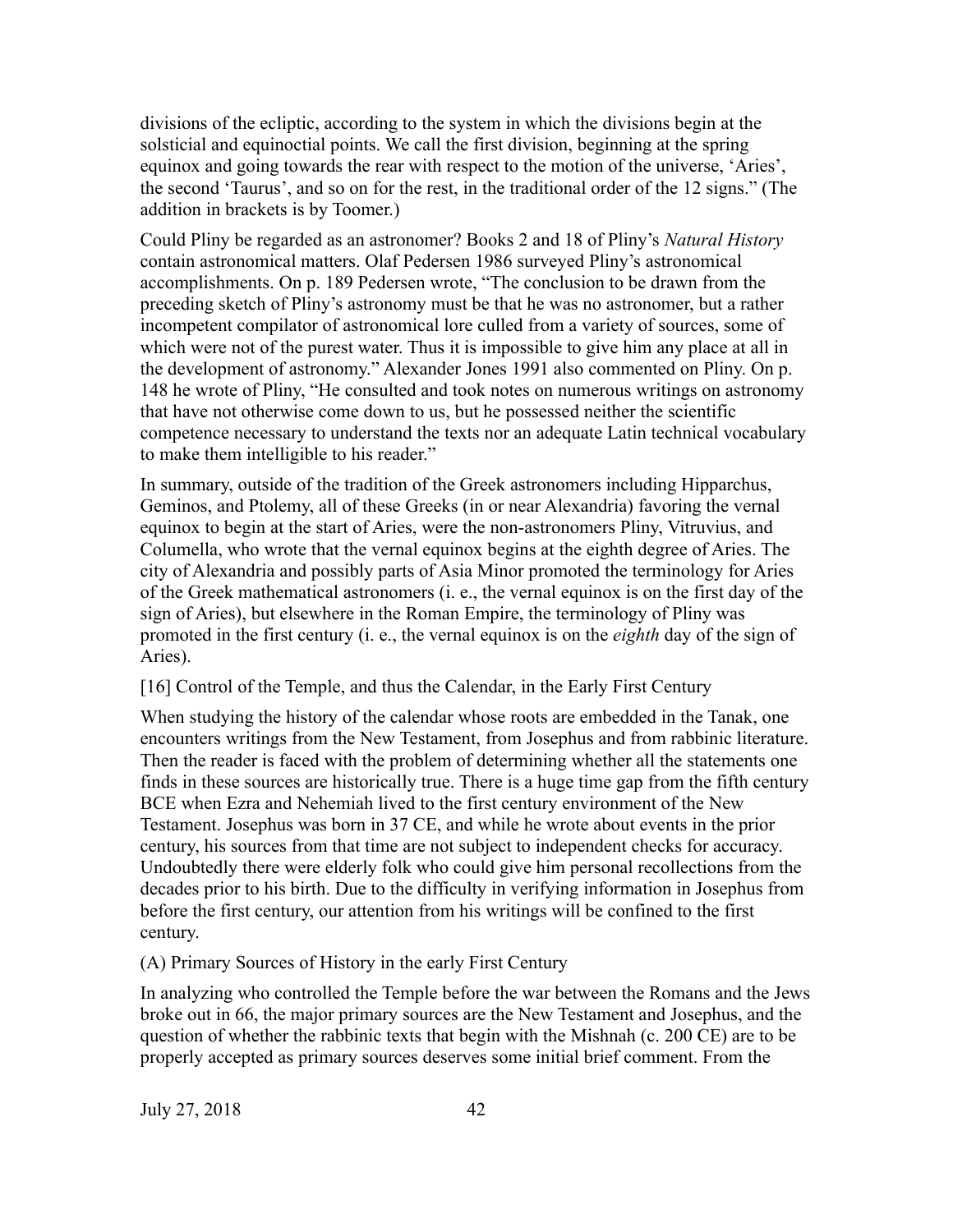divisions of the ecliptic, according to the system in which the divisions begin at the solsticial and equinoctial points. We call the first division, beginning at the spring equinox and going towards the rear with respect to the motion of the universe, 'Aries', the second 'Taurus', and so on for the rest, in the traditional order of the 12 signs." (The addition in brackets is by Toomer.)

Could Pliny be regarded as an astronomer? Books 2 and 18 of Pliny's *Natural History* contain astronomical matters. Olaf Pedersen 1986 surveyed Pliny's astronomical accomplishments. On p. 189 Pedersen wrote, "The conclusion to be drawn from the preceding sketch of Pliny's astronomy must be that he was no astronomer, but a rather incompetent compilator of astronomical lore culled from a variety of sources, some of which were not of the purest water. Thus it is impossible to give him any place at all in the development of astronomy." Alexander Jones 1991 also commented on Pliny. On p. 148 he wrote of Pliny, "He consulted and took notes on numerous writings on astronomy that have not otherwise come down to us, but he possessed neither the scientific competence necessary to understand the texts nor an adequate Latin technical vocabulary to make them intelligible to his reader."

In summary, outside of the tradition of the Greek astronomers including Hipparchus, Geminos, and Ptolemy, all of these Greeks (in or near Alexandria) favoring the vernal equinox to begin at the start of Aries, were the non-astronomers Pliny, Vitruvius, and Columella, who wrote that the vernal equinox begins at the eighth degree of Aries. The city of Alexandria and possibly parts of Asia Minor promoted the terminology for Aries of the Greek mathematical astronomers (i. e., the vernal equinox is on the first day of the sign of Aries), but elsewhere in the Roman Empire, the terminology of Pliny was promoted in the first century (i. e., the vernal equinox is on the *eighth* day of the sign of Aries).

## [16] Control of the Temple, and thus the Calendar, in the Early First Century

When studying the history of the calendar whose roots are embedded in the Tanak, one encounters writings from the New Testament, from Josephus and from rabbinic literature. Then the reader is faced with the problem of determining whether all the statements one finds in these sources are historically true. There is a huge time gap from the fifth century BCE when Ezra and Nehemiah lived to the first century environment of the New Testament. Josephus was born in 37 CE, and while he wrote about events in the prior century, his sources from that time are not subject to independent checks for accuracy. Undoubtedly there were elderly folk who could give him personal recollections from the decades prior to his birth. Due to the difficulty in verifying information in Josephus from before the first century, our attention from his writings will be confined to the first century.

### (A) Primary Sources of History in the early First Century

In analyzing who controlled the Temple before the war between the Romans and the Jews broke out in 66, the major primary sources are the New Testament and Josephus, and the question of whether the rabbinic texts that begin with the Mishnah (c. 200 CE) are to be properly accepted as primary sources deserves some initial brief comment. From the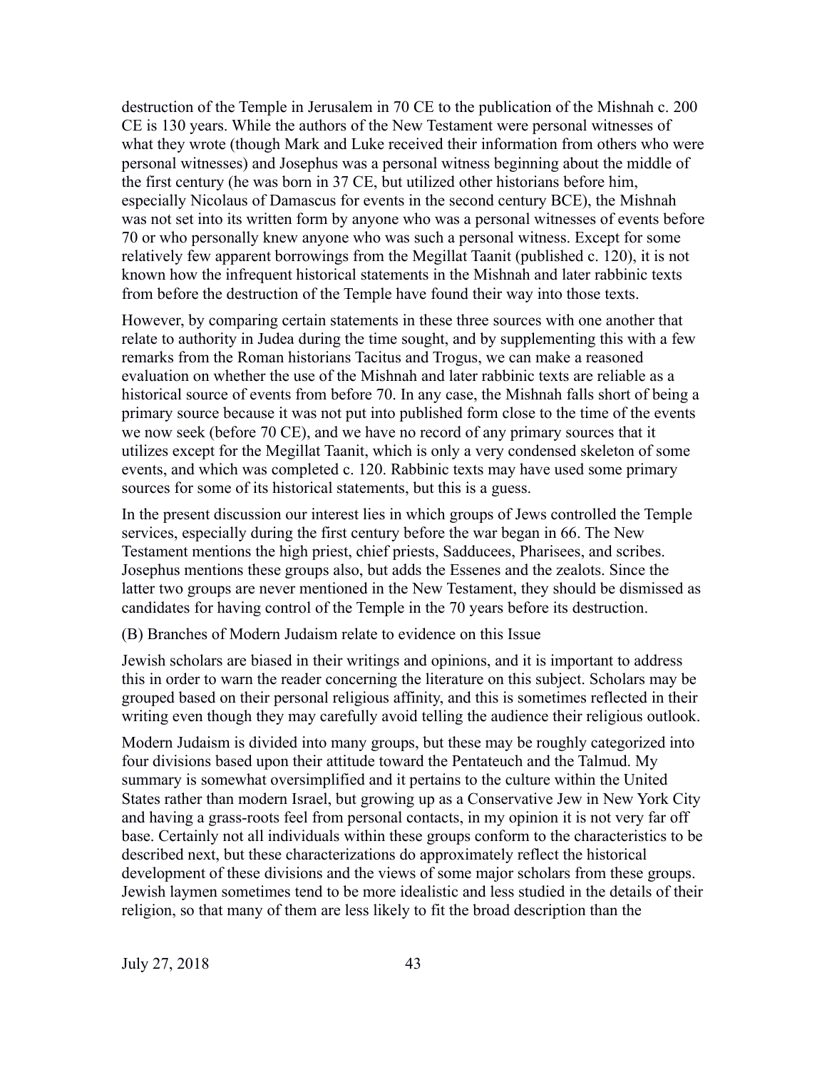destruction of the Temple in Jerusalem in 70 CE to the publication of the Mishnah c. 200 CE is 130 years. While the authors of the New Testament were personal witnesses of what they wrote (though Mark and Luke received their information from others who were personal witnesses) and Josephus was a personal witness beginning about the middle of the first century (he was born in 37 CE, but utilized other historians before him, especially Nicolaus of Damascus for events in the second century BCE), the Mishnah was not set into its written form by anyone who was a personal witnesses of events before 70 or who personally knew anyone who was such a personal witness. Except for some relatively few apparent borrowings from the Megillat Taanit (published c. 120), it is not known how the infrequent historical statements in the Mishnah and later rabbinic texts from before the destruction of the Temple have found their way into those texts.

However, by comparing certain statements in these three sources with one another that relate to authority in Judea during the time sought, and by supplementing this with a few remarks from the Roman historians Tacitus and Trogus, we can make a reasoned evaluation on whether the use of the Mishnah and later rabbinic texts are reliable as a historical source of events from before 70. In any case, the Mishnah falls short of being a primary source because it was not put into published form close to the time of the events we now seek (before 70 CE), and we have no record of any primary sources that it utilizes except for the Megillat Taanit, which is only a very condensed skeleton of some events, and which was completed c. 120. Rabbinic texts may have used some primary sources for some of its historical statements, but this is a guess.

In the present discussion our interest lies in which groups of Jews controlled the Temple services, especially during the first century before the war began in 66. The New Testament mentions the high priest, chief priests, Sadducees, Pharisees, and scribes. Josephus mentions these groups also, but adds the Essenes and the zealots. Since the latter two groups are never mentioned in the New Testament, they should be dismissed as candidates for having control of the Temple in the 70 years before its destruction.

(B) Branches of Modern Judaism relate to evidence on this Issue

Jewish scholars are biased in their writings and opinions, and it is important to address this in order to warn the reader concerning the literature on this subject. Scholars may be grouped based on their personal religious affinity, and this is sometimes reflected in their writing even though they may carefully avoid telling the audience their religious outlook.

Modern Judaism is divided into many groups, but these may be roughly categorized into four divisions based upon their attitude toward the Pentateuch and the Talmud. My summary is somewhat oversimplified and it pertains to the culture within the United States rather than modern Israel, but growing up as a Conservative Jew in New York City and having a grass-roots feel from personal contacts, in my opinion it is not very far off base. Certainly not all individuals within these groups conform to the characteristics to be described next, but these characterizations do approximately reflect the historical development of these divisions and the views of some major scholars from these groups. Jewish laymen sometimes tend to be more idealistic and less studied in the details of their religion, so that many of them are less likely to fit the broad description than the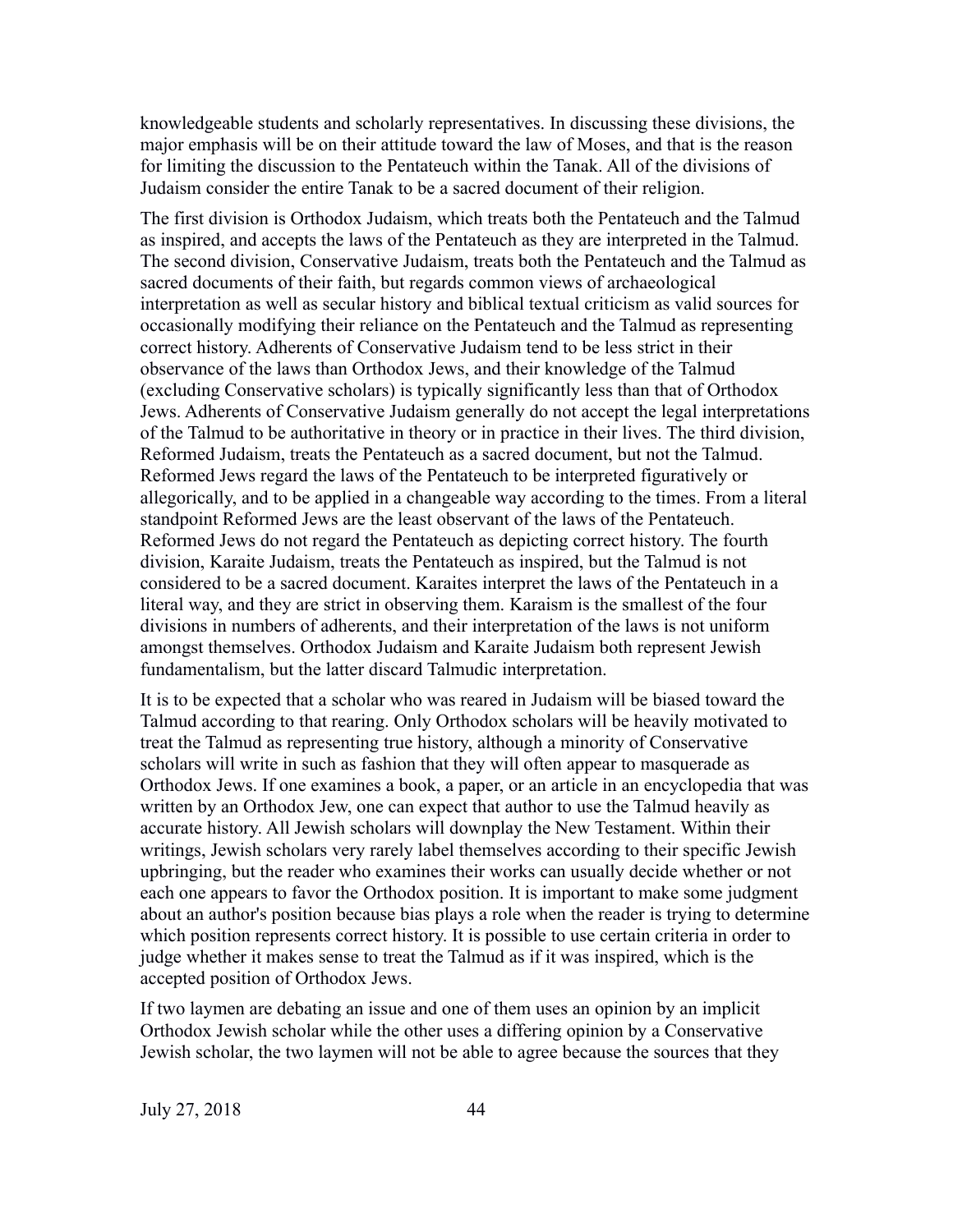knowledgeable students and scholarly representatives. In discussing these divisions, the major emphasis will be on their attitude toward the law of Moses, and that is the reason for limiting the discussion to the Pentateuch within the Tanak. All of the divisions of Judaism consider the entire Tanak to be a sacred document of their religion.

The first division is Orthodox Judaism, which treats both the Pentateuch and the Talmud as inspired, and accepts the laws of the Pentateuch as they are interpreted in the Talmud. The second division, Conservative Judaism, treats both the Pentateuch and the Talmud as sacred documents of their faith, but regards common views of archaeological interpretation as well as secular history and biblical textual criticism as valid sources for occasionally modifying their reliance on the Pentateuch and the Talmud as representing correct history. Adherents of Conservative Judaism tend to be less strict in their observance of the laws than Orthodox Jews, and their knowledge of the Talmud (excluding Conservative scholars) is typically significantly less than that of Orthodox Jews. Adherents of Conservative Judaism generally do not accept the legal interpretations of the Talmud to be authoritative in theory or in practice in their lives. The third division, Reformed Judaism, treats the Pentateuch as a sacred document, but not the Talmud. Reformed Jews regard the laws of the Pentateuch to be interpreted figuratively or allegorically, and to be applied in a changeable way according to the times. From a literal standpoint Reformed Jews are the least observant of the laws of the Pentateuch. Reformed Jews do not regard the Pentateuch as depicting correct history. The fourth division, Karaite Judaism, treats the Pentateuch as inspired, but the Talmud is not considered to be a sacred document. Karaites interpret the laws of the Pentateuch in a literal way, and they are strict in observing them. Karaism is the smallest of the four divisions in numbers of adherents, and their interpretation of the laws is not uniform amongst themselves. Orthodox Judaism and Karaite Judaism both represent Jewish fundamentalism, but the latter discard Talmudic interpretation.

It is to be expected that a scholar who was reared in Judaism will be biased toward the Talmud according to that rearing. Only Orthodox scholars will be heavily motivated to treat the Talmud as representing true history, although a minority of Conservative scholars will write in such as fashion that they will often appear to masquerade as Orthodox Jews. If one examines a book, a paper, or an article in an encyclopedia that was written by an Orthodox Jew, one can expect that author to use the Talmud heavily as accurate history. All Jewish scholars will downplay the New Testament. Within their writings, Jewish scholars very rarely label themselves according to their specific Jewish upbringing, but the reader who examines their works can usually decide whether or not each one appears to favor the Orthodox position. It is important to make some judgment about an author's position because bias plays a role when the reader is trying to determine which position represents correct history. It is possible to use certain criteria in order to judge whether it makes sense to treat the Talmud as if it was inspired, which is the accepted position of Orthodox Jews.

If two laymen are debating an issue and one of them uses an opinion by an implicit Orthodox Jewish scholar while the other uses a differing opinion by a Conservative Jewish scholar, the two laymen will not be able to agree because the sources that they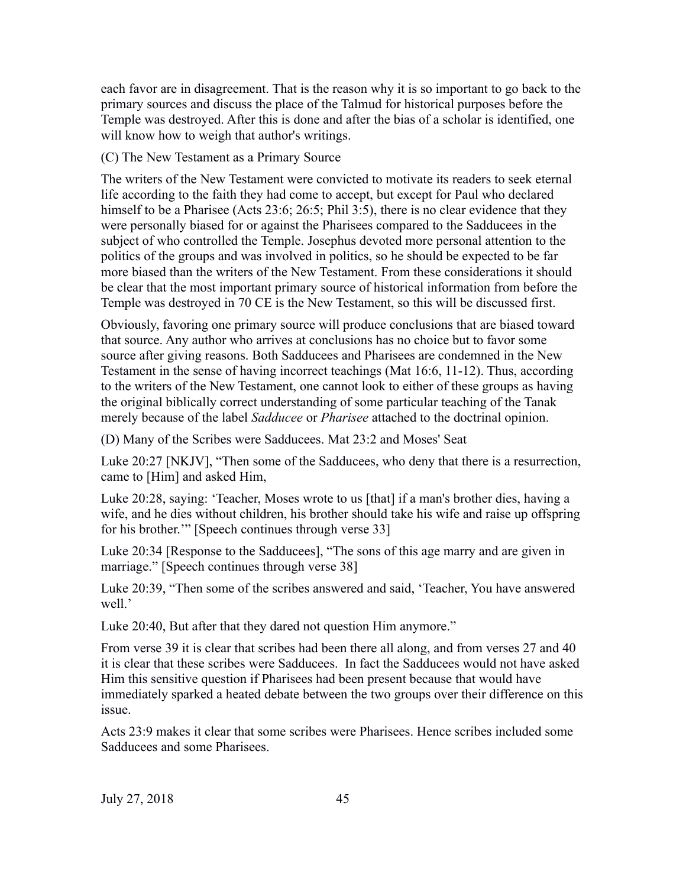each favor are in disagreement. That is the reason why it is so important to go back to the primary sources and discuss the place of the Talmud for historical purposes before the Temple was destroyed. After this is done and after the bias of a scholar is identified, one will know how to weigh that author's writings.

(C) The New Testament as a Primary Source

The writers of the New Testament were convicted to motivate its readers to seek eternal life according to the faith they had come to accept, but except for Paul who declared himself to be a Pharisee (Acts 23:6; 26:5; Phil 3:5), there is no clear evidence that they were personally biased for or against the Pharisees compared to the Sadducees in the subject of who controlled the Temple. Josephus devoted more personal attention to the politics of the groups and was involved in politics, so he should be expected to be far more biased than the writers of the New Testament. From these considerations it should be clear that the most important primary source of historical information from before the Temple was destroyed in 70 CE is the New Testament, so this will be discussed first.

Obviously, favoring one primary source will produce conclusions that are biased toward that source. Any author who arrives at conclusions has no choice but to favor some source after giving reasons. Both Sadducees and Pharisees are condemned in the New Testament in the sense of having incorrect teachings (Mat 16:6, 11-12). Thus, according to the writers of the New Testament, one cannot look to either of these groups as having the original biblically correct understanding of some particular teaching of the Tanak merely because of the label *Sadducee* or *Pharisee* attached to the doctrinal opinion.

(D) Many of the Scribes were Sadducees. Mat 23:2 and Moses' Seat

Luke 20:27 [NKJV], "Then some of the Sadducees, who deny that there is a resurrection, came to [Him] and asked Him,

Luke 20:28, saying: 'Teacher, Moses wrote to us [that] if a man's brother dies, having a wife, and he dies without children, his brother should take his wife and raise up offspring for his brother.'" [Speech continues through verse 33]

Luke 20:34 [Response to the Sadducees], "The sons of this age marry and are given in marriage." [Speech continues through verse 38]

Luke 20:39, "Then some of the scribes answered and said, 'Teacher, You have answered well.'

Luke 20:40, But after that they dared not question Him anymore."

From verse 39 it is clear that scribes had been there all along, and from verses 27 and 40 it is clear that these scribes were Sadducees. In fact the Sadducees would not have asked Him this sensitive question if Pharisees had been present because that would have immediately sparked a heated debate between the two groups over their difference on this issue.

Acts 23:9 makes it clear that some scribes were Pharisees. Hence scribes included some Sadducees and some Pharisees.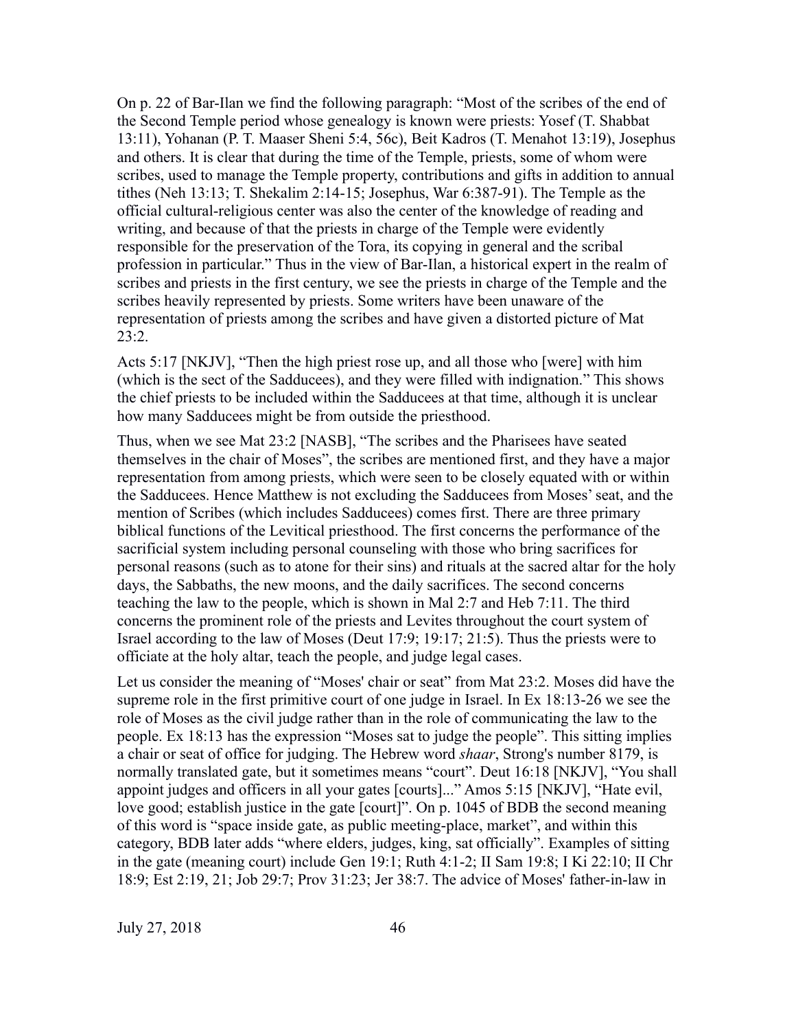On p. 22 of Bar-Ilan we find the following paragraph: "Most of the scribes of the end of the Second Temple period whose genealogy is known were priests: Yosef (T. Shabbat 13:11), Yohanan (P. T. Maaser Sheni 5:4, 56c), Beit Kadros (T. Menahot 13:19), Josephus and others. It is clear that during the time of the Temple, priests, some of whom were scribes, used to manage the Temple property, contributions and gifts in addition to annual tithes (Neh 13:13; T. Shekalim 2:14-15; Josephus, War 6:387-91). The Temple as the official cultural-religious center was also the center of the knowledge of reading and writing, and because of that the priests in charge of the Temple were evidently responsible for the preservation of the Tora, its copying in general and the scribal profession in particular." Thus in the view of Bar-Ilan, a historical expert in the realm of scribes and priests in the first century, we see the priests in charge of the Temple and the scribes heavily represented by priests. Some writers have been unaware of the representation of priests among the scribes and have given a distorted picture of Mat 23:2.

Acts 5:17 [NKJV], "Then the high priest rose up, and all those who [were] with him (which is the sect of the Sadducees), and they were filled with indignation." This shows the chief priests to be included within the Sadducees at that time, although it is unclear how many Sadducees might be from outside the priesthood.

Thus, when we see Mat 23:2 [NASB], "The scribes and the Pharisees have seated themselves in the chair of Moses", the scribes are mentioned first, and they have a major representation from among priests, which were seen to be closely equated with or within the Sadducees. Hence Matthew is not excluding the Sadducees from Moses' seat, and the mention of Scribes (which includes Sadducees) comes first. There are three primary biblical functions of the Levitical priesthood. The first concerns the performance of the sacrificial system including personal counseling with those who bring sacrifices for personal reasons (such as to atone for their sins) and rituals at the sacred altar for the holy days, the Sabbaths, the new moons, and the daily sacrifices. The second concerns teaching the law to the people, which is shown in Mal 2:7 and Heb 7:11. The third concerns the prominent role of the priests and Levites throughout the court system of Israel according to the law of Moses (Deut 17:9; 19:17; 21:5). Thus the priests were to officiate at the holy altar, teach the people, and judge legal cases.

Let us consider the meaning of "Moses' chair or seat" from Mat 23:2. Moses did have the supreme role in the first primitive court of one judge in Israel. In Ex 18:13-26 we see the role of Moses as the civil judge rather than in the role of communicating the law to the people. Ex 18:13 has the expression "Moses sat to judge the people". This sitting implies a chair or seat of office for judging. The Hebrew word *shaar*, Strong's number 8179, is normally translated gate, but it sometimes means "court". Deut 16:18 [NKJV], "You shall appoint judges and officers in all your gates [courts]..." Amos 5:15 [NKJV], "Hate evil, love good; establish justice in the gate [court]". On p. 1045 of BDB the second meaning of this word is "space inside gate, as public meeting-place, market", and within this category, BDB later adds "where elders, judges, king, sat officially". Examples of sitting in the gate (meaning court) include Gen 19:1; Ruth 4:1-2; II Sam 19:8; I Ki 22:10; II Chr 18:9; Est 2:19, 21; Job 29:7; Prov 31:23; Jer 38:7. The advice of Moses' father-in-law in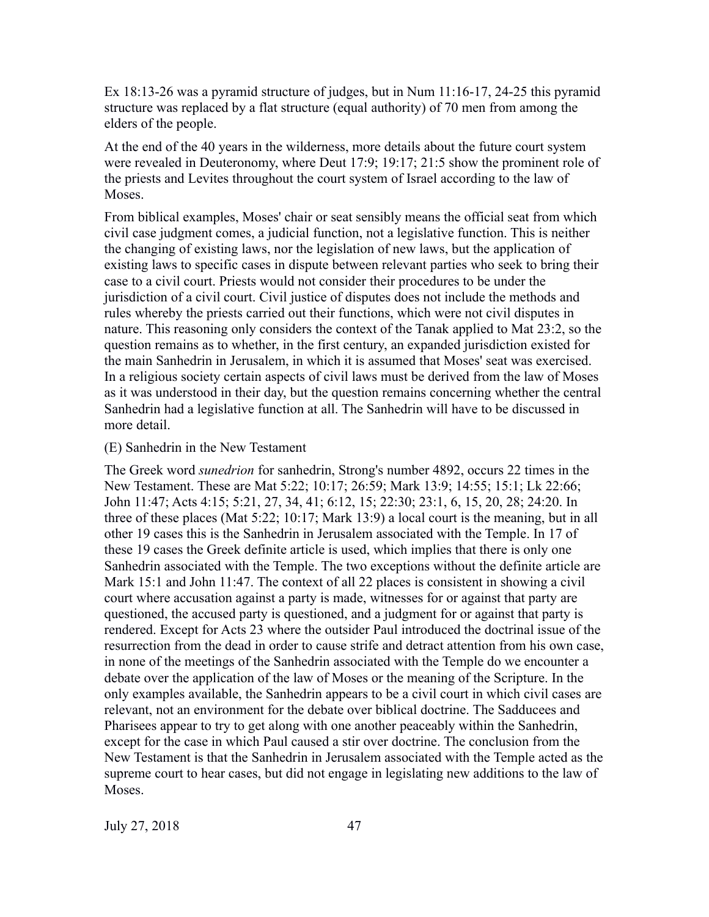Ex 18:13-26 was a pyramid structure of judges, but in Num 11:16-17, 24-25 this pyramid structure was replaced by a flat structure (equal authority) of 70 men from among the elders of the people.

At the end of the 40 years in the wilderness, more details about the future court system were revealed in Deuteronomy, where Deut 17:9; 19:17; 21:5 show the prominent role of the priests and Levites throughout the court system of Israel according to the law of Moses.

From biblical examples, Moses' chair or seat sensibly means the official seat from which civil case judgment comes, a judicial function, not a legislative function. This is neither the changing of existing laws, nor the legislation of new laws, but the application of existing laws to specific cases in dispute between relevant parties who seek to bring their case to a civil court. Priests would not consider their procedures to be under the jurisdiction of a civil court. Civil justice of disputes does not include the methods and rules whereby the priests carried out their functions, which were not civil disputes in nature. This reasoning only considers the context of the Tanak applied to Mat 23:2, so the question remains as to whether, in the first century, an expanded jurisdiction existed for the main Sanhedrin in Jerusalem, in which it is assumed that Moses' seat was exercised. In a religious society certain aspects of civil laws must be derived from the law of Moses as it was understood in their day, but the question remains concerning whether the central Sanhedrin had a legislative function at all. The Sanhedrin will have to be discussed in more detail.

(E) Sanhedrin in the New Testament

The Greek word *sunedrion* for sanhedrin, Strong's number 4892, occurs 22 times in the New Testament. These are Mat 5:22; 10:17; 26:59; Mark 13:9; 14:55; 15:1; Lk 22:66; John 11:47; Acts 4:15; 5:21, 27, 34, 41; 6:12, 15; 22:30; 23:1, 6, 15, 20, 28; 24:20. In three of these places (Mat 5:22; 10:17; Mark 13:9) a local court is the meaning, but in all other 19 cases this is the Sanhedrin in Jerusalem associated with the Temple. In 17 of these 19 cases the Greek definite article is used, which implies that there is only one Sanhedrin associated with the Temple. The two exceptions without the definite article are Mark 15:1 and John 11:47. The context of all 22 places is consistent in showing a civil court where accusation against a party is made, witnesses for or against that party are questioned, the accused party is questioned, and a judgment for or against that party is rendered. Except for Acts 23 where the outsider Paul introduced the doctrinal issue of the resurrection from the dead in order to cause strife and detract attention from his own case, in none of the meetings of the Sanhedrin associated with the Temple do we encounter a debate over the application of the law of Moses or the meaning of the Scripture. In the only examples available, the Sanhedrin appears to be a civil court in which civil cases are relevant, not an environment for the debate over biblical doctrine. The Sadducees and Pharisees appear to try to get along with one another peaceably within the Sanhedrin, except for the case in which Paul caused a stir over doctrine. The conclusion from the New Testament is that the Sanhedrin in Jerusalem associated with the Temple acted as the supreme court to hear cases, but did not engage in legislating new additions to the law of Moses.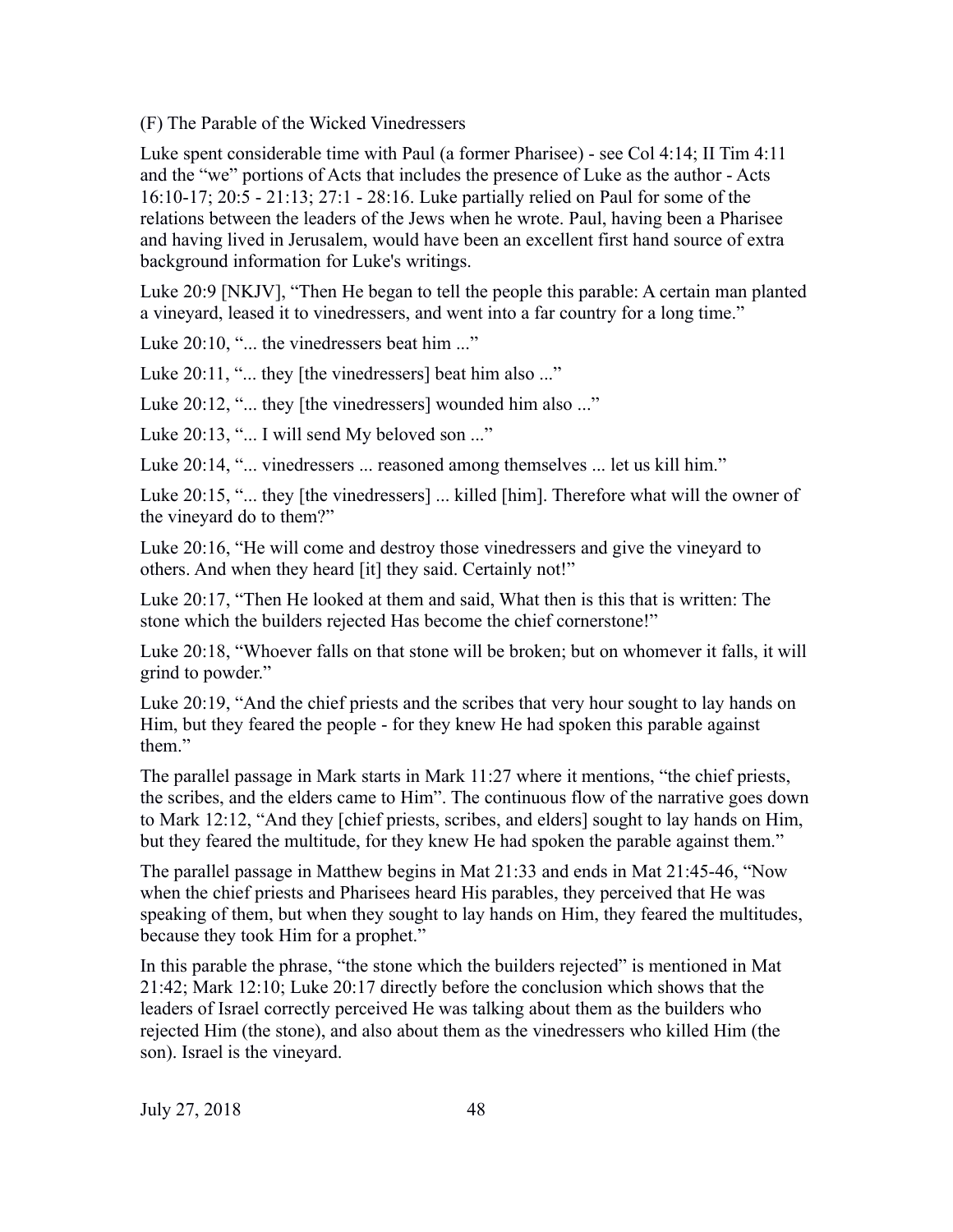(F) The Parable of the Wicked Vinedressers

Luke spent considerable time with Paul (a former Pharisee) - see Col 4:14; II Tim 4:11 and the "we" portions of Acts that includes the presence of Luke as the author - Acts 16:10-17; 20:5 - 21:13; 27:1 - 28:16. Luke partially relied on Paul for some of the relations between the leaders of the Jews when he wrote. Paul, having been a Pharisee and having lived in Jerusalem, would have been an excellent first hand source of extra background information for Luke's writings.

Luke 20:9 [NKJV], "Then He began to tell the people this parable: A certain man planted a vineyard, leased it to vinedressers, and went into a far country for a long time."

Luke 20:10, "... the vinedressers beat him ..."

Luke 20:11, "... they [the vinedressers] beat him also ..."

Luke 20:12, "... they [the vinedressers] wounded him also ..."

Luke 20:13, "... I will send My beloved son ..."

Luke 20:14, "... vinedressers ... reasoned among themselves ... let us kill him."

Luke 20:15, "... they [the vinedressers] ... killed [him]. Therefore what will the owner of the vineyard do to them?"

Luke 20:16, "He will come and destroy those vinedressers and give the vineyard to others. And when they heard [it] they said. Certainly not!"

Luke 20:17, "Then He looked at them and said, What then is this that is written: The stone which the builders rejected Has become the chief cornerstone!"

Luke 20:18, "Whoever falls on that stone will be broken; but on whomever it falls, it will grind to powder."

Luke 20:19, "And the chief priests and the scribes that very hour sought to lay hands on Him, but they feared the people - for they knew He had spoken this parable against them."

The parallel passage in Mark starts in Mark 11:27 where it mentions, "the chief priests, the scribes, and the elders came to Him". The continuous flow of the narrative goes down to Mark 12:12, "And they [chief priests, scribes, and elders] sought to lay hands on Him, but they feared the multitude, for they knew He had spoken the parable against them."

The parallel passage in Matthew begins in Mat 21:33 and ends in Mat 21:45-46, "Now when the chief priests and Pharisees heard His parables, they perceived that He was speaking of them, but when they sought to lay hands on Him, they feared the multitudes, because they took Him for a prophet."

In this parable the phrase, "the stone which the builders rejected" is mentioned in Mat 21:42; Mark 12:10; Luke 20:17 directly before the conclusion which shows that the leaders of Israel correctly perceived He was talking about them as the builders who rejected Him (the stone), and also about them as the vinedressers who killed Him (the son). Israel is the vineyard.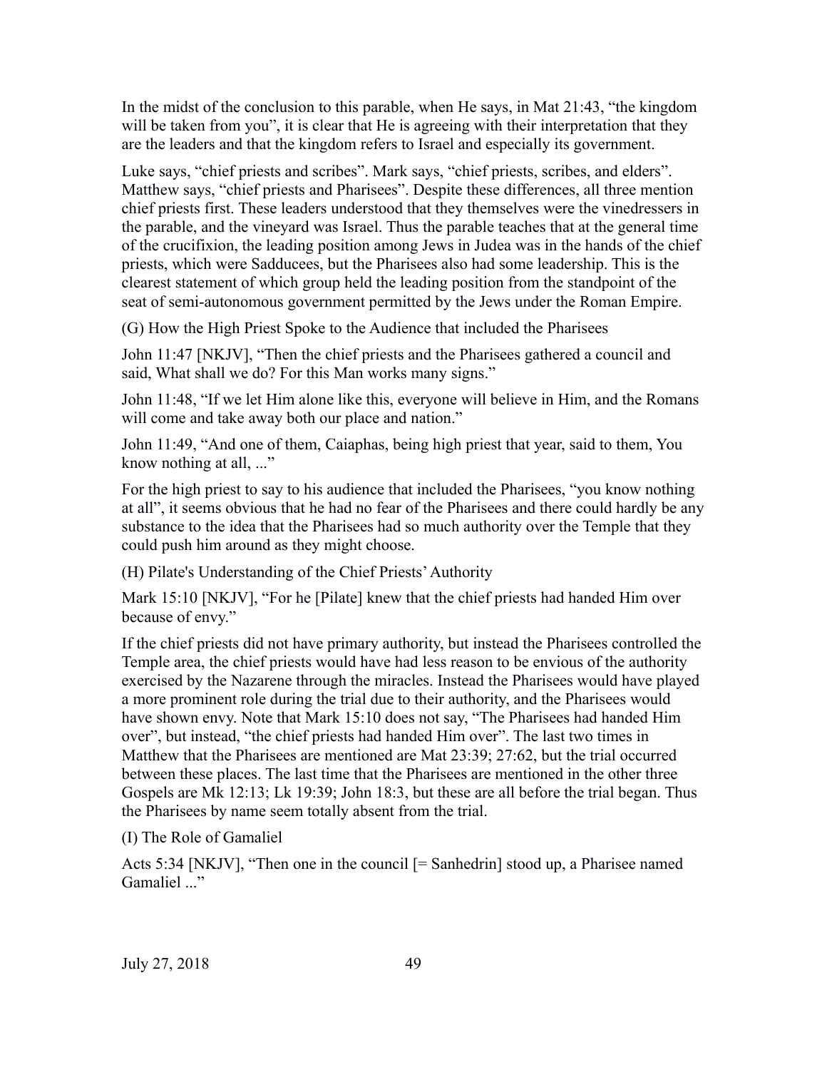In the midst of the conclusion to this parable, when He says, in Mat 21:43, "the kingdom will be taken from you", it is clear that He is agreeing with their interpretation that they are the leaders and that the kingdom refers to Israel and especially its government.

Luke says, "chief priests and scribes". Mark says, "chief priests, scribes, and elders". Matthew says, "chief priests and Pharisees". Despite these differences, all three mention chief priests first. These leaders understood that they themselves were the vinedressers in the parable, and the vineyard was Israel. Thus the parable teaches that at the general time of the crucifixion, the leading position among Jews in Judea was in the hands of the chief priests, which were Sadducees, but the Pharisees also had some leadership. This is the clearest statement of which group held the leading position from the standpoint of the seat of semi-autonomous government permitted by the Jews under the Roman Empire.

(G) How the High Priest Spoke to the Audience that included the Pharisees

John 11:47 [NKJV], "Then the chief priests and the Pharisees gathered a council and said, What shall we do? For this Man works many signs."

John 11:48, "If we let Him alone like this, everyone will believe in Him, and the Romans will come and take away both our place and nation."

John 11:49, "And one of them, Caiaphas, being high priest that year, said to them, You know nothing at all, ..."

For the high priest to say to his audience that included the Pharisees, "you know nothing at all", it seems obvious that he had no fear of the Pharisees and there could hardly be any substance to the idea that the Pharisees had so much authority over the Temple that they could push him around as they might choose.

(H) Pilate's Understanding of the Chief Priests' Authority

Mark 15:10 [NKJV], "For he [Pilate] knew that the chief priests had handed Him over because of envy."

If the chief priests did not have primary authority, but instead the Pharisees controlled the Temple area, the chief priests would have had less reason to be envious of the authority exercised by the Nazarene through the miracles. Instead the Pharisees would have played a more prominent role during the trial due to their authority, and the Pharisees would have shown envy. Note that Mark 15:10 does not say, "The Pharisees had handed Him over", but instead, "the chief priests had handed Him over". The last two times in Matthew that the Pharisees are mentioned are Mat 23:39; 27:62, but the trial occurred between these places. The last time that the Pharisees are mentioned in the other three Gospels are Mk 12:13; Lk 19:39; John 18:3, but these are all before the trial began. Thus the Pharisees by name seem totally absent from the trial.

(I) The Role of Gamaliel

Acts 5:34 [NKJV], "Then one in the council [= Sanhedrin] stood up, a Pharisee named Gamaliel ..."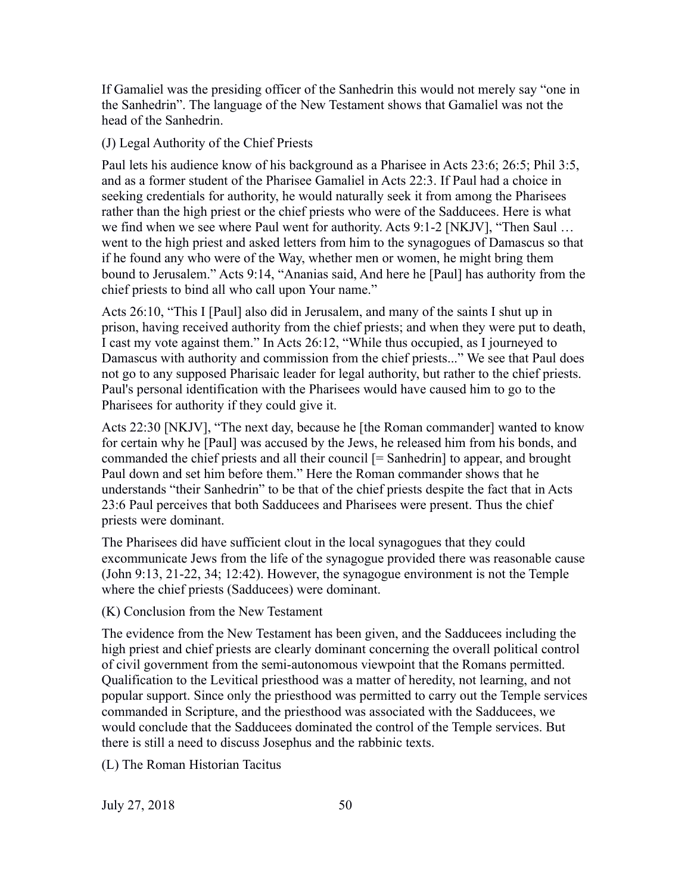If Gamaliel was the presiding officer of the Sanhedrin this would not merely say “one in the Sanhedrin”. The language of the New Testament shows that Gamaliel was not the head of the Sanhedrin.

(J) Legal Authority of the Chief Priests

Paul lets his audience know of his background as a Pharisee in Acts 23:6; 26:5; Phil 3:5, and as a former student of the Pharisee Gamaliel in Acts 22:3. If Paul had a choice in seeking credentials for authority, he would naturally seek it from among the Pharisees rather than the high priest or the chief priests who were of the Sadducees. Here is what we find when we see where Paul went for authority. Acts 9:1-2 [NKJV], “Then Saul … went to the high priest and asked letters from him to the synagogues of Damascus so that if he found any who were of the Way, whether men or women, he might bring them bound to Jerusalem.” Acts 9:14, “Ananias said, And here he [Paul] has authority from the chief priests to bind all who call upon Your name.”

Acts 26:10, “This I [Paul] also did in Jerusalem, and many of the saints I shut up in prison, having received authority from the chief priests; and when they were put to death, I cast my vote against them.” In Acts 26:12, “While thus occupied, as I journeyed to Damascus with authority and commission from the chief priests...” We see that Paul does not go to any supposed Pharisaic leader for legal authority, but rather to the chief priests. Paul's personal identification with the Pharisees would have caused him to go to the Pharisees for authority if they could give it.

Acts 22:30 [NKJV], “The next day, because he [the Roman commander] wanted to know for certain why he [Paul] was accused by the Jews, he released him from his bonds, and commanded the chief priests and all their council [= Sanhedrin] to appear, and brought Paul down and set him before them.” Here the Roman commander shows that he understands “their Sanhedrin” to be that of the chief priests despite the fact that in Acts 23:6 Paul perceives that both Sadducees and Pharisees were present. Thus the chief priests were dominant.

The Pharisees did have sufficient clout in the local synagogues that they could excommunicate Jews from the life of the synagogue provided there was reasonable cause (John 9:13, 21-22, 34; 12:42). However, the synagogue environment is not the Temple where the chief priests (Sadducees) were dominant.

(K) Conclusion from the New Testament

The evidence from the New Testament has been given, and the Sadducees including the high priest and chief priests are clearly dominant concerning the overall political control of civil government from the semi-autonomous viewpoint that the Romans permitted. Qualification to the Levitical priesthood was a matter of heredity, not learning, and not popular support. Since only the priesthood was permitted to carry out the Temple services commanded in Scripture, and the priesthood was associated with the Sadducees, we would conclude that the Sadducees dominated the control of the Temple services. But there is still a need to discuss Josephus and the rabbinic texts.

(L) The Roman Historian Tacitus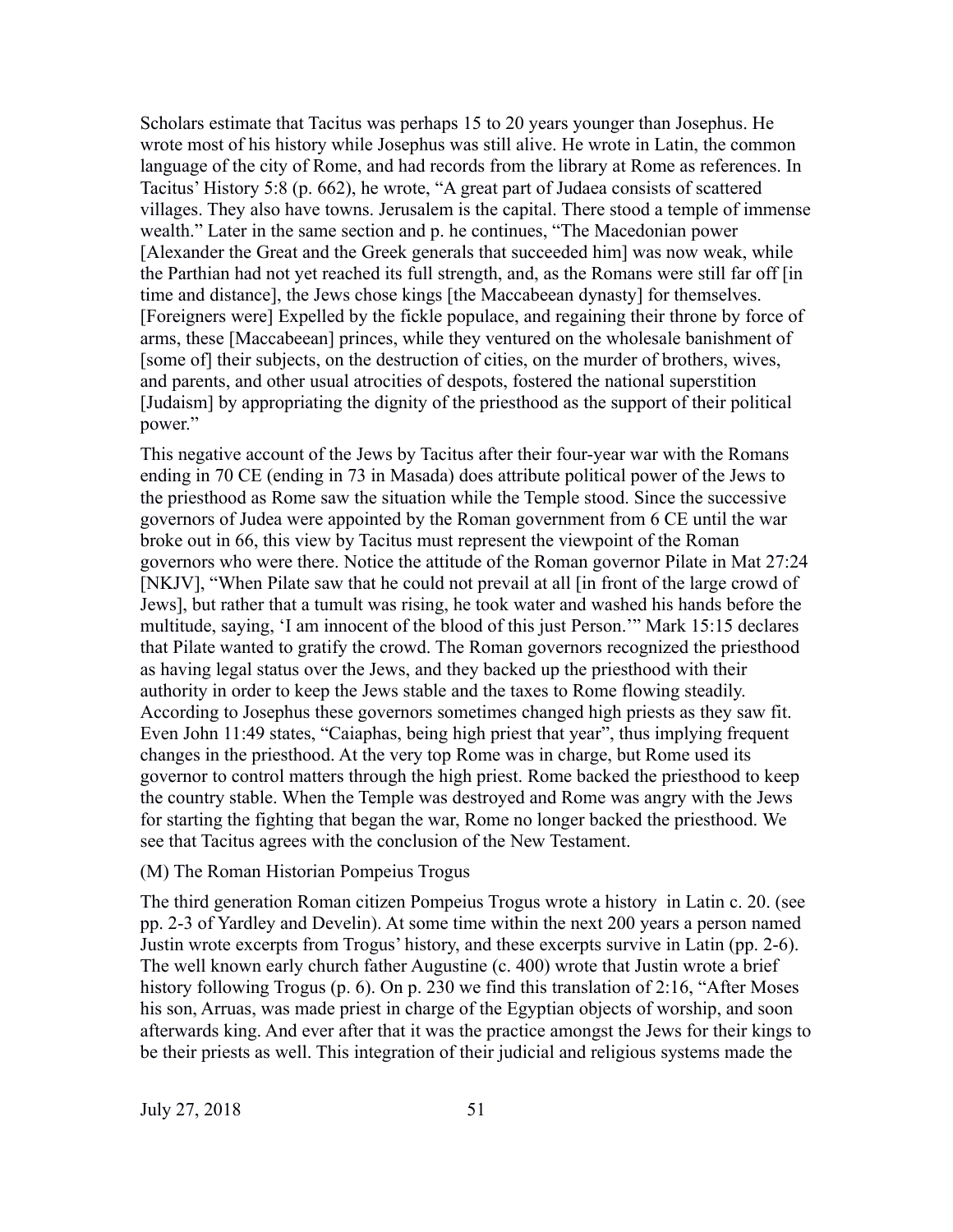Scholars estimate that Tacitus was perhaps 15 to 20 years younger than Josephus. He wrote most of his history while Josephus was still alive. He wrote in Latin, the common language of the city of Rome, and had records from the library at Rome as references. In Tacitus' History 5:8 (p. 662), he wrote, "A great part of Judaea consists of scattered villages. They also have towns. Jerusalem is the capital. There stood a temple of immense wealth." Later in the same section and p. he continues, "The Macedonian power [Alexander the Great and the Greek generals that succeeded him] was now weak, while the Parthian had not yet reached its full strength, and, as the Romans were still far off [in time and distance], the Jews chose kings [the Maccabeean dynasty] for themselves. [Foreigners were] Expelled by the fickle populace, and regaining their throne by force of arms, these [Maccabeean] princes, while they ventured on the wholesale banishment of [some of] their subjects, on the destruction of cities, on the murder of brothers, wives, and parents, and other usual atrocities of despots, fostered the national superstition [Judaism] by appropriating the dignity of the priesthood as the support of their political power."

This negative account of the Jews by Tacitus after their four-year war with the Romans ending in 70 CE (ending in 73 in Masada) does attribute political power of the Jews to the priesthood as Rome saw the situation while the Temple stood. Since the successive governors of Judea were appointed by the Roman government from 6 CE until the war broke out in 66, this view by Tacitus must represent the viewpoint of the Roman governors who were there. Notice the attitude of the Roman governor Pilate in Mat 27:24 [NKJV], "When Pilate saw that he could not prevail at all [in front of the large crowd of Jews], but rather that a tumult was rising, he took water and washed his hands before the multitude, saying, 'I am innocent of the blood of this just Person.'" Mark 15:15 declares that Pilate wanted to gratify the crowd. The Roman governors recognized the priesthood as having legal status over the Jews, and they backed up the priesthood with their authority in order to keep the Jews stable and the taxes to Rome flowing steadily. According to Josephus these governors sometimes changed high priests as they saw fit. Even John 11:49 states, "Caiaphas, being high priest that year", thus implying frequent changes in the priesthood. At the very top Rome was in charge, but Rome used its governor to control matters through the high priest. Rome backed the priesthood to keep the country stable. When the Temple was destroyed and Rome was angry with the Jews for starting the fighting that began the war, Rome no longer backed the priesthood. We see that Tacitus agrees with the conclusion of the New Testament.

(M) The Roman Historian Pompeius Trogus

The third generation Roman citizen Pompeius Trogus wrote a history in Latin c. 20. (see pp. 2-3 of Yardley and Develin). At some time within the next 200 years a person named Justin wrote excerpts from Trogus' history, and these excerpts survive in Latin (pp. 2-6). The well known early church father Augustine (c. 400) wrote that Justin wrote a brief history following Trogus (p. 6). On p. 230 we find this translation of 2:16, "After Moses his son, Arruas, was made priest in charge of the Egyptian objects of worship, and soon afterwards king. And ever after that it was the practice amongst the Jews for their kings to be their priests as well. This integration of their judicial and religious systems made the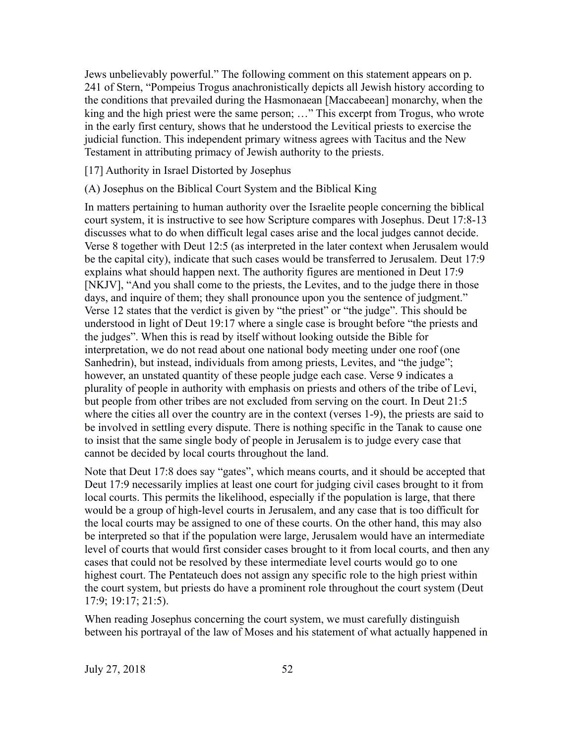Jews unbelievably powerful." The following comment on this statement appears on p. 241 of Stern, "Pompeius Trogus anachronistically depicts all Jewish history according to the conditions that prevailed during the Hasmonaean [Maccabeean] monarchy, when the king and the high priest were the same person; …" This excerpt from Trogus, who wrote in the early first century, shows that he understood the Levitical priests to exercise the judicial function. This independent primary witness agrees with Tacitus and the New Testament in attributing primacy of Jewish authority to the priests.

## [17] Authority in Israel Distorted by Josephus

### (A) Josephus on the Biblical Court System and the Biblical King

In matters pertaining to human authority over the Israelite people concerning the biblical court system, it is instructive to see how Scripture compares with Josephus. Deut 17:8-13 discusses what to do when difficult legal cases arise and the local judges cannot decide. Verse 8 together with Deut 12:5 (as interpreted in the later context when Jerusalem would be the capital city), indicate that such cases would be transferred to Jerusalem. Deut 17:9 explains what should happen next. The authority figures are mentioned in Deut 17:9 [NKJV], "And you shall come to the priests, the Levites, and to the judge there in those days, and inquire of them; they shall pronounce upon you the sentence of judgment." Verse 12 states that the verdict is given by "the priest" or "the judge". This should be understood in light of Deut 19:17 where a single case is brought before "the priests and the judges". When this is read by itself without looking outside the Bible for interpretation, we do not read about one national body meeting under one roof (one Sanhedrin), but instead, individuals from among priests, Levites, and "the judge"; however, an unstated quantity of these people judge each case. Verse 9 indicates a plurality of people in authority with emphasis on priests and others of the tribe of Levi, but people from other tribes are not excluded from serving on the court. In Deut 21:5 where the cities all over the country are in the context (verses 1-9), the priests are said to be involved in settling every dispute. There is nothing specific in the Tanak to cause one to insist that the same single body of people in Jerusalem is to judge every case that cannot be decided by local courts throughout the land.

Note that Deut 17:8 does say "gates", which means courts, and it should be accepted that Deut 17:9 necessarily implies at least one court for judging civil cases brought to it from local courts. This permits the likelihood, especially if the population is large, that there would be a group of high-level courts in Jerusalem, and any case that is too difficult for the local courts may be assigned to one of these courts. On the other hand, this may also be interpreted so that if the population were large, Jerusalem would have an intermediate level of courts that would first consider cases brought to it from local courts, and then any cases that could not be resolved by these intermediate level courts would go to one highest court. The Pentateuch does not assign any specific role to the high priest within the court system, but priests do have a prominent role throughout the court system (Deut 17:9; 19:17; 21:5).

When reading Josephus concerning the court system, we must carefully distinguish between his portrayal of the law of Moses and his statement of what actually happened in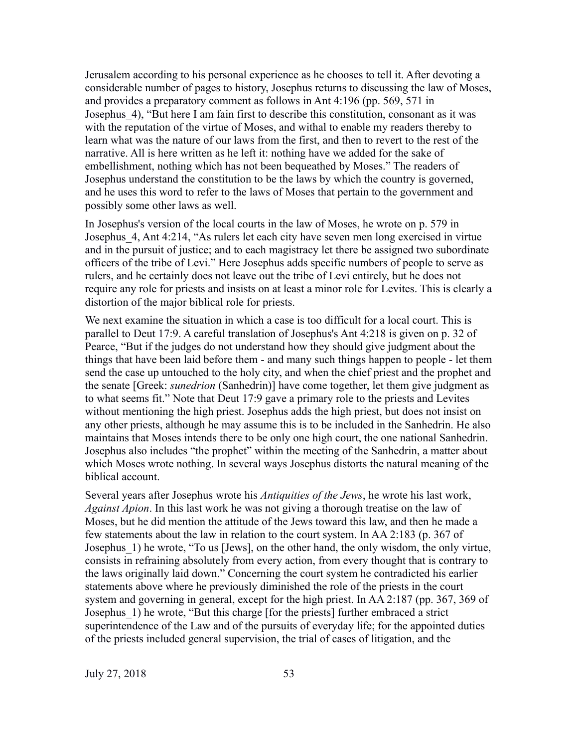Jerusalem according to his personal experience as he chooses to tell it. After devoting a considerable number of pages to history, Josephus returns to discussing the law of Moses, and provides a preparatory comment as follows in Ant 4:196 (pp. 569, 571 in Josephus_4), "But here I am fain first to describe this constitution, consonant as it was with the reputation of the virtue of Moses, and withal to enable my readers thereby to learn what was the nature of our laws from the first, and then to revert to the rest of the narrative. All is here written as he left it: nothing have we added for the sake of embellishment, nothing which has not been bequeathed by Moses." The readers of Josephus understand the constitution to be the laws by which the country is governed, and he uses this word to refer to the laws of Moses that pertain to the government and possibly some other laws as well.

In Josephus's version of the local courts in the law of Moses, he wrote on p. 579 in Josephus_4, Ant 4:214, "As rulers let each city have seven men long exercised in virtue and in the pursuit of justice; and to each magistracy let there be assigned two subordinate officers of the tribe of Levi." Here Josephus adds specific numbers of people to serve as rulers, and he certainly does not leave out the tribe of Levi entirely, but he does not require any role for priests and insists on at least a minor role for Levites. This is clearly a distortion of the major biblical role for priests.

We next examine the situation in which a case is too difficult for a local court. This is parallel to Deut 17:9. A careful translation of Josephus's Ant 4:218 is given on p. 32 of Pearce, "But if the judges do not understand how they should give judgment about the things that have been laid before them - and many such things happen to people - let them send the case up untouched to the holy city, and when the chief priest and the prophet and the senate [Greek: *sunedrion* (Sanhedrin)] have come together, let them give judgment as to what seems fit." Note that Deut 17:9 gave a primary role to the priests and Levites without mentioning the high priest. Josephus adds the high priest, but does not insist on any other priests, although he may assume this is to be included in the Sanhedrin. He also maintains that Moses intends there to be only one high court, the one national Sanhedrin. Josephus also includes "the prophet" within the meeting of the Sanhedrin, a matter about which Moses wrote nothing. In several ways Josephus distorts the natural meaning of the biblical account.

Several years after Josephus wrote his *Antiquities of the Jews*, he wrote his last work, *Against Apion*. In this last work he was not giving a thorough treatise on the law of Moses, but he did mention the attitude of the Jews toward this law, and then he made a few statements about the law in relation to the court system. In AA 2:183 (p. 367 of Josephus_1) he wrote, "To us [Jews], on the other hand, the only wisdom, the only virtue, consists in refraining absolutely from every action, from every thought that is contrary to the laws originally laid down." Concerning the court system he contradicted his earlier statements above where he previously diminished the role of the priests in the court system and governing in general, except for the high priest. In AA 2:187 (pp. 367, 369 of Josephus_1) he wrote, "But this charge [for the priests] further embraced a strict superintendence of the Law and of the pursuits of everyday life; for the appointed duties of the priests included general supervision, the trial of cases of litigation, and the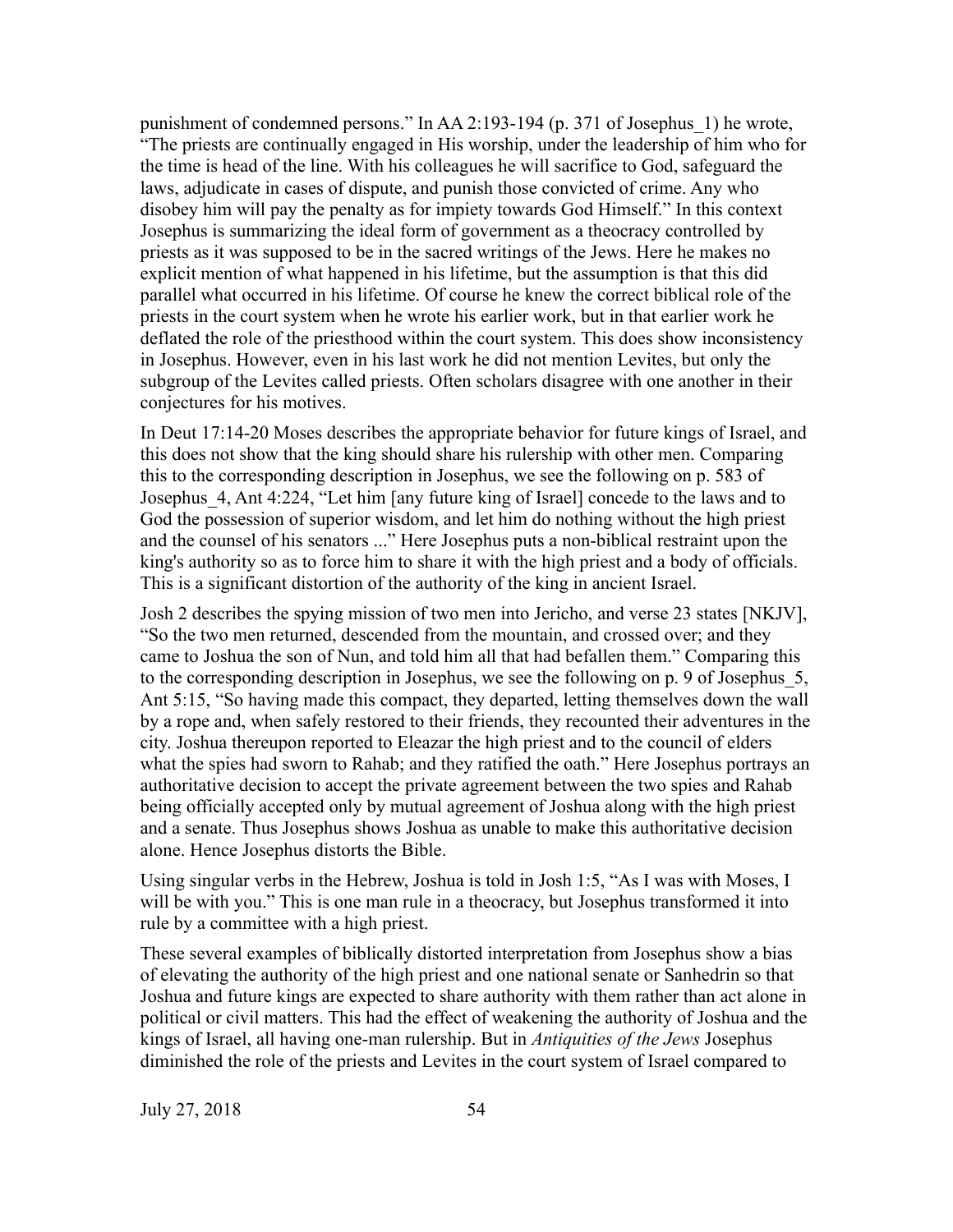punishment of condemned persons." In AA 2:193-194 (p. 371 of Josephus_1) he wrote, "The priests are continually engaged in His worship, under the leadership of him who for the time is head of the line. With his colleagues he will sacrifice to God, safeguard the laws, adjudicate in cases of dispute, and punish those convicted of crime. Any who disobey him will pay the penalty as for impiety towards God Himself." In this context Josephus is summarizing the ideal form of government as a theocracy controlled by priests as it was supposed to be in the sacred writings of the Jews. Here he makes no explicit mention of what happened in his lifetime, but the assumption is that this did parallel what occurred in his lifetime. Of course he knew the correct biblical role of the priests in the court system when he wrote his earlier work, but in that earlier work he deflated the role of the priesthood within the court system. This does show inconsistency in Josephus. However, even in his last work he did not mention Levites, but only the subgroup of the Levites called priests. Often scholars disagree with one another in their conjectures for his motives.

In Deut 17:14-20 Moses describes the appropriate behavior for future kings of Israel, and this does not show that the king should share his rulership with other men. Comparing this to the corresponding description in Josephus, we see the following on p. 583 of Josephus_4, Ant 4:224, "Let him [any future king of Israel] concede to the laws and to God the possession of superior wisdom, and let him do nothing without the high priest and the counsel of his senators ..." Here Josephus puts a non-biblical restraint upon the king's authority so as to force him to share it with the high priest and a body of officials. This is a significant distortion of the authority of the king in ancient Israel.

Josh 2 describes the spying mission of two men into Jericho, and verse 23 states [NKJV], "So the two men returned, descended from the mountain, and crossed over; and they came to Joshua the son of Nun, and told him all that had befallen them." Comparing this to the corresponding description in Josephus, we see the following on p. 9 of Josephus_5, Ant 5:15, "So having made this compact, they departed, letting themselves down the wall by a rope and, when safely restored to their friends, they recounted their adventures in the city. Joshua thereupon reported to Eleazar the high priest and to the council of elders what the spies had sworn to Rahab; and they ratified the oath." Here Josephus portrays an authoritative decision to accept the private agreement between the two spies and Rahab being officially accepted only by mutual agreement of Joshua along with the high priest and a senate. Thus Josephus shows Joshua as unable to make this authoritative decision alone. Hence Josephus distorts the Bible.

Using singular verbs in the Hebrew, Joshua is told in Josh 1:5, "As I was with Moses, I will be with you." This is one man rule in a theocracy, but Josephus transformed it into rule by a committee with a high priest.

These several examples of biblically distorted interpretation from Josephus show a bias of elevating the authority of the high priest and one national senate or Sanhedrin so that Joshua and future kings are expected to share authority with them rather than act alone in political or civil matters. This had the effect of weakening the authority of Joshua and the kings of Israel, all having one-man rulership. But in *Antiquities of the Jews* Josephus diminished the role of the priests and Levites in the court system of Israel compared to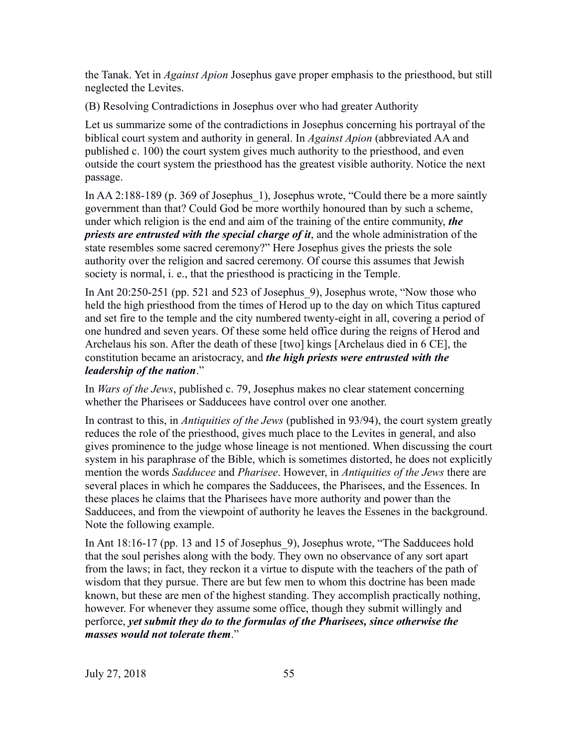the Tanak. Yet in *Against Apion* Josephus gave proper emphasis to the priesthood, but still neglected the Levites.

(B) Resolving Contradictions in Josephus over who had greater Authority

Let us summarize some of the contradictions in Josephus concerning his portrayal of the biblical court system and authority in general. In *Against Apion* (abbreviated AA and published c. 100) the court system gives much authority to the priesthood, and even outside the court system the priesthood has the greatest visible authority. Notice the next passage.

In AA 2:188-189 (p. 369 of Josephus_1), Josephus wrote, "Could there be a more saintly government than that? Could God be more worthily honoured than by such a scheme, under which religion is the end and aim of the training of the entire community, ***the priests are entrusted with the special charge of it***, and the whole administration of the state resembles some sacred ceremony?" Here Josephus gives the priests the sole authority over the religion and sacred ceremony. Of course this assumes that Jewish society is normal, i. e., that the priesthood is practicing in the Temple.

In Ant 20:250-251 (pp. 521 and 523 of Josephus_9), Josephus wrote, "Now those who held the high priesthood from the times of Herod up to the day on which Titus captured and set fire to the temple and the city numbered twenty-eight in all, covering a period of one hundred and seven years. Of these some held office during the reigns of Herod and Archelaus his son. After the death of these [two] kings [Archelaus died in 6 CE], the constitution became an aristocracy, and ***the high priests were entrusted with the leadership of the nation***."

In *Wars of the Jews*, published c. 79, Josephus makes no clear statement concerning whether the Pharisees or Sadducees have control over one another.

In contrast to this, in *Antiquities of the Jews* (published in 93/94), the court system greatly reduces the role of the priesthood, gives much place to the Levites in general, and also gives prominence to the judge whose lineage is not mentioned. When discussing the court system in his paraphrase of the Bible, which is sometimes distorted, he does not explicitly mention the words *Sadducee* and *Pharisee*. However, in *Antiquities of the Jews* there are several places in which he compares the Sadducees, the Pharisees, and the Essences. In these places he claims that the Pharisees have more authority and power than the Sadducees, and from the viewpoint of authority he leaves the Essenes in the background. Note the following example.

In Ant 18:16-17 (pp. 13 and 15 of Josephus_9), Josephus wrote, "The Sadducees hold that the soul perishes along with the body. They own no observance of any sort apart from the laws; in fact, they reckon it a virtue to dispute with the teachers of the path of wisdom that they pursue. There are but few men to whom this doctrine has been made known, but these are men of the highest standing. They accomplish practically nothing, however. For whenever they assume some office, though they submit willingly and perforce, ***yet submit they do to the formulas of the Pharisees, since otherwise the masses would not tolerate them***."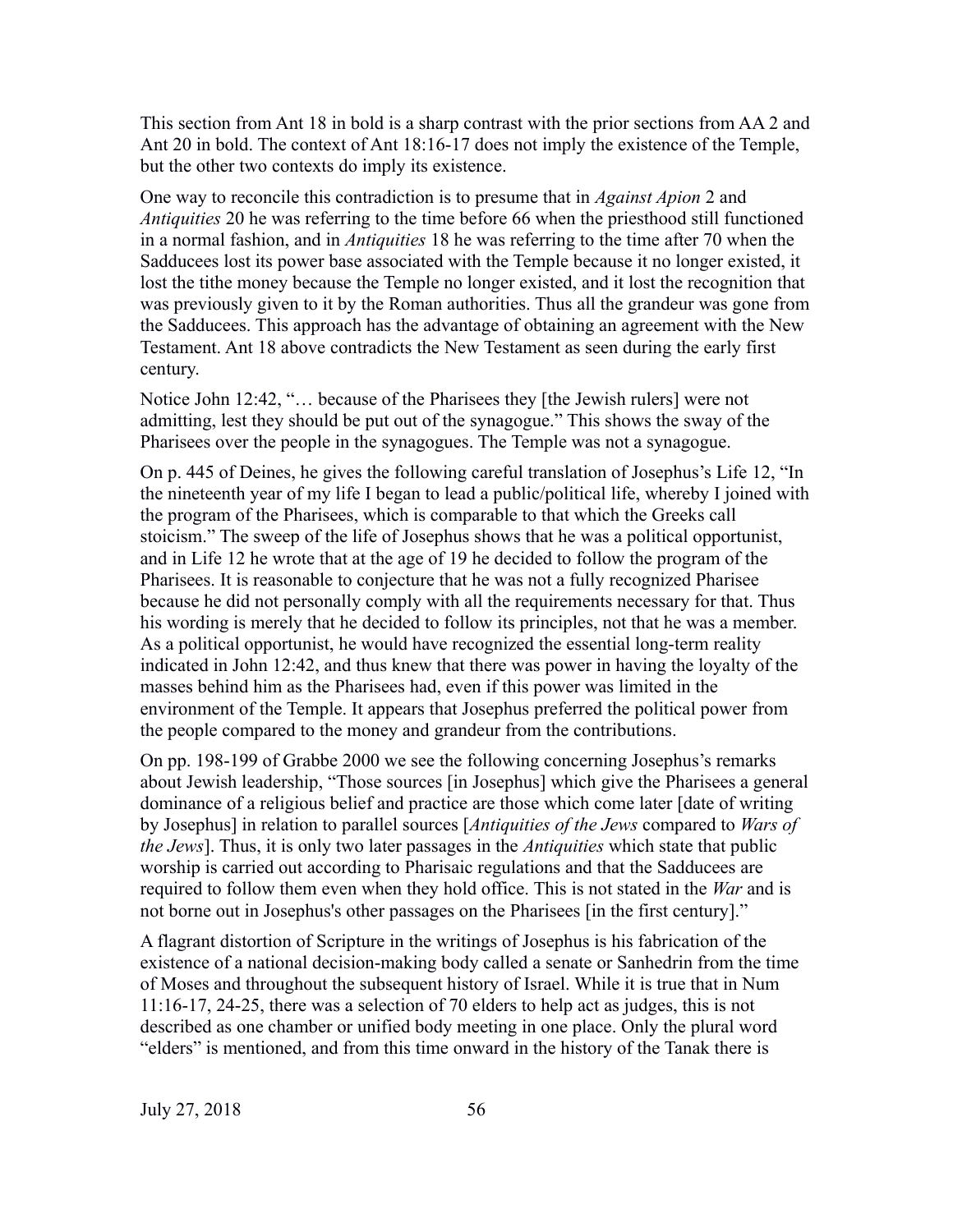This section from Ant 18 in bold is a sharp contrast with the prior sections from AA 2 and Ant 20 in bold. The context of Ant 18:16-17 does not imply the existence of the Temple, but the other two contexts do imply its existence.

One way to reconcile this contradiction is to presume that in *Against Apion* 2 and *Antiquities* 20 he was referring to the time before 66 when the priesthood still functioned in a normal fashion, and in *Antiquities* 18 he was referring to the time after 70 when the Sadducees lost its power base associated with the Temple because it no longer existed, it lost the tithe money because the Temple no longer existed, and it lost the recognition that was previously given to it by the Roman authorities. Thus all the grandeur was gone from the Sadducees. This approach has the advantage of obtaining an agreement with the New Testament. Ant 18 above contradicts the New Testament as seen during the early first century.

Notice John 12:42, "… because of the Pharisees they [the Jewish rulers] were not admitting, lest they should be put out of the synagogue." This shows the sway of the Pharisees over the people in the synagogues. The Temple was not a synagogue.

On p. 445 of Deines, he gives the following careful translation of Josephus's Life 12, "In the nineteenth year of my life I began to lead a public/political life, whereby I joined with the program of the Pharisees, which is comparable to that which the Greeks call stoicism." The sweep of the life of Josephus shows that he was a political opportunist, and in Life 12 he wrote that at the age of 19 he decided to follow the program of the Pharisees. It is reasonable to conjecture that he was not a fully recognized Pharisee because he did not personally comply with all the requirements necessary for that. Thus his wording is merely that he decided to follow its principles, not that he was a member. As a political opportunist, he would have recognized the essential long-term reality indicated in John 12:42, and thus knew that there was power in having the loyalty of the masses behind him as the Pharisees had, even if this power was limited in the environment of the Temple. It appears that Josephus preferred the political power from the people compared to the money and grandeur from the contributions.

On pp. 198-199 of Grabbe 2000 we see the following concerning Josephus's remarks about Jewish leadership, "Those sources [in Josephus] which give the Pharisees a general dominance of a religious belief and practice are those which come later [date of writing by Josephus] in relation to parallel sources [*Antiquities of the Jews* compared to *Wars of the Jews*]. Thus, it is only two later passages in the *Antiquities* which state that public worship is carried out according to Pharisaic regulations and that the Sadducees are required to follow them even when they hold office. This is not stated in the *War* and is not borne out in Josephus's other passages on the Pharisees [in the first century]."

A flagrant distortion of Scripture in the writings of Josephus is his fabrication of the existence of a national decision-making body called a senate or Sanhedrin from the time of Moses and throughout the subsequent history of Israel. While it is true that in Num 11:16-17, 24-25, there was a selection of 70 elders to help act as judges, this is not described as one chamber or unified body meeting in one place. Only the plural word "elders" is mentioned, and from this time onward in the history of the Tanak there is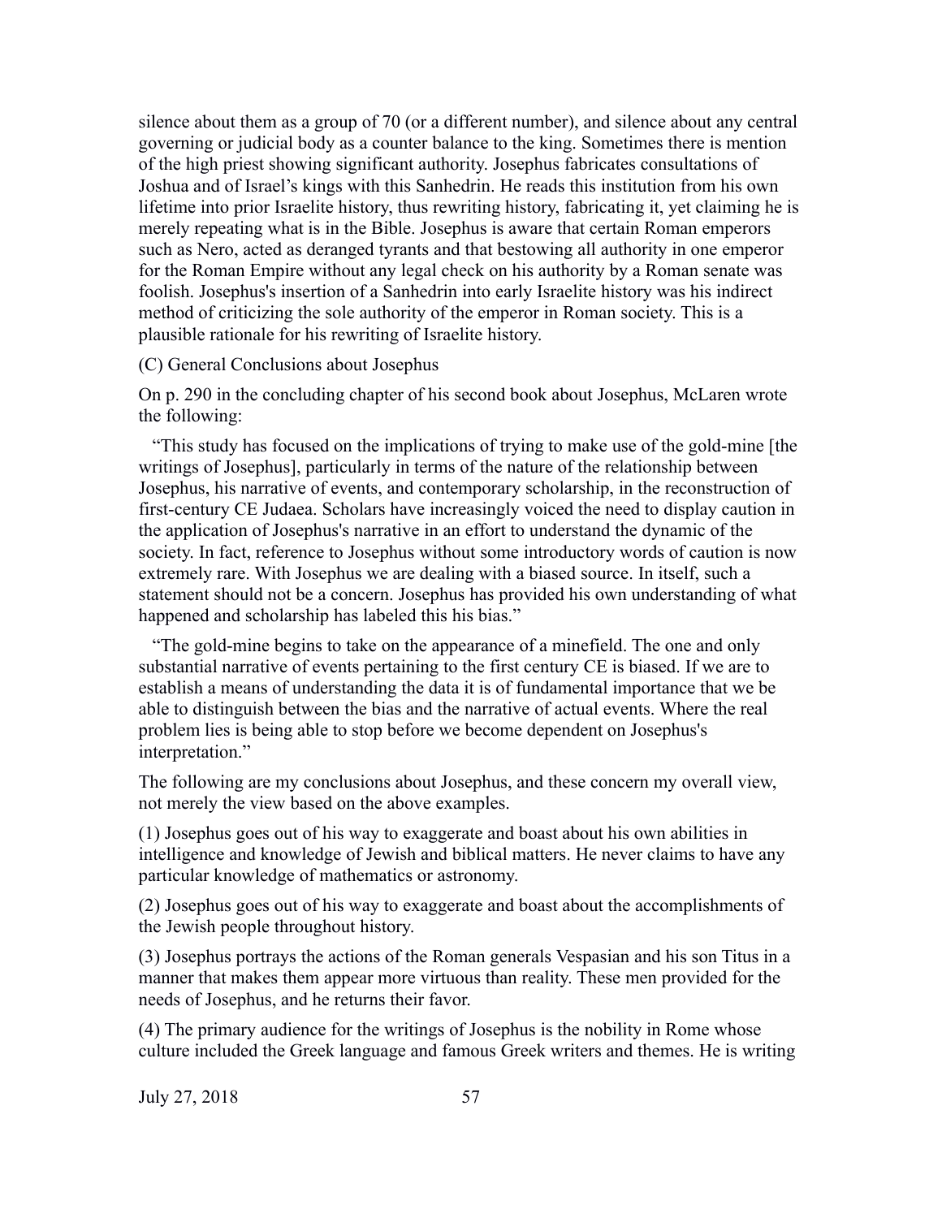silence about them as a group of 70 (or a different number), and silence about any central governing or judicial body as a counter balance to the king. Sometimes there is mention of the high priest showing significant authority. Josephus fabricates consultations of Joshua and of Israel's kings with this Sanhedrin. He reads this institution from his own lifetime into prior Israelite history, thus rewriting history, fabricating it, yet claiming he is merely repeating what is in the Bible. Josephus is aware that certain Roman emperors such as Nero, acted as deranged tyrants and that bestowing all authority in one emperor for the Roman Empire without any legal check on his authority by a Roman senate was foolish. Josephus's insertion of a Sanhedrin into early Israelite history was his indirect method of criticizing the sole authority of the emperor in Roman society. This is a plausible rationale for his rewriting of Israelite history.

(C) General Conclusions about Josephus

On p. 290 in the concluding chapter of his second book about Josephus, McLaren wrote the following:

"This study has focused on the implications of trying to make use of the gold-mine [the writings of Josephus], particularly in terms of the nature of the relationship between Josephus, his narrative of events, and contemporary scholarship, in the reconstruction of first-century CE Judaea. Scholars have increasingly voiced the need to display caution in the application of Josephus's narrative in an effort to understand the dynamic of the society. In fact, reference to Josephus without some introductory words of caution is now extremely rare. With Josephus we are dealing with a biased source. In itself, such a statement should not be a concern. Josephus has provided his own understanding of what happened and scholarship has labeled this his bias."

"The gold-mine begins to take on the appearance of a minefield. The one and only substantial narrative of events pertaining to the first century CE is biased. If we are to establish a means of understanding the data it is of fundamental importance that we be able to distinguish between the bias and the narrative of actual events. Where the real problem lies is being able to stop before we become dependent on Josephus's interpretation."

The following are my conclusions about Josephus, and these concern my overall view, not merely the view based on the above examples.

(1) Josephus goes out of his way to exaggerate and boast about his own abilities in intelligence and knowledge of Jewish and biblical matters. He never claims to have any particular knowledge of mathematics or astronomy.

(2) Josephus goes out of his way to exaggerate and boast about the accomplishments of the Jewish people throughout history.

(3) Josephus portrays the actions of the Roman generals Vespasian and his son Titus in a manner that makes them appear more virtuous than reality. These men provided for the needs of Josephus, and he returns their favor.

(4) The primary audience for the writings of Josephus is the nobility in Rome whose culture included the Greek language and famous Greek writers and themes. He is writing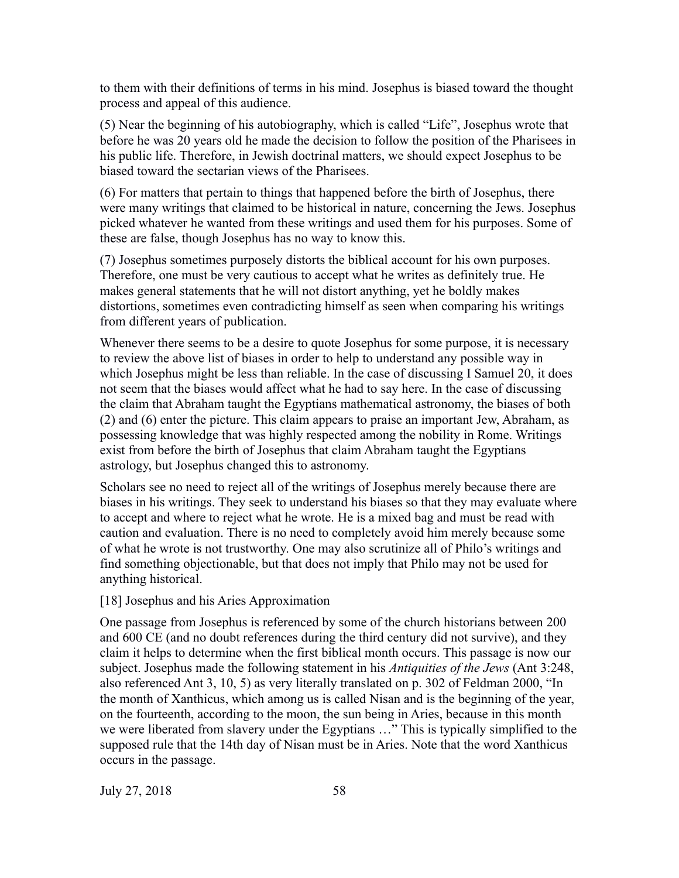to them with their definitions of terms in his mind. Josephus is biased toward the thought process and appeal of this audience.

(5) Near the beginning of his autobiography, which is called "Life", Josephus wrote that before he was 20 years old he made the decision to follow the position of the Pharisees in his public life. Therefore, in Jewish doctrinal matters, we should expect Josephus to be biased toward the sectarian views of the Pharisees.

(6) For matters that pertain to things that happened before the birth of Josephus, there were many writings that claimed to be historical in nature, concerning the Jews. Josephus picked whatever he wanted from these writings and used them for his purposes. Some of these are false, though Josephus has no way to know this.

(7) Josephus sometimes purposely distorts the biblical account for his own purposes. Therefore, one must be very cautious to accept what he writes as definitely true. He makes general statements that he will not distort anything, yet he boldly makes distortions, sometimes even contradicting himself as seen when comparing his writings from different years of publication.

Whenever there seems to be a desire to quote Josephus for some purpose, it is necessary to review the above list of biases in order to help to understand any possible way in which Josephus might be less than reliable. In the case of discussing I Samuel 20, it does not seem that the biases would affect what he had to say here. In the case of discussing the claim that Abraham taught the Egyptians mathematical astronomy, the biases of both (2) and (6) enter the picture. This claim appears to praise an important Jew, Abraham, as possessing knowledge that was highly respected among the nobility in Rome. Writings exist from before the birth of Josephus that claim Abraham taught the Egyptians astrology, but Josephus changed this to astronomy.

Scholars see no need to reject all of the writings of Josephus merely because there are biases in his writings. They seek to understand his biases so that they may evaluate where to accept and where to reject what he wrote. He is a mixed bag and must be read with caution and evaluation. There is no need to completely avoid him merely because some of what he wrote is not trustworthy. One may also scrutinize all of Philo's writings and find something objectionable, but that does not imply that Philo may not be used for anything historical.

## [18] Josephus and his Aries Approximation

One passage from Josephus is referenced by some of the church historians between 200 and 600 CE (and no doubt references during the third century did not survive), and they claim it helps to determine when the first biblical month occurs. This passage is now our subject. Josephus made the following statement in his *Antiquities of the Jews* (Ant 3:248, also referenced Ant 3, 10, 5) as very literally translated on p. 302 of Feldman 2000, "In the month of Xanthicus, which among us is called Nisan and is the beginning of the year, on the fourteenth, according to the moon, the sun being in Aries, because in this month we were liberated from slavery under the Egyptians …" This is typically simplified to the supposed rule that the 14th day of Nisan must be in Aries. Note that the word Xanthicus occurs in the passage.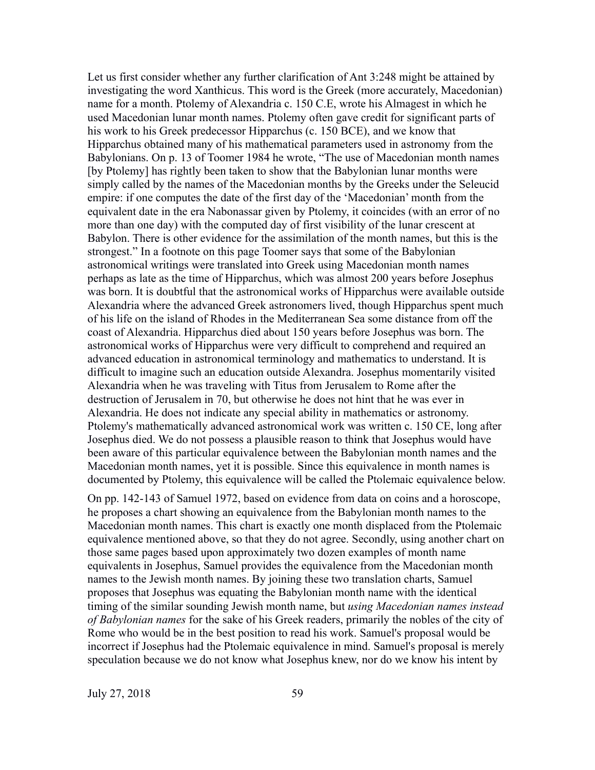Let us first consider whether any further clarification of Ant 3:248 might be attained by investigating the word Xanthicus. This word is the Greek (more accurately, Macedonian) name for a month. Ptolemy of Alexandria c. 150 C.E, wrote his Almagest in which he used Macedonian lunar month names. Ptolemy often gave credit for significant parts of his work to his Greek predecessor Hipparchus (c. 150 BCE), and we know that Hipparchus obtained many of his mathematical parameters used in astronomy from the Babylonians. On p. 13 of Toomer 1984 he wrote, "The use of Macedonian month names [by Ptolemy] has rightly been taken to show that the Babylonian lunar months were simply called by the names of the Macedonian months by the Greeks under the Seleucid empire: if one computes the date of the first day of the 'Macedonian' month from the equivalent date in the era Nabonassar given by Ptolemy, it coincides (with an error of no more than one day) with the computed day of first visibility of the lunar crescent at Babylon. There is other evidence for the assimilation of the month names, but this is the strongest." In a footnote on this page Toomer says that some of the Babylonian astronomical writings were translated into Greek using Macedonian month names perhaps as late as the time of Hipparchus, which was almost 200 years before Josephus was born. It is doubtful that the astronomical works of Hipparchus were available outside Alexandria where the advanced Greek astronomers lived, though Hipparchus spent much of his life on the island of Rhodes in the Mediterranean Sea some distance from off the coast of Alexandria. Hipparchus died about 150 years before Josephus was born. The astronomical works of Hipparchus were very difficult to comprehend and required an advanced education in astronomical terminology and mathematics to understand. It is difficult to imagine such an education outside Alexandra. Josephus momentarily visited Alexandria when he was traveling with Titus from Jerusalem to Rome after the destruction of Jerusalem in 70, but otherwise he does not hint that he was ever in Alexandria. He does not indicate any special ability in mathematics or astronomy. Ptolemy's mathematically advanced astronomical work was written c. 150 CE, long after Josephus died. We do not possess a plausible reason to think that Josephus would have been aware of this particular equivalence between the Babylonian month names and the Macedonian month names, yet it is possible. Since this equivalence in month names is documented by Ptolemy, this equivalence will be called the Ptolemaic equivalence below.

On pp. 142-143 of Samuel 1972, based on evidence from data on coins and a horoscope, he proposes a chart showing an equivalence from the Babylonian month names to the Macedonian month names. This chart is exactly one month displaced from the Ptolemaic equivalence mentioned above, so that they do not agree. Secondly, using another chart on those same pages based upon approximately two dozen examples of month name equivalents in Josephus, Samuel provides the equivalence from the Macedonian month names to the Jewish month names. By joining these two translation charts, Samuel proposes that Josephus was equating the Babylonian month name with the identical timing of the similar sounding Jewish month name, but *using Macedonian names instead of Babylonian names* for the sake of his Greek readers, primarily the nobles of the city of Rome who would be in the best position to read his work. Samuel's proposal would be incorrect if Josephus had the Ptolemaic equivalence in mind. Samuel's proposal is merely speculation because we do not know what Josephus knew, nor do we know his intent by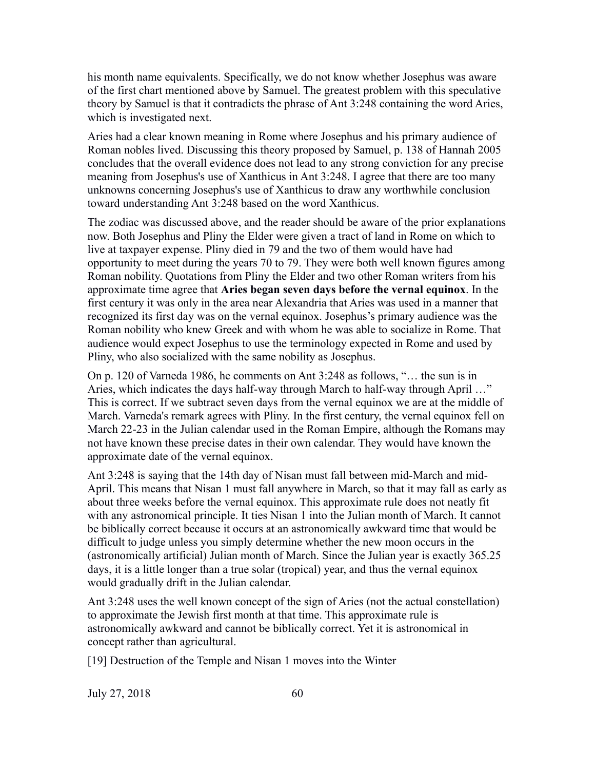his month name equivalents. Specifically, we do not know whether Josephus was aware of the first chart mentioned above by Samuel. The greatest problem with this speculative theory by Samuel is that it contradicts the phrase of Ant 3:248 containing the word Aries, which is investigated next.

Aries had a clear known meaning in Rome where Josephus and his primary audience of Roman nobles lived. Discussing this theory proposed by Samuel, p. 138 of Hannah 2005 concludes that the overall evidence does not lead to any strong conviction for any precise meaning from Josephus's use of Xanthicus in Ant 3:248. I agree that there are too many unknowns concerning Josephus's use of Xanthicus to draw any worthwhile conclusion toward understanding Ant 3:248 based on the word Xanthicus.

The zodiac was discussed above, and the reader should be aware of the prior explanations now. Both Josephus and Pliny the Elder were given a tract of land in Rome on which to live at taxpayer expense. Pliny died in 79 and the two of them would have had opportunity to meet during the years 70 to 79. They were both well known figures among Roman nobility. Quotations from Pliny the Elder and two other Roman writers from his approximate time agree that **Aries began seven days before the vernal equinox**. In the first century it was only in the area near Alexandria that Aries was used in a manner that recognized its first day was on the vernal equinox. Josephus's primary audience was the Roman nobility who knew Greek and with whom he was able to socialize in Rome. That audience would expect Josephus to use the terminology expected in Rome and used by Pliny, who also socialized with the same nobility as Josephus.

On p. 120 of Varneda 1986, he comments on Ant 3:248 as follows, "… the sun is in Aries, which indicates the days half-way through March to half-way through April …" This is correct. If we subtract seven days from the vernal equinox we are at the middle of March. Varneda's remark agrees with Pliny. In the first century, the vernal equinox fell on March 22-23 in the Julian calendar used in the Roman Empire, although the Romans may not have known these precise dates in their own calendar. They would have known the approximate date of the vernal equinox.

Ant 3:248 is saying that the 14th day of Nisan must fall between mid-March and mid-April. This means that Nisan 1 must fall anywhere in March, so that it may fall as early as about three weeks before the vernal equinox. This approximate rule does not neatly fit with any astronomical principle. It ties Nisan 1 into the Julian month of March. It cannot be biblically correct because it occurs at an astronomically awkward time that would be difficult to judge unless you simply determine whether the new moon occurs in the (astronomically artificial) Julian month of March. Since the Julian year is exactly 365.25 days, it is a little longer than a true solar (tropical) year, and thus the vernal equinox would gradually drift in the Julian calendar.

Ant 3:248 uses the well known concept of the sign of Aries (not the actual constellation) to approximate the Jewish first month at that time. This approximate rule is astronomically awkward and cannot be biblically correct. Yet it is astronomical in concept rather than agricultural.

## [19] Destruction of the Temple and Nisan 1 moves into the Winter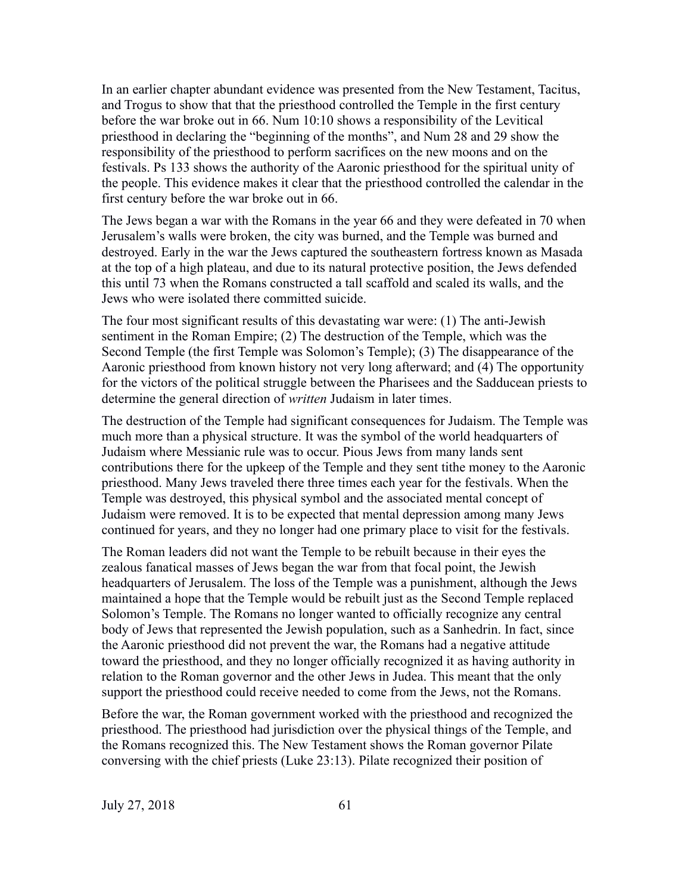In an earlier chapter abundant evidence was presented from the New Testament, Tacitus, and Trogus to show that the priesthood controlled the Temple in the first century before the war broke out in 66. Num 10:10 shows a responsibility of the Levitical priesthood in declaring the "beginning of the months", and Num 28 and 29 show the responsibility of the priesthood to perform sacrifices on the new moons and on the festivals. Ps 133 shows the authority of the Aaronic priesthood for the spiritual unity of the people. This evidence makes it clear that the priesthood controlled the calendar in the first century before the war broke out in 66.

The Jews began a war with the Romans in the year 66 and they were defeated in 70 when Jerusalem's walls were broken, the city was burned, and the Temple was burned and destroyed. Early in the war the Jews captured the southeastern fortress known as Masada at the top of a high plateau, and due to its natural protective position, the Jews defended this until 73 when the Romans constructed a tall scaffold and scaled its walls, and the Jews who were isolated there committed suicide.

The four most significant results of this devastating war were: (1) The anti-Jewish sentiment in the Roman Empire; (2) The destruction of the Temple, which was the Second Temple (the first Temple was Solomon's Temple); (3) The disappearance of the Aaronic priesthood from known history not very long afterward; and (4) The opportunity for the victors of the political struggle between the Pharisees and the Sadducean priests to determine the general direction of *written* Judaism in later times.

The destruction of the Temple had significant consequences for Judaism. The Temple was much more than a physical structure. It was the symbol of the world headquarters of Judaism where Messianic rule was to occur. Pious Jews from many lands sent contributions there for the upkeep of the Temple and they sent tithe money to the Aaronic priesthood. Many Jews traveled there three times each year for the festivals. When the Temple was destroyed, this physical symbol and the associated mental concept of Judaism were removed. It is to be expected that mental depression among many Jews continued for years, and they no longer had one primary place to visit for the festivals.

The Roman leaders did not want the Temple to be rebuilt because in their eyes the zealous fanatical masses of Jews began the war from that focal point, the Jewish headquarters of Jerusalem. The loss of the Temple was a punishment, although the Jews maintained a hope that the Temple would be rebuilt just as the Second Temple replaced Solomon's Temple. The Romans no longer wanted to officially recognize any central body of Jews that represented the Jewish population, such as a Sanhedrin. In fact, since the Aaronic priesthood did not prevent the war, the Romans had a negative attitude toward the priesthood, and they no longer officially recognized it as having authority in relation to the Roman governor and the other Jews in Judea. This meant that the only support the priesthood could receive needed to come from the Jews, not the Romans.

Before the war, the Roman government worked with the priesthood and recognized the priesthood. The priesthood had jurisdiction over the physical things of the Temple, and the Romans recognized this. The New Testament shows the Roman governor Pilate conversing with the chief priests (Luke 23:13). Pilate recognized their position of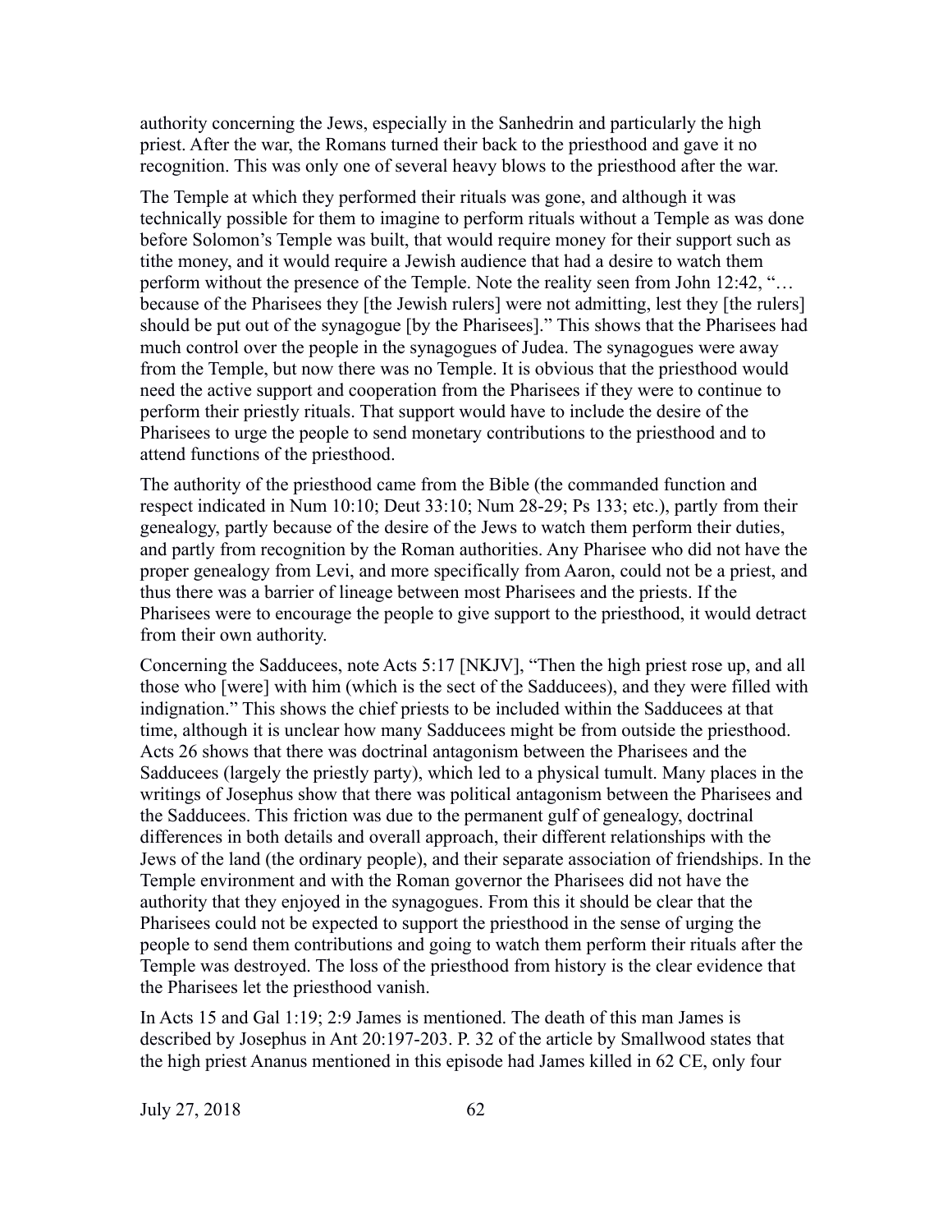authority concerning the Jews, especially in the Sanhedrin and particularly the high priest. After the war, the Romans turned their back to the priesthood and gave it no recognition. This was only one of several heavy blows to the priesthood after the war.

The Temple at which they performed their rituals was gone, and although it was technically possible for them to imagine to perform rituals without a Temple as was done before Solomon's Temple was built, that would require money for their support such as tithe money, and it would require a Jewish audience that had a desire to watch them perform without the presence of the Temple. Note the reality seen from John 12:42, "… because of the Pharisees they [the Jewish rulers] were not admitting, lest they [the rulers] should be put out of the synagogue [by the Pharisees]." This shows that the Pharisees had much control over the people in the synagogues of Judea. The synagogues were away from the Temple, but now there was no Temple. It is obvious that the priesthood would need the active support and cooperation from the Pharisees if they were to continue to perform their priestly rituals. That support would have to include the desire of the Pharisees to urge the people to send monetary contributions to the priesthood and to attend functions of the priesthood.

The authority of the priesthood came from the Bible (the commanded function and respect indicated in Num 10:10; Deut 33:10; Num 28-29; Ps 133; etc.), partly from their genealogy, partly because of the desire of the Jews to watch them perform their duties, and partly from recognition by the Roman authorities. Any Pharisee who did not have the proper genealogy from Levi, and more specifically from Aaron, could not be a priest, and thus there was a barrier of lineage between most Pharisees and the priests. If the Pharisees were to encourage the people to give support to the priesthood, it would detract from their own authority.

Concerning the Sadducees, note Acts 5:17 [NKJV], "Then the high priest rose up, and all those who [were] with him (which is the sect of the Sadducees), and they were filled with indignation." This shows the chief priests to be included within the Sadducees at that time, although it is unclear how many Sadducees might be from outside the priesthood. Acts 26 shows that there was doctrinal antagonism between the Pharisees and the Sadducees (largely the priestly party), which led to a physical tumult. Many places in the writings of Josephus show that there was political antagonism between the Pharisees and the Sadducees. This friction was due to the permanent gulf of genealogy, doctrinal differences in both details and overall approach, their different relationships with the Jews of the land (the ordinary people), and their separate association of friendships. In the Temple environment and with the Roman governor the Pharisees did not have the authority that they enjoyed in the synagogues. From this it should be clear that the Pharisees could not be expected to support the priesthood in the sense of urging the people to send them contributions and going to watch them perform their rituals after the Temple was destroyed. The loss of the priesthood from history is the clear evidence that the Pharisees let the priesthood vanish.

In Acts 15 and Gal 1:19; 2:9 James is mentioned. The death of this man James is described by Josephus in Ant 20:197-203. P. 32 of the article by Smallwood states that the high priest Ananus mentioned in this episode had James killed in 62 CE, only four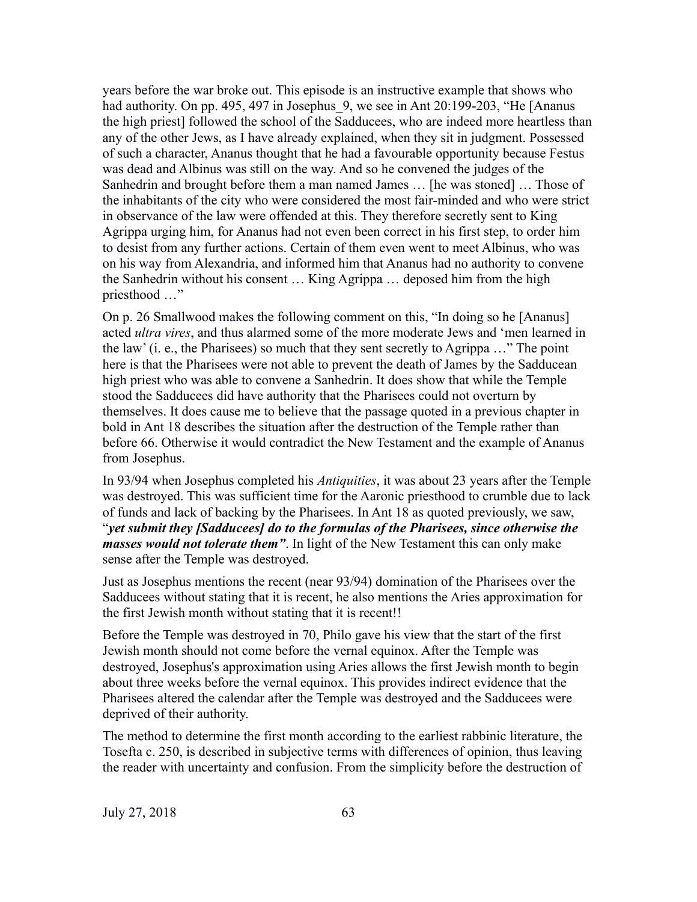years before the war broke out. This episode is an instructive example that shows who had authority. On pp. 495, 497 in Josephus_9, we see in Ant 20:199-203, "He [Ananus the high priest] followed the school of the Sadducees, who are indeed more heartless than any of the other Jews, as I have already explained, when they sit in judgment. Possessed of such a character, Ananus thought that he had a favourable opportunity because Festus was dead and Albinus was still on the way. And so he convened the judges of the Sanhedrin and brought before them a man named James … [he was stoned] … Those of the inhabitants of the city who were considered the most fair-minded and who were strict in observance of the law were offended at this. They therefore secretly sent to King Agrippa urging him, for Ananus had not even been correct in his first step, to order him to desist from any further actions. Certain of them even went to meet Albinus, who was on his way from Alexandria, and informed him that Ananus had no authority to convene the Sanhedrin without his consent … King Agrippa … deposed him from the high priesthood …"

On p. 26 Smallwood makes the following comment on this, "In doing so he [Ananus] acted *ultra vires*, and thus alarmed some of the more moderate Jews and 'men learned in the law' (i. e., the Pharisees) so much that they sent secretly to Agrippa …" The point here is that the Pharisees were not able to prevent the death of James by the Sadducean high priest who was able to convene a Sanhedrin. It does show that while the Temple stood the Sadducees did have authority that the Pharisees could not overturn by themselves. It does cause me to believe that the passage quoted in a previous chapter in bold in Ant 18 describes the situation after the destruction of the Temple rather than before 66. Otherwise it would contradict the New Testament and the example of Ananus from Josephus.

In 93/94 when Josephus completed his *Antiquities*, it was about 23 years after the Temple was destroyed. This was sufficient time for the Aaronic priesthood to crumble due to lack of funds and lack of backing by the Pharisees. In Ant 18 as quoted previously, we saw, "***yet submit they [Sadducees] do to the formulas of the Pharisees, since otherwise the masses would not tolerate them"***. In light of the New Testament this can only make sense after the Temple was destroyed.

Just as Josephus mentions the recent (near 93/94) domination of the Pharisees over the Sadducees without stating that it is recent, he also mentions the Aries approximation for the first Jewish month without stating that it is recent!!

Before the Temple was destroyed in 70, Philo gave his view that the start of the first Jewish month should not come before the vernal equinox. After the Temple was destroyed, Josephus's approximation using Aries allows the first Jewish month to begin about three weeks before the vernal equinox. This provides indirect evidence that the Pharisees altered the calendar after the Temple was destroyed and the Sadducees were deprived of their authority.

The method to determine the first month according to the earliest rabbinic literature, the Tosefta c. 250, is described in subjective terms with differences of opinion, thus leaving the reader with uncertainty and confusion. From the simplicity before the destruction of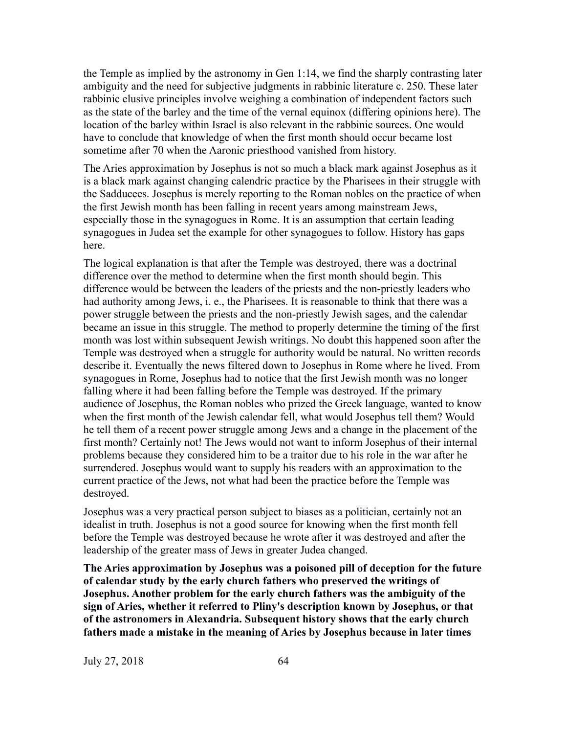the Temple as implied by the astronomy in Gen 1:14, we find the sharply contrasting later ambiguity and the need for subjective judgments in rabbinic literature c. 250. These later rabbinic elusive principles involve weighing a combination of independent factors such as the state of the barley and the time of the vernal equinox (differing opinions here). The location of the barley within Israel is also relevant in the rabbinic sources. One would have to conclude that knowledge of when the first month should occur became lost sometime after 70 when the Aaronic priesthood vanished from history.

The Aries approximation by Josephus is not so much a black mark against Josephus as it is a black mark against changing calendric practice by the Pharisees in their struggle with the Sadducees. Josephus is merely reporting to the Roman nobles on the practice of when the first Jewish month has been falling in recent years among mainstream Jews, especially those in the synagogues in Rome. It is an assumption that certain leading synagogues in Judea set the example for other synagogues to follow. History has gaps here.

The logical explanation is that after the Temple was destroyed, there was a doctrinal difference over the method to determine when the first month should begin. This difference would be between the leaders of the priests and the non-priestly leaders who had authority among Jews, i. e., the Pharisees. It is reasonable to think that there was a power struggle between the priests and the non-priestly Jewish sages, and the calendar became an issue in this struggle. The method to properly determine the timing of the first month was lost within subsequent Jewish writings. No doubt this happened soon after the Temple was destroyed when a struggle for authority would be natural. No written records describe it. Eventually the news filtered down to Josephus in Rome where he lived. From synagogues in Rome, Josephus had to notice that the first Jewish month was no longer falling where it had been falling before the Temple was destroyed. If the primary audience of Josephus, the Roman nobles who prized the Greek language, wanted to know when the first month of the Jewish calendar fell, what would Josephus tell them? Would he tell them of a recent power struggle among Jews and a change in the placement of the first month? Certainly not! The Jews would not want to inform Josephus of their internal problems because they considered him to be a traitor due to his role in the war after he surrendered. Josephus would want to supply his readers with an approximation to the current practice of the Jews, not what had been the practice before the Temple was destroyed.

Josephus was a very practical person subject to biases as a politician, certainly not an idealist in truth. Josephus is not a good source for knowing when the first month fell before the Temple was destroyed because he wrote after it was destroyed and after the leadership of the greater mass of Jews in greater Judea changed.

**The Aries approximation by Josephus was a poisoned pill of deception for the future of calendar study by the early church fathers who preserved the writings of Josephus. Another problem for the early church fathers was the ambiguity of the sign of Aries, whether it referred to Pliny's description known by Josephus, or that of the astronomers in Alexandria. Subsequent history shows that the early church fathers made a mistake in the meaning of Aries by Josephus because in later times**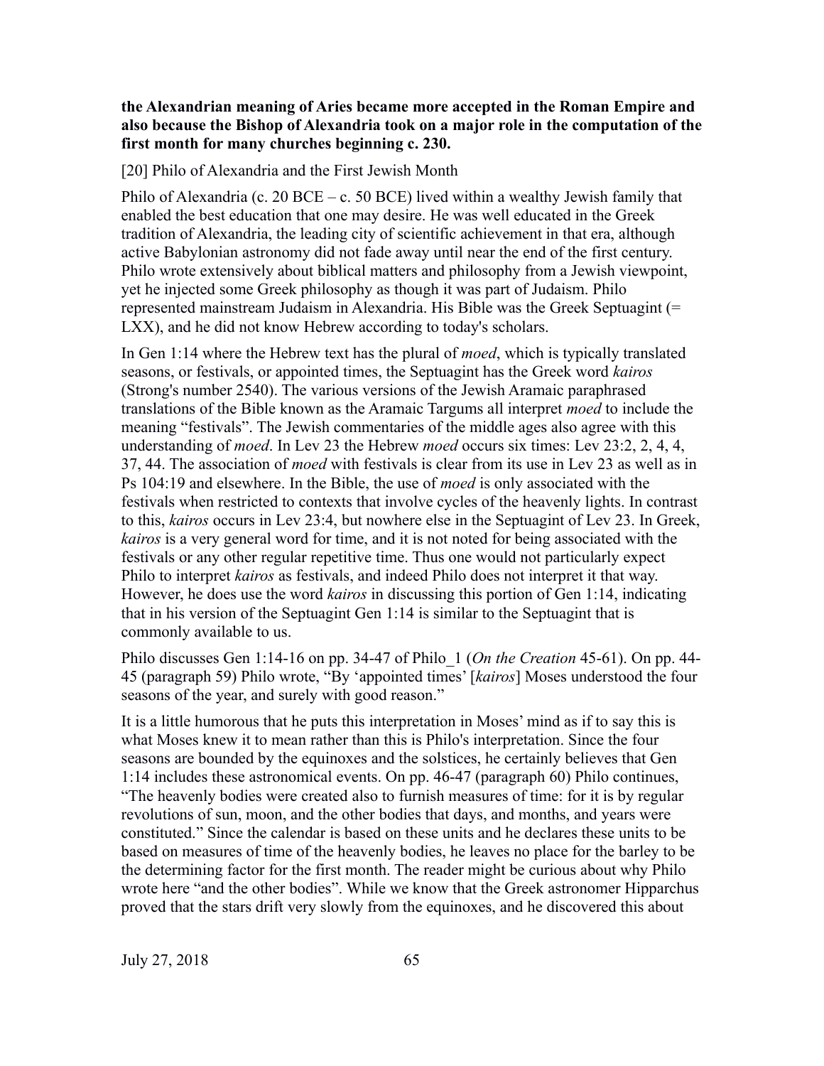**the Alexandrian meaning of Aries became more accepted in the Roman Empire and also because the Bishop of Alexandria took on a major role in the computation of the first month for many churches beginning c. 230.**

[20] Philo of Alexandria and the First Jewish Month

Philo of Alexandria (c. 20 BCE – c. 50 BCE) lived within a wealthy Jewish family that enabled the best education that one may desire. He was well educated in the Greek tradition of Alexandria, the leading city of scientific achievement in that era, although active Babylonian astronomy did not fade away until near the end of the first century. Philo wrote extensively about biblical matters and philosophy from a Jewish viewpoint, yet he injected some Greek philosophy as though it was part of Judaism. Philo represented mainstream Judaism in Alexandria. His Bible was the Greek Septuagint (= LXX), and he did not know Hebrew according to today's scholars.

In Gen 1:14 where the Hebrew text has the plural of *moed*, which is typically translated seasons, or festivals, or appointed times, the Septuagint has the Greek word *kairos* (Strong's number 2540). The various versions of the Jewish Aramaic paraphrased translations of the Bible known as the Aramaic Targums all interpret *moed* to include the meaning "festivals". The Jewish commentaries of the middle ages also agree with this understanding of *moed*. In Lev 23 the Hebrew *moed* occurs six times: Lev 23:2, 2, 4, 4, 37, 44. The association of *moed* with festivals is clear from its use in Lev 23 as well as in Ps 104:19 and elsewhere. In the Bible, the use of *moed* is only associated with the festivals when restricted to contexts that involve cycles of the heavenly lights. In contrast to this, *kairos* occurs in Lev 23:4, but nowhere else in the Septuagint of Lev 23. In Greek, *kairos* is a very general word for time, and it is not noted for being associated with the festivals or any other regular repetitive time. Thus one would not particularly expect Philo to interpret *kairos* as festivals, and indeed Philo does not interpret it that way. However, he does use the word *kairos* in discussing this portion of Gen 1:14, indicating that in his version of the Septuagint Gen 1:14 is similar to the Septuagint that is commonly available to us.

Philo discusses Gen 1:14-16 on pp. 34-47 of Philo_1 (*On the Creation* 45-61). On pp. 44-45 (paragraph 59) Philo wrote, "By 'appointed times' [*kairos*] Moses understood the four seasons of the year, and surely with good reason."

It is a little humorous that he puts this interpretation in Moses' mind as if to say this is what Moses knew it to mean rather than this is Philo's interpretation. Since the four seasons are bounded by the equinoxes and the solstices, he certainly believes that Gen 1:14 includes these astronomical events. On pp. 46-47 (paragraph 60) Philo continues, "The heavenly bodies were created also to furnish measures of time: for it is by regular revolutions of sun, moon, and the other bodies that days, and months, and years were constituted." Since the calendar is based on these units and he declares these units to be based on measures of time of the heavenly bodies, he leaves no place for the barley to be the determining factor for the first month. The reader might be curious about why Philo wrote here "and the other bodies". While we know that the Greek astronomer Hipparchus proved that the stars drift very slowly from the equinoxes, and he discovered this about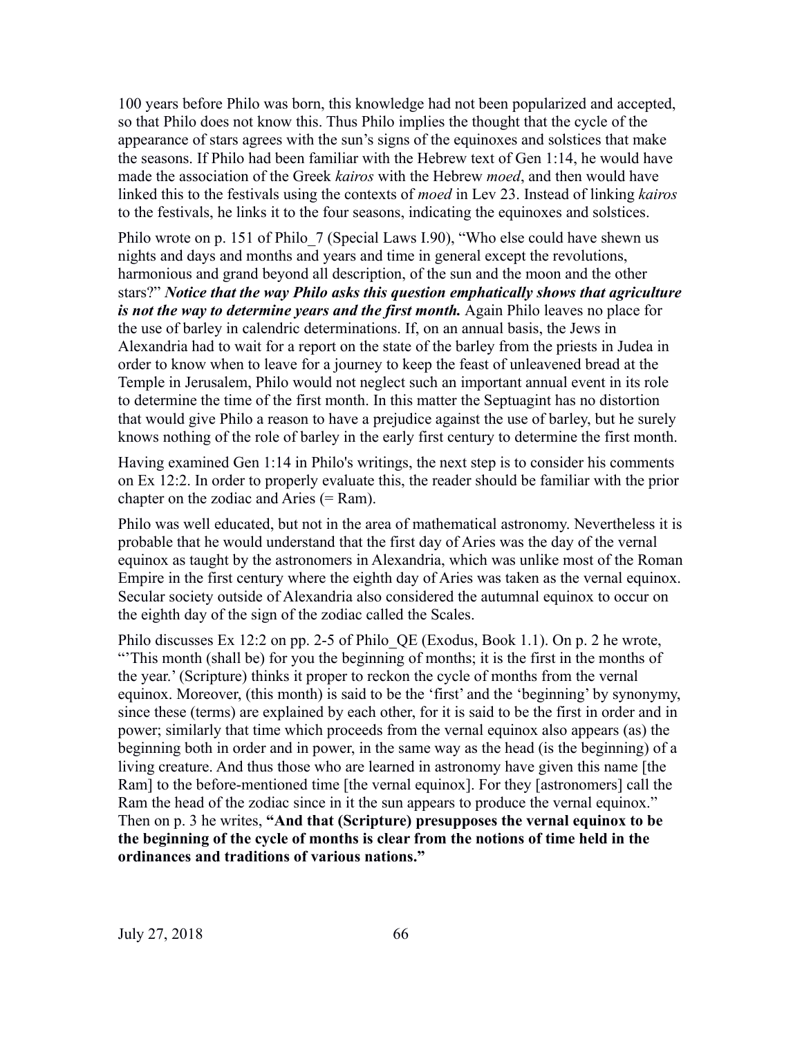100 years before Philo was born, this knowledge had not been popularized and accepted, so that Philo does not know this. Thus Philo implies the thought that the cycle of the appearance of stars agrees with the sun's signs of the equinoxes and solstices that make the seasons. If Philo had been familiar with the Hebrew text of Gen 1:14, he would have made the association of the Greek *kairos* with the Hebrew *moed*, and then would have linked this to the festivals using the contexts of *moed* in Lev 23. Instead of linking *kairos* to the festivals, he links it to the four seasons, indicating the equinoxes and solstices.

Philo wrote on p. 151 of Philo_7 (Special Laws I.90), "Who else could have shewn us nights and days and months and years and time in general except the revolutions, harmonious and grand beyond all description, of the sun and the moon and the other stars?" ***Notice that the way Philo asks this question emphatically shows that agriculture is not the way to determine years and the first month.*** Again Philo leaves no place for the use of barley in calendric determinations. If, on an annual basis, the Jews in Alexandria had to wait for a report on the state of the barley from the priests in Judea in order to know when to leave for a journey to keep the feast of unleavened bread at the Temple in Jerusalem, Philo would not neglect such an important annual event in its role to determine the time of the first month. In this matter the Septuagint has no distortion that would give Philo a reason to have a prejudice against the use of barley, but he surely knows nothing of the role of barley in the early first century to determine the first month.

Having examined Gen 1:14 in Philo's writings, the next step is to consider his comments on Ex 12:2. In order to properly evaluate this, the reader should be familiar with the prior chapter on the zodiac and Aries (= Ram).

Philo was well educated, but not in the area of mathematical astronomy. Nevertheless it is probable that he would understand that the first day of Aries was the day of the vernal equinox as taught by the astronomers in Alexandria, which was unlike most of the Roman Empire in the first century where the eighth day of Aries was taken as the vernal equinox. Secular society outside of Alexandria also considered the autumnal equinox to occur on the eighth day of the sign of the zodiac called the Scales.

Philo discusses Ex 12:2 on pp. 2-5 of Philo_QE (Exodus, Book 1.1). On p. 2 he wrote, "'This month (shall be) for you the beginning of months; it is the first in the months of the year.' (Scripture) thinks it proper to reckon the cycle of months from the vernal equinox. Moreover, (this month) is said to be the 'first' and the 'beginning' by synonymy, since these (terms) are explained by each other, for it is said to be the first in order and in power; similarly that time which proceeds from the vernal equinox also appears (as) the beginning both in order and in power, in the same way as the head (is the beginning) of a living creature. And thus those who are learned in astronomy have given this name [the Ram] to the before-mentioned time [the vernal equinox]. For they [astronomers] call the Ram the head of the zodiac since in it the sun appears to produce the vernal equinox." Then on p. 3 he writes, **"And that (Scripture) presupposes the vernal equinox to be the beginning of the cycle of months is clear from the notions of time held in the ordinances and traditions of various nations."**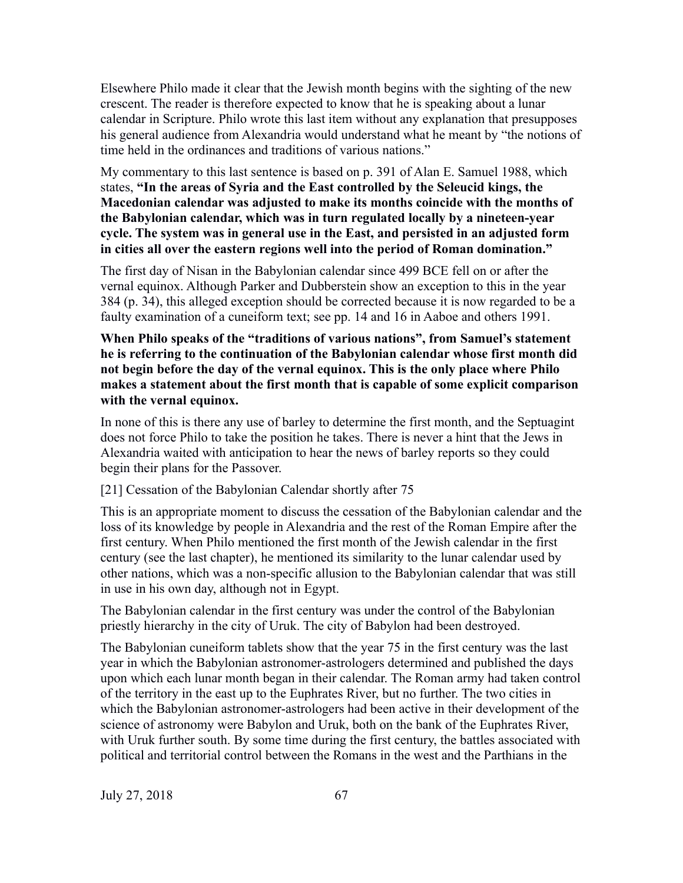Elsewhere Philo made it clear that the Jewish month begins with the sighting of the new crescent. The reader is therefore expected to know that he is speaking about a lunar calendar in Scripture. Philo wrote this last item without any explanation that presupposes his general audience from Alexandria would understand what he meant by "the notions of time held in the ordinances and traditions of various nations."

My commentary to this last sentence is based on p. 391 of Alan E. Samuel 1988, which states, **"In the areas of Syria and the East controlled by the Seleucid kings, the Macedonian calendar was adjusted to make its months coincide with the months of the Babylonian calendar, which was in turn regulated locally by a nineteen-year cycle. The system was in general use in the East, and persisted in an adjusted form in cities all over the eastern regions well into the period of Roman domination."**

The first day of Nisan in the Babylonian calendar since 499 BCE fell on or after the vernal equinox. Although Parker and Dubberstein show an exception to this in the year 384 (p. 34), this alleged exception should be corrected because it is now regarded to be a faulty examination of a cuneiform text; see pp. 14 and 16 in Aaboe and others 1991.

**When Philo speaks of the "traditions of various nations", from Samuel's statement he is referring to the continuation of the Babylonian calendar whose first month did not begin before the day of the vernal equinox. This is the only place where Philo makes a statement about the first month that is capable of some explicit comparison with the vernal equinox.**

In none of this is there any use of barley to determine the first month, and the Septuagint does not force Philo to take the position he takes. There is never a hint that the Jews in Alexandria waited with anticipation to hear the news of barley reports so they could begin their plans for the Passover.

[21] Cessation of the Babylonian Calendar shortly after 75

This is an appropriate moment to discuss the cessation of the Babylonian calendar and the loss of its knowledge by people in Alexandria and the rest of the Roman Empire after the first century. When Philo mentioned the first month of the Jewish calendar in the first century (see the last chapter), he mentioned its similarity to the lunar calendar used by other nations, which was a non-specific allusion to the Babylonian calendar that was still in use in his own day, although not in Egypt.

The Babylonian calendar in the first century was under the control of the Babylonian priestly hierarchy in the city of Uruk. The city of Babylon had been destroyed.

The Babylonian cuneiform tablets show that the year 75 in the first century was the last year in which the Babylonian astronomer-astrologers determined and published the days upon which each lunar month began in their calendar. The Roman army had taken control of the territory in the east up to the Euphrates River, but no further. The two cities in which the Babylonian astronomer-astrologers had been active in their development of the science of astronomy were Babylon and Uruk, both on the bank of the Euphrates River, with Uruk further south. By some time during the first century, the battles associated with political and territorial control between the Romans in the west and the Parthians in the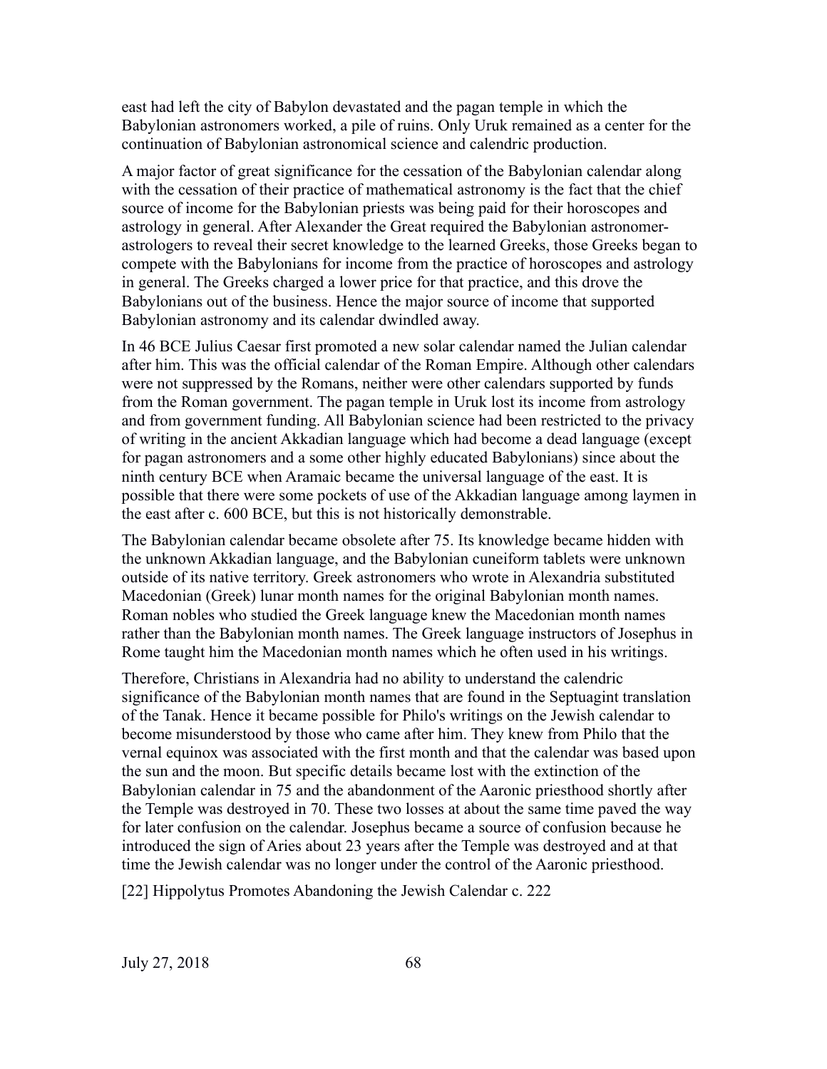east had left the city of Babylon devastated and the pagan temple in which the Babylonian astronomers worked, a pile of ruins. Only Uruk remained as a center for the continuation of Babylonian astronomical science and calendric production.

A major factor of great significance for the cessation of the Babylonian calendar along with the cessation of their practice of mathematical astronomy is the fact that the chief source of income for the Babylonian priests was being paid for their horoscopes and astrology in general. After Alexander the Great required the Babylonian astronomer-astrologers to reveal their secret knowledge to the learned Greeks, those Greeks began to compete with the Babylonians for income from the practice of horoscopes and astrology in general. The Greeks charged a lower price for that practice, and this drove the Babylonians out of the business. Hence the major source of income that supported Babylonian astronomy and its calendar dwindled away.

In 46 BCE Julius Caesar first promoted a new solar calendar named the Julian calendar after him. This was the official calendar of the Roman Empire. Although other calendars were not suppressed by the Romans, neither were other calendars supported by funds from the Roman government. The pagan temple in Uruk lost its income from astrology and from government funding. All Babylonian science had been restricted to the privacy of writing in the ancient Akkadian language which had become a dead language (except for pagan astronomers and a some other highly educated Babylonians) since about the ninth century BCE when Aramaic became the universal language of the east. It is possible that there were some pockets of use of the Akkadian language among laymen in the east after c. 600 BCE, but this is not historically demonstrable.

The Babylonian calendar became obsolete after 75. Its knowledge became hidden with the unknown Akkadian language, and the Babylonian cuneiform tablets were unknown outside of its native territory. Greek astronomers who wrote in Alexandria substituted Macedonian (Greek) lunar month names for the original Babylonian month names. Roman nobles who studied the Greek language knew the Macedonian month names rather than the Babylonian month names. The Greek language instructors of Josephus in Rome taught him the Macedonian month names which he often used in his writings.

Therefore, Christians in Alexandria had no ability to understand the calendric significance of the Babylonian month names that are found in the Septuagint translation of the Tanak. Hence it became possible for Philo's writings on the Jewish calendar to become misunderstood by those who came after him. They knew from Philo that the vernal equinox was associated with the first month and that the calendar was based upon the sun and the moon. But specific details became lost with the extinction of the Babylonian calendar in 75 and the abandonment of the Aaronic priesthood shortly after the Temple was destroyed in 70. These two losses at about the same time paved the way for later confusion on the calendar. Josephus became a source of confusion because he introduced the sign of Aries about 23 years after the Temple was destroyed and at that time the Jewish calendar was no longer under the control of the Aaronic priesthood.

## [22] Hippolytus Promotes Abandoning the Jewish Calendar c. 222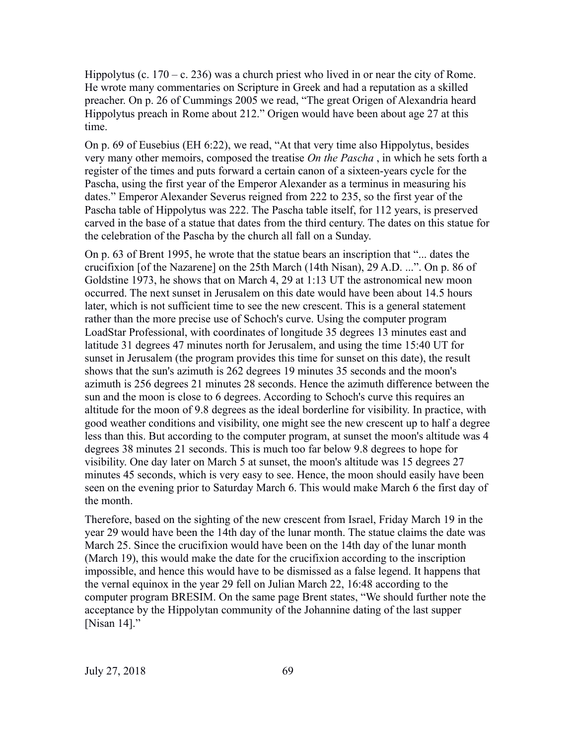Hippolytus (c. 170 – c. 236) was a church priest who lived in or near the city of Rome. He wrote many commentaries on Scripture in Greek and had a reputation as a skilled preacher. On p. 26 of Cummings 2005 we read, "The great Origen of Alexandria heard Hippolytus preach in Rome about 212." Origen would have been about age 27 at this time.

On p. 69 of Eusebius (EH 6:22), we read, "At that very time also Hippolytus, besides very many other memoirs, composed the treatise *On the Pascha* , in which he sets forth a register of the times and puts forward a certain canon of a sixteen-years cycle for the Pascha, using the first year of the Emperor Alexander as a terminus in measuring his dates." Emperor Alexander Severus reigned from 222 to 235, so the first year of the Pascha table of Hippolytus was 222. The Pascha table itself, for 112 years, is preserved carved in the base of a statue that dates from the third century. The dates on this statue for the celebration of the Pascha by the church all fall on a Sunday.

On p. 63 of Brent 1995, he wrote that the statue bears an inscription that "... dates the crucifixion [of the Nazarene] on the 25th March (14th Nisan), 29 A.D. ...". On p. 86 of Goldstine 1973, he shows that on March 4, 29 at 1:13 UT the astronomical new moon occurred. The next sunset in Jerusalem on this date would have been about 14.5 hours later, which is not sufficient time to see the new crescent. This is a general statement rather than the more precise use of Schoch's curve. Using the computer program LoadStar Professional, with coordinates of longitude 35 degrees 13 minutes east and latitude 31 degrees 47 minutes north for Jerusalem, and using the time 15:40 UT for sunset in Jerusalem (the program provides this time for sunset on this date), the result shows that the sun's azimuth is 262 degrees 19 minutes 35 seconds and the moon's azimuth is 256 degrees 21 minutes 28 seconds. Hence the azimuth difference between the sun and the moon is close to 6 degrees. According to Schoch's curve this requires an altitude for the moon of 9.8 degrees as the ideal borderline for visibility. In practice, with good weather conditions and visibility, one might see the new crescent up to half a degree less than this. But according to the computer program, at sunset the moon's altitude was 4 degrees 38 minutes 21 seconds. This is much too far below 9.8 degrees to hope for visibility. One day later on March 5 at sunset, the moon's altitude was 15 degrees 27 minutes 45 seconds, which is very easy to see. Hence, the moon should easily have been seen on the evening prior to Saturday March 6. This would make March 6 the first day of the month.

Therefore, based on the sighting of the new crescent from Israel, Friday March 19 in the year 29 would have been the 14th day of the lunar month. The statue claims the date was March 25. Since the crucifixion would have been on the 14th day of the lunar month (March 19), this would make the date for the crucifixion according to the inscription impossible, and hence this would have to be dismissed as a false legend. It happens that the vernal equinox in the year 29 fell on Julian March 22, 16:48 according to the computer program BRESIM. On the same page Brent states, "We should further note the acceptance by the Hippolytan community of the Johannine dating of the last supper [Nisan 14]."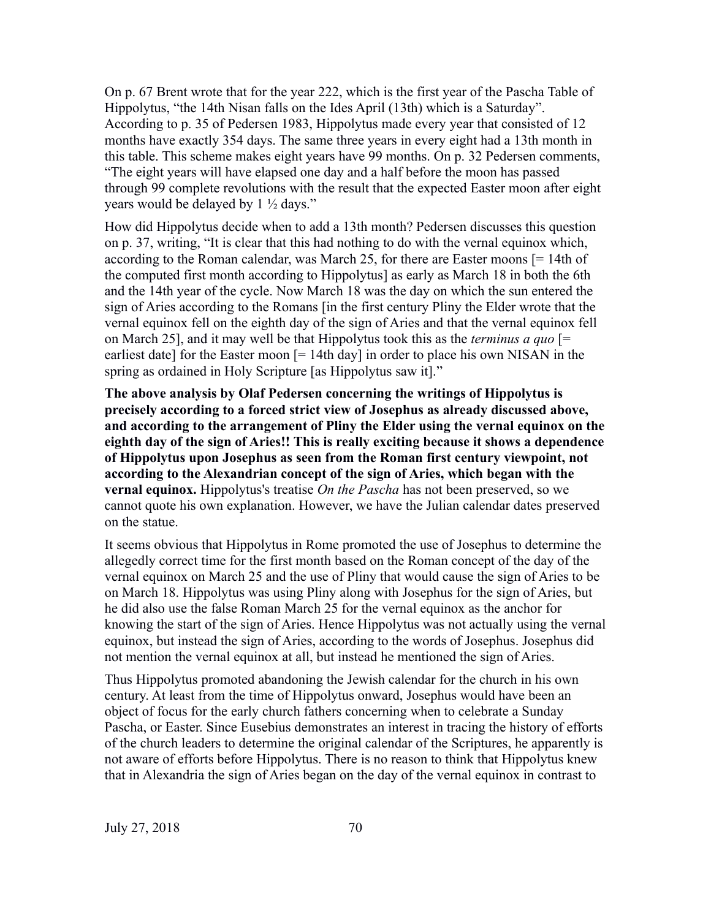On p. 67 Brent wrote that for the year 222, which is the first year of the Pascha Table of Hippolytus, "the 14th Nisan falls on the Ides April (13th) which is a Saturday". According to p. 35 of Pedersen 1983, Hippolytus made every year that consisted of 12 months have exactly 354 days. The same three years in every eight had a 13th month in this table. This scheme makes eight years have 99 months. On p. 32 Pedersen comments, "The eight years will have elapsed one day and a half before the moon has passed through 99 complete revolutions with the result that the expected Easter moon after eight years would be delayed by 1 ½ days."

How did Hippolytus decide when to add a 13th month? Pedersen discusses this question on p. 37, writing, "It is clear that this had nothing to do with the vernal equinox which, according to the Roman calendar, was March 25, for there are Easter moons [= 14th of the computed first month according to Hippolytus] as early as March 18 in both the 6th and the 14th year of the cycle. Now March 18 was the day on which the sun entered the sign of Aries according to the Romans [in the first century Pliny the Elder wrote that the vernal equinox fell on the eighth day of the sign of Aries and that the vernal equinox fell on March 25], and it may well be that Hippolytus took this as the *terminus a quo* [= earliest date] for the Easter moon [= 14th day] in order to place his own NISAN in the spring as ordained in Holy Scripture [as Hippolytus saw it]."

**The above analysis by Olaf Pedersen concerning the writings of Hippolytus is precisely according to a forced strict view of Josephus as already discussed above, and according to the arrangement of Pliny the Elder using the vernal equinox on the eighth day of the sign of Aries!! This is really exciting because it shows a dependence of Hippolytus upon Josephus as seen from the Roman first century viewpoint, not according to the Alexandrian concept of the sign of Aries, which began with the vernal equinox.** Hippolytus's treatise *On the Pascha* has not been preserved, so we cannot quote his own explanation. However, we have the Julian calendar dates preserved on the statue.

It seems obvious that Hippolytus in Rome promoted the use of Josephus to determine the allegedly correct time for the first month based on the Roman concept of the day of the vernal equinox on March 25 and the use of Pliny that would cause the sign of Aries to be on March 18. Hippolytus was using Pliny along with Josephus for the sign of Aries, but he did also use the false Roman March 25 for the vernal equinox as the anchor for knowing the start of the sign of Aries. Hence Hippolytus was not actually using the vernal equinox, but instead the sign of Aries, according to the words of Josephus. Josephus did not mention the vernal equinox at all, but instead he mentioned the sign of Aries.

Thus Hippolytus promoted abandoning the Jewish calendar for the church in his own century. At least from the time of Hippolytus onward, Josephus would have been an object of focus for the early church fathers concerning when to celebrate a Sunday Pascha, or Easter. Since Eusebius demonstrates an interest in tracing the history of efforts of the church leaders to determine the original calendar of the Scriptures, he apparently is not aware of efforts before Hippolytus. There is no reason to think that Hippolytus knew that in Alexandria the sign of Aries began on the day of the vernal equinox in contrast to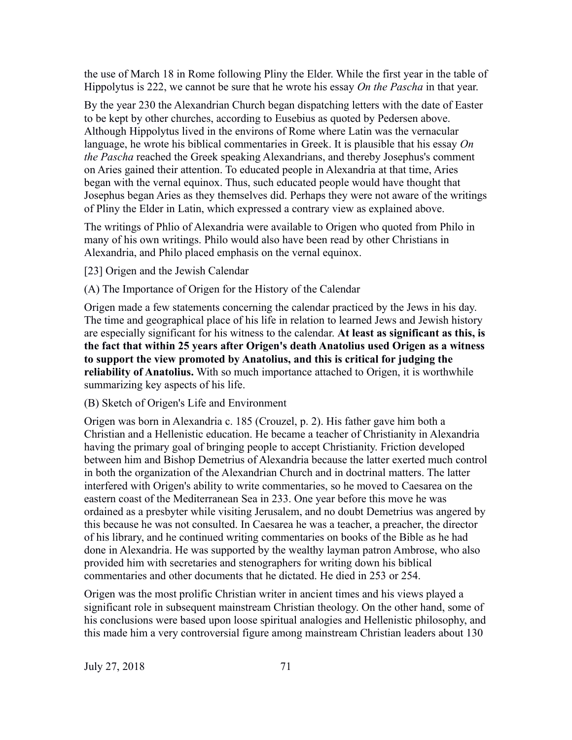the use of March 18 in Rome following Pliny the Elder. While the first year in the table of Hippolytus is 222, we cannot be sure that he wrote his essay *On the Pascha* in that year.

By the year 230 the Alexandrian Church began dispatching letters with the date of Easter to be kept by other churches, according to Eusebius as quoted by Pedersen above. Although Hippolytus lived in the environs of Rome where Latin was the vernacular language, he wrote his biblical commentaries in Greek. It is plausible that his essay *On the Pascha* reached the Greek speaking Alexandrians, and thereby Josephus's comment on Aries gained their attention. To educated people in Alexandria at that time, Aries began with the vernal equinox. Thus, such educated people would have thought that Josephus began Aries as they themselves did. Perhaps they were not aware of the writings of Pliny the Elder in Latin, which expressed a contrary view as explained above.

The writings of Phlio of Alexandria were available to Origen who quoted from Philo in many of his own writings. Philo would also have been read by other Christians in Alexandria, and Philo placed emphasis on the vernal equinox.

## [23] Origen and the Jewish Calendar

### (A) The Importance of Origen for the History of the Calendar

Origen made a few statements concerning the calendar practiced by the Jews in his day. The time and geographical place of his life in relation to learned Jews and Jewish history are especially significant for his witness to the calendar. **At least as significant as this, is the fact that within 25 years after Origen's death Anatolius used Origen as a witness to support the view promoted by Anatolius, and this is critical for judging the reliability of Anatolius.** With so much importance attached to Origen, it is worthwhile summarizing key aspects of his life.

### (B) Sketch of Origen's Life and Environment

Origen was born in Alexandria c. 185 (Crouzel, p. 2). His father gave him both a Christian and a Hellenistic education. He became a teacher of Christianity in Alexandria having the primary goal of bringing people to accept Christianity. Friction developed between him and Bishop Demetrius of Alexandria because the latter exerted much control in both the organization of the Alexandrian Church and in doctrinal matters. The latter interfered with Origen's ability to write commentaries, so he moved to Caesarea on the eastern coast of the Mediterranean Sea in 233. One year before this move he was ordained as a presbyter while visiting Jerusalem, and no doubt Demetrius was angered by this because he was not consulted. In Caesarea he was a teacher, a preacher, the director of his library, and he continued writing commentaries on books of the Bible as he had done in Alexandria. He was supported by the wealthy layman patron Ambrose, who also provided him with secretaries and stenographers for writing down his biblical commentaries and other documents that he dictated. He died in 253 or 254.

Origen was the most prolific Christian writer in ancient times and his views played a significant role in subsequent mainstream Christian theology. On the other hand, some of his conclusions were based upon loose spiritual analogies and Hellenistic philosophy, and this made him a very controversial figure among mainstream Christian leaders about 130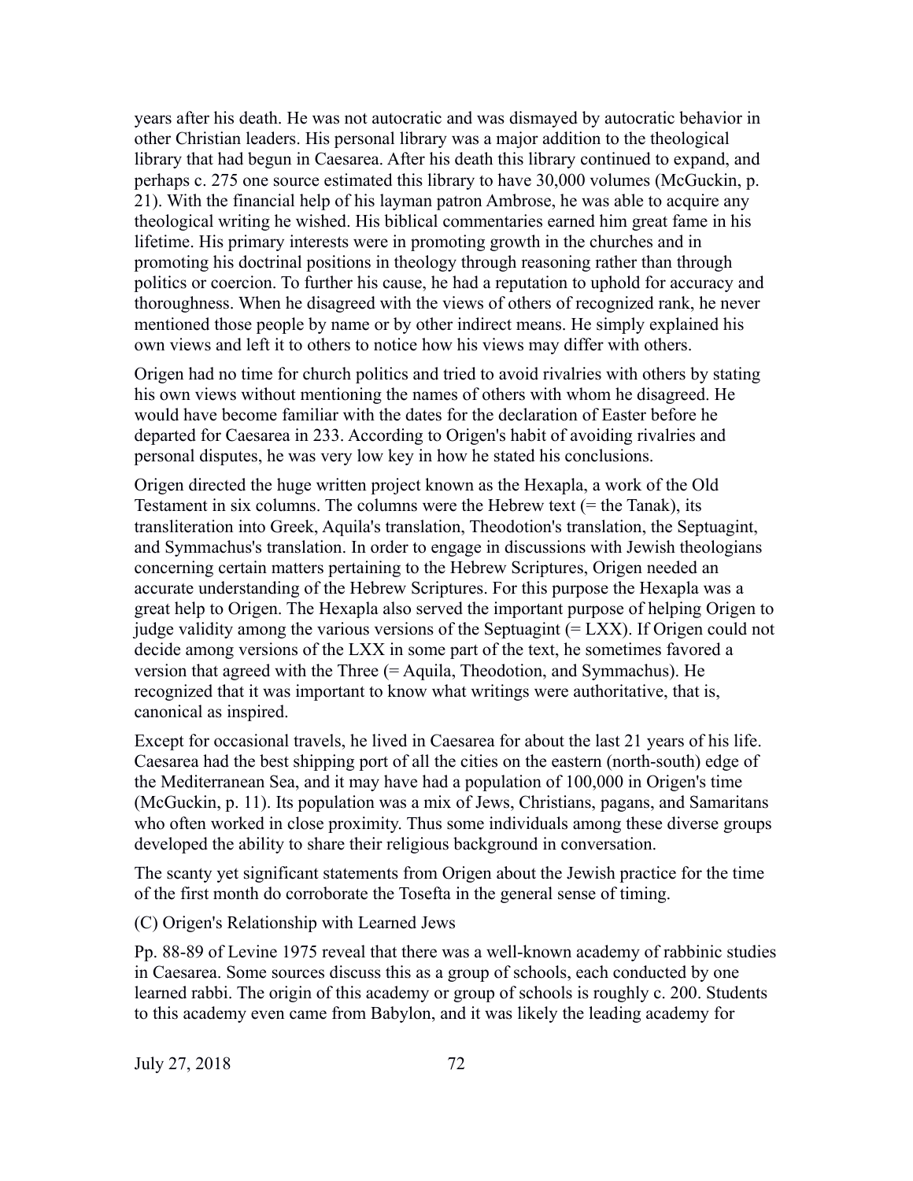years after his death. He was not autocratic and was dismayed by autocratic behavior in other Christian leaders. His personal library was a major addition to the theological library that had begun in Caesarea. After his death this library continued to expand, and perhaps c. 275 one source estimated this library to have 30,000 volumes (McGuckin, p. 21). With the financial help of his layman patron Ambrose, he was able to acquire any theological writing he wished. His biblical commentaries earned him great fame in his lifetime. His primary interests were in promoting growth in the churches and in promoting his doctrinal positions in theology through reasoning rather than through politics or coercion. To further his cause, he had a reputation to uphold for accuracy and thoroughness. When he disagreed with the views of others of recognized rank, he never mentioned those people by name or by other indirect means. He simply explained his own views and left it to others to notice how his views may differ with others.

Origen had no time for church politics and tried to avoid rivalries with others by stating his own views without mentioning the names of others with whom he disagreed. He would have become familiar with the dates for the declaration of Easter before he departed for Caesarea in 233. According to Origen's habit of avoiding rivalries and personal disputes, he was very low key in how he stated his conclusions.

Origen directed the huge written project known as the Hexapla, a work of the Old Testament in six columns. The columns were the Hebrew text (= the Tanak), its transliteration into Greek, Aquila's translation, Theodotion's translation, the Septuagint, and Symmachus's translation. In order to engage in discussions with Jewish theologians concerning certain matters pertaining to the Hebrew Scriptures, Origen needed an accurate understanding of the Hebrew Scriptures. For this purpose the Hexapla was a great help to Origen. The Hexapla also served the important purpose of helping Origen to judge validity among the various versions of the Septuagint (= LXX). If Origen could not decide among versions of the LXX in some part of the text, he sometimes favored a version that agreed with the Three (= Aquila, Theodotion, and Symmachus). He recognized that it was important to know what writings were authoritative, that is, canonical as inspired.

Except for occasional travels, he lived in Caesarea for about the last 21 years of his life. Caesarea had the best shipping port of all the cities on the eastern (north-south) edge of the Mediterranean Sea, and it may have had a population of 100,000 in Origen's time (McGuckin, p. 11). Its population was a mix of Jews, Christians, pagans, and Samaritans who often worked in close proximity. Thus some individuals among these diverse groups developed the ability to share their religious background in conversation.

The scanty yet significant statements from Origen about the Jewish practice for the time of the first month do corroborate the Tosefta in the general sense of timing.

(C) Origen's Relationship with Learned Jews

Pp. 88-89 of Levine 1975 reveal that there was a well-known academy of rabbinic studies in Caesarea. Some sources discuss this as a group of schools, each conducted by one learned rabbi. The origin of this academy or group of schools is roughly c. 200. Students to this academy even came from Babylon, and it was likely the leading academy for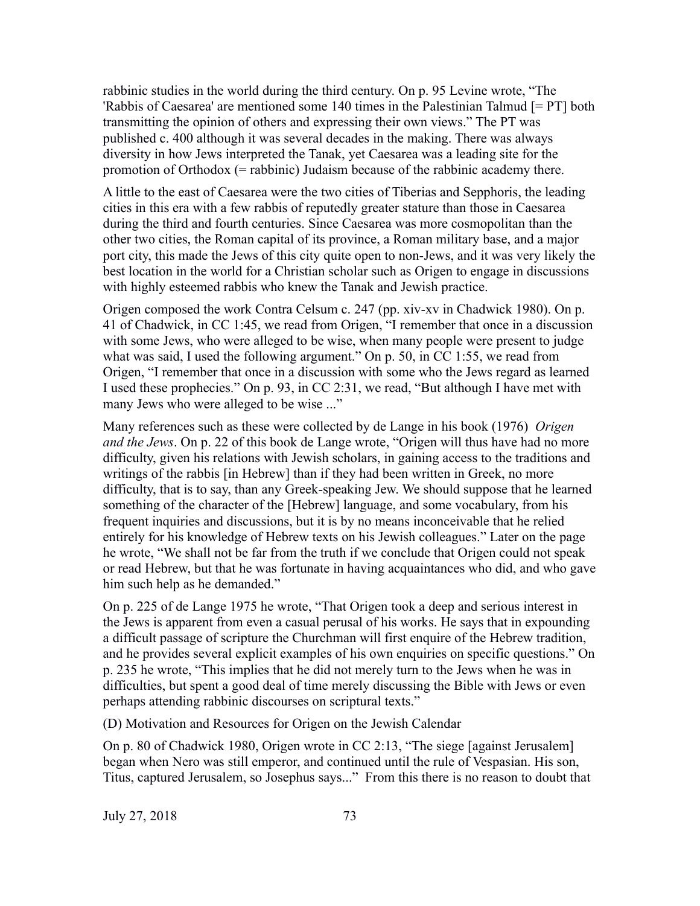rabbinic studies in the world during the third century. On p. 95 Levine wrote, "The 'Rabbis of Caesarea' are mentioned some 140 times in the Palestinian Talmud [= PT] both transmitting the opinion of others and expressing their own views." The PT was published c. 400 although it was several decades in the making. There was always diversity in how Jews interpreted the Tanak, yet Caesarea was a leading site for the promotion of Orthodox (= rabbinic) Judaism because of the rabbinic academy there.

A little to the east of Caesarea were the two cities of Tiberias and Sepphoris, the leading cities in this era with a few rabbis of reputedly greater stature than those in Caesarea during the third and fourth centuries. Since Caesarea was more cosmopolitan than the other two cities, the Roman capital of its province, a Roman military base, and a major port city, this made the Jews of this city quite open to non-Jews, and it was very likely the best location in the world for a Christian scholar such as Origen to engage in discussions with highly esteemed rabbis who knew the Tanak and Jewish practice.

Origen composed the work Contra Celsum c. 247 (pp. xiv-xv in Chadwick 1980). On p. 41 of Chadwick, in CC 1:45, we read from Origen, "I remember that once in a discussion with some Jews, who were alleged to be wise, when many people were present to judge what was said, I used the following argument." On p. 50, in CC 1:55, we read from Origen, "I remember that once in a discussion with some who the Jews regard as learned I used these prophecies." On p. 93, in CC 2:31, we read, "But although I have met with many Jews who were alleged to be wise ..."

Many references such as these were collected by de Lange in his book (1976) *Origen and the Jews*. On p. 22 of this book de Lange wrote, "Origen will thus have had no more difficulty, given his relations with Jewish scholars, in gaining access to the traditions and writings of the rabbis [in Hebrew] than if they had been written in Greek, no more difficulty, that is to say, than any Greek-speaking Jew. We should suppose that he learned something of the character of the [Hebrew] language, and some vocabulary, from his frequent inquiries and discussions, but it is by no means inconceivable that he relied entirely for his knowledge of Hebrew texts on his Jewish colleagues." Later on the page he wrote, "We shall not be far from the truth if we conclude that Origen could not speak or read Hebrew, but that he was fortunate in having acquaintances who did, and who gave him such help as he demanded."

On p. 225 of de Lange 1975 he wrote, "That Origen took a deep and serious interest in the Jews is apparent from even a casual perusal of his works. He says that in expounding a difficult passage of scripture the Churchman will first enquire of the Hebrew tradition, and he provides several explicit examples of his own enquiries on specific questions." On p. 235 he wrote, "This implies that he did not merely turn to the Jews when he was in difficulties, but spent a good deal of time merely discussing the Bible with Jews or even perhaps attending rabbinic discourses on scriptural texts."

(D) Motivation and Resources for Origen on the Jewish Calendar

On p. 80 of Chadwick 1980, Origen wrote in CC 2:13, "The siege [against Jerusalem] began when Nero was still emperor, and continued until the rule of Vespasian. His son, Titus, captured Jerusalem, so Josephus says..." From this there is no reason to doubt that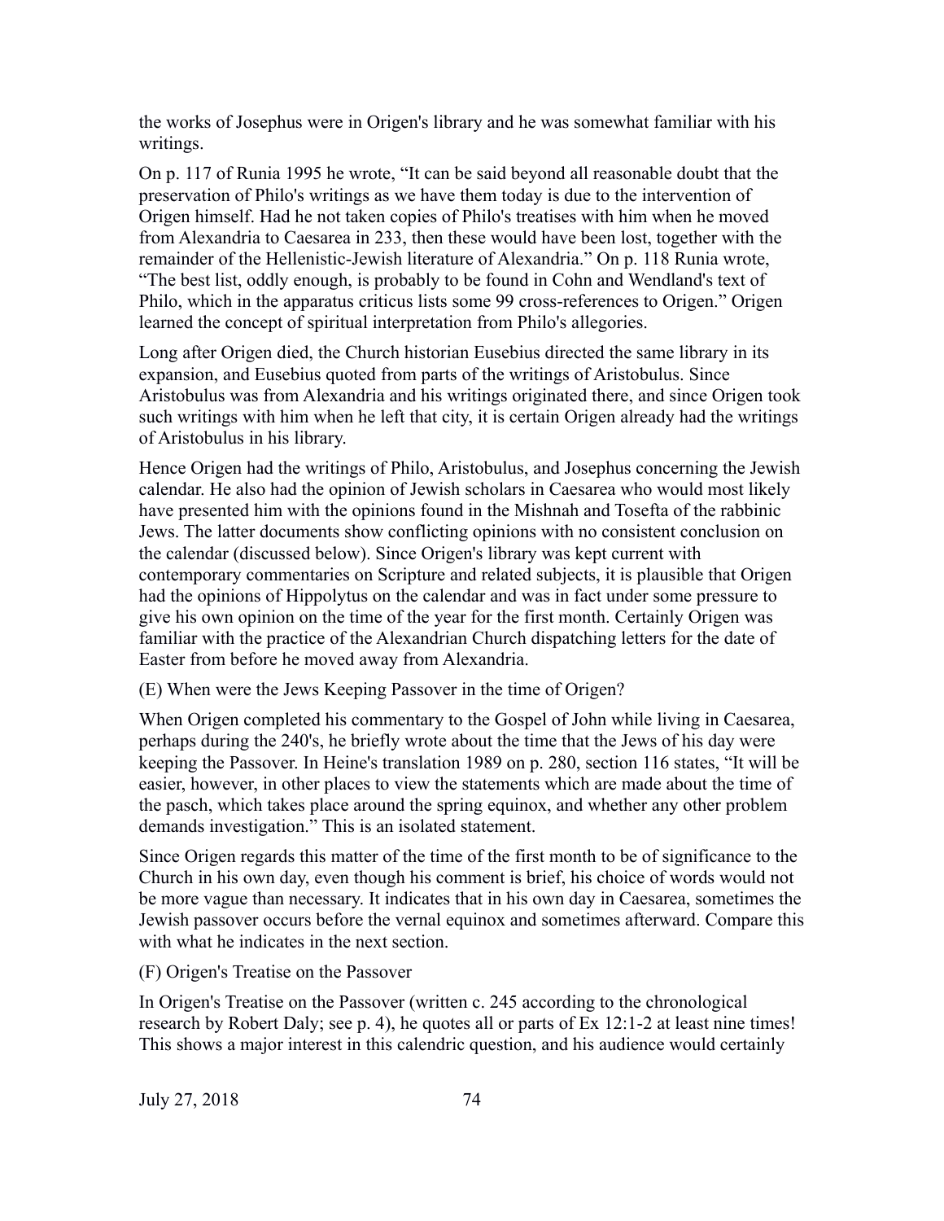the works of Josephus were in Origen's library and he was somewhat familiar with his writings.

On p. 117 of Runia 1995 he wrote, "It can be said beyond all reasonable doubt that the preservation of Philo's writings as we have them today is due to the intervention of Origen himself. Had he not taken copies of Philo's treatises with him when he moved from Alexandria to Caesarea in 233, then these would have been lost, together with the remainder of the Hellenistic-Jewish literature of Alexandria." On p. 118 Runia wrote, "The best list, oddly enough, is probably to be found in Cohn and Wendland's text of Philo, which in the apparatus criticus lists some 99 cross-references to Origen." Origen learned the concept of spiritual interpretation from Philo's allegories.

Long after Origen died, the Church historian Eusebius directed the same library in its expansion, and Eusebius quoted from parts of the writings of Aristobulus. Since Aristobulus was from Alexandria and his writings originated there, and since Origen took such writings with him when he left that city, it is certain Origen already had the writings of Aristobulus in his library.

Hence Origen had the writings of Philo, Aristobulus, and Josephus concerning the Jewish calendar. He also had the opinion of Jewish scholars in Caesarea who would most likely have presented him with the opinions found in the Mishnah and Tosefta of the rabbinic Jews. The latter documents show conflicting opinions with no consistent conclusion on the calendar (discussed below). Since Origen's library was kept current with contemporary commentaries on Scripture and related subjects, it is plausible that Origen had the opinions of Hippolytus on the calendar and was in fact under some pressure to give his own opinion on the time of the year for the first month. Certainly Origen was familiar with the practice of the Alexandrian Church dispatching letters for the date of Easter from before he moved away from Alexandria.

(E) When were the Jews Keeping Passover in the time of Origen?

When Origen completed his commentary to the Gospel of John while living in Caesarea, perhaps during the 240's, he briefly wrote about the time that the Jews of his day were keeping the Passover. In Heine's translation 1989 on p. 280, section 116 states, "It will be easier, however, in other places to view the statements which are made about the time of the pasch, which takes place around the spring equinox, and whether any other problem demands investigation." This is an isolated statement.

Since Origen regards this matter of the time of the first month to be of significance to the Church in his own day, even though his comment is brief, his choice of words would not be more vague than necessary. It indicates that in his own day in Caesarea, sometimes the Jewish passover occurs before the vernal equinox and sometimes afterward. Compare this with what he indicates in the next section.

(F) Origen's Treatise on the Passover

In Origen's Treatise on the Passover (written c. 245 according to the chronological research by Robert Daly; see p. 4), he quotes all or parts of Ex 12:1-2 at least nine times! This shows a major interest in this calendric question, and his audience would certainly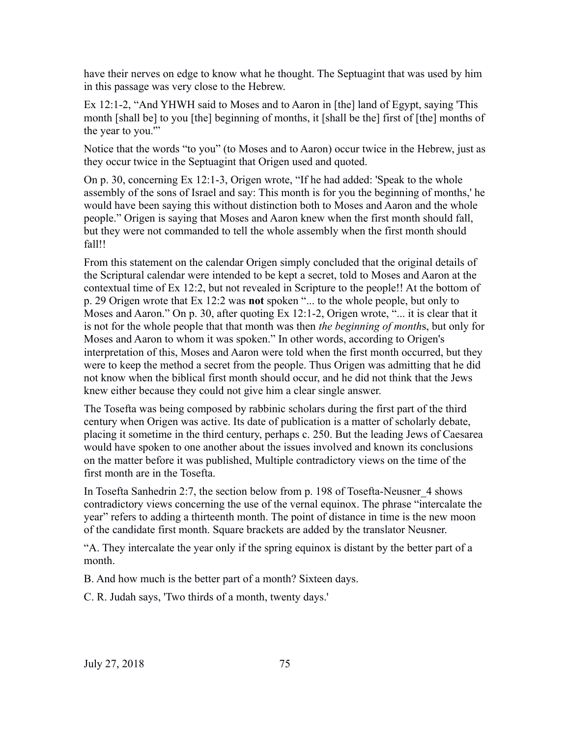have their nerves on edge to know what he thought. The Septuagint that was used by him in this passage was very close to the Hebrew.

Ex 12:1-2, "And YHWH said to Moses and to Aaron in [the] land of Egypt, saying 'This month [shall be] to you [the] beginning of months, it [shall be the] first of [the] months of the year to you.'"

Notice that the words "to you" (to Moses and to Aaron) occur twice in the Hebrew, just as they occur twice in the Septuagint that Origen used and quoted.

On p. 30, concerning Ex 12:1-3, Origen wrote, "If he had added: 'Speak to the whole assembly of the sons of Israel and say: This month is for you the beginning of months,' he would have been saying this without distinction both to Moses and Aaron and the whole people." Origen is saying that Moses and Aaron knew when the first month should fall, but they were not commanded to tell the whole assembly when the first month should fall!!

From this statement on the calendar Origen simply concluded that the original details of the Scriptural calendar were intended to be kept a secret, told to Moses and Aaron at the contextual time of Ex 12:2, but not revealed in Scripture to the people!! At the bottom of p. 29 Origen wrote that Ex 12:2 was **not** spoken "... to the whole people, but only to Moses and Aaron." On p. 30, after quoting Ex 12:1-2, Origen wrote, "... it is clear that it is not for the whole people that that month was then *the beginning of month*s, but only for Moses and Aaron to whom it was spoken." In other words, according to Origen's interpretation of this, Moses and Aaron were told when the first month occurred, but they were to keep the method a secret from the people. Thus Origen was admitting that he did not know when the biblical first month should occur, and he did not think that the Jews knew either because they could not give him a clear single answer.

The Tosefta was being composed by rabbinic scholars during the first part of the third century when Origen was active. Its date of publication is a matter of scholarly debate, placing it sometime in the third century, perhaps c. 250. But the leading Jews of Caesarea would have spoken to one another about the issues involved and known its conclusions on the matter before it was published, Multiple contradictory views on the time of the first month are in the Tosefta.

In Tosefta Sanhedrin 2:7, the section below from p. 198 of Tosefta-Neusner_4 shows contradictory views concerning the use of the vernal equinox. The phrase "intercalate the year" refers to adding a thirteenth month. The point of distance in time is the new moon of the candidate first month. Square brackets are added by the translator Neusner.

"A. They intercalate the year only if the spring equinox is distant by the better part of a month.

B. And how much is the better part of a month? Sixteen days.

C. R. Judah says, 'Two thirds of a month, twenty days.'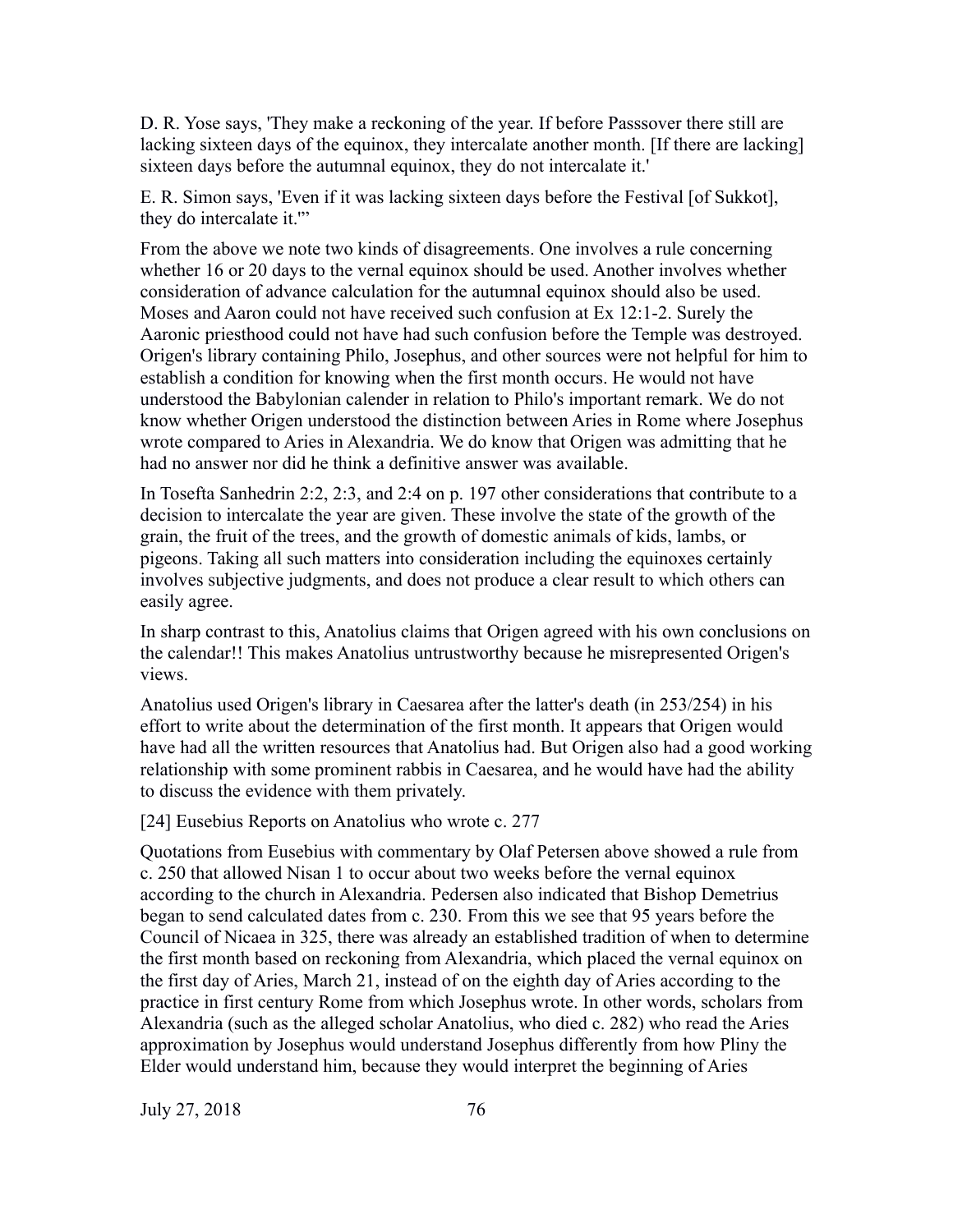D. R. Yose says, 'They make a reckoning of the year. If before Passsover there still are lacking sixteen days of the equinox, they intercalate another month. [If there are lacking] sixteen days before the autumnal equinox, they do not intercalate it.'

E. R. Simon says, 'Even if it was lacking sixteen days before the Festival [of Sukkot], they do intercalate it.'"

From the above we note two kinds of disagreements. One involves a rule concerning whether 16 or 20 days to the vernal equinox should be used. Another involves whether consideration of advance calculation for the autumnal equinox should also be used. Moses and Aaron could not have received such confusion at Ex 12:1-2. Surely the Aaronic priesthood could not have had such confusion before the Temple was destroyed. Origen's library containing Philo, Josephus, and other sources were not helpful for him to establish a condition for knowing when the first month occurs. He would not have understood the Babylonian calender in relation to Philo's important remark. We do not know whether Origen understood the distinction between Aries in Rome where Josephus wrote compared to Aries in Alexandria. We do know that Origen was admitting that he had no answer nor did he think a definitive answer was available.

In Tosefta Sanhedrin 2:2, 2:3, and 2:4 on p. 197 other considerations that contribute to a decision to intercalate the year are given. These involve the state of the growth of the grain, the fruit of the trees, and the growth of domestic animals of kids, lambs, or pigeons. Taking all such matters into consideration including the equinoxes certainly involves subjective judgments, and does not produce a clear result to which others can easily agree.

In sharp contrast to this, Anatolius claims that Origen agreed with his own conclusions on the calendar!! This makes Anatolius untrustworthy because he misrepresented Origen's views.

Anatolius used Origen's library in Caesarea after the latter's death (in 253/254) in his effort to write about the determination of the first month. It appears that Origen would have had all the written resources that Anatolius had. But Origen also had a good working relationship with some prominent rabbis in Caesarea, and he would have had the ability to discuss the evidence with them privately.

## [24] Eusebius Reports on Anatolius who wrote c. 277

Quotations from Eusebius with commentary by Olaf Petersen above showed a rule from c. 250 that allowed Nisan 1 to occur about two weeks before the vernal equinox according to the church in Alexandria. Pedersen also indicated that Bishop Demetrius began to send calculated dates from c. 230. From this we see that 95 years before the Council of Nicaea in 325, there was already an established tradition of when to determine the first month based on reckoning from Alexandria, which placed the vernal equinox on the first day of Aries, March 21, instead of on the eighth day of Aries according to the practice in first century Rome from which Josephus wrote. In other words, scholars from Alexandria (such as the alleged scholar Anatolius, who died c. 282) who read the Aries approximation by Josephus would understand Josephus differently from how Pliny the Elder would understand him, because they would interpret the beginning of Aries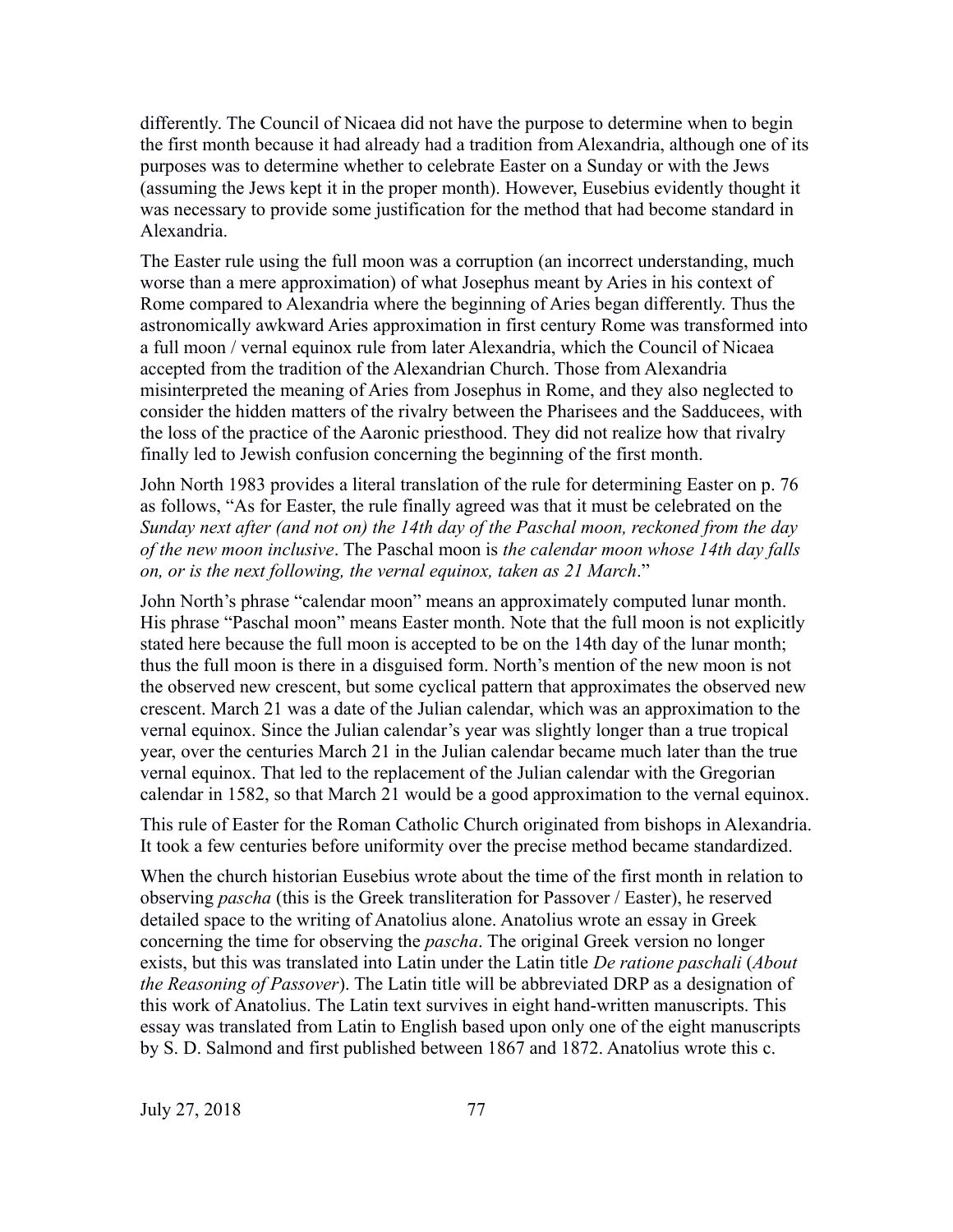differently. The Council of Nicaea did not have the purpose to determine when to begin the first month because it had already had a tradition from Alexandria, although one of its purposes was to determine whether to celebrate Easter on a Sunday or with the Jews (assuming the Jews kept it in the proper month). However, Eusebius evidently thought it was necessary to provide some justification for the method that had become standard in Alexandria.

The Easter rule using the full moon was a corruption (an incorrect understanding, much worse than a mere approximation) of what Josephus meant by Aries in his context of Rome compared to Alexandria where the beginning of Aries began differently. Thus the astronomically awkward Aries approximation in first century Rome was transformed into a full moon / vernal equinox rule from later Alexandria, which the Council of Nicaea accepted from the tradition of the Alexandrian Church. Those from Alexandria misinterpreted the meaning of Aries from Josephus in Rome, and they also neglected to consider the hidden matters of the rivalry between the Pharisees and the Sadducees, with the loss of the practice of the Aaronic priesthood. They did not realize how that rivalry finally led to Jewish confusion concerning the beginning of the first month.

John North 1983 provides a literal translation of the rule for determining Easter on p. 76 as follows, "As for Easter, the rule finally agreed was that it must be celebrated on the *Sunday next after (and not on) the 14th day of the Paschal moon, reckoned from the day of the new moon inclusive*. The Paschal moon is *the calendar moon whose 14th day falls on, or is the next following, the vernal equinox, taken as 21 March*."

John North's phrase "calendar moon" means an approximately computed lunar month. His phrase "Paschal moon" means Easter month. Note that the full moon is not explicitly stated here because the full moon is accepted to be on the 14th day of the lunar month; thus the full moon is there in a disguised form. North's mention of the new moon is not the observed new crescent, but some cyclical pattern that approximates the observed new crescent. March 21 was a date of the Julian calendar, which was an approximation to the vernal equinox. Since the Julian calendar's year was slightly longer than a true tropical year, over the centuries March 21 in the Julian calendar became much later than the true vernal equinox. That led to the replacement of the Julian calendar with the Gregorian calendar in 1582, so that March 21 would be a good approximation to the vernal equinox.

This rule of Easter for the Roman Catholic Church originated from bishops in Alexandria. It took a few centuries before uniformity over the precise method became standardized.

When the church historian Eusebius wrote about the time of the first month in relation to observing *pascha* (this is the Greek transliteration for Passover / Easter), he reserved detailed space to the writing of Anatolius alone. Anatolius wrote an essay in Greek concerning the time for observing the *pascha*. The original Greek version no longer exists, but this was translated into Latin under the Latin title *De ratione paschali* (*About the Reasoning of Passover*). The Latin title will be abbreviated DRP as a designation of this work of Anatolius. The Latin text survives in eight hand-written manuscripts. This essay was translated from Latin to English based upon only one of the eight manuscripts by S. D. Salmond and first published between 1867 and 1872. Anatolius wrote this c.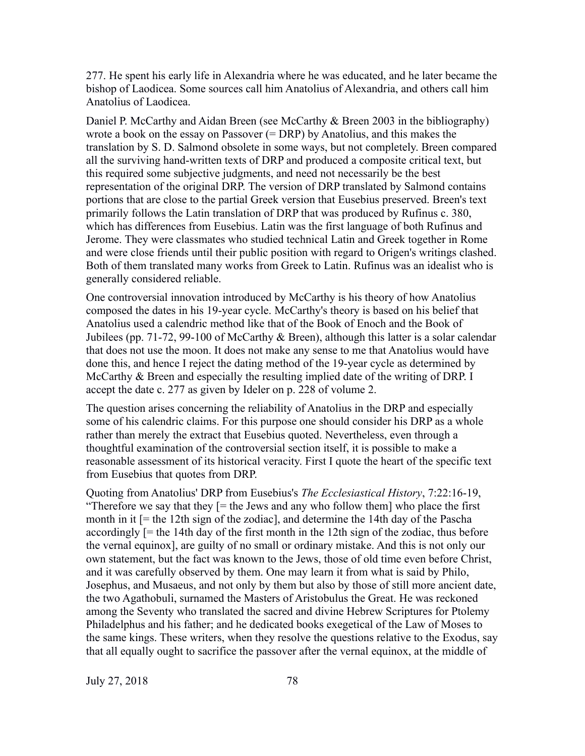277. He spent his early life in Alexandria where he was educated, and he later became the bishop of Laodicea. Some sources call him Anatolius of Alexandria, and others call him Anatolius of Laodicea.

Daniel P. McCarthy and Aidan Breen (see McCarthy & Breen 2003 in the bibliography) wrote a book on the essay on Passover (= DRP) by Anatolius, and this makes the translation by S. D. Salmond obsolete in some ways, but not completely. Breen compared all the surviving hand-written texts of DRP and produced a composite critical text, but this required some subjective judgments, and need not necessarily be the best representation of the original DRP. The version of DRP translated by Salmond contains portions that are close to the partial Greek version that Eusebius preserved. Breen's text primarily follows the Latin translation of DRP that was produced by Rufinus c. 380, which has differences from Eusebius. Latin was the first language of both Rufinus and Jerome. They were classmates who studied technical Latin and Greek together in Rome and were close friends until their public position with regard to Origen's writings clashed. Both of them translated many works from Greek to Latin. Rufinus was an idealist who is generally considered reliable.

One controversial innovation introduced by McCarthy is his theory of how Anatolius composed the dates in his 19-year cycle. McCarthy's theory is based on his belief that Anatolius used a calendric method like that of the Book of Enoch and the Book of Jubilees (pp. 71-72, 99-100 of McCarthy & Breen), although this latter is a solar calendar that does not use the moon. It does not make any sense to me that Anatolius would have done this, and hence I reject the dating method of the 19-year cycle as determined by McCarthy & Breen and especially the resulting implied date of the writing of DRP. I accept the date c. 277 as given by Ideler on p. 228 of volume 2.

The question arises concerning the reliability of Anatolius in the DRP and especially some of his calendric claims. For this purpose one should consider his DRP as a whole rather than merely the extract that Eusebius quoted. Nevertheless, even through a thoughtful examination of the controversial section itself, it is possible to make a reasonable assessment of its historical veracity. First I quote the heart of the specific text from Eusebius that quotes from DRP.

Quoting from Anatolius' DRP from Eusebius's *The Ecclesiastical History*, 7:22:16-19, "Therefore we say that they [= the Jews and any who follow them] who place the first month in it [= the 12th sign of the zodiac], and determine the 14th day of the Pascha accordingly [= the 14th day of the first month in the 12th sign of the zodiac, thus before the vernal equinox], are guilty of no small or ordinary mistake. And this is not only our own statement, but the fact was known to the Jews, those of old time even before Christ, and it was carefully observed by them. One may learn it from what is said by Philo, Josephus, and Musaeus, and not only by them but also by those of still more ancient date, the two Agathobuli, surnamed the Masters of Aristobulus the Great. He was reckoned among the Seventy who translated the sacred and divine Hebrew Scriptures for Ptolemy Philadelphus and his father; and he dedicated books exegetical of the Law of Moses to the same kings. These writers, when they resolve the questions relative to the Exodus, say that all equally ought to sacrifice the passover after the vernal equinox, at the middle of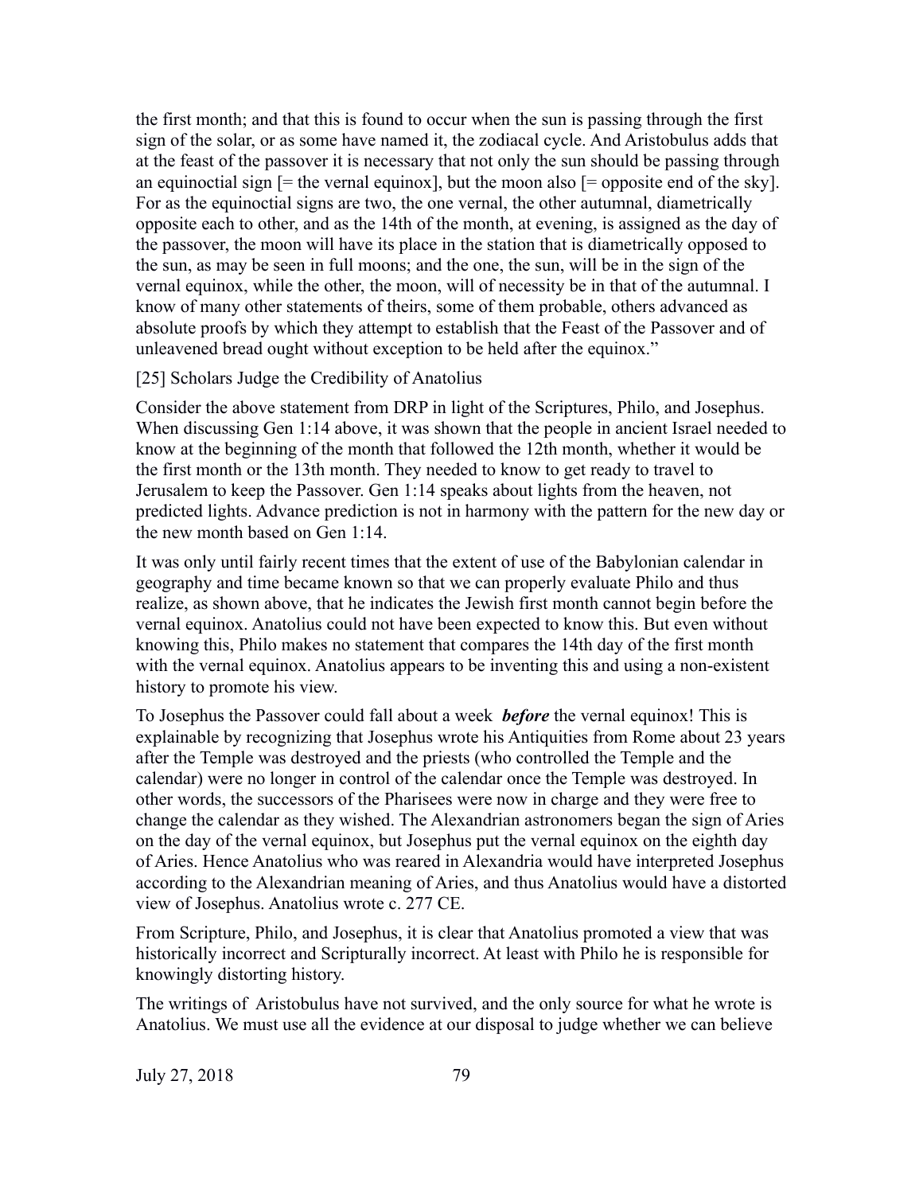the first month; and that this is found to occur when the sun is passing through the first sign of the solar, or as some have named it, the zodiacal cycle. And Aristobulus adds that at the feast of the passover it is necessary that not only the sun should be passing through an equinoctial sign [= the vernal equinox], but the moon also [= opposite end of the sky]. For as the equinoctial signs are two, the one vernal, the other autumnal, diametrically opposite each to other, and as the 14th of the month, at evening, is assigned as the day of the passover, the moon will have its place in the station that is diametrically opposed to the sun, as may be seen in full moons; and the one, the sun, will be in the sign of the vernal equinox, while the other, the moon, will of necessity be in that of the autumnal. I know of many other statements of theirs, some of them probable, others advanced as absolute proofs by which they attempt to establish that the Feast of the Passover and of unleavened bread ought without exception to be held after the equinox."

[25] Scholars Judge the Credibility of Anatolius

Consider the above statement from DRP in light of the Scriptures, Philo, and Josephus. When discussing Gen 1:14 above, it was shown that the people in ancient Israel needed to know at the beginning of the month that followed the 12th month, whether it would be the first month or the 13th month. They needed to know to get ready to travel to Jerusalem to keep the Passover. Gen 1:14 speaks about lights from the heaven, not predicted lights. Advance prediction is not in harmony with the pattern for the new day or the new month based on Gen 1:14.

It was only until fairly recent times that the extent of use of the Babylonian calendar in geography and time became known so that we can properly evaluate Philo and thus realize, as shown above, that he indicates the Jewish first month cannot begin before the vernal equinox. Anatolius could not have been expected to know this. But even without knowing this, Philo makes no statement that compares the 14th day of the first month with the vernal equinox. Anatolius appears to be inventing this and using a non-existent history to promote his view.

To Josephus the Passover could fall about a week ***before*** the vernal equinox! This is explainable by recognizing that Josephus wrote his Antiquities from Rome about 23 years after the Temple was destroyed and the priests (who controlled the Temple and the calendar) were no longer in control of the calendar once the Temple was destroyed. In other words, the successors of the Pharisees were now in charge and they were free to change the calendar as they wished. The Alexandrian astronomers began the sign of Aries on the day of the vernal equinox, but Josephus put the vernal equinox on the eighth day of Aries. Hence Anatolius who was reared in Alexandria would have interpreted Josephus according to the Alexandrian meaning of Aries, and thus Anatolius would have a distorted view of Josephus. Anatolius wrote c. 277 CE.

From Scripture, Philo, and Josephus, it is clear that Anatolius promoted a view that was historically incorrect and Scripturally incorrect. At least with Philo he is responsible for knowingly distorting history.

The writings of Aristobulus have not survived, and the only source for what he wrote is Anatolius. We must use all the evidence at our disposal to judge whether we can believe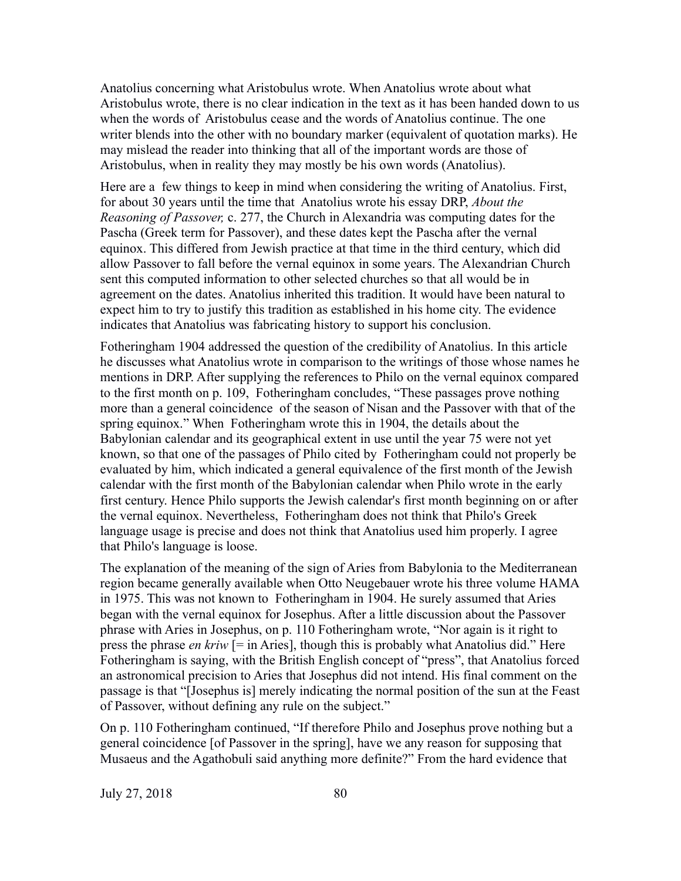Anatolius concerning what Aristobulus wrote. When Anatolius wrote about what Aristobulus wrote, there is no clear indication in the text as it has been handed down to us when the words of Aristobulus cease and the words of Anatolius continue. The one writer blends into the other with no boundary marker (equivalent of quotation marks). He may mislead the reader into thinking that all of the important words are those of Aristobulus, when in reality they may mostly be his own words (Anatolius).

Here are a few things to keep in mind when considering the writing of Anatolius. First, for about 30 years until the time that Anatolius wrote his essay DRP, *About the Reasoning of Passover,* c. 277, the Church in Alexandria was computing dates for the Pascha (Greek term for Passover), and these dates kept the Pascha after the vernal equinox. This differed from Jewish practice at that time in the third century, which did allow Passover to fall before the vernal equinox in some years. The Alexandrian Church sent this computed information to other selected churches so that all would be in agreement on the dates. Anatolius inherited this tradition. It would have been natural to expect him to try to justify this tradition as established in his home city. The evidence indicates that Anatolius was fabricating history to support his conclusion.

Fotheringham 1904 addressed the question of the credibility of Anatolius. In this article he discusses what Anatolius wrote in comparison to the writings of those whose names he mentions in DRP. After supplying the references to Philo on the vernal equinox compared to the first month on p. 109, Fotheringham concludes, "These passages prove nothing more than a general coincidence of the season of Nisan and the Passover with that of the spring equinox." When Fotheringham wrote this in 1904, the details about the Babylonian calendar and its geographical extent in use until the year 75 were not yet known, so that one of the passages of Philo cited by Fotheringham could not properly be evaluated by him, which indicated a general equivalence of the first month of the Jewish calendar with the first month of the Babylonian calendar when Philo wrote in the early first century. Hence Philo supports the Jewish calendar's first month beginning on or after the vernal equinox. Nevertheless, Fotheringham does not think that Philo's Greek language usage is precise and does not think that Anatolius used him properly. I agree that Philo's language is loose.

The explanation of the meaning of the sign of Aries from Babylonia to the Mediterranean region became generally available when Otto Neugebauer wrote his three volume HAMA in 1975. This was not known to Fotheringham in 1904. He surely assumed that Aries began with the vernal equinox for Josephus. After a little discussion about the Passover phrase with Aries in Josephus, on p. 110 Fotheringham wrote, "Nor again is it right to press the phrase *en kriw* [= in Aries], though this is probably what Anatolius did." Here Fotheringham is saying, with the British English concept of "press", that Anatolius forced an astronomical precision to Aries that Josephus did not intend. His final comment on the passage is that "[Josephus is] merely indicating the normal position of the sun at the Feast of Passover, without defining any rule on the subject."

On p. 110 Fotheringham continued, "If therefore Philo and Josephus prove nothing but a general coincidence [of Passover in the spring], have we any reason for supposing that Musaeus and the Agathobuli said anything more definite?" From the hard evidence that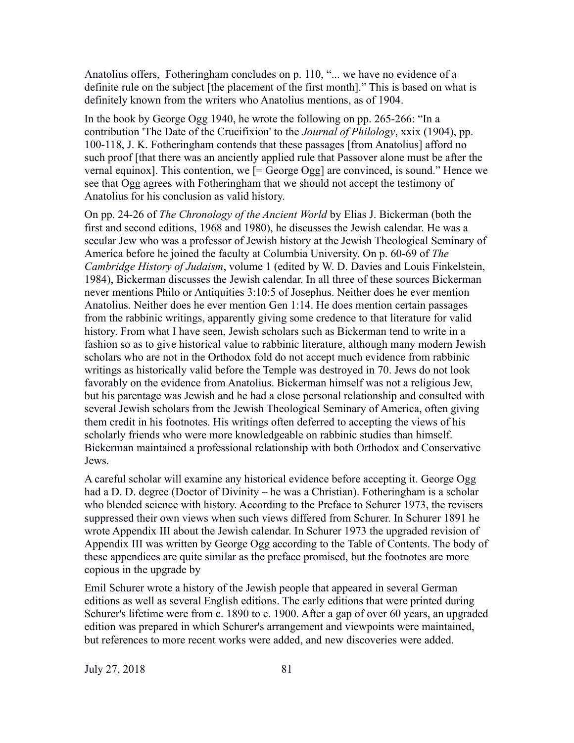Anatolius offers, Fotheringham concludes on p. 110, "... we have no evidence of a definite rule on the subject [the placement of the first month]." This is based on what is definitely known from the writers who Anatolius mentions, as of 1904.

In the book by George Ogg 1940, he wrote the following on pp. 265-266: "In a contribution 'The Date of the Crucifixion' to the *Journal of Philology*, xxix (1904), pp. 100-118, J. K. Fotheringham contends that these passages [from Anatolius] afford no such proof [that there was an anciently applied rule that Passover alone must be after the vernal equinox]. This contention, we [= George Ogg] are convinced, is sound." Hence we see that Ogg agrees with Fotheringham that we should not accept the testimony of Anatolius for his conclusion as valid history.

On pp. 24-26 of *The Chronology of the Ancient World* by Elias J. Bickerman (both the first and second editions, 1968 and 1980), he discusses the Jewish calendar. He was a secular Jew who was a professor of Jewish history at the Jewish Theological Seminary of America before he joined the faculty at Columbia University. On p. 60-69 of *The Cambridge History of Judaism*, volume 1 (edited by W. D. Davies and Louis Finkelstein, 1984), Bickerman discusses the Jewish calendar. In all three of these sources Bickerman never mentions Philo or Antiquities 3:10:5 of Josephus. Neither does he ever mention Anatolius. Neither does he ever mention Gen 1:14. He does mention certain passages from the rabbinic writings, apparently giving some credence to that literature for valid history. From what I have seen, Jewish scholars such as Bickerman tend to write in a fashion so as to give historical value to rabbinic literature, although many modern Jewish scholars who are not in the Orthodox fold do not accept much evidence from rabbinic writings as historically valid before the Temple was destroyed in 70. Jews do not look favorably on the evidence from Anatolius. Bickerman himself was not a religious Jew, but his parentage was Jewish and he had a close personal relationship and consulted with several Jewish scholars from the Jewish Theological Seminary of America, often giving them credit in his footnotes. His writings often deferred to accepting the views of his scholarly friends who were more knowledgeable on rabbinic studies than himself. Bickerman maintained a professional relationship with both Orthodox and Conservative Jews.

A careful scholar will examine any historical evidence before accepting it. George Ogg had a D. D. degree (Doctor of Divinity – he was a Christian). Fotheringham is a scholar who blended science with history. According to the Preface to Schurer 1973, the revisers suppressed their own views when such views differed from Schurer. In Schurer 1891 he wrote Appendix III about the Jewish calendar. In Schurer 1973 the upgraded revision of Appendix III was written by George Ogg according to the Table of Contents. The body of these appendices are quite similar as the preface promised, but the footnotes are more copious in the upgrade by

Emil Schurer wrote a history of the Jewish people that appeared in several German editions as well as several English editions. The early editions that were printed during Schurer's lifetime were from c. 1890 to c. 1900. After a gap of over 60 years, an upgraded edition was prepared in which Schurer's arrangement and viewpoints were maintained, but references to more recent works were added, and new discoveries were added.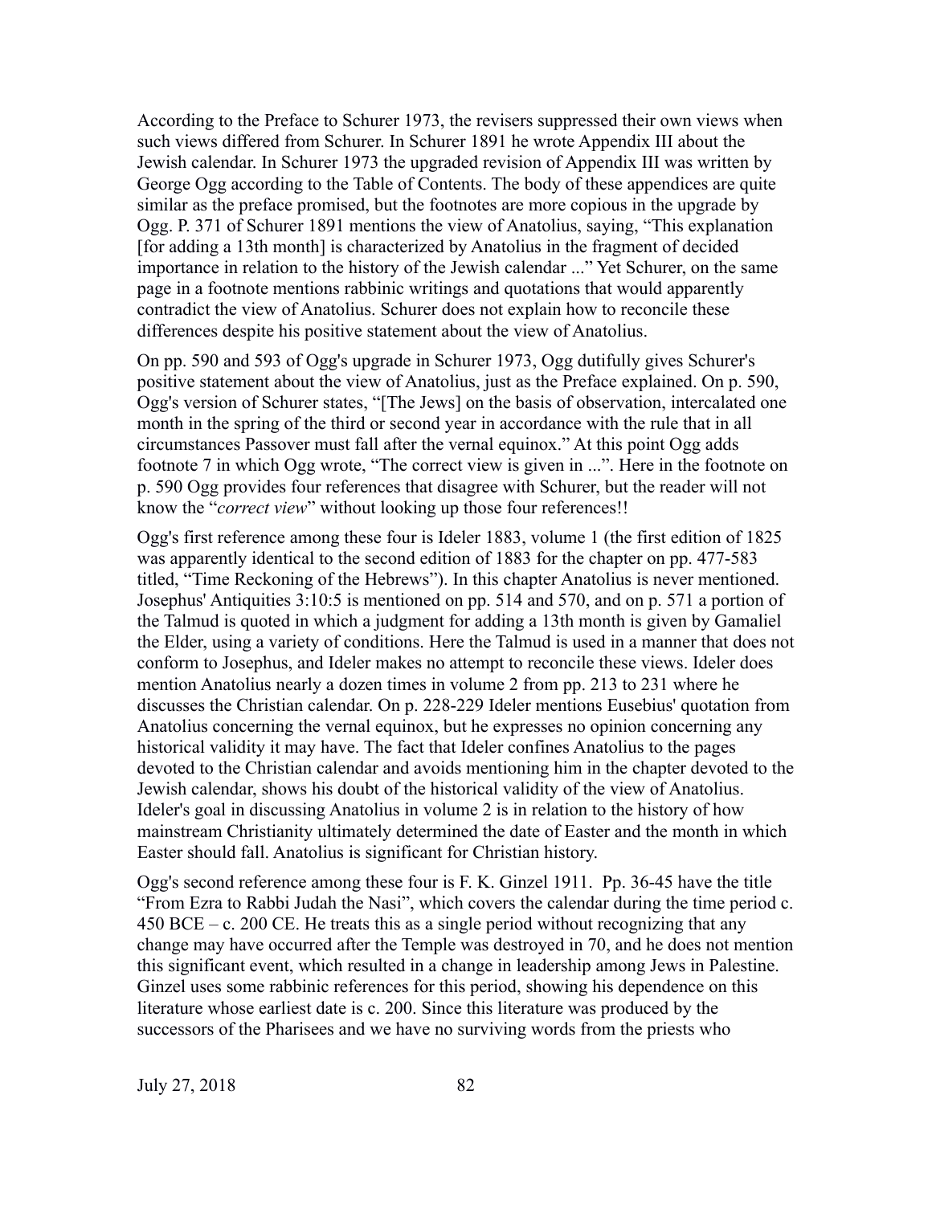According to the Preface to Schurer 1973, the revisers suppressed their own views when such views differed from Schurer. In Schurer 1891 he wrote Appendix III about the Jewish calendar. In Schurer 1973 the upgraded revision of Appendix III was written by George Ogg according to the Table of Contents. The body of these appendices are quite similar as the preface promised, but the footnotes are more copious in the upgrade by Ogg. P. 371 of Schurer 1891 mentions the view of Anatolius, saying, "This explanation [for adding a 13th month] is characterized by Anatolius in the fragment of decided importance in relation to the history of the Jewish calendar ..." Yet Schurer, on the same page in a footnote mentions rabbinic writings and quotations that would apparently contradict the view of Anatolius. Schurer does not explain how to reconcile these differences despite his positive statement about the view of Anatolius.

On pp. 590 and 593 of Ogg's upgrade in Schurer 1973, Ogg dutifully gives Schurer's positive statement about the view of Anatolius, just as the Preface explained. On p. 590, Ogg's version of Schurer states, "[The Jews] on the basis of observation, intercalated one month in the spring of the third or second year in accordance with the rule that in all circumstances Passover must fall after the vernal equinox." At this point Ogg adds footnote 7 in which Ogg wrote, "The correct view is given in ...". Here in the footnote on p. 590 Ogg provides four references that disagree with Schurer, but the reader will not know the "*correct view*" without looking up those four references!!

Ogg's first reference among these four is Ideler 1883, volume 1 (the first edition of 1825 was apparently identical to the second edition of 1883 for the chapter on pp. 477-583 titled, "Time Reckoning of the Hebrews"). In this chapter Anatolius is never mentioned. Josephus' Antiquities 3:10:5 is mentioned on pp. 514 and 570, and on p. 571 a portion of the Talmud is quoted in which a judgment for adding a 13th month is given by Gamaliel the Elder, using a variety of conditions. Here the Talmud is used in a manner that does not conform to Josephus, and Ideler makes no attempt to reconcile these views. Ideler does mention Anatolius nearly a dozen times in volume 2 from pp. 213 to 231 where he discusses the Christian calendar. On p. 228-229 Ideler mentions Eusebius' quotation from Anatolius concerning the vernal equinox, but he expresses no opinion concerning any historical validity it may have. The fact that Ideler confines Anatolius to the pages devoted to the Christian calendar and avoids mentioning him in the chapter devoted to the Jewish calendar, shows his doubt of the historical validity of the view of Anatolius. Ideler's goal in discussing Anatolius in volume 2 is in relation to the history of how mainstream Christianity ultimately determined the date of Easter and the month in which Easter should fall. Anatolius is significant for Christian history.

Ogg's second reference among these four is F. K. Ginzel 1911. Pp. 36-45 have the title "From Ezra to Rabbi Judah the Nasi", which covers the calendar during the time period c. 450 BCE – c. 200 CE. He treats this as a single period without recognizing that any change may have occurred after the Temple was destroyed in 70, and he does not mention this significant event, which resulted in a change in leadership among Jews in Palestine. Ginzel uses some rabbinic references for this period, showing his dependence on this literature whose earliest date is c. 200. Since this literature was produced by the successors of the Pharisees and we have no surviving words from the priests who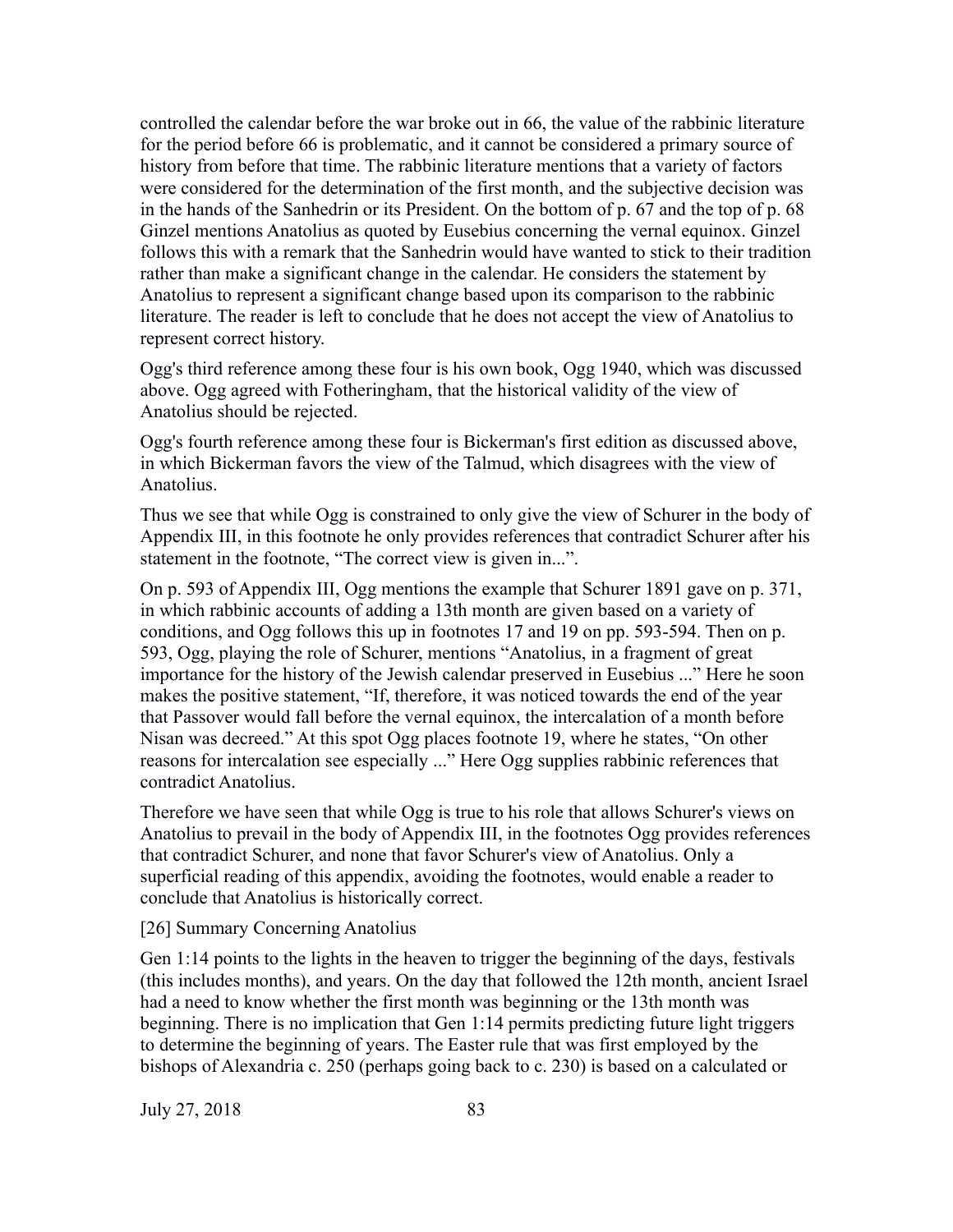controlled the calendar before the war broke out in 66, the value of the rabbinic literature for the period before 66 is problematic, and it cannot be considered a primary source of history from before that time. The rabbinic literature mentions that a variety of factors were considered for the determination of the first month, and the subjective decision was in the hands of the Sanhedrin or its President. On the bottom of p. 67 and the top of p. 68 Ginzel mentions Anatolius as quoted by Eusebius concerning the vernal equinox. Ginzel follows this with a remark that the Sanhedrin would have wanted to stick to their tradition rather than make a significant change in the calendar. He considers the statement by Anatolius to represent a significant change based upon its comparison to the rabbinic literature. The reader is left to conclude that he does not accept the view of Anatolius to represent correct history.

Ogg's third reference among these four is his own book, Ogg 1940, which was discussed above. Ogg agreed with Fotheringham, that the historical validity of the view of Anatolius should be rejected.

Ogg's fourth reference among these four is Bickerman's first edition as discussed above, in which Bickerman favors the view of the Talmud, which disagrees with the view of Anatolius.

Thus we see that while Ogg is constrained to only give the view of Schurer in the body of Appendix III, in this footnote he only provides references that contradict Schurer after his statement in the footnote, "The correct view is given in...".

On p. 593 of Appendix III, Ogg mentions the example that Schurer 1891 gave on p. 371, in which rabbinic accounts of adding a 13th month are given based on a variety of conditions, and Ogg follows this up in footnotes 17 and 19 on pp. 593-594. Then on p. 593, Ogg, playing the role of Schurer, mentions "Anatolius, in a fragment of great importance for the history of the Jewish calendar preserved in Eusebius ..." Here he soon makes the positive statement, "If, therefore, it was noticed towards the end of the year that Passover would fall before the vernal equinox, the intercalation of a month before Nisan was decreed." At this spot Ogg places footnote 19, where he states, "On other reasons for intercalation see especially ..." Here Ogg supplies rabbinic references that contradict Anatolius.

Therefore we have seen that while Ogg is true to his role that allows Schurer's views on Anatolius to prevail in the body of Appendix III, in the footnotes Ogg provides references that contradict Schurer, and none that favor Schurer's view of Anatolius. Only a superficial reading of this appendix, avoiding the footnotes, would enable a reader to conclude that Anatolius is historically correct.

[26] Summary Concerning Anatolius

Gen 1:14 points to the lights in the heaven to trigger the beginning of the days, festivals (this includes months), and years. On the day that followed the 12th month, ancient Israel had a need to know whether the first month was beginning or the 13th month was beginning. There is no implication that Gen 1:14 permits predicting future light triggers to determine the beginning of years. The Easter rule that was first employed by the bishops of Alexandria c. 250 (perhaps going back to c. 230) is based on a calculated or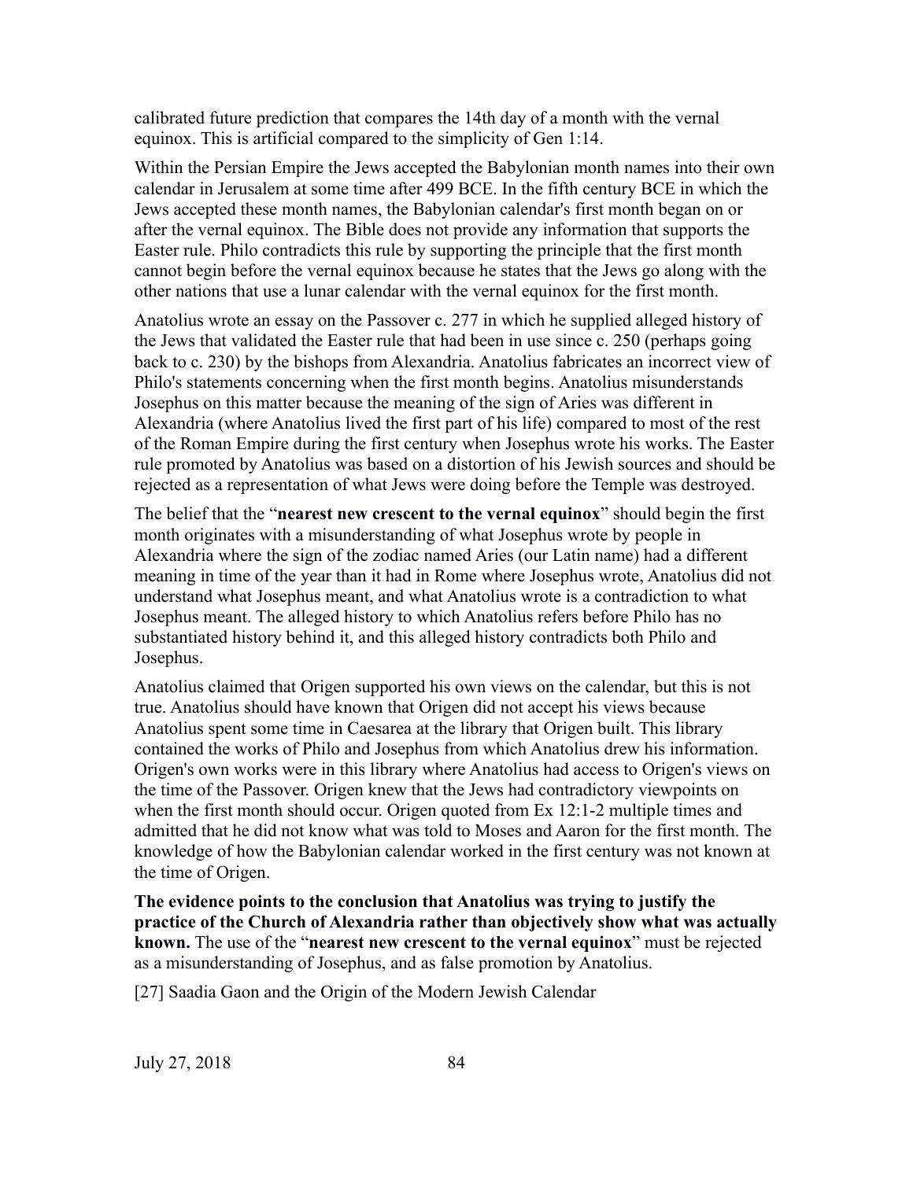calibrated future prediction that compares the 14th day of a month with the vernal equinox. This is artificial compared to the simplicity of Gen 1:14.

Within the Persian Empire the Jews accepted the Babylonian month names into their own calendar in Jerusalem at some time after 499 BCE. In the fifth century BCE in which the Jews accepted these month names, the Babylonian calendar's first month began on or after the vernal equinox. The Bible does not provide any information that supports the Easter rule. Philo contradicts this rule by supporting the principle that the first month cannot begin before the vernal equinox because he states that the Jews go along with the other nations that use a lunar calendar with the vernal equinox for the first month.

Anatolius wrote an essay on the Passover c. 277 in which he supplied alleged history of the Jews that validated the Easter rule that had been in use since c. 250 (perhaps going back to c. 230) by the bishops from Alexandria. Anatolius fabricates an incorrect view of Philo's statements concerning when the first month begins. Anatolius misunderstands Josephus on this matter because the meaning of the sign of Aries was different in Alexandria (where Anatolius lived the first part of his life) compared to most of the rest of the Roman Empire during the first century when Josephus wrote his works. The Easter rule promoted by Anatolius was based on a distortion of his Jewish sources and should be rejected as a representation of what Jews were doing before the Temple was destroyed.

The belief that the "**nearest new crescent to the vernal equinox**" should begin the first month originates with a misunderstanding of what Josephus wrote by people in Alexandria where the sign of the zodiac named Aries (our Latin name) had a different meaning in time of the year than it had in Rome where Josephus wrote, Anatolius did not understand what Josephus meant, and what Anatolius wrote is a contradiction to what Josephus meant. The alleged history to which Anatolius refers before Philo has no substantiated history behind it, and this alleged history contradicts both Philo and Josephus.

Anatolius claimed that Origen supported his own views on the calendar, but this is not true. Anatolius should have known that Origen did not accept his views because Anatolius spent some time in Caesarea at the library that Origen built. This library contained the works of Philo and Josephus from which Anatolius drew his information. Origen's own works were in this library where Anatolius had access to Origen's views on the time of the Passover. Origen knew that the Jews had contradictory viewpoints on when the first month should occur. Origen quoted from Ex 12:1-2 multiple times and admitted that he did not know what was told to Moses and Aaron for the first month. The knowledge of how the Babylonian calendar worked in the first century was not known at the time of Origen.

**The evidence points to the conclusion that Anatolius was trying to justify the practice of the Church of Alexandria rather than objectively show what was actually known.** The use of the "**nearest new crescent to the vernal equinox**" must be rejected as a misunderstanding of Josephus, and as false promotion by Anatolius.

[27] Saadia Gaon and the Origin of the Modern Jewish Calendar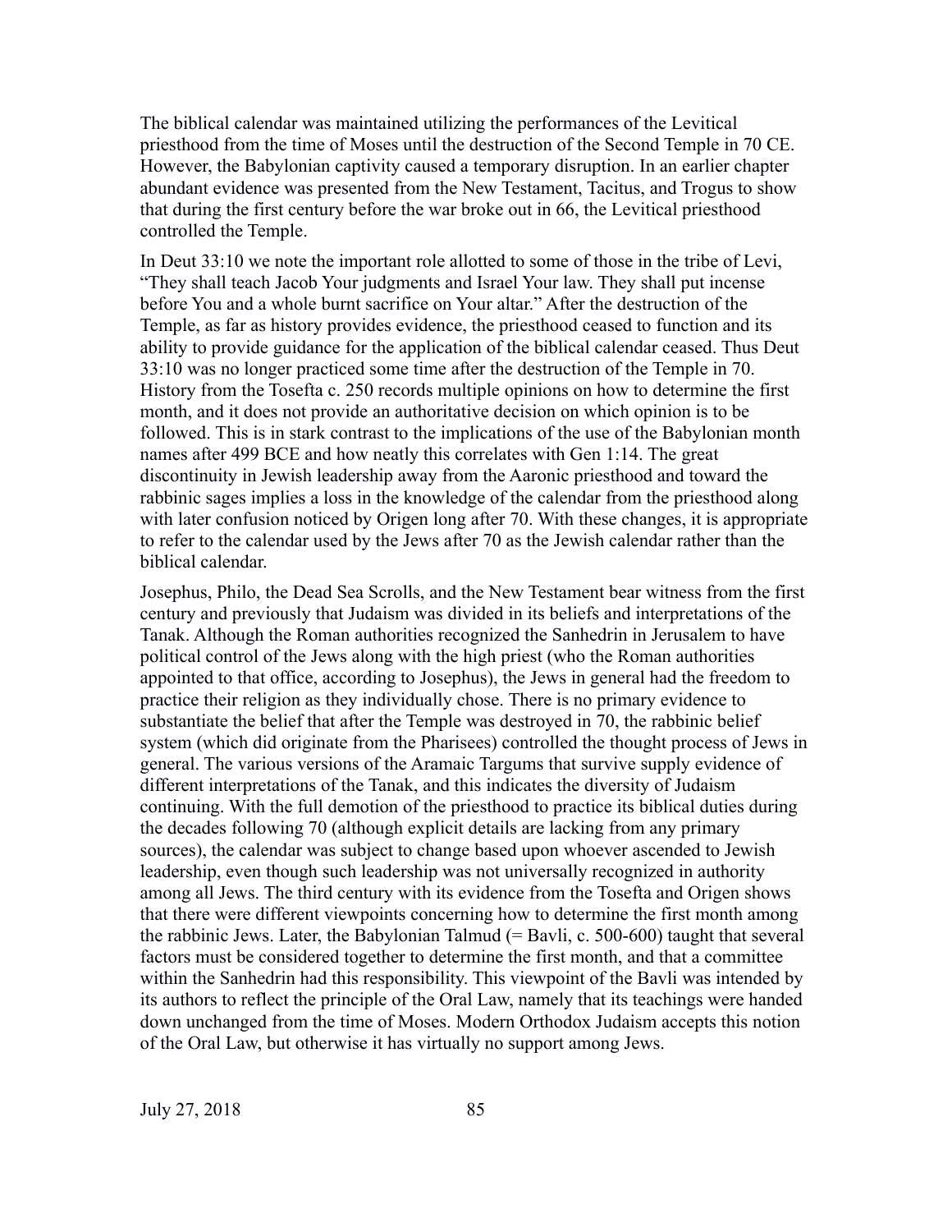The biblical calendar was maintained utilizing the performances of the Levitical priesthood from the time of Moses until the destruction of the Second Temple in 70 CE. However, the Babylonian captivity caused a temporary disruption. In an earlier chapter abundant evidence was presented from the New Testament, Tacitus, and Trogus to show that during the first century before the war broke out in 66, the Levitical priesthood controlled the Temple.

In Deut 33:10 we note the important role allotted to some of those in the tribe of Levi, "They shall teach Jacob Your judgments and Israel Your law. They shall put incense before You and a whole burnt sacrifice on Your altar." After the destruction of the Temple, as far as history provides evidence, the priesthood ceased to function and its ability to provide guidance for the application of the biblical calendar ceased. Thus Deut 33:10 was no longer practiced some time after the destruction of the Temple in 70. History from the Tosefta c. 250 records multiple opinions on how to determine the first month, and it does not provide an authoritative decision on which opinion is to be followed. This is in stark contrast to the implications of the use of the Babylonian month names after 499 BCE and how neatly this correlates with Gen 1:14. The great discontinuity in Jewish leadership away from the Aaronic priesthood and toward the rabbinic sages implies a loss in the knowledge of the calendar from the priesthood along with later confusion noticed by Origen long after 70. With these changes, it is appropriate to refer to the calendar used by the Jews after 70 as the Jewish calendar rather than the biblical calendar.

Josephus, Philo, the Dead Sea Scrolls, and the New Testament bear witness from the first century and previously that Judaism was divided in its beliefs and interpretations of the Tanak. Although the Roman authorities recognized the Sanhedrin in Jerusalem to have political control of the Jews along with the high priest (who the Roman authorities appointed to that office, according to Josephus), the Jews in general had the freedom to practice their religion as they individually chose. There is no primary evidence to substantiate the belief that after the Temple was destroyed in 70, the rabbinic belief system (which did originate from the Pharisees) controlled the thought process of Jews in general. The various versions of the Aramaic Targums that survive supply evidence of different interpretations of the Tanak, and this indicates the diversity of Judaism continuing. With the full demotion of the priesthood to practice its biblical duties during the decades following 70 (although explicit details are lacking from any primary sources), the calendar was subject to change based upon whoever ascended to Jewish leadership, even though such leadership was not universally recognized in authority among all Jews. The third century with its evidence from the Tosefta and Origen shows that there were different viewpoints concerning how to determine the first month among the rabbinic Jews. Later, the Babylonian Talmud (= Bavli, c. 500-600) taught that several factors must be considered together to determine the first month, and that a committee within the Sanhedrin had this responsibility. This viewpoint of the Bavli was intended by its authors to reflect the principle of the Oral Law, namely that its teachings were handed down unchanged from the time of Moses. Modern Orthodox Judaism accepts this notion of the Oral Law, but otherwise it has virtually no support among Jews.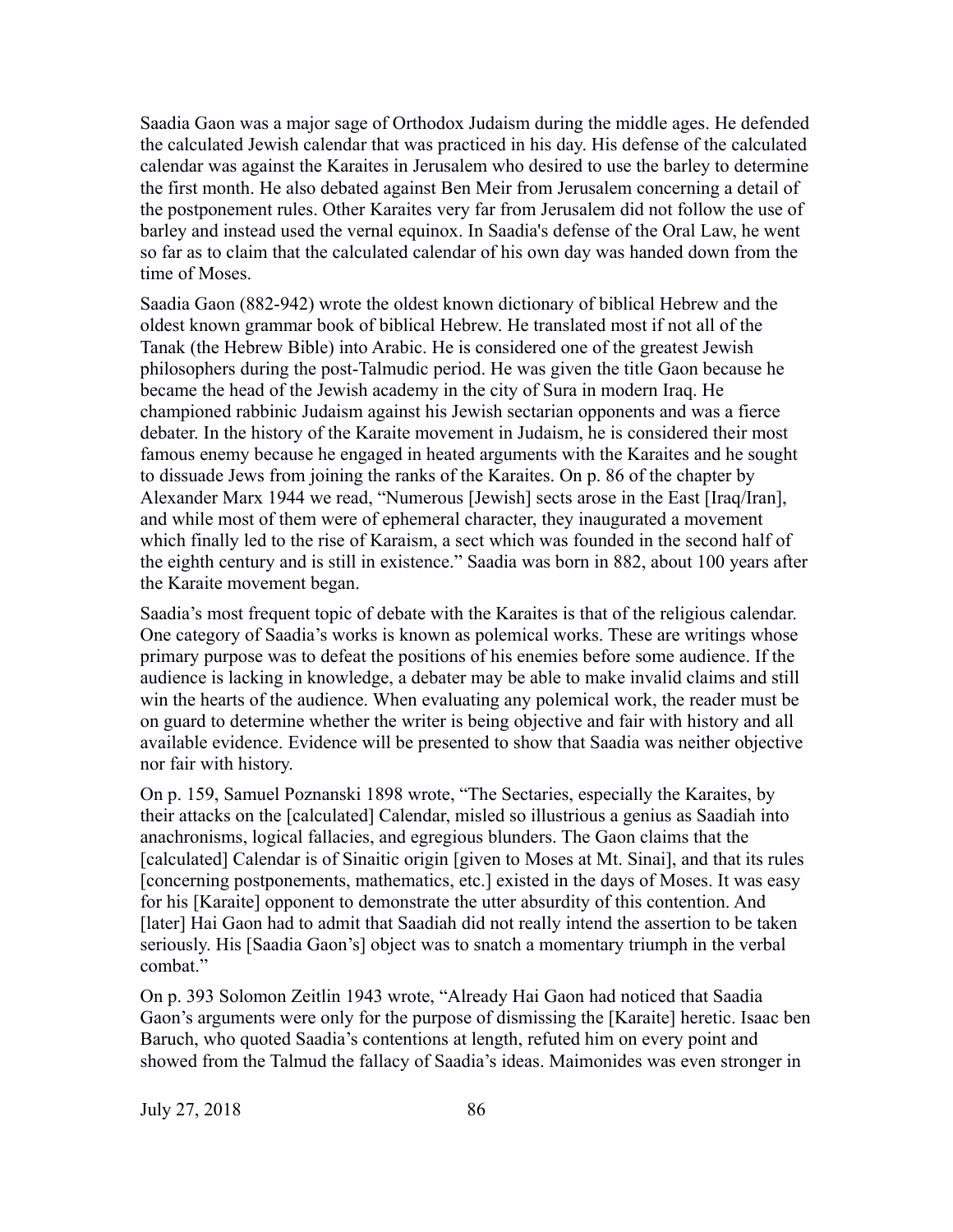Saadia Gaon was a major sage of Orthodox Judaism during the middle ages. He defended the calculated Jewish calendar that was practiced in his day. His defense of the calculated calendar was against the Karaites in Jerusalem who desired to use the barley to determine the first month. He also debated against Ben Meir from Jerusalem concerning a detail of the postponement rules. Other Karaites very far from Jerusalem did not follow the use of barley and instead used the vernal equinox. In Saadia's defense of the Oral Law, he went so far as to claim that the calculated calendar of his own day was handed down from the time of Moses.

Saadia Gaon (882-942) wrote the oldest known dictionary of biblical Hebrew and the oldest known grammar book of biblical Hebrew. He translated most if not all of the Tanak (the Hebrew Bible) into Arabic. He is considered one of the greatest Jewish philosophers during the post-Talmudic period. He was given the title Gaon because he became the head of the Jewish academy in the city of Sura in modern Iraq. He championed rabbinic Judaism against his Jewish sectarian opponents and was a fierce debater. In the history of the Karaite movement in Judaism, he is considered their most famous enemy because he engaged in heated arguments with the Karaites and he sought to dissuade Jews from joining the ranks of the Karaites. On p. 86 of the chapter by Alexander Marx 1944 we read, "Numerous [Jewish] sects arose in the East [Iraq/Iran], and while most of them were of ephemeral character, they inaugurated a movement which finally led to the rise of Karaism, a sect which was founded in the second half of the eighth century and is still in existence." Saadia was born in 882, about 100 years after the Karaite movement began.

Saadia's most frequent topic of debate with the Karaites is that of the religious calendar. One category of Saadia's works is known as polemical works. These are writings whose primary purpose was to defeat the positions of his enemies before some audience. If the audience is lacking in knowledge, a debater may be able to make invalid claims and still win the hearts of the audience. When evaluating any polemical work, the reader must be on guard to determine whether the writer is being objective and fair with history and all available evidence. Evidence will be presented to show that Saadia was neither objective nor fair with history.

On p. 159, Samuel Poznanski 1898 wrote, "The Sectaries, especially the Karaites, by their attacks on the [calculated] Calendar, misled so illustrious a genius as Saadiah into anachronisms, logical fallacies, and egregious blunders. The Gaon claims that the [calculated] Calendar is of Sinaitic origin [given to Moses at Mt. Sinai], and that its rules [concerning postponements, mathematics, etc.] existed in the days of Moses. It was easy for his [Karaite] opponent to demonstrate the utter absurdity of this contention. And [later] Hai Gaon had to admit that Saadiah did not really intend the assertion to be taken seriously. His [Saadia Gaon's] object was to snatch a momentary triumph in the verbal combat."

On p. 393 Solomon Zeitlin 1943 wrote, "Already Hai Gaon had noticed that Saadia Gaon's arguments were only for the purpose of dismissing the [Karaite] heretic. Isaac ben Baruch, who quoted Saadia's contentions at length, refuted him on every point and showed from the Talmud the fallacy of Saadia's ideas. Maimonides was even stronger in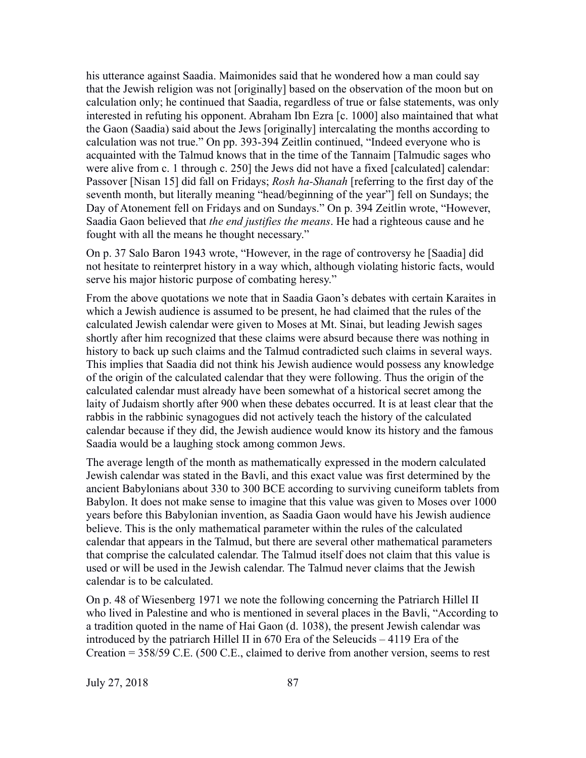his utterance against Saadia. Maimonides said that he wondered how a man could say that the Jewish religion was not [originally] based on the observation of the moon but on calculation only; he continued that Saadia, regardless of true or false statements, was only interested in refuting his opponent. Abraham Ibn Ezra [c. 1000] also maintained that what the Gaon (Saadia) said about the Jews [originally] intercalating the months according to calculation was not true." On pp. 393-394 Zeitlin continued, "Indeed everyone who is acquainted with the Talmud knows that in the time of the Tannaim [Talmudic sages who were alive from c. 1 through c. 250] the Jews did not have a fixed [calculated] calendar: Passover [Nisan 15] did fall on Fridays; *Rosh ha-Shanah* [referring to the first day of the seventh month, but literally meaning "head/beginning of the year"] fell on Sundays; the Day of Atonement fell on Fridays and on Sundays." On p. 394 Zeitlin wrote, "However, Saadia Gaon believed that *the end justifies the means*. He had a righteous cause and he fought with all the means he thought necessary."

On p. 37 Salo Baron 1943 wrote, "However, in the rage of controversy he [Saadia] did not hesitate to reinterpret history in a way which, although violating historic facts, would serve his major historic purpose of combating heresy."

From the above quotations we note that in Saadia Gaon's debates with certain Karaites in which a Jewish audience is assumed to be present, he had claimed that the rules of the calculated Jewish calendar were given to Moses at Mt. Sinai, but leading Jewish sages shortly after him recognized that these claims were absurd because there was nothing in history to back up such claims and the Talmud contradicted such claims in several ways. This implies that Saadia did not think his Jewish audience would possess any knowledge of the origin of the calculated calendar that they were following. Thus the origin of the calculated calendar must already have been somewhat of a historical secret among the laity of Judaism shortly after 900 when these debates occurred. It is at least clear that the rabbis in the rabbinic synagogues did not actively teach the history of the calculated calendar because if they did, the Jewish audience would know its history and the famous Saadia would be a laughing stock among common Jews.

The average length of the month as mathematically expressed in the modern calculated Jewish calendar was stated in the Bavli, and this exact value was first determined by the ancient Babylonians about 330 to 300 BCE according to surviving cuneiform tablets from Babylon. It does not make sense to imagine that this value was given to Moses over 1000 years before this Babylonian invention, as Saadia Gaon would have his Jewish audience believe. This is the only mathematical parameter within the rules of the calculated calendar that appears in the Talmud, but there are several other mathematical parameters that comprise the calculated calendar. The Talmud itself does not claim that this value is used or will be used in the Jewish calendar. The Talmud never claims that the Jewish calendar is to be calculated.

On p. 48 of Wiesenberg 1971 we note the following concerning the Patriarch Hillel II who lived in Palestine and who is mentioned in several places in the Bavli, "According to a tradition quoted in the name of Hai Gaon (d. 1038), the present Jewish calendar was introduced by the patriarch Hillel II in 670 Era of the Seleucids – 4119 Era of the Creation = 358/59 C.E. (500 C.E., claimed to derive from another version, seems to rest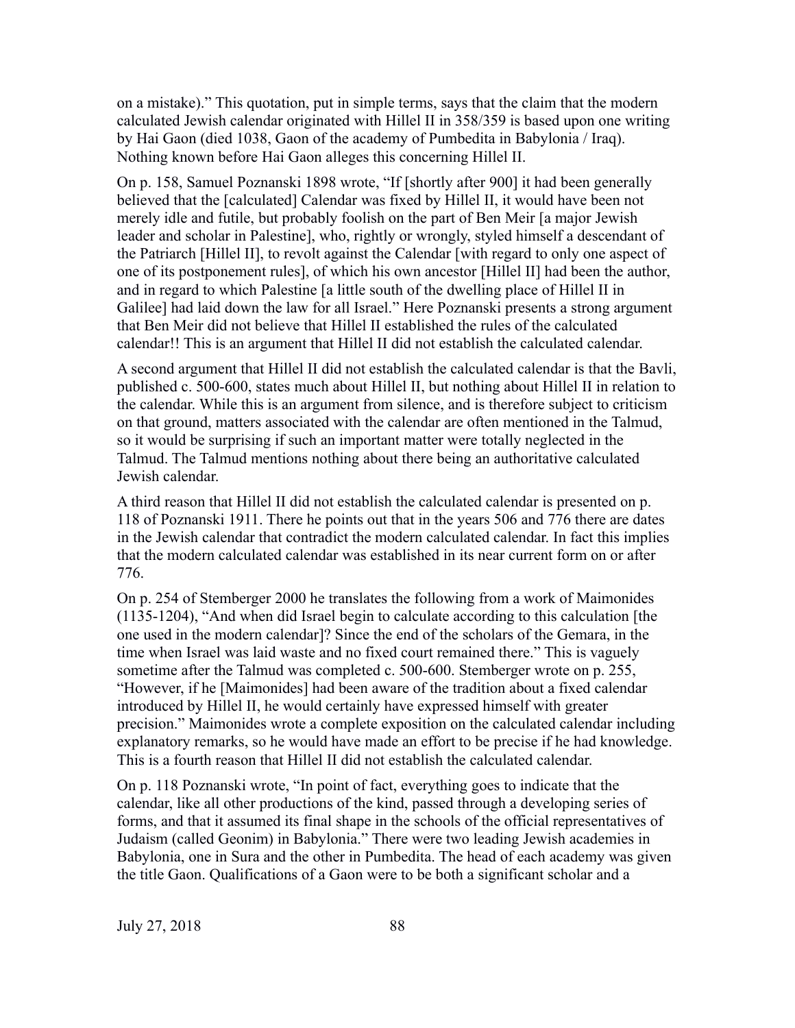on a mistake)." This quotation, put in simple terms, says that the claim that the modern calculated Jewish calendar originated with Hillel II in 358/359 is based upon one writing by Hai Gaon (died 1038, Gaon of the academy of Pumbedita in Babylonia / Iraq). Nothing known before Hai Gaon alleges this concerning Hillel II.

On p. 158, Samuel Poznanski 1898 wrote, "If [shortly after 900] it had been generally believed that the [calculated] Calendar was fixed by Hillel II, it would have been not merely idle and futile, but probably foolish on the part of Ben Meir [a major Jewish leader and scholar in Palestine], who, rightly or wrongly, styled himself a descendant of the Patriarch [Hillel II], to revolt against the Calendar [with regard to only one aspect of one of its postponement rules], of which his own ancestor [Hillel II] had been the author, and in regard to which Palestine [a little south of the dwelling place of Hillel II in Galilee] had laid down the law for all Israel." Here Poznanski presents a strong argument that Ben Meir did not believe that Hillel II established the rules of the calculated calendar!! This is an argument that Hillel II did not establish the calculated calendar.

A second argument that Hillel II did not establish the calculated calendar is that the Bavli, published c. 500-600, states much about Hillel II, but nothing about Hillel II in relation to the calendar. While this is an argument from silence, and is therefore subject to criticism on that ground, matters associated with the calendar are often mentioned in the Talmud, so it would be surprising if such an important matter were totally neglected in the Talmud. The Talmud mentions nothing about there being an authoritative calculated Jewish calendar.

A third reason that Hillel II did not establish the calculated calendar is presented on p. 118 of Poznanski 1911. There he points out that in the years 506 and 776 there are dates in the Jewish calendar that contradict the modern calculated calendar. In fact this implies that the modern calculated calendar was established in its near current form on or after 776.

On p. 254 of Stemberger 2000 he translates the following from a work of Maimonides (1135-1204), "And when did Israel begin to calculate according to this calculation [the one used in the modern calendar]? Since the end of the scholars of the Gemara, in the time when Israel was laid waste and no fixed court remained there." This is vaguely sometime after the Talmud was completed c. 500-600. Stemberger wrote on p. 255, "However, if he [Maimonides] had been aware of the tradition about a fixed calendar introduced by Hillel II, he would certainly have expressed himself with greater precision." Maimonides wrote a complete exposition on the calculated calendar including explanatory remarks, so he would have made an effort to be precise if he had knowledge. This is a fourth reason that Hillel II did not establish the calculated calendar.

On p. 118 Poznanski wrote, "In point of fact, everything goes to indicate that the calendar, like all other productions of the kind, passed through a developing series of forms, and that it assumed its final shape in the schools of the official representatives of Judaism (called Geonim) in Babylonia." There were two leading Jewish academies in Babylonia, one in Sura and the other in Pumbedita. The head of each academy was given the title Gaon. Qualifications of a Gaon were to be both a significant scholar and a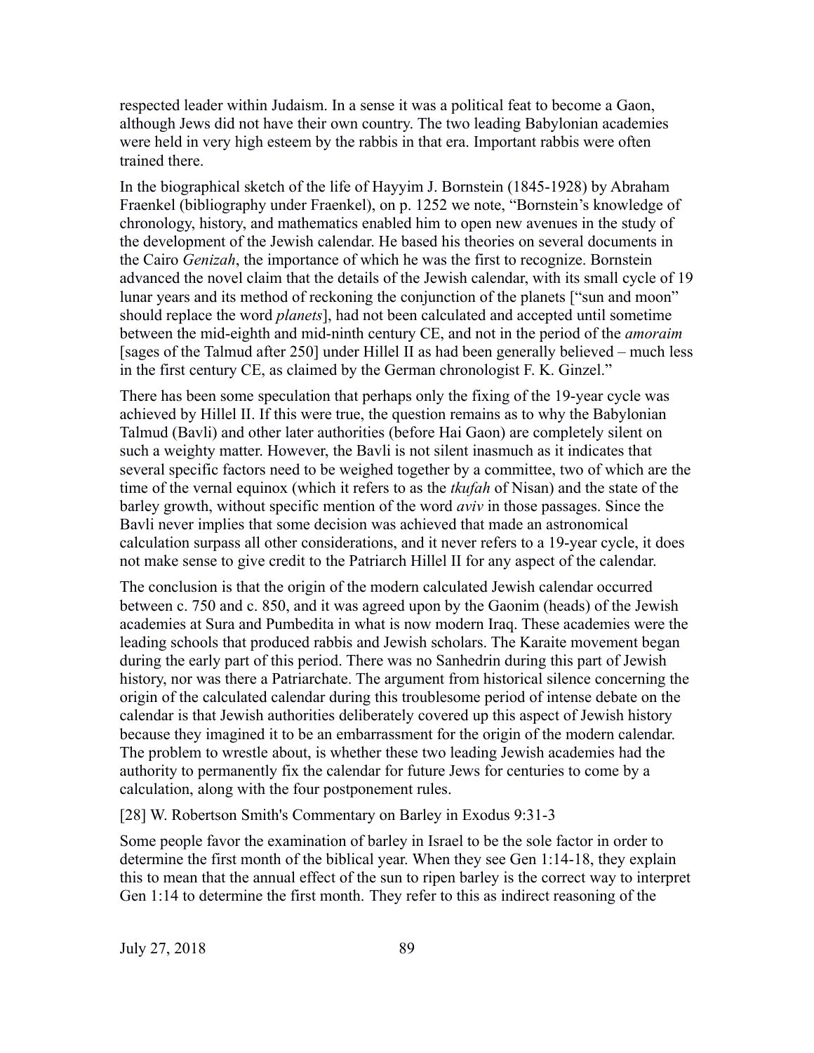respected leader within Judaism. In a sense it was a political feat to become a Gaon, although Jews did not have their own country. The two leading Babylonian academies were held in very high esteem by the rabbis in that era. Important rabbis were often trained there.

In the biographical sketch of the life of Hayyim J. Bornstein (1845-1928) by Abraham Fraenkel (bibliography under Fraenkel), on p. 1252 we note, "Bornstein's knowledge of chronology, history, and mathematics enabled him to open new avenues in the study of the development of the Jewish calendar. He based his theories on several documents in the Cairo *Genizah*, the importance of which he was the first to recognize. Bornstein advanced the novel claim that the details of the Jewish calendar, with its small cycle of 19 lunar years and its method of reckoning the conjunction of the planets ["sun and moon" should replace the word *planets*], had not been calculated and accepted until sometime between the mid-eighth and mid-ninth century CE, and not in the period of the *amoraim* [sages of the Talmud after 250] under Hillel II as had been generally believed – much less in the first century CE, as claimed by the German chronologist F. K. Ginzel."

There has been some speculation that perhaps only the fixing of the 19-year cycle was achieved by Hillel II. If this were true, the question remains as to why the Babylonian Talmud (Bavli) and other later authorities (before Hai Gaon) are completely silent on such a weighty matter. However, the Bavli is not silent inasmuch as it indicates that several specific factors need to be weighed together by a committee, two of which are the time of the vernal equinox (which it refers to as the *tkufah* of Nisan) and the state of the barley growth, without specific mention of the word *aviv* in those passages. Since the Bavli never implies that some decision was achieved that made an astronomical calculation surpass all other considerations, and it never refers to a 19-year cycle, it does not make sense to give credit to the Patriarch Hillel II for any aspect of the calendar.

The conclusion is that the origin of the modern calculated Jewish calendar occurred between c. 750 and c. 850, and it was agreed upon by the Gaonim (heads) of the Jewish academies at Sura and Pumbedita in what is now modern Iraq. These academies were the leading schools that produced rabbis and Jewish scholars. The Karaite movement began during the early part of this period. There was no Sanhedrin during this part of Jewish history, nor was there a Patriarchate. The argument from historical silence concerning the origin of the calculated calendar during this troublesome period of intense debate on the calendar is that Jewish authorities deliberately covered up this aspect of Jewish history because they imagined it to be an embarrassment for the origin of the modern calendar. The problem to wrestle about, is whether these two leading Jewish academies had the authority to permanently fix the calendar for future Jews for centuries to come by a calculation, along with the four postponement rules.

[28] W. Robertson Smith's Commentary on Barley in Exodus 9:31-3

Some people favor the examination of barley in Israel to be the sole factor in order to determine the first month of the biblical year. When they see Gen 1:14-18, they explain this to mean that the annual effect of the sun to ripen barley is the correct way to interpret Gen 1:14 to determine the first month. They refer to this as indirect reasoning of the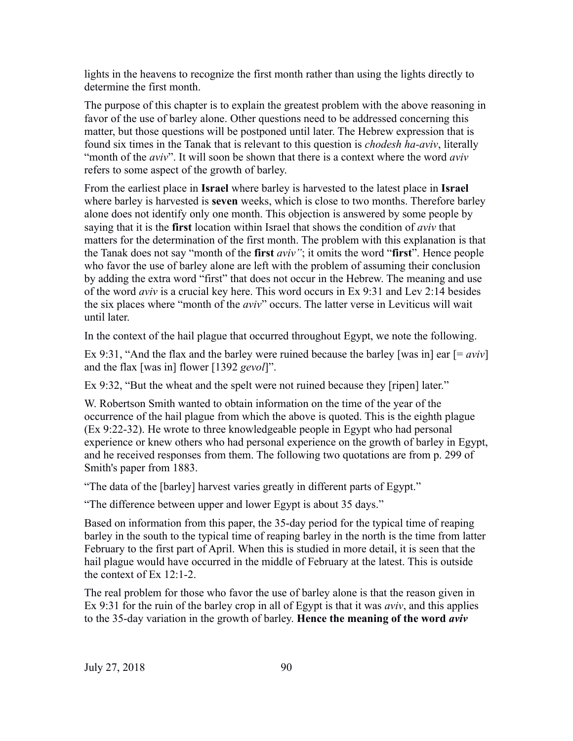lights in the heavens to recognize the first month rather than using the lights directly to determine the first month.

The purpose of this chapter is to explain the greatest problem with the above reasoning in favor of the use of barley alone. Other questions need to be addressed concerning this matter, but those questions will be postponed until later. The Hebrew expression that is found six times in the Tanak that is relevant to this question is *chodesh ha-aviv*, literally "month of the *aviv*". It will soon be shown that there is a context where the word *aviv* refers to some aspect of the growth of barley.

From the earliest place in **Israel** where barley is harvested to the latest place in **Israel** where barley is harvested is **seven** weeks, which is close to two months. Therefore barley alone does not identify only one month. This objection is answered by some people by saying that it is the **first** location within Israel that shows the condition of *aviv* that matters for the determination of the first month. The problem with this explanation is that the Tanak does not say "month of the **first** *aviv"*; it omits the word "**first**". Hence people who favor the use of barley alone are left with the problem of assuming their conclusion by adding the extra word "first" that does not occur in the Hebrew. The meaning and use of the word *aviv* is a crucial key here. This word occurs in Ex 9:31 and Lev 2:14 besides the six places where "month of the *aviv*" occurs. The latter verse in Leviticus will wait until later.

In the context of the hail plague that occurred throughout Egypt, we note the following.

Ex 9:31, "And the flax and the barley were ruined because the barley [was in] ear [= *aviv*] and the flax [was in] flower [1392 *gevol*]".

Ex 9:32, "But the wheat and the spelt were not ruined because they [ripen] later."

W. Robertson Smith wanted to obtain information on the time of the year of the occurrence of the hail plague from which the above is quoted. This is the eighth plague (Ex 9:22-32). He wrote to three knowledgeable people in Egypt who had personal experience or knew others who had personal experience on the growth of barley in Egypt, and he received responses from them. The following two quotations are from p. 299 of Smith's paper from 1883.

"The data of the [barley] harvest varies greatly in different parts of Egypt."

"The difference between upper and lower Egypt is about 35 days."

Based on information from this paper, the 35-day period for the typical time of reaping barley in the south to the typical time of reaping barley in the north is the time from latter February to the first part of April. When this is studied in more detail, it is seen that the hail plague would have occurred in the middle of February at the latest. This is outside the context of Ex 12:1-2.

The real problem for those who favor the use of barley alone is that the reason given in Ex 9:31 for the ruin of the barley crop in all of Egypt is that it was *aviv*, and this applies to the 35-day variation in the growth of barley. **Hence the meaning of the word *aviv***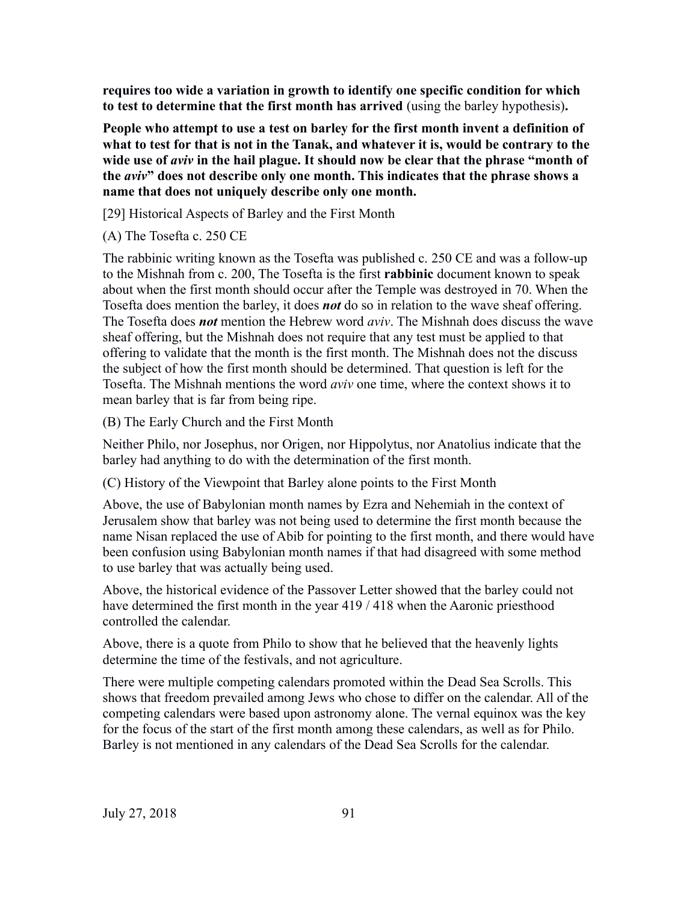**requires too wide a variation in growth to identify one specific condition for which to test to determine that the first month has arrived** (using the barley hypothesis)**.**

**People who attempt to use a test on barley for the first month invent a definition of what to test for that is not in the Tanak, and whatever it is, would be contrary to the wide use of *aviv* in the hail plague. It should now be clear that the phrase "month of the *aviv*" does not describe only one month. This indicates that the phrase shows a name that does not uniquely describe only one month.**

[29] Historical Aspects of Barley and the First Month

(A) The Tosefta c. 250 CE

The rabbinic writing known as the Tosefta was published c. 250 CE and was a follow-up to the Mishnah from c. 200, The Tosefta is the first **rabbinic** document known to speak about when the first month should occur after the Temple was destroyed in 70. When the Tosefta does mention the barley, it does ***not*** do so in relation to the wave sheaf offering. The Tosefta does ***not*** mention the Hebrew word *aviv*. The Mishnah does discuss the wave sheaf offering, but the Mishnah does not require that any test must be applied to that offering to validate that the month is the first month. The Mishnah does not the discuss the subject of how the first month should be determined. That question is left for the Tosefta. The Mishnah mentions the word *aviv* one time, where the context shows it to mean barley that is far from being ripe.

(B) The Early Church and the First Month

Neither Philo, nor Josephus, nor Origen, nor Hippolytus, nor Anatolius indicate that the barley had anything to do with the determination of the first month.

(C) History of the Viewpoint that Barley alone points to the First Month

Above, the use of Babylonian month names by Ezra and Nehemiah in the context of Jerusalem show that barley was not being used to determine the first month because the name Nisan replaced the use of Abib for pointing to the first month, and there would have been confusion using Babylonian month names if that had disagreed with some method to use barley that was actually being used.

Above, the historical evidence of the Passover Letter showed that the barley could not have determined the first month in the year 419 / 418 when the Aaronic priesthood controlled the calendar.

Above, there is a quote from Philo to show that he believed that the heavenly lights determine the time of the festivals, and not agriculture.

There were multiple competing calendars promoted within the Dead Sea Scrolls. This shows that freedom prevailed among Jews who chose to differ on the calendar. All of the competing calendars were based upon astronomy alone. The vernal equinox was the key for the focus of the start of the first month among these calendars, as well as for Philo. Barley is not mentioned in any calendars of the Dead Sea Scrolls for the calendar.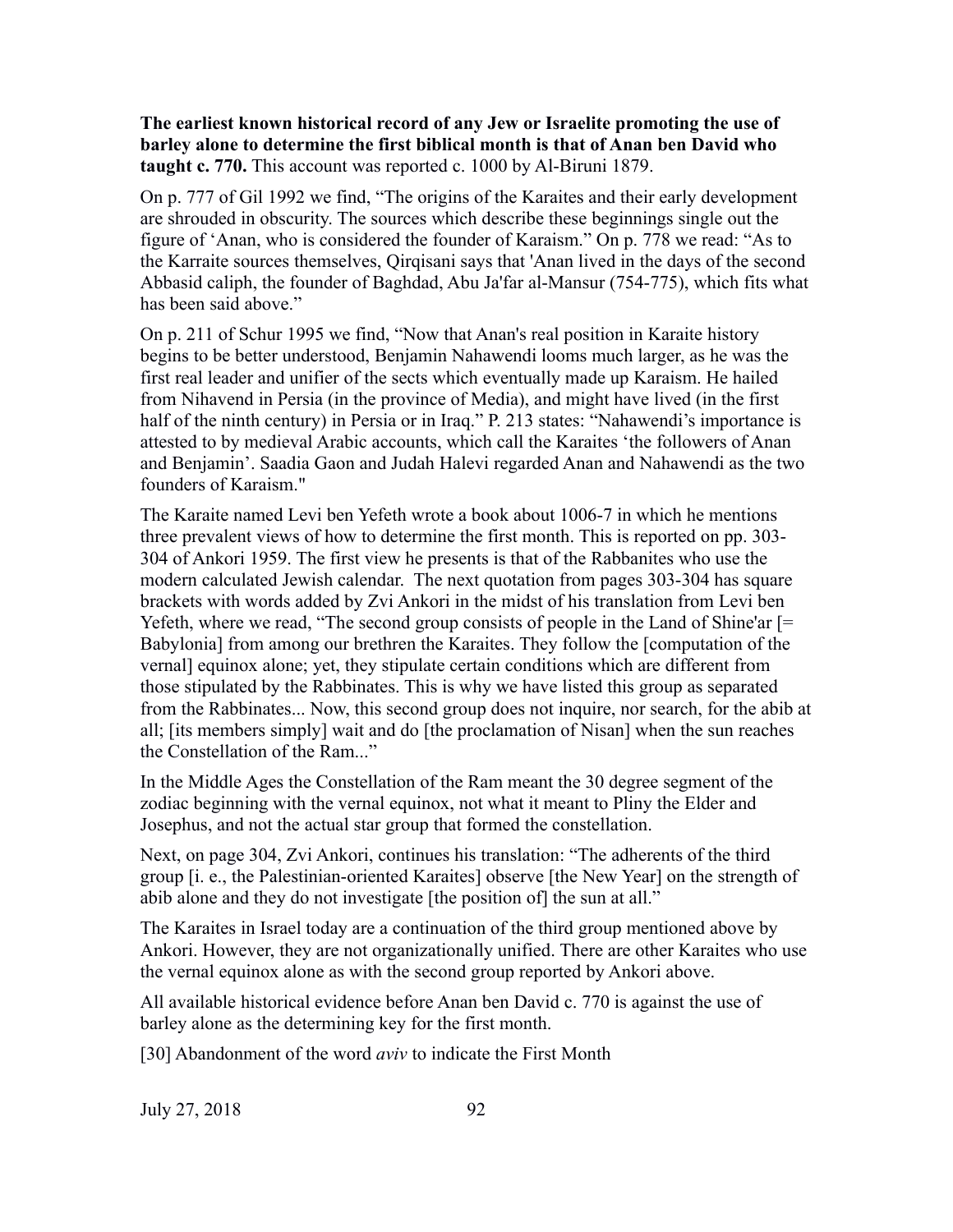**The earliest known historical record of any Jew or Israelite promoting the use of barley alone to determine the first biblical month is that of Anan ben David who taught c. 770.** This account was reported c. 1000 by Al-Biruni 1879.

On p. 777 of Gil 1992 we find, "The origins of the Karaites and their early development are shrouded in obscurity. The sources which describe these beginnings single out the figure of 'Anan, who is considered the founder of Karaism." On p. 778 we read: "As to the Karraite sources themselves, Qirqisani says that 'Anan lived in the days of the second Abbasid caliph, the founder of Baghdad, Abu Ja'far al-Mansur (754-775), which fits what has been said above."

On p. 211 of Schur 1995 we find, "Now that Anan's real position in Karaite history begins to be better understood, Benjamin Nahawendi looms much larger, as he was the first real leader and unifier of the sects which eventually made up Karaism. He hailed from Nihavend in Persia (in the province of Media), and might have lived (in the first half of the ninth century) in Persia or in Iraq." P. 213 states: "Nahawendi's importance is attested to by medieval Arabic accounts, which call the Karaites 'the followers of Anan and Benjamin'. Saadia Gaon and Judah Halevi regarded Anan and Nahawendi as the two founders of Karaism."

The Karaite named Levi ben Yefeth wrote a book about 1006-7 in which he mentions three prevalent views of how to determine the first month. This is reported on pp. 303-304 of Ankori 1959. The first view he presents is that of the Rabbanites who use the modern calculated Jewish calendar. The next quotation from pages 303-304 has square brackets with words added by Zvi Ankori in the midst of his translation from Levi ben Yefeth, where we read, "The second group consists of people in the Land of Shine'ar [= Babylonia] from among our brethren the Karaites. They follow the [computation of the vernal] equinox alone; yet, they stipulate certain conditions which are different from those stipulated by the Rabbinates. This is why we have listed this group as separated from the Rabbinates... Now, this second group does not inquire, nor search, for the abib at all; [its members simply] wait and do [the proclamation of Nisan] when the sun reaches the Constellation of the Ram..."

In the Middle Ages the Constellation of the Ram meant the 30 degree segment of the zodiac beginning with the vernal equinox, not what it meant to Pliny the Elder and Josephus, and not the actual star group that formed the constellation.

Next, on page 304, Zvi Ankori, continues his translation: "The adherents of the third group [i. e., the Palestinian-oriented Karaites] observe [the New Year] on the strength of abib alone and they do not investigate [the position of] the sun at all."

The Karaites in Israel today are a continuation of the third group mentioned above by Ankori. However, they are not organizationally unified. There are other Karaites who use the vernal equinox alone as with the second group reported by Ankori above.

All available historical evidence before Anan ben David c. 770 is against the use of barley alone as the determining key for the first month.

[30] Abandonment of the word *aviv* to indicate the First Month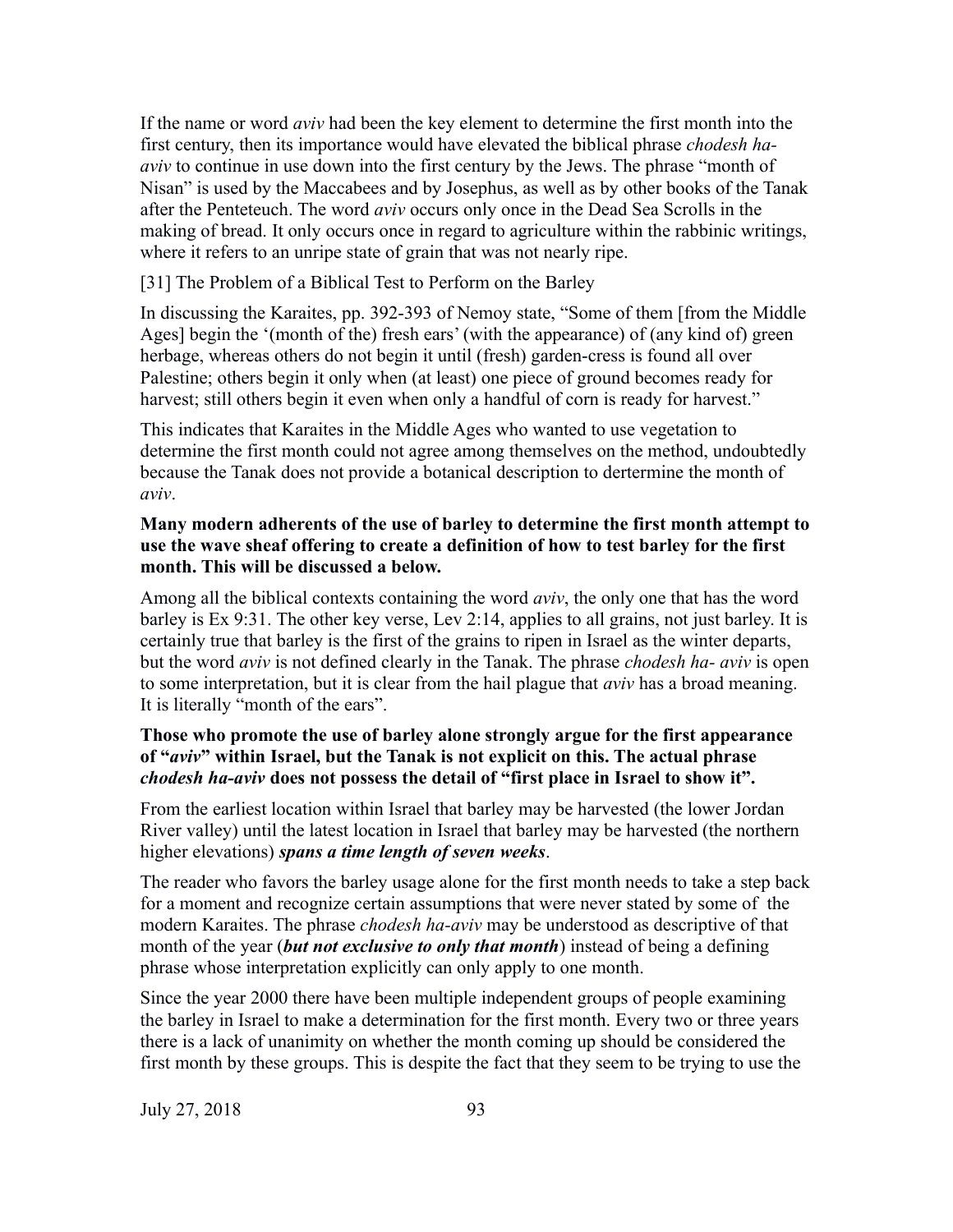If the name or word *aviv* had been the key element to determine the first month into the first century, then its importance would have elevated the biblical phrase *chodesh ha-aviv* to continue in use down into the first century by the Jews. The phrase "month of Nisan" is used by the Maccabees and by Josephus, as well as by other books of the Tanak after the Penteteuch. The word *aviv* occurs only once in the Dead Sea Scrolls in the making of bread. It only occurs once in regard to agriculture within the rabbinic writings, where it refers to an unripe state of grain that was not nearly ripe.

[31] The Problem of a Biblical Test to Perform on the Barley

In discussing the Karaites, pp. 392-393 of Nemoy state, "Some of them [from the Middle Ages] begin the '(month of the) fresh ears' (with the appearance) of (any kind of) green herbage, whereas others do not begin it until (fresh) garden-cress is found all over Palestine; others begin it only when (at least) one piece of ground becomes ready for harvest; still others begin it even when only a handful of corn is ready for harvest."

This indicates that Karaites in the Middle Ages who wanted to use vegetation to determine the first month could not agree among themselves on the method, undoubtedly because the Tanak does not provide a botanical description to dertermine the month of *aviv*.

**Many modern adherents of the use of barley to determine the first month attempt to use the wave sheaf offering to create a definition of how to test barley for the first month. This will be discussed a below.**

Among all the biblical contexts containing the word *aviv*, the only one that has the word barley is Ex 9:31. The other key verse, Lev 2:14, applies to all grains, not just barley. It is certainly true that barley is the first of the grains to ripen in Israel as the winter departs, but the word *aviv* is not defined clearly in the Tanak. The phrase *chodesh ha- aviv* is open to some interpretation, but it is clear from the hail plague that *aviv* has a broad meaning. It is literally "month of the ears".

**Those who promote the use of barley alone strongly argue for the first appearance of "*aviv*" within Israel, but the Tanak is not explicit on this. The actual phrase *chodesh ha-aviv* does not possess the detail of "first place in Israel to show it".**

From the earliest location within Israel that barley may be harvested (the lower Jordan River valley) until the latest location in Israel that barley may be harvested (the northern higher elevations) ***spans a time length of seven weeks***.

The reader who favors the barley usage alone for the first month needs to take a step back for a moment and recognize certain assumptions that were never stated by some of the modern Karaites. The phrase *chodesh ha-aviv* may be understood as descriptive of that month of the year (***but not exclusive to only that month***) instead of being a defining phrase whose interpretation explicitly can only apply to one month.

Since the year 2000 there have been multiple independent groups of people examining the barley in Israel to make a determination for the first month. Every two or three years there is a lack of unanimity on whether the month coming up should be considered the first month by these groups. This is despite the fact that they seem to be trying to use the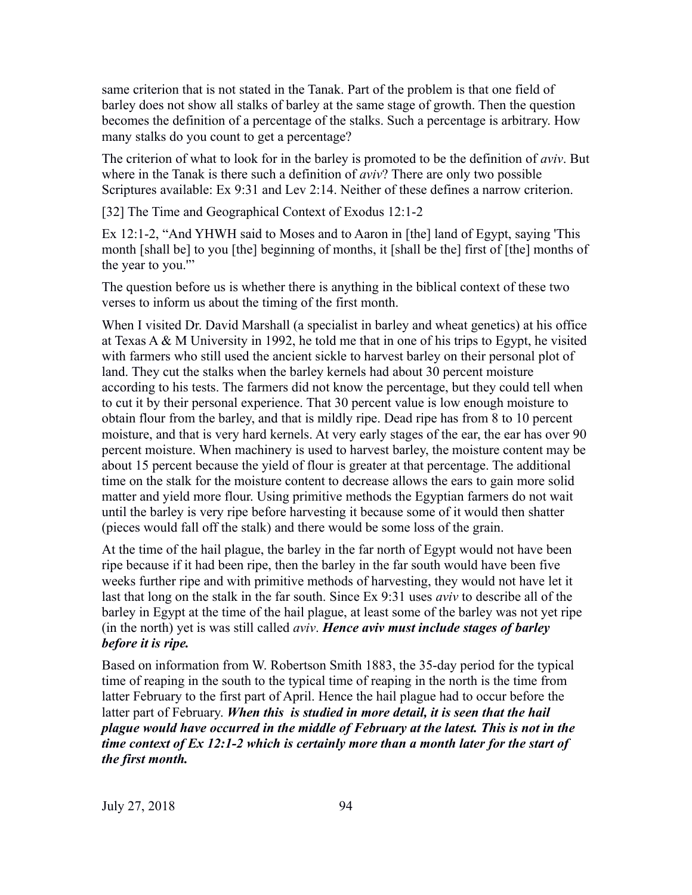same criterion that is not stated in the Tanak. Part of the problem is that one field of barley does not show all stalks of barley at the same stage of growth. Then the question becomes the definition of a percentage of the stalks. Such a percentage is arbitrary. How many stalks do you count to get a percentage?

The criterion of what to look for in the barley is promoted to be the definition of *aviv*. But where in the Tanak is there such a definition of *aviv*? There are only two possible Scriptures available: Ex 9:31 and Lev 2:14. Neither of these defines a narrow criterion.

## [32] The Time and Geographical Context of Exodus 12:1-2

Ex 12:1-2, "And YHWH said to Moses and to Aaron in [the] land of Egypt, saying 'This month [shall be] to you [the] beginning of months, it [shall be the] first of [the] months of the year to you.'"

The question before us is whether there is anything in the biblical context of these two verses to inform us about the timing of the first month.

When I visited Dr. David Marshall (a specialist in barley and wheat genetics) at his office at Texas A & M University in 1992, he told me that in one of his trips to Egypt, he visited with farmers who still used the ancient sickle to harvest barley on their personal plot of land. They cut the stalks when the barley kernels had about 30 percent moisture according to his tests. The farmers did not know the percentage, but they could tell when to cut it by their personal experience. That 30 percent value is low enough moisture to obtain flour from the barley, and that is mildly ripe. Dead ripe has from 8 to 10 percent moisture, and that is very hard kernels. At very early stages of the ear, the ear has over 90 percent moisture. When machinery is used to harvest barley, the moisture content may be about 15 percent because the yield of flour is greater at that percentage. The additional time on the stalk for the moisture content to decrease allows the ears to gain more solid matter and yield more flour. Using primitive methods the Egyptian farmers do not wait until the barley is very ripe before harvesting it because some of it would then shatter (pieces would fall off the stalk) and there would be some loss of the grain.

At the time of the hail plague, the barley in the far north of Egypt would not have been ripe because if it had been ripe, then the barley in the far south would have been five weeks further ripe and with primitive methods of harvesting, they would not have let it last that long on the stalk in the far south. Since Ex 9:31 uses *aviv* to describe all of the barley in Egypt at the time of the hail plague, at least some of the barley was not yet ripe (in the north) yet is was still called *aviv*. ***Hence aviv must include stages of barley before it is ripe.***

Based on information from W. Robertson Smith 1883, the 35-day period for the typical time of reaping in the south to the typical time of reaping in the north is the time from latter February to the first part of April. Hence the hail plague had to occur before the latter part of February. ***When this is studied in more detail, it is seen that the hail plague would have occurred in the middle of February at the latest. This is not in the time context of Ex 12:1-2 which is certainly more than a month later for the start of the first month.***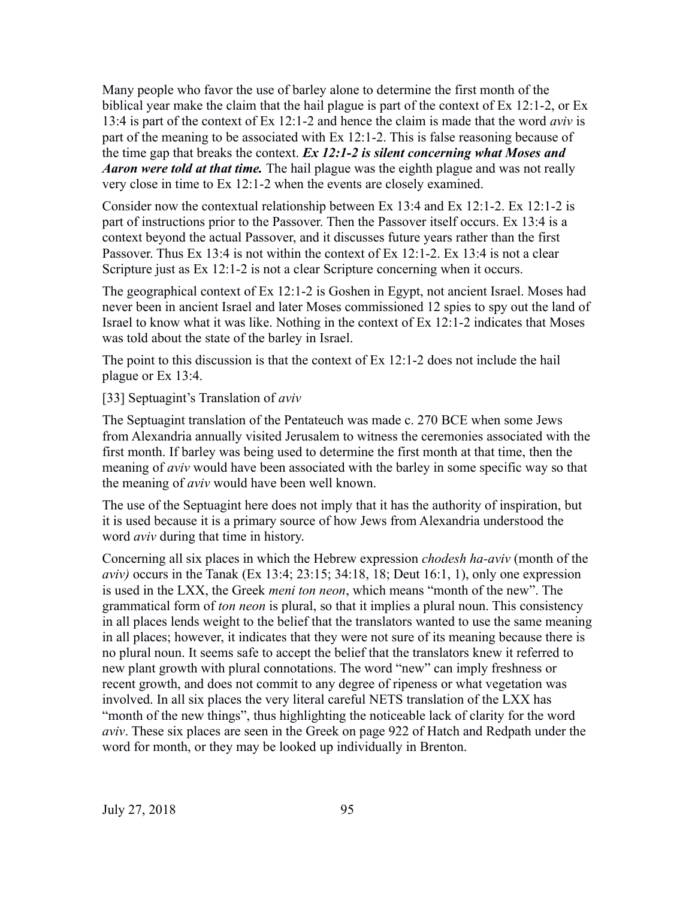Many people who favor the use of barley alone to determine the first month of the biblical year make the claim that the hail plague is part of the context of Ex 12:1-2, or Ex 13:4 is part of the context of Ex 12:1-2 and hence the claim is made that the word *aviv* is part of the meaning to be associated with Ex 12:1-2. This is false reasoning because of the time gap that breaks the context. ***Ex 12:1-2 is silent concerning what Moses and Aaron were told at that time.*** The hail plague was the eighth plague and was not really very close in time to Ex 12:1-2 when the events are closely examined.

Consider now the contextual relationship between Ex 13:4 and Ex 12:1-2. Ex 12:1-2 is part of instructions prior to the Passover. Then the Passover itself occurs. Ex 13:4 is a context beyond the actual Passover, and it discusses future years rather than the first Passover. Thus Ex 13:4 is not within the context of Ex 12:1-2. Ex 13:4 is not a clear Scripture just as Ex 12:1-2 is not a clear Scripture concerning when it occurs.

The geographical context of Ex 12:1-2 is Goshen in Egypt, not ancient Israel. Moses had never been in ancient Israel and later Moses commissioned 12 spies to spy out the land of Israel to know what it was like. Nothing in the context of Ex 12:1-2 indicates that Moses was told about the state of the barley in Israel.

The point to this discussion is that the context of Ex 12:1-2 does not include the hail plague or Ex 13:4.

[33] Septuagint's Translation of *aviv*

The Septuagint translation of the Pentateuch was made c. 270 BCE when some Jews from Alexandria annually visited Jerusalem to witness the ceremonies associated with the first month. If barley was being used to determine the first month at that time, then the meaning of *aviv* would have been associated with the barley in some specific way so that the meaning of *aviv* would have been well known.

The use of the Septuagint here does not imply that it has the authority of inspiration, but it is used because it is a primary source of how Jews from Alexandria understood the word *aviv* during that time in history.

Concerning all six places in which the Hebrew expression *chodesh ha-aviv* (month of the *aviv)* occurs in the Tanak (Ex 13:4; 23:15; 34:18, 18; Deut 16:1, 1), only one expression is used in the LXX, the Greek *meni ton neon*, which means "month of the new". The grammatical form of *ton neon* is plural, so that it implies a plural noun. This consistency in all places lends weight to the belief that the translators wanted to use the same meaning in all places; however, it indicates that they were not sure of its meaning because there is no plural noun. It seems safe to accept the belief that the translators knew it referred to new plant growth with plural connotations. The word "new" can imply freshness or recent growth, and does not commit to any degree of ripeness or what vegetation was involved. In all six places the very literal careful NETS translation of the LXX has "month of the new things", thus highlighting the noticeable lack of clarity for the word *aviv*. These six places are seen in the Greek on page 922 of Hatch and Redpath under the word for month, or they may be looked up individually in Brenton.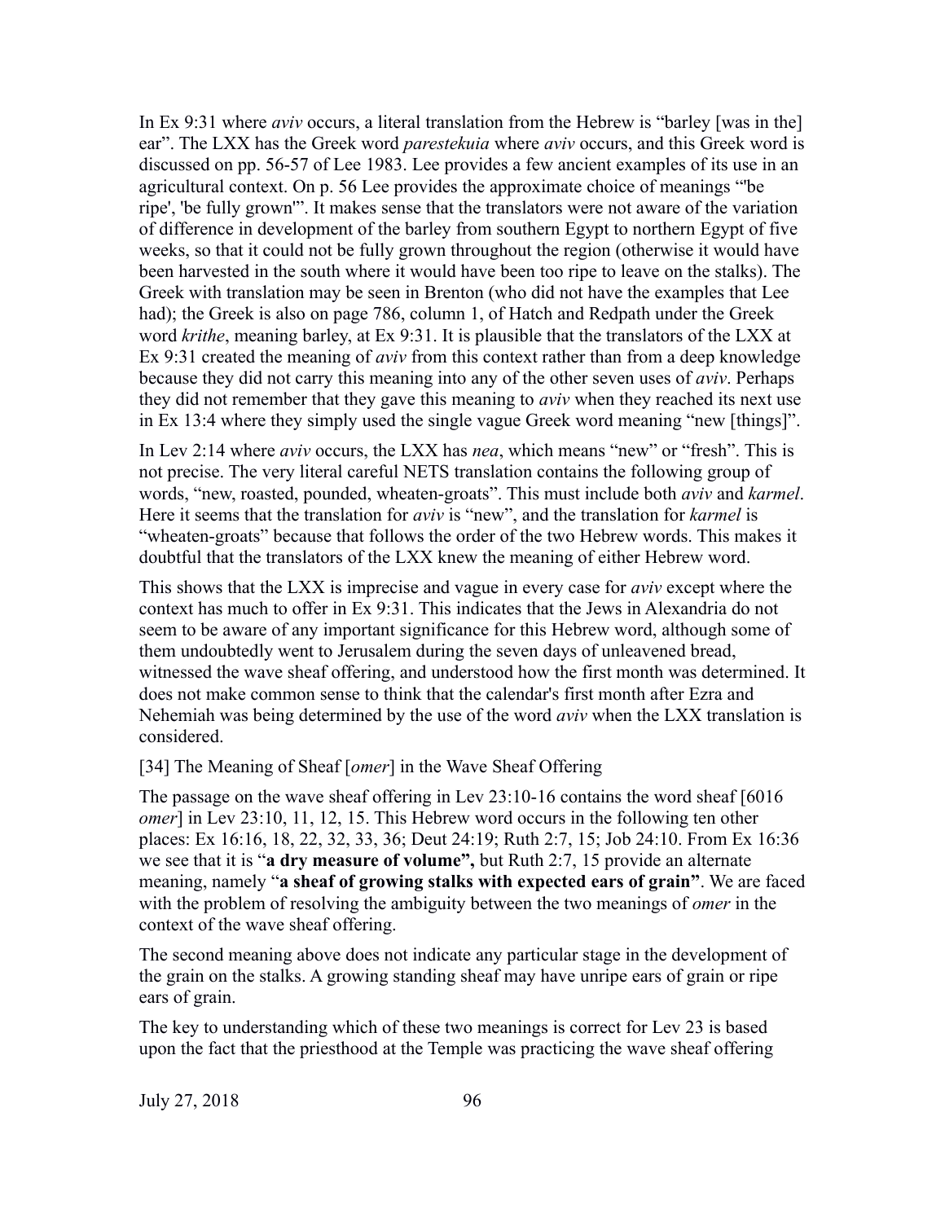In Ex 9:31 where *aviv* occurs, a literal translation from the Hebrew is "barley [was in the] ear". The LXX has the Greek word *parestekuia* where *aviv* occurs, and this Greek word is discussed on pp. 56-57 of Lee 1983. Lee provides a few ancient examples of its use in an agricultural context. On p. 56 Lee provides the approximate choice of meanings "'be ripe', 'be fully grown'". It makes sense that the translators were not aware of the variation of difference in development of the barley from southern Egypt to northern Egypt of five weeks, so that it could not be fully grown throughout the region (otherwise it would have been harvested in the south where it would have been too ripe to leave on the stalks). The Greek with translation may be seen in Brenton (who did not have the examples that Lee had); the Greek is also on page 786, column 1, of Hatch and Redpath under the Greek word *krithe*, meaning barley, at Ex 9:31. It is plausible that the translators of the LXX at Ex 9:31 created the meaning of *aviv* from this context rather than from a deep knowledge because they did not carry this meaning into any of the other seven uses of *aviv*. Perhaps they did not remember that they gave this meaning to *aviv* when they reached its next use in Ex 13:4 where they simply used the single vague Greek word meaning "new [things]".

In Lev 2:14 where *aviv* occurs, the LXX has *nea*, which means "new" or "fresh". This is not precise. The very literal careful NETS translation contains the following group of words, "new, roasted, pounded, wheaten-groats". This must include both *aviv* and *karmel*. Here it seems that the translation for *aviv* is "new", and the translation for *karmel* is "wheaten-groats" because that follows the order of the two Hebrew words. This makes it doubtful that the translators of the LXX knew the meaning of either Hebrew word.

This shows that the LXX is imprecise and vague in every case for *aviv* except where the context has much to offer in Ex 9:31. This indicates that the Jews in Alexandria do not seem to be aware of any important significance for this Hebrew word, although some of them undoubtedly went to Jerusalem during the seven days of unleavened bread, witnessed the wave sheaf offering, and understood how the first month was determined. It does not make common sense to think that the calendar's first month after Ezra and Nehemiah was being determined by the use of the word *aviv* when the LXX translation is considered.

[34] The Meaning of Sheaf [*omer*] in the Wave Sheaf Offering

The passage on the wave sheaf offering in Lev 23:10-16 contains the word sheaf [6016 *omer*] in Lev 23:10, 11, 12, 15. This Hebrew word occurs in the following ten other places: Ex 16:16, 18, 22, 32, 33, 36; Deut 24:19; Ruth 2:7, 15; Job 24:10. From Ex 16:36 we see that it is "**a dry measure of volume",** but Ruth 2:7, 15 provide an alternate meaning, namely "**a sheaf of growing stalks with expected ears of grain"**. We are faced with the problem of resolving the ambiguity between the two meanings of *omer* in the context of the wave sheaf offering.

The second meaning above does not indicate any particular stage in the development of the grain on the stalks. A growing standing sheaf may have unripe ears of grain or ripe ears of grain.

The key to understanding which of these two meanings is correct for Lev 23 is based upon the fact that the priesthood at the Temple was practicing the wave sheaf offering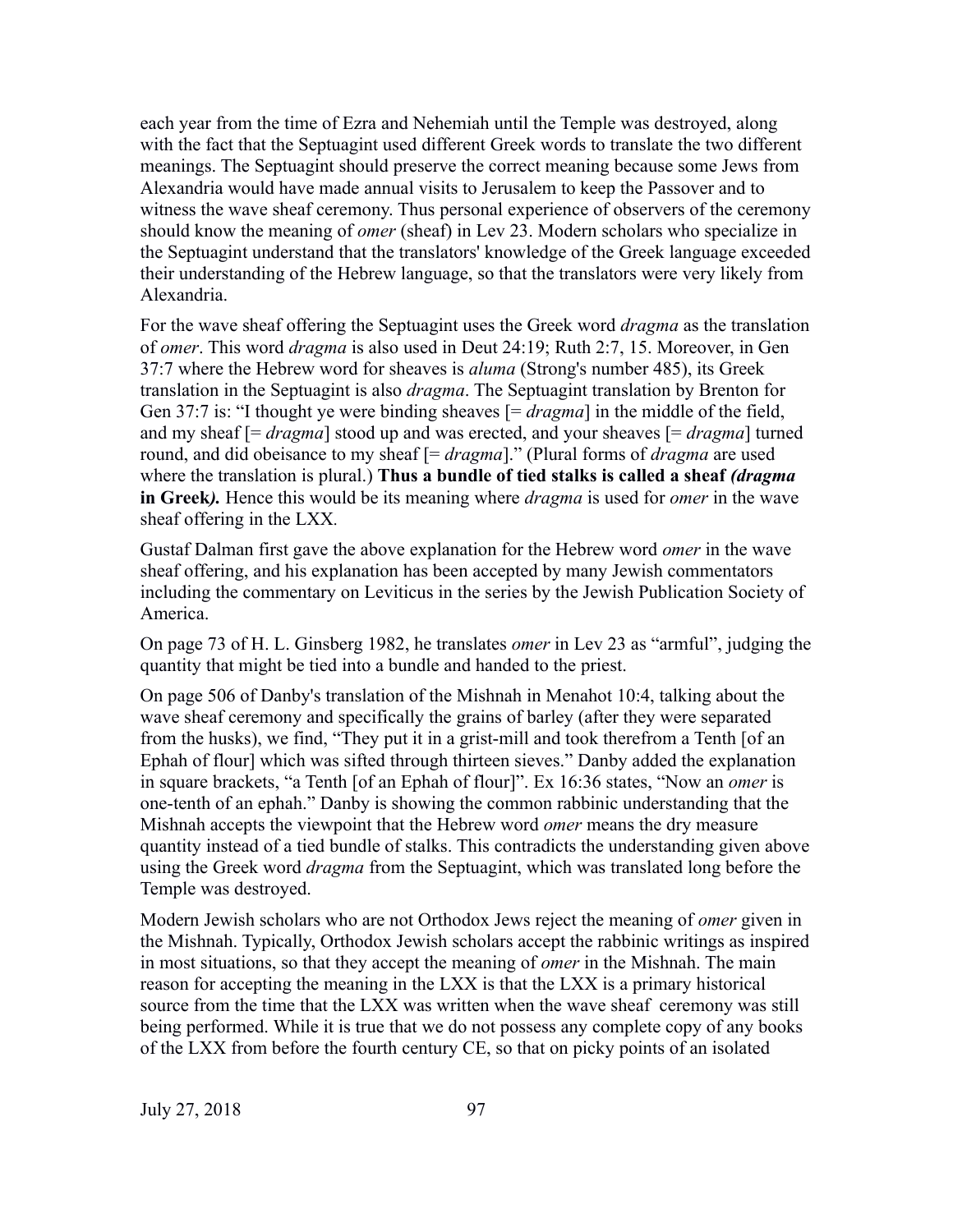each year from the time of Ezra and Nehemiah until the Temple was destroyed, along with the fact that the Septuagint used different Greek words to translate the two different meanings. The Septuagint should preserve the correct meaning because some Jews from Alexandria would have made annual visits to Jerusalem to keep the Passover and to witness the wave sheaf ceremony. Thus personal experience of observers of the ceremony should know the meaning of *omer* (sheaf) in Lev 23. Modern scholars who specialize in the Septuagint understand that the translators' knowledge of the Greek language exceeded their understanding of the Hebrew language, so that the translators were very likely from Alexandria.

For the wave sheaf offering the Septuagint uses the Greek word *dragma* as the translation of *omer*. This word *dragma* is also used in Deut 24:19; Ruth 2:7, 15. Moreover, in Gen 37:7 where the Hebrew word for sheaves is *aluma* (Strong's number 485), its Greek translation in the Septuagint is also *dragma*. The Septuagint translation by Brenton for Gen 37:7 is: "I thought ye were binding sheaves [= *dragma*] in the middle of the field, and my sheaf [= *dragma*] stood up and was erected, and your sheaves [= *dragma*] turned round, and did obeisance to my sheaf [= *dragma*]." (Plural forms of *dragma* are used where the translation is plural.) **Thus a bundle of tied stalks is called a sheaf *(dragma* in Greek*).*** Hence this would be its meaning where *dragma* is used for *omer* in the wave sheaf offering in the LXX.

Gustaf Dalman first gave the above explanation for the Hebrew word *omer* in the wave sheaf offering, and his explanation has been accepted by many Jewish commentators including the commentary on Leviticus in the series by the Jewish Publication Society of America.

On page 73 of H. L. Ginsberg 1982, he translates *omer* in Lev 23 as "armful", judging the quantity that might be tied into a bundle and handed to the priest.

On page 506 of Danby's translation of the Mishnah in Menahot 10:4, talking about the wave sheaf ceremony and specifically the grains of barley (after they were separated from the husks), we find, "They put it in a grist-mill and took therefrom a Tenth [of an Ephah of flour] which was sifted through thirteen sieves." Danby added the explanation in square brackets, "a Tenth [of an Ephah of flour]". Ex 16:36 states, "Now an *omer* is one-tenth of an ephah." Danby is showing the common rabbinic understanding that the Mishnah accepts the viewpoint that the Hebrew word *omer* means the dry measure quantity instead of a tied bundle of stalks. This contradicts the understanding given above using the Greek word *dragma* from the Septuagint, which was translated long before the Temple was destroyed.

Modern Jewish scholars who are not Orthodox Jews reject the meaning of *omer* given in the Mishnah. Typically, Orthodox Jewish scholars accept the rabbinic writings as inspired in most situations, so that they accept the meaning of *omer* in the Mishnah. The main reason for accepting the meaning in the LXX is that the LXX is a primary historical source from the time that the LXX was written when the wave sheaf ceremony was still being performed. While it is true that we do not possess any complete copy of any books of the LXX from before the fourth century CE, so that on picky points of an isolated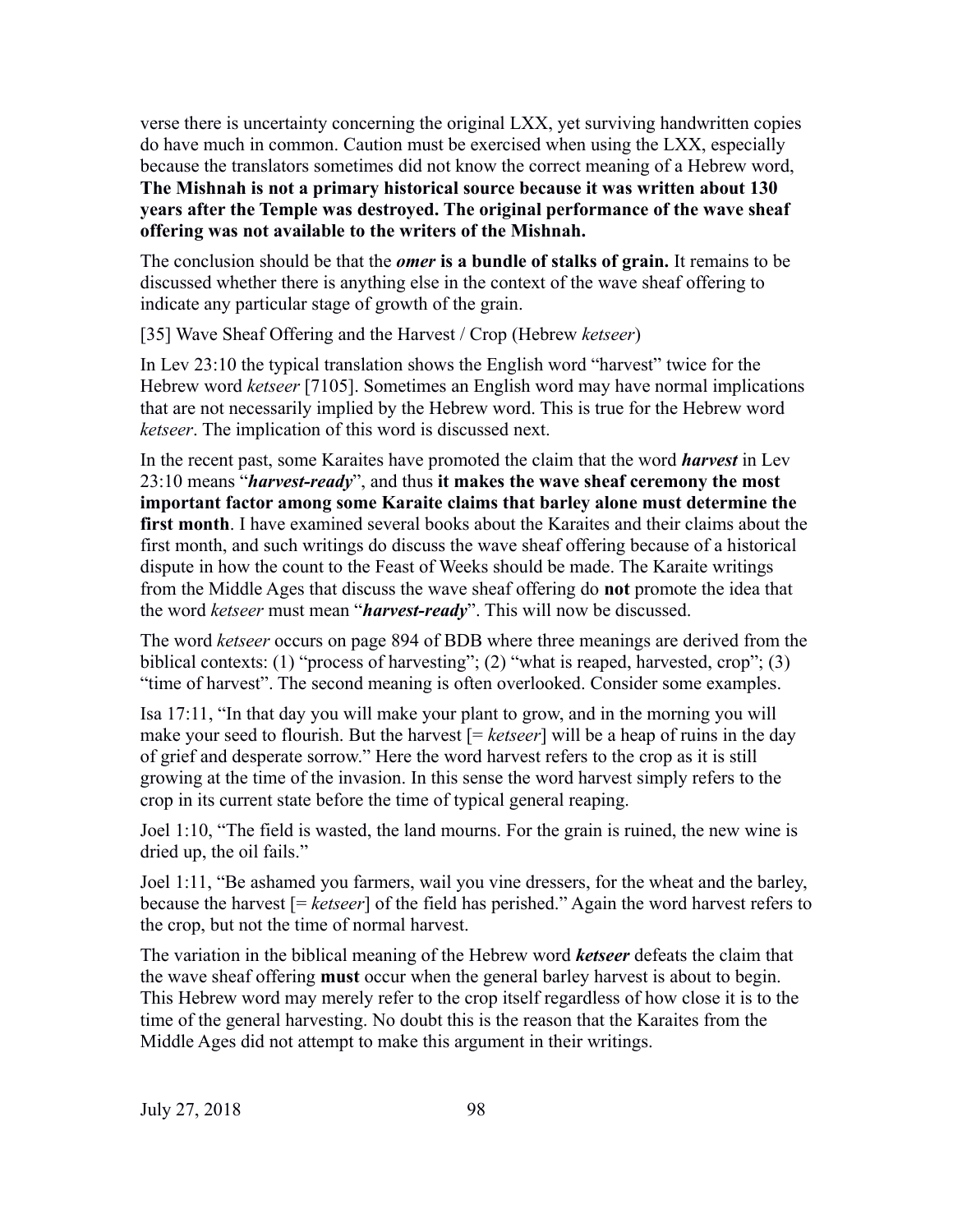verse there is uncertainty concerning the original LXX, yet surviving handwritten copies do have much in common. Caution must be exercised when using the LXX, especially because the translators sometimes did not know the correct meaning of a Hebrew word, **The Mishnah is not a primary historical source because it was written about 130 years after the Temple was destroyed. The original performance of the wave sheaf offering was not available to the writers of the Mishnah.**

The conclusion should be that the ***omer*** **is a bundle of stalks of grain.** It remains to be discussed whether there is anything else in the context of the wave sheaf offering to indicate any particular stage of growth of the grain.

[35] Wave Sheaf Offering and the Harvest / Crop (Hebrew *ketseer*)

In Lev 23:10 the typical translation shows the English word "harvest" twice for the Hebrew word *ketseer* [7105]. Sometimes an English word may have normal implications that are not necessarily implied by the Hebrew word. This is true for the Hebrew word *ketseer*. The implication of this word is discussed next.

In the recent past, some Karaites have promoted the claim that the word ***harvest*** in Lev 23:10 means "***harvest-ready***", and thus **it makes the wave sheaf ceremony the most important factor among some Karaite claims that barley alone must determine the first month**. I have examined several books about the Karaites and their claims about the first month, and such writings do discuss the wave sheaf offering because of a historical dispute in how the count to the Feast of Weeks should be made. The Karaite writings from the Middle Ages that discuss the wave sheaf offering do **not** promote the idea that the word *ketseer* must mean "***harvest-ready***". This will now be discussed.

The word *ketseer* occurs on page 894 of BDB where three meanings are derived from the biblical contexts: (1) "process of harvesting"; (2) "what is reaped, harvested, crop"; (3) "time of harvest". The second meaning is often overlooked. Consider some examples.

Isa 17:11, "In that day you will make your plant to grow, and in the morning you will make your seed to flourish. But the harvest [= *ketseer*] will be a heap of ruins in the day of grief and desperate sorrow." Here the word harvest refers to the crop as it is still growing at the time of the invasion. In this sense the word harvest simply refers to the crop in its current state before the time of typical general reaping.

Joel 1:10, "The field is wasted, the land mourns. For the grain is ruined, the new wine is dried up, the oil fails."

Joel 1:11, "Be ashamed you farmers, wail you vine dressers, for the wheat and the barley, because the harvest [= *ketseer*] of the field has perished." Again the word harvest refers to the crop, but not the time of normal harvest.

The variation in the biblical meaning of the Hebrew word ***ketseer*** defeats the claim that the wave sheaf offering **must** occur when the general barley harvest is about to begin. This Hebrew word may merely refer to the crop itself regardless of how close it is to the time of the general harvesting. No doubt this is the reason that the Karaites from the Middle Ages did not attempt to make this argument in their writings.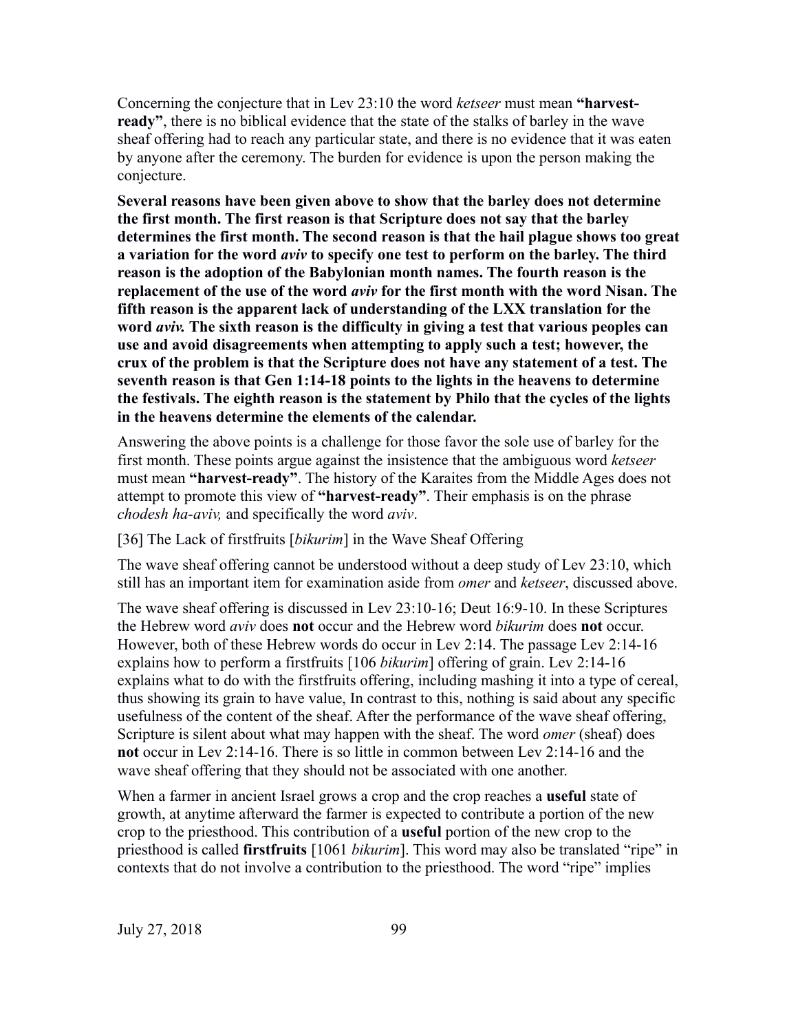Concerning the conjecture that in Lev 23:10 the word *ketseer* must mean **"harvest-ready"**, there is no biblical evidence that the state of the stalks of barley in the wave sheaf offering had to reach any particular state, and there is no evidence that it was eaten by anyone after the ceremony. The burden for evidence is upon the person making the conjecture.

**Several reasons have been given above to show that the barley does not determine the first month. The first reason is that Scripture does not say that the barley determines the first month. The second reason is that the hail plague shows too great a variation for the word *aviv* to specify one test to perform on the barley. The third reason is the adoption of the Babylonian month names. The fourth reason is the replacement of the use of the word *aviv* for the first month with the word Nisan. The fifth reason is the apparent lack of understanding of the LXX translation for the word *aviv.* The sixth reason is the difficulty in giving a test that various peoples can use and avoid disagreements when attempting to apply such a test; however, the crux of the problem is that the Scripture does not have any statement of a test. The seventh reason is that Gen 1:14-18 points to the lights in the heavens to determine the festivals. The eighth reason is the statement by Philo that the cycles of the lights in the heavens determine the elements of the calendar.**

Answering the above points is a challenge for those favor the sole use of barley for the first month. These points argue against the insistence that the ambiguous word *ketseer* must mean **"harvest-ready"**. The history of the Karaites from the Middle Ages does not attempt to promote this view of **"harvest-ready"**. Their emphasis is on the phrase *chodesh ha-aviv,* and specifically the word *aviv*.

[36] The Lack of firstfruits [*bikurim*] in the Wave Sheaf Offering

The wave sheaf offering cannot be understood without a deep study of Lev 23:10, which still has an important item for examination aside from *omer* and *ketseer*, discussed above.

The wave sheaf offering is discussed in Lev 23:10-16; Deut 16:9-10. In these Scriptures the Hebrew word *aviv* does **not** occur and the Hebrew word *bikurim* does **not** occur. However, both of these Hebrew words do occur in Lev 2:14. The passage Lev 2:14-16 explains how to perform a firstfruits [106 *bikurim*] offering of grain. Lev 2:14-16 explains what to do with the firstfruits offering, including mashing it into a type of cereal, thus showing its grain to have value, In contrast to this, nothing is said about any specific usefulness of the content of the sheaf. After the performance of the wave sheaf offering, Scripture is silent about what may happen with the sheaf. The word *omer* (sheaf) does **not** occur in Lev 2:14-16. There is so little in common between Lev 2:14-16 and the wave sheaf offering that they should not be associated with one another.

When a farmer in ancient Israel grows a crop and the crop reaches a **useful** state of growth, at anytime afterward the farmer is expected to contribute a portion of the new crop to the priesthood. This contribution of a **useful** portion of the new crop to the priesthood is called **firstfruits** [1061 *bikurim*]. This word may also be translated "ripe" in contexts that do not involve a contribution to the priesthood. The word "ripe" implies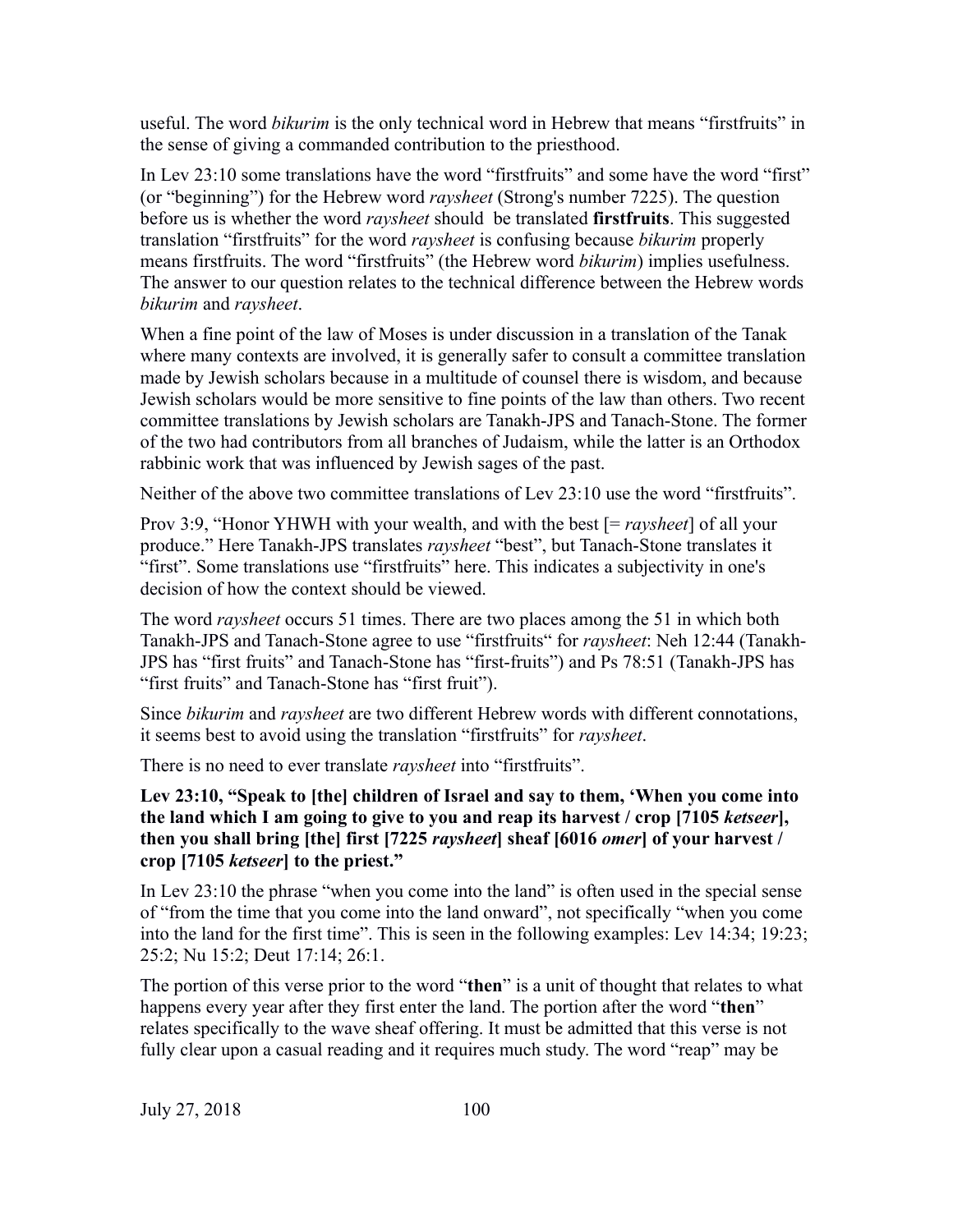useful. The word *bikurim* is the only technical word in Hebrew that means "firstfruits" in the sense of giving a commanded contribution to the priesthood.

In Lev 23:10 some translations have the word "firstfruits" and some have the word "first" (or "beginning") for the Hebrew word *raysheet* (Strong's number 7225). The question before us is whether the word *raysheet* should be translated **firstfruits**. This suggested translation "firstfruits" for the word *raysheet* is confusing because *bikurim* properly means firstfruits. The word "firstfruits" (the Hebrew word *bikurim*) implies usefulness. The answer to our question relates to the technical difference between the Hebrew words *bikurim* and *raysheet*.

When a fine point of the law of Moses is under discussion in a translation of the Tanak where many contexts are involved, it is generally safer to consult a committee translation made by Jewish scholars because in a multitude of counsel there is wisdom, and because Jewish scholars would be more sensitive to fine points of the law than others. Two recent committee translations by Jewish scholars are Tanakh-JPS and Tanach-Stone. The former of the two had contributors from all branches of Judaism, while the latter is an Orthodox rabbinic work that was influenced by Jewish sages of the past.

Neither of the above two committee translations of Lev 23:10 use the word "firstfruits".

Prov 3:9, "Honor YHWH with your wealth, and with the best [= *raysheet*] of all your produce." Here Tanakh-JPS translates *raysheet* "best", but Tanach-Stone translates it "first". Some translations use "firstfruits" here. This indicates a subjectivity in one's decision of how the context should be viewed.

The word *raysheet* occurs 51 times. There are two places among the 51 in which both Tanakh-JPS and Tanach-Stone agree to use "firstfruits" for *raysheet*: Neh 12:44 (Tanakh-JPS has "first fruits" and Tanach-Stone has "first-fruits") and Ps 78:51 (Tanakh-JPS has "first fruits" and Tanach-Stone has "first fruit").

Since *bikurim* and *raysheet* are two different Hebrew words with different connotations, it seems best to avoid using the translation "firstfruits" for *raysheet*.

There is no need to ever translate *raysheet* into "firstfruits".

**Lev 23:10, "Speak to [the] children of Israel and say to them, 'When you come into the land which I am going to give to you and reap its harvest / crop [7105 *ketseer*], then you shall bring [the] first [7225 *raysheet*] sheaf [6016 *omer*] of your harvest / crop [7105 *ketseer*] to the priest."**

In Lev 23:10 the phrase "when you come into the land" is often used in the special sense of "from the time that you come into the land onward", not specifically "when you come into the land for the first time". This is seen in the following examples: Lev 14:34; 19:23; 25:2; Nu 15:2; Deut 17:14; 26:1.

The portion of this verse prior to the word "**then**" is a unit of thought that relates to what happens every year after they first enter the land. The portion after the word "**then**" relates specifically to the wave sheaf offering. It must be admitted that this verse is not fully clear upon a casual reading and it requires much study. The word "reap" may be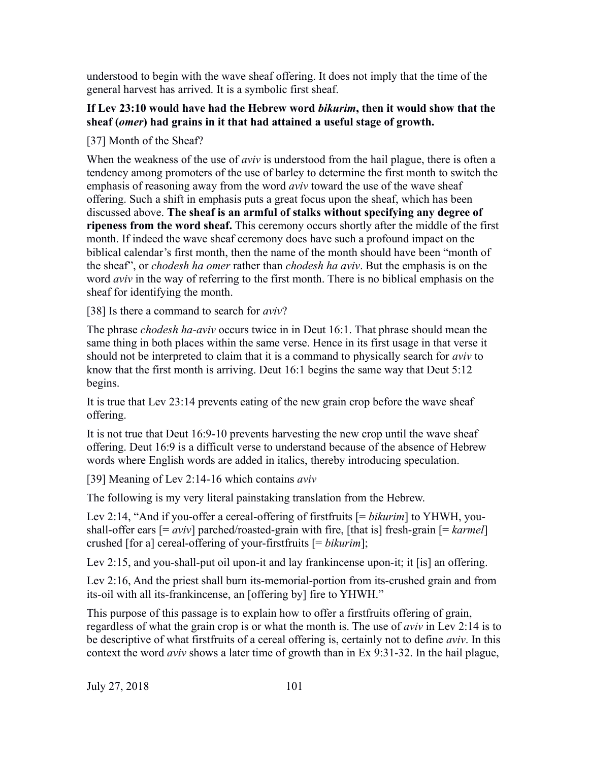understood to begin with the wave sheaf offering. It does not imply that the time of the general harvest has arrived. It is a symbolic first sheaf.

**If Lev 23:10 would have had the Hebrew word *bikurim*, then it would show that the sheaf (*omer*) had grains in it that had attained a useful stage of growth.**

[37] Month of the Sheaf?

When the weakness of the use of *aviv* is understood from the hail plague, there is often a tendency among promoters of the use of barley to determine the first month to switch the emphasis of reasoning away from the word *aviv* toward the use of the wave sheaf offering. Such a shift in emphasis puts a great focus upon the sheaf, which has been discussed above. **The sheaf is an armful of stalks without specifying any degree of ripeness from the word sheaf.** This ceremony occurs shortly after the middle of the first month. If indeed the wave sheaf ceremony does have such a profound impact on the biblical calendar's first month, then the name of the month should have been "month of the sheaf", or *chodesh ha omer* rather than *chodesh ha aviv*. But the emphasis is on the word *aviv* in the way of referring to the first month. There is no biblical emphasis on the sheaf for identifying the month.

[38] Is there a command to search for *aviv*?

The phrase *chodesh ha-aviv* occurs twice in in Deut 16:1. That phrase should mean the same thing in both places within the same verse. Hence in its first usage in that verse it should not be interpreted to claim that it is a command to physically search for *aviv* to know that the first month is arriving. Deut 16:1 begins the same way that Deut 5:12 begins.

It is true that Lev 23:14 prevents eating of the new grain crop before the wave sheaf offering.

It is not true that Deut 16:9-10 prevents harvesting the new crop until the wave sheaf offering. Deut 16:9 is a difficult verse to understand because of the absence of Hebrew words where English words are added in italics, thereby introducing speculation.

[39] Meaning of Lev 2:14-16 which contains *aviv*

The following is my very literal painstaking translation from the Hebrew.

Lev 2:14, "And if you-offer a cereal-offering of firstfruits [= *bikurim*] to YHWH, you-shall-offer ears [= *aviv*] parched/roasted-grain with fire, [that is] fresh-grain [= *karmel*] crushed [for a] cereal-offering of your-firstfruits [= *bikurim*];

Lev 2:15, and you-shall-put oil upon-it and lay frankincense upon-it; it [is] an offering.

Lev 2:16, And the priest shall burn its-memorial-portion from its-crushed grain and from its-oil with all its-frankincense, an [offering by] fire to YHWH."

This purpose of this passage is to explain how to offer a firstfruits offering of grain, regardless of what the grain crop is or what the month is. The use of *aviv* in Lev 2:14 is to be descriptive of what firstfruits of a cereal offering is, certainly not to define *aviv*. In this context the word *aviv* shows a later time of growth than in Ex 9:31-32. In the hail plague,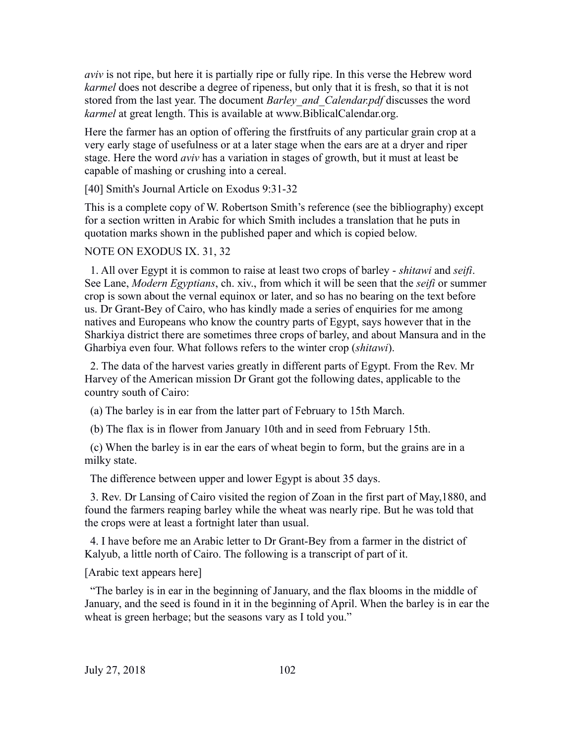*aviv* is not ripe, but here it is partially ripe or fully ripe. In this verse the Hebrew word *karmel* does not describe a degree of ripeness, but only that it is fresh, so that it is not stored from the last year. The document *Barley_and_Calendar.pdf* discusses the word *karmel* at great length. This is available at www.BiblicalCalendar.org.

Here the farmer has an option of offering the firstfruits of any particular grain crop at a very early stage of usefulness or at a later stage when the ears are at a dryer and riper stage. Here the word *aviv* has a variation in stages of growth, but it must at least be capable of mashing or crushing into a cereal.

[40] Smith's Journal Article on Exodus 9:31-32

This is a complete copy of W. Robertson Smith's reference (see the bibliography) except for a section written in Arabic for which Smith includes a translation that he puts in quotation marks shown in the published paper and which is copied below.

NOTE ON EXODUS IX. 31, 32

1. All over Egypt it is common to raise at least two crops of barley - *shitawi* and *seifi*. See Lane, *Modern Egyptians*, ch. xiv., from which it will be seen that the *seifi* or summer crop is sown about the vernal equinox or later, and so has no bearing on the text before us. Dr Grant-Bey of Cairo, who has kindly made a series of enquiries for me among natives and Europeans who know the country parts of Egypt, says however that in the Sharkiya district there are sometimes three crops of barley, and about Mansura and in the Gharbiya even four. What follows refers to the winter crop (*shitawi*).

2. The data of the harvest varies greatly in different parts of Egypt. From the Rev. Mr Harvey of the American mission Dr Grant got the following dates, applicable to the country south of Cairo:

(a) The barley is in ear from the latter part of February to 15th March.

(b) The flax is in flower from January 10th and in seed from February 15th.

(c) When the barley is in ear the ears of wheat begin to form, but the grains are in a milky state.

The difference between upper and lower Egypt is about 35 days.

3. Rev. Dr Lansing of Cairo visited the region of Zoan in the first part of May,1880, and found the farmers reaping barley while the wheat was nearly ripe. But he was told that the crops were at least a fortnight later than usual.

4. I have before me an Arabic letter to Dr Grant-Bey from a farmer in the district of Kalyub, a little north of Cairo. The following is a transcript of part of it.

[Arabic text appears here]

"The barley is in ear in the beginning of January, and the flax blooms in the middle of January, and the seed is found in it in the beginning of April. When the barley is in ear the wheat is green herbage; but the seasons vary as I told you."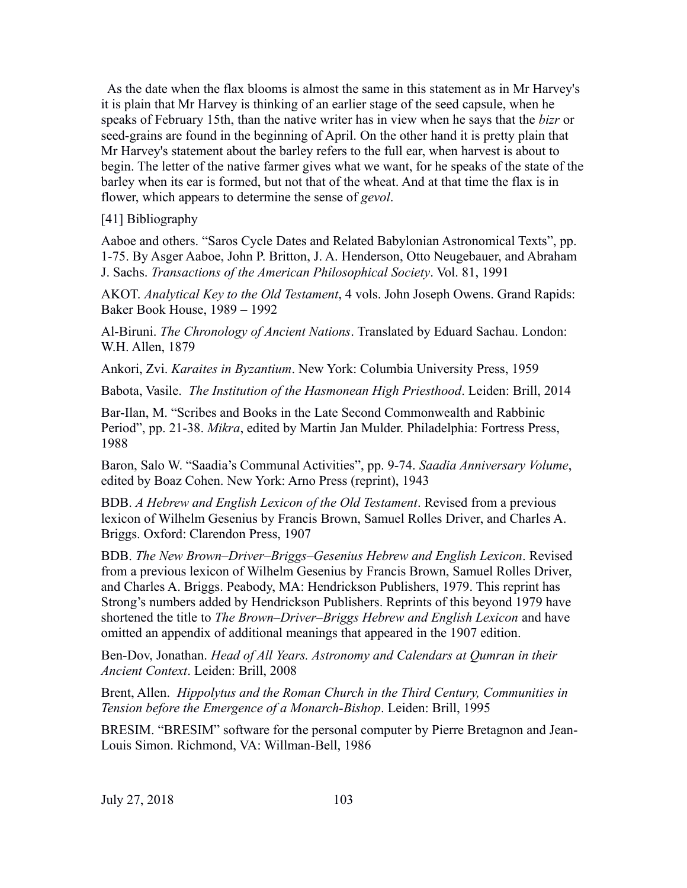As the date when the flax blooms is almost the same in this statement as in Mr Harvey's it is plain that Mr Harvey is thinking of an earlier stage of the seed capsule, when he speaks of February 15th, than the native writer has in view when he says that the *bizr* or seed-grains are found in the beginning of April. On the other hand it is pretty plain that Mr Harvey's statement about the barley refers to the full ear, when harvest is about to begin. The letter of the native farmer gives what we want, for he speaks of the state of the barley when its ear is formed, but not that of the wheat. And at that time the flax is in flower, which appears to determine the sense of *gevol*.

[41] Bibliography

Aaboe and others. "Saros Cycle Dates and Related Babylonian Astronomical Texts", pp. 1-75. By Asger Aaboe, John P. Britton, J. A. Henderson, Otto Neugebauer, and Abraham J. Sachs. *Transactions of the American Philosophical Society*. Vol. 81, 1991

AKOT. *Analytical Key to the Old Testament*, 4 vols. John Joseph Owens. Grand Rapids: Baker Book House, 1989 – 1992

Al-Biruni. *The Chronology of Ancient Nations*. Translated by Eduard Sachau. London: W.H. Allen, 1879

Ankori, Zvi. *Karaites in Byzantium*. New York: Columbia University Press, 1959

Babota, Vasile. *The Institution of the Hasmonean High Priesthood*. Leiden: Brill, 2014

Bar-Ilan, M. "Scribes and Books in the Late Second Commonwealth and Rabbinic Period", pp. 21-38. *Mikra*, edited by Martin Jan Mulder. Philadelphia: Fortress Press, 1988

Baron, Salo W. "Saadia's Communal Activities", pp. 9-74. *Saadia Anniversary Volume*, edited by Boaz Cohen. New York: Arno Press (reprint), 1943

BDB. *A Hebrew and English Lexicon of the Old Testament*. Revised from a previous lexicon of Wilhelm Gesenius by Francis Brown, Samuel Rolles Driver, and Charles A. Briggs. Oxford: Clarendon Press, 1907

BDB. *The New Brown–Driver–Briggs–Gesenius Hebrew and English Lexicon*. Revised from a previous lexicon of Wilhelm Gesenius by Francis Brown, Samuel Rolles Driver, and Charles A. Briggs. Peabody, MA: Hendrickson Publishers, 1979. This reprint has Strong's numbers added by Hendrickson Publishers. Reprints of this beyond 1979 have shortened the title to *The Brown–Driver–Briggs Hebrew and English Lexicon* and have omitted an appendix of additional meanings that appeared in the 1907 edition.

Ben-Dov, Jonathan. *Head of All Years. Astronomy and Calendars at Qumran in their Ancient Context*. Leiden: Brill, 2008

Brent, Allen. *Hippolytus and the Roman Church in the Third Century, Communities in Tension before the Emergence of a Monarch-Bishop*. Leiden: Brill, 1995

BRESIM. "BRESIM" software for the personal computer by Pierre Bretagnon and Jean-Louis Simon. Richmond, VA: Willman-Bell, 1986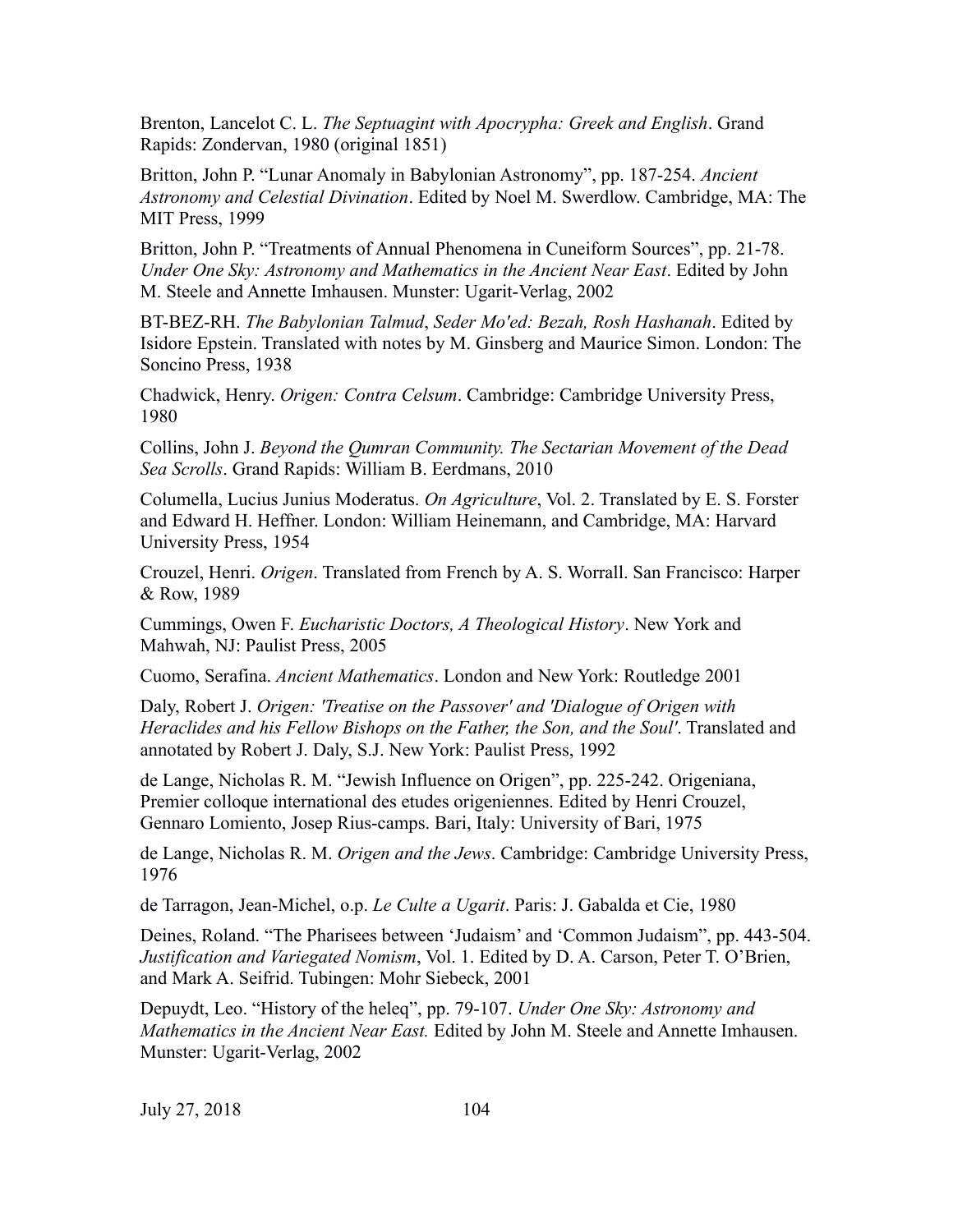Brenton, Lancelot C. L. *The Septuagint with Apocrypha: Greek and English*. Grand Rapids: Zondervan, 1980 (original 1851)

Britton, John P. "Lunar Anomaly in Babylonian Astronomy", pp. 187-254. *Ancient Astronomy and Celestial Divination*. Edited by Noel M. Swerdlow. Cambridge, MA: The MIT Press, 1999

Britton, John P. "Treatments of Annual Phenomena in Cuneiform Sources", pp. 21-78. *Under One Sky: Astronomy and Mathematics in the Ancient Near East*. Edited by John M. Steele and Annette Imhausen. Munster: Ugarit-Verlag, 2002

BT-BEZ-RH. *The Babylonian Talmud*, *Seder Mo'ed: Bezah, Rosh Hashanah*. Edited by Isidore Epstein. Translated with notes by M. Ginsberg and Maurice Simon. London: The Soncino Press, 1938

Chadwick, Henry. *Origen: Contra Celsum*. Cambridge: Cambridge University Press, 1980

Collins, John J. *Beyond the Qumran Community. The Sectarian Movement of the Dead Sea Scrolls*. Grand Rapids: William B. Eerdmans, 2010

Columella, Lucius Junius Moderatus. *On Agriculture*, Vol. 2. Translated by E. S. Forster and Edward H. Heffner. London: William Heinemann, and Cambridge, MA: Harvard University Press, 1954

Crouzel, Henri. *Origen*. Translated from French by A. S. Worrall. San Francisco: Harper & Row, 1989

Cummings, Owen F. *Eucharistic Doctors, A Theological History*. New York and Mahwah, NJ: Paulist Press, 2005

Cuomo, Serafina. *Ancient Mathematics*. London and New York: Routledge 2001

Daly, Robert J. *Origen: 'Treatise on the Passover' and 'Dialogue of Origen with Heraclides and his Fellow Bishops on the Father, the Son, and the Soul'*. Translated and annotated by Robert J. Daly, S.J. New York: Paulist Press, 1992

de Lange, Nicholas R. M. "Jewish Influence on Origen", pp. 225-242. Origeniana, Premier colloque international des etudes origeniennes. Edited by Henri Crouzel, Gennaro Lomiento, Josep Rius-camps. Bari, Italy: University of Bari, 1975

de Lange, Nicholas R. M. *Origen and the Jews*. Cambridge: Cambridge University Press, 1976

de Tarragon, Jean-Michel, o.p. *Le Culte a Ugarit*. Paris: J. Gabalda et Cie, 1980

Deines, Roland. "The Pharisees between 'Judaism' and 'Common Judaism", pp. 443-504. *Justification and Variegated Nomism*, Vol. 1. Edited by D. A. Carson, Peter T. O'Brien, and Mark A. Seifrid. Tubingen: Mohr Siebeck, 2001

Depuydt, Leo. "History of the heleq", pp. 79-107. *Under One Sky: Astronomy and Mathematics in the Ancient Near East.* Edited by John M. Steele and Annette Imhausen. Munster: Ugarit-Verlag, 2002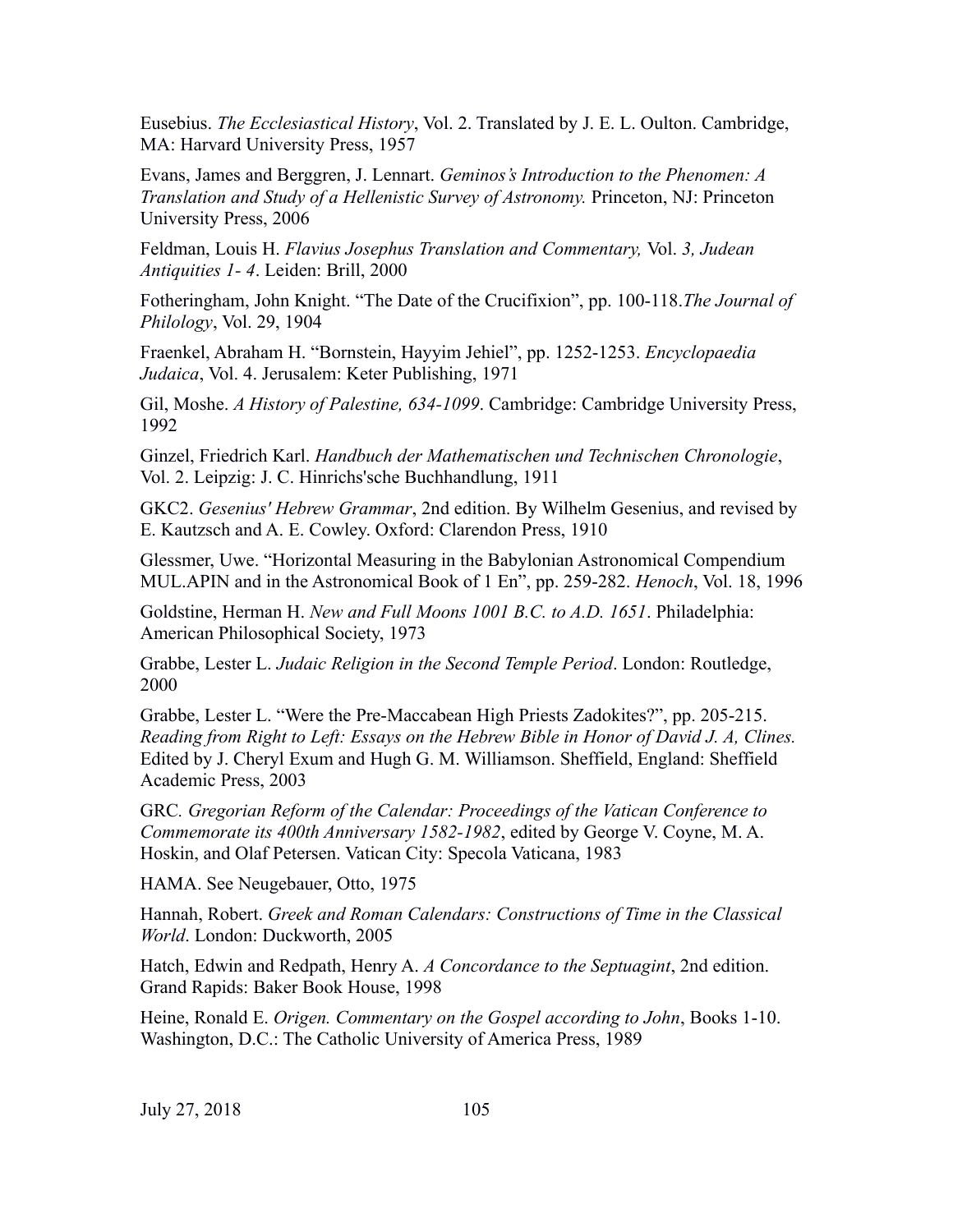Eusebius. *The Ecclesiastical History*, Vol. 2. Translated by J. E. L. Oulton. Cambridge, MA: Harvard University Press, 1957

Evans, James and Berggren, J. Lennart. *Geminos's Introduction to the Phenomen: A Translation and Study of a Hellenistic Survey of Astronomy.* Princeton, NJ: Princeton University Press, 2006

Feldman, Louis H. *Flavius Josephus Translation and Commentary,* Vol. *3, Judean Antiquities 1- 4*. Leiden: Brill, 2000

Fotheringham, John Knight. "The Date of the Crucifixion", pp. 100-118.*The Journal of Philology*, Vol. 29, 1904

Fraenkel, Abraham H. "Bornstein, Hayyim Jehiel", pp. 1252-1253. *Encyclopaedia Judaica*, Vol. 4. Jerusalem: Keter Publishing, 1971

Gil, Moshe. *A History of Palestine, 634-1099*. Cambridge: Cambridge University Press, 1992

Ginzel, Friedrich Karl. *Handbuch der Mathematischen und Technischen Chronologie*, Vol. 2. Leipzig: J. C. Hinrichs'sche Buchhandlung, 1911

GKC2. *Gesenius' Hebrew Grammar*, 2nd edition. By Wilhelm Gesenius, and revised by E. Kautzsch and A. E. Cowley. Oxford: Clarendon Press, 1910

Glessmer, Uwe. "Horizontal Measuring in the Babylonian Astronomical Compendium MUL.APIN and in the Astronomical Book of 1 En", pp. 259-282. *Henoch*, Vol. 18, 1996

Goldstine, Herman H. *New and Full Moons 1001 B.C. to A.D. 1651*. Philadelphia: American Philosophical Society, 1973

Grabbe, Lester L. *Judaic Religion in the Second Temple Period*. London: Routledge, 2000

Grabbe, Lester L. "Were the Pre-Maccabean High Priests Zadokites?", pp. 205-215. *Reading from Right to Left: Essays on the Hebrew Bible in Honor of David J. A, Clines.* Edited by J. Cheryl Exum and Hugh G. M. Williamson. Sheffield, England: Sheffield Academic Press, 2003

GRC. *Gregorian Reform of the Calendar: Proceedings of the Vatican Conference to Commemorate its 400th Anniversary 1582-1982*, edited by George V. Coyne, M. A. Hoskin, and Olaf Petersen. Vatican City: Specola Vaticana, 1983

HAMA. See Neugebauer, Otto, 1975

Hannah, Robert. *Greek and Roman Calendars: Constructions of Time in the Classical World*. London: Duckworth, 2005

Hatch, Edwin and Redpath, Henry A. *A Concordance to the Septuagint*, 2nd edition. Grand Rapids: Baker Book House, 1998

Heine, Ronald E. *Origen. Commentary on the Gospel according to John*, Books 1-10. Washington, D.C.: The Catholic University of America Press, 1989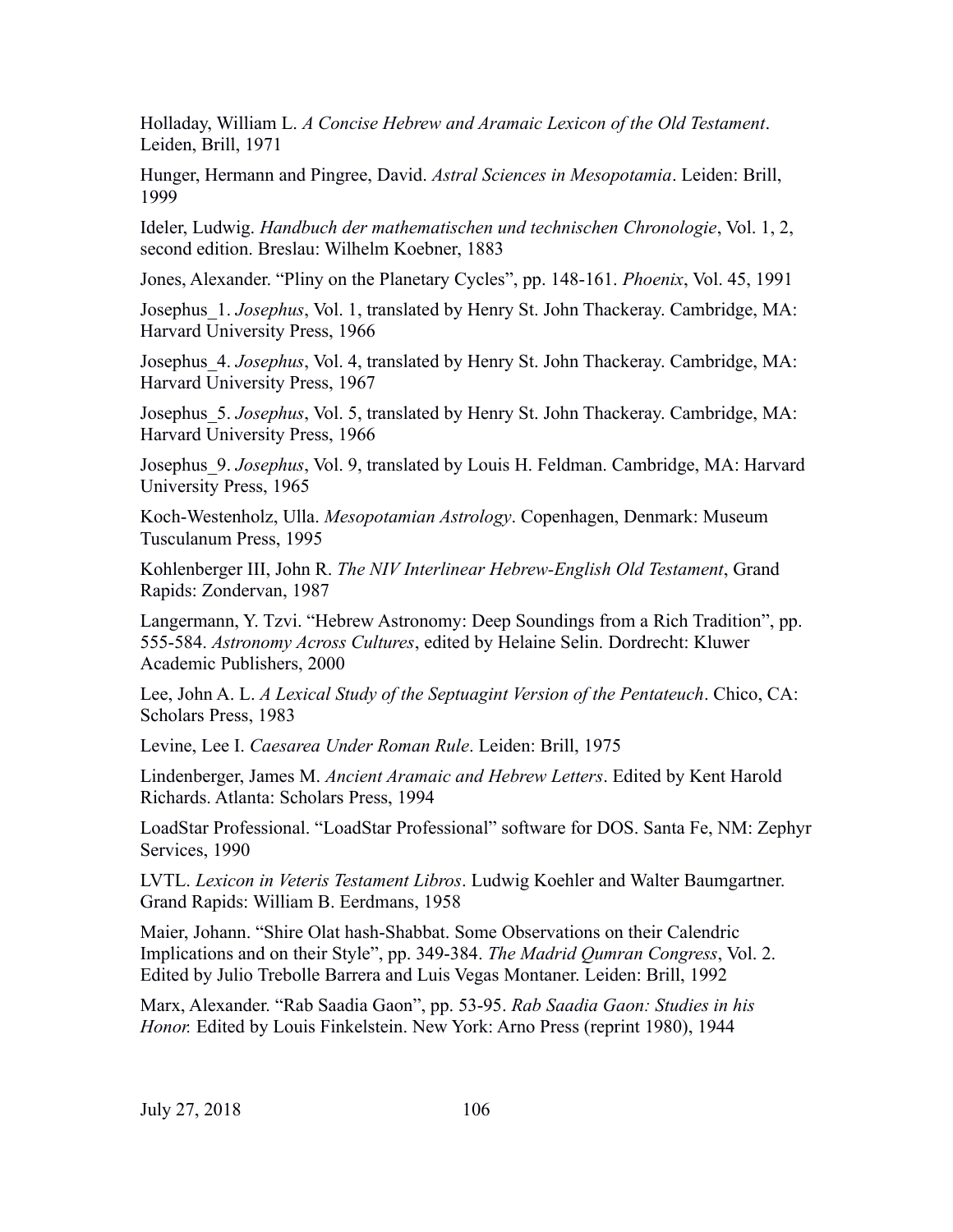Holladay, William L. *A Concise Hebrew and Aramaic Lexicon of the Old Testament*. Leiden, Brill, 1971

Hunger, Hermann and Pingree, David. *Astral Sciences in Mesopotamia*. Leiden: Brill, 1999

Ideler, Ludwig. *Handbuch der mathematischen und technischen Chronologie*, Vol. 1, 2, second edition. Breslau: Wilhelm Koebner, 1883

Jones, Alexander. "Pliny on the Planetary Cycles", pp. 148-161. *Phoenix*, Vol. 45, 1991

Josephus_1. *Josephus*, Vol. 1, translated by Henry St. John Thackeray. Cambridge, MA: Harvard University Press, 1966

Josephus_4. *Josephus*, Vol. 4, translated by Henry St. John Thackeray. Cambridge, MA: Harvard University Press, 1967

Josephus_5. *Josephus*, Vol. 5, translated by Henry St. John Thackeray. Cambridge, MA: Harvard University Press, 1966

Josephus_9. *Josephus*, Vol. 9, translated by Louis H. Feldman. Cambridge, MA: Harvard University Press, 1965

Koch-Westenholz, Ulla. *Mesopotamian Astrology*. Copenhagen, Denmark: Museum Tusculanum Press, 1995

Kohlenberger III, John R. *The NIV Interlinear Hebrew-English Old Testament*, Grand Rapids: Zondervan, 1987

Langermann, Y. Tzvi. "Hebrew Astronomy: Deep Soundings from a Rich Tradition", pp. 555-584. *Astronomy Across Cultures*, edited by Helaine Selin. Dordrecht: Kluwer Academic Publishers, 2000

Lee, John A. L. *A Lexical Study of the Septuagint Version of the Pentateuch*. Chico, CA: Scholars Press, 1983

Levine, Lee I. *Caesarea Under Roman Rule*. Leiden: Brill, 1975

Lindenberger, James M. *Ancient Aramaic and Hebrew Letters*. Edited by Kent Harold Richards. Atlanta: Scholars Press, 1994

LoadStar Professional. "LoadStar Professional" software for DOS. Santa Fe, NM: Zephyr Services, 1990

LVTL. *Lexicon in Veteris Testament Libros*. Ludwig Koehler and Walter Baumgartner. Grand Rapids: William B. Eerdmans, 1958

Maier, Johann. "Shire Olat hash-Shabbat. Some Observations on their Calendric Implications and on their Style", pp. 349-384. *The Madrid Qumran Congress*, Vol. 2. Edited by Julio Trebolle Barrera and Luis Vegas Montaner. Leiden: Brill, 1992

Marx, Alexander. "Rab Saadia Gaon", pp. 53-95. *Rab Saadia Gaon: Studies in his Honor.* Edited by Louis Finkelstein. New York: Arno Press (reprint 1980), 1944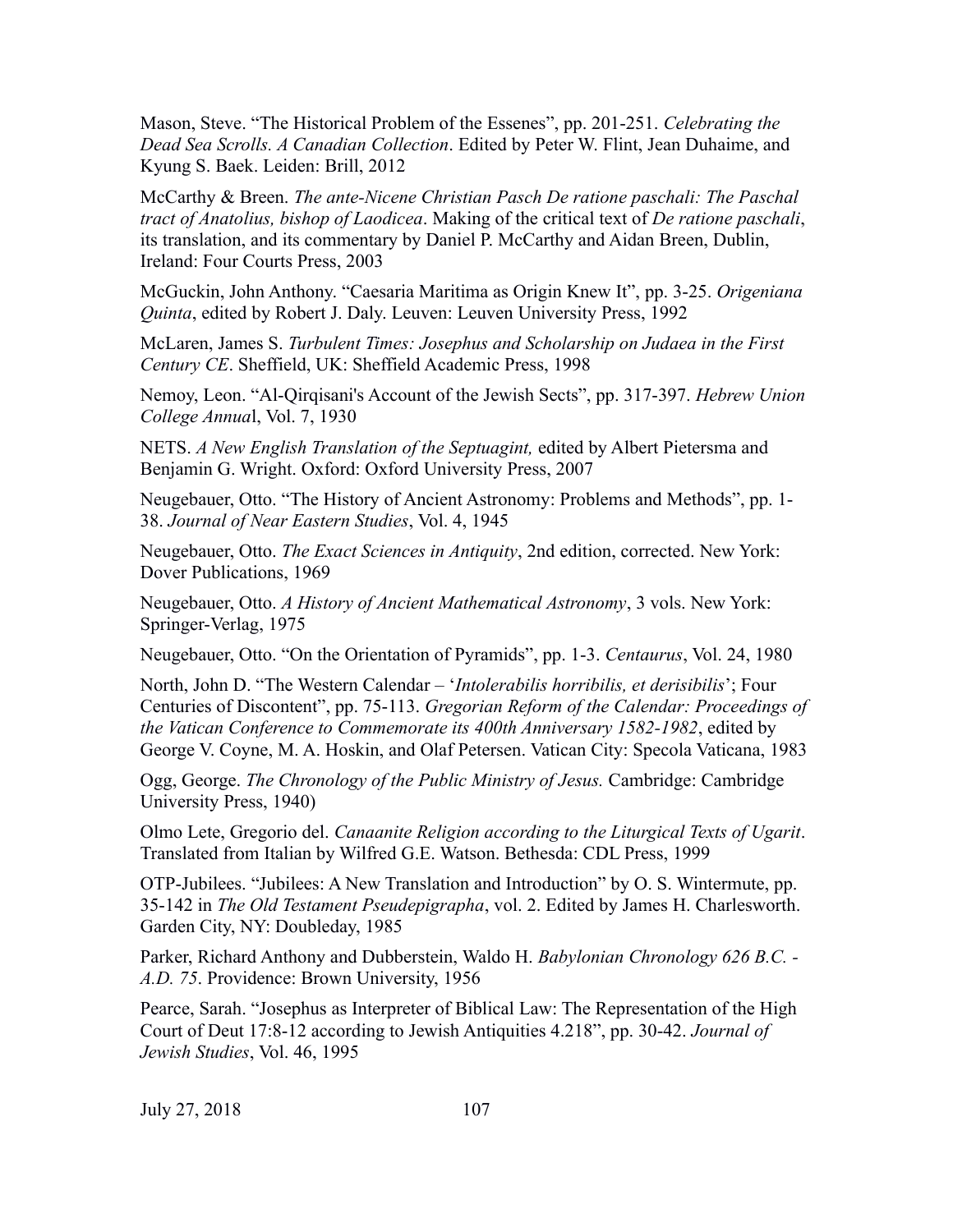Mason, Steve. “The Historical Problem of the Essenes”, pp. 201-251. *Celebrating the Dead Sea Scrolls. A Canadian Collection*. Edited by Peter W. Flint, Jean Duhaime, and Kyung S. Baek. Leiden: Brill, 2012

McCarthy & Breen. *The ante-Nicene Christian Pasch De ratione paschali: The Paschal tract of Anatolius, bishop of Laodicea*. Making of the critical text of *De ratione paschali*, its translation, and its commentary by Daniel P. McCarthy and Aidan Breen, Dublin, Ireland: Four Courts Press, 2003

McGuckin, John Anthony. “Caesaria Maritima as Origin Knew It”, pp. 3-25. *Origeniana Quinta*, edited by Robert J. Daly. Leuven: Leuven University Press, 1992

McLaren, James S. *Turbulent Times: Josephus and Scholarship on Judaea in the First Century CE*. Sheffield, UK: Sheffield Academic Press, 1998

Nemoy, Leon. “Al-Qirqisani's Account of the Jewish Sects”, pp. 317-397. *Hebrew Union College Annua*l, Vol. 7, 1930

NETS. *A New English Translation of the Septuagint,* edited by Albert Pietersma and Benjamin G. Wright. Oxford: Oxford University Press, 2007

Neugebauer, Otto. “The History of Ancient Astronomy: Problems and Methods”, pp. 1-38. *Journal of Near Eastern Studies*, Vol. 4, 1945

Neugebauer, Otto. *The Exact Sciences in Antiquity*, 2nd edition, corrected. New York: Dover Publications, 1969

Neugebauer, Otto. *A History of Ancient Mathematical Astronomy*, 3 vols. New York: Springer-Verlag, 1975

Neugebauer, Otto. “On the Orientation of Pyramids”, pp. 1-3. *Centaurus*, Vol. 24, 1980

North, John D. “The Western Calendar – ‘*Intolerabilis horribilis, et derisibilis*’; Four Centuries of Discontent”, pp. 75-113. *Gregorian Reform of the Calendar: Proceedings of the Vatican Conference to Commemorate its 400th Anniversary 1582-1982*, edited by George V. Coyne, M. A. Hoskin, and Olaf Petersen. Vatican City: Specola Vaticana, 1983

Ogg, George. *The Chronology of the Public Ministry of Jesus.* Cambridge: Cambridge University Press, 1940)

Olmo Lete, Gregorio del. *Canaanite Religion according to the Liturgical Texts of Ugarit*. Translated from Italian by Wilfred G.E. Watson. Bethesda: CDL Press, 1999

OTP-Jubilees. “Jubilees: A New Translation and Introduction” by O. S. Wintermute, pp. 35-142 in *The Old Testament Pseudepigrapha*, vol. 2. Edited by James H. Charlesworth. Garden City, NY: Doubleday, 1985

Parker, Richard Anthony and Dubberstein, Waldo H. *Babylonian Chronology 626 B.C. - A.D. 75*. Providence: Brown University, 1956

Pearce, Sarah. “Josephus as Interpreter of Biblical Law: The Representation of the High Court of Deut 17:8-12 according to Jewish Antiquities 4.218”, pp. 30-42. *Journal of Jewish Studies*, Vol. 46, 1995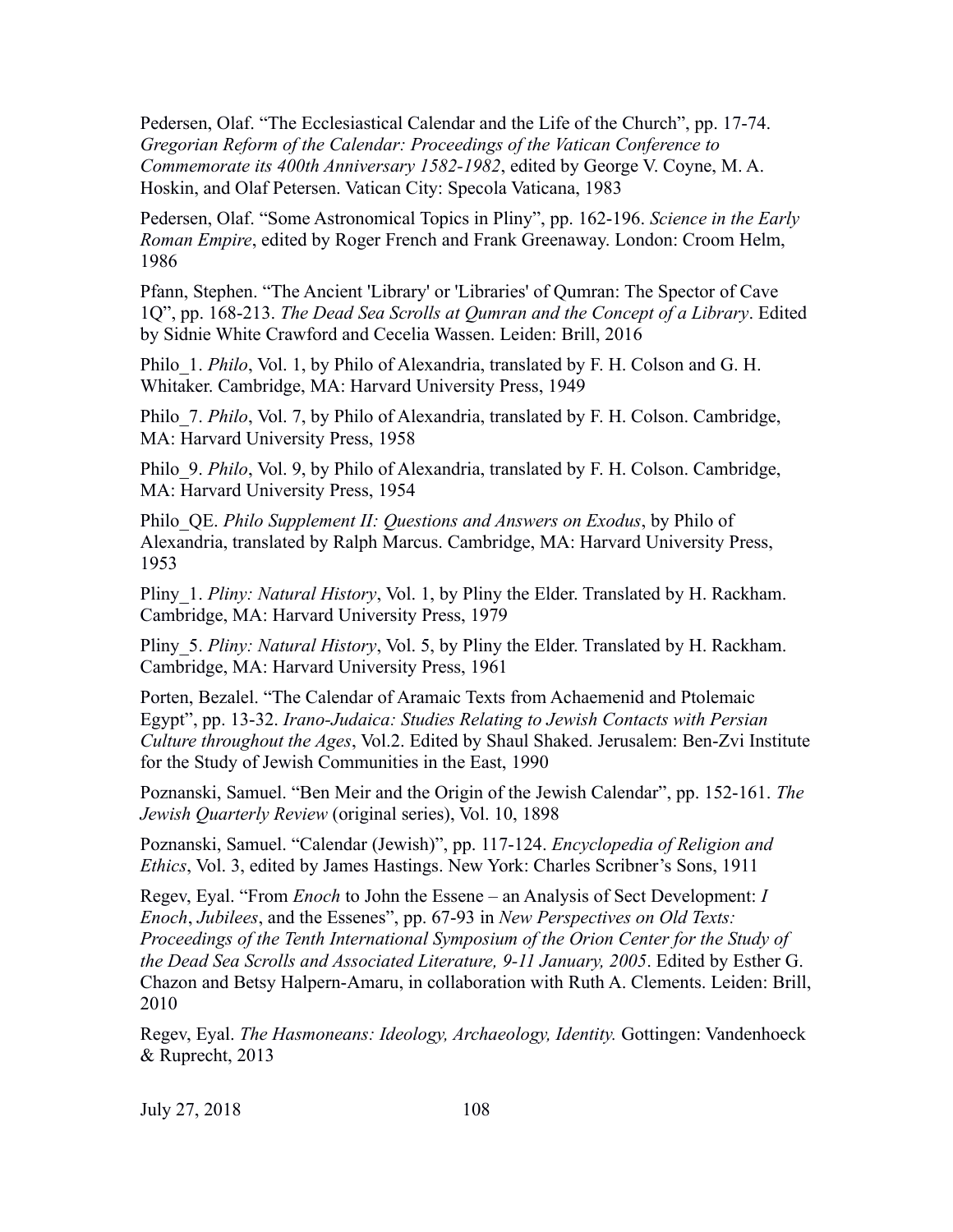Pedersen, Olaf. "The Ecclesiastical Calendar and the Life of the Church", pp. 17-74. *Gregorian Reform of the Calendar: Proceedings of the Vatican Conference to Commemorate its 400th Anniversary 1582-1982*, edited by George V. Coyne, M. A. Hoskin, and Olaf Petersen. Vatican City: Specola Vaticana, 1983

Pedersen, Olaf. "Some Astronomical Topics in Pliny", pp. 162-196. *Science in the Early Roman Empire*, edited by Roger French and Frank Greenaway. London: Croom Helm, 1986

Pfann, Stephen. "The Ancient 'Library' or 'Libraries' of Qumran: The Spector of Cave 1Q", pp. 168-213. *The Dead Sea Scrolls at Qumran and the Concept of a Library*. Edited by Sidnie White Crawford and Cecelia Wassen. Leiden: Brill, 2016

Philo_1. *Philo*, Vol. 1, by Philo of Alexandria, translated by F. H. Colson and G. H. Whitaker. Cambridge, MA: Harvard University Press, 1949

Philo_7. *Philo*, Vol. 7, by Philo of Alexandria, translated by F. H. Colson. Cambridge, MA: Harvard University Press, 1958

Philo_9. *Philo*, Vol. 9, by Philo of Alexandria, translated by F. H. Colson. Cambridge, MA: Harvard University Press, 1954

Philo_QE. *Philo Supplement II: Questions and Answers on Exodus*, by Philo of Alexandria, translated by Ralph Marcus. Cambridge, MA: Harvard University Press, 1953

Pliny_1. *Pliny: Natural History*, Vol. 1, by Pliny the Elder. Translated by H. Rackham. Cambridge, MA: Harvard University Press, 1979

Pliny_5. *Pliny: Natural History*, Vol. 5, by Pliny the Elder. Translated by H. Rackham. Cambridge, MA: Harvard University Press, 1961

Porten, Bezalel. "The Calendar of Aramaic Texts from Achaemenid and Ptolemaic Egypt", pp. 13-32. *Irano-Judaica: Studies Relating to Jewish Contacts with Persian Culture throughout the Ages*, Vol.2. Edited by Shaul Shaked. Jerusalem: Ben-Zvi Institute for the Study of Jewish Communities in the East, 1990

Poznanski, Samuel. "Ben Meir and the Origin of the Jewish Calendar", pp. 152-161. *The Jewish Quarterly Review* (original series), Vol. 10, 1898

Poznanski, Samuel. "Calendar (Jewish)", pp. 117-124. *Encyclopedia of Religion and Ethics*, Vol. 3, edited by James Hastings. New York: Charles Scribner's Sons, 1911

Regev, Eyal. "From *Enoch* to John the Essene – an Analysis of Sect Development: *I Enoch*, *Jubilees*, and the Essenes", pp. 67-93 in *New Perspectives on Old Texts: Proceedings of the Tenth International Symposium of the Orion Center for the Study of the Dead Sea Scrolls and Associated Literature, 9-11 January, 2005*. Edited by Esther G. Chazon and Betsy Halpern-Amaru, in collaboration with Ruth A. Clements. Leiden: Brill, 2010

Regev, Eyal. *The Hasmoneans: Ideology, Archaeology, Identity.* Gottingen: Vandenhoeck & Ruprecht, 2013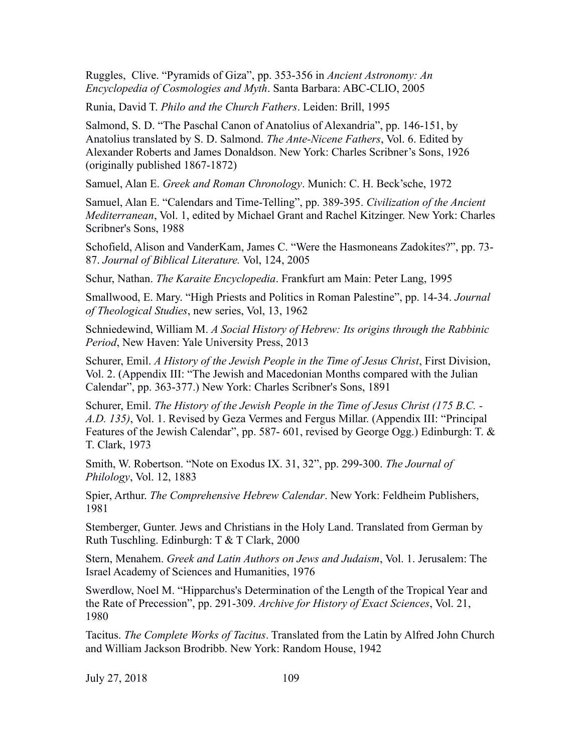Ruggles, Clive. “Pyramids of Giza”, pp. 353-356 in *Ancient Astronomy: An Encyclopedia of Cosmologies and Myth*. Santa Barbara: ABC-CLIO, 2005

Runia, David T. *Philo and the Church Fathers*. Leiden: Brill, 1995

Salmond, S. D. “The Paschal Canon of Anatolius of Alexandria”, pp. 146-151, by Anatolius translated by S. D. Salmond. *The Ante-Nicene Fathers*, Vol. 6. Edited by Alexander Roberts and James Donaldson. New York: Charles Scribner’s Sons, 1926 (originally published 1867-1872)

Samuel, Alan E. *Greek and Roman Chronology*. Munich: C. H. Beck’sche, 1972

Samuel, Alan E. “Calendars and Time-Telling”, pp. 389-395. *Civilization of the Ancient Mediterranean*, Vol. 1, edited by Michael Grant and Rachel Kitzinger. New York: Charles Scribner's Sons, 1988

Schofield, Alison and VanderKam, James C. “Were the Hasmoneans Zadokites?”, pp. 73-87. *Journal of Biblical Literature.* Vol, 124, 2005

Schur, Nathan. *The Karaite Encyclopedia*. Frankfurt am Main: Peter Lang, 1995

Smallwood, E. Mary. “High Priests and Politics in Roman Palestine”, pp. 14-34. *Journal of Theological Studies*, new series, Vol, 13, 1962

Schniedewind, William M. *A Social History of Hebrew: Its origins through the Rabbinic Period*, New Haven: Yale University Press, 2013

Schurer, Emil. *A History of the Jewish People in the Time of Jesus Christ*, First Division, Vol. 2. (Appendix III: “The Jewish and Macedonian Months compared with the Julian Calendar”, pp. 363-377.) New York: Charles Scribner's Sons, 1891

Schurer, Emil. *The History of the Jewish People in the Time of Jesus Christ (175 B.C. - A.D. 135)*, Vol. 1. Revised by Geza Vermes and Fergus Millar. (Appendix III: “Principal Features of the Jewish Calendar”, pp. 587- 601, revised by George Ogg.) Edinburgh: T. & T. Clark, 1973

Smith, W. Robertson. “Note on Exodus IX. 31, 32”, pp. 299-300. *The Journal of Philology*, Vol. 12, 1883

Spier, Arthur. *The Comprehensive Hebrew Calendar*. New York: Feldheim Publishers, 1981

Stemberger, Gunter. Jews and Christians in the Holy Land. Translated from German by Ruth Tuschling. Edinburgh: T & T Clark, 2000

Stern, Menahem. *Greek and Latin Authors on Jews and Judaism*, Vol. 1. Jerusalem: The Israel Academy of Sciences and Humanities, 1976

Swerdlow, Noel M. “Hipparchus's Determination of the Length of the Tropical Year and the Rate of Precession”, pp. 291-309. *Archive for History of Exact Sciences*, Vol. 21, 1980

Tacitus. *The Complete Works of Tacitus*. Translated from the Latin by Alfred John Church and William Jackson Brodribb. New York: Random House, 1942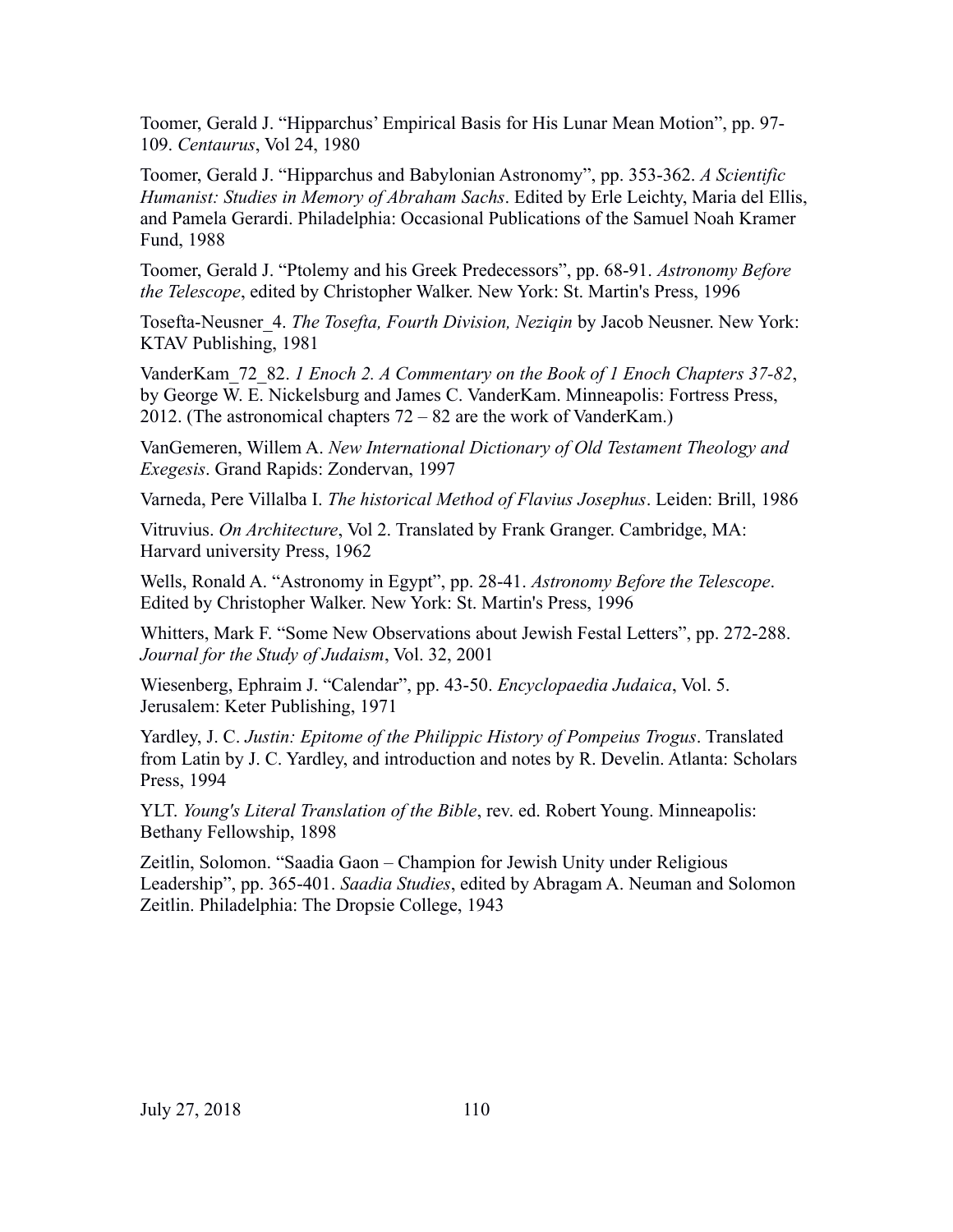Toomer, Gerald J. “Hipparchus’ Empirical Basis for His Lunar Mean Motion”, pp. 97-109. *Centaurus*, Vol 24, 1980

Toomer, Gerald J. “Hipparchus and Babylonian Astronomy”, pp. 353-362. *A Scientific Humanist: Studies in Memory of Abraham Sachs*. Edited by Erle Leichty, Maria del Ellis, and Pamela Gerardi. Philadelphia: Occasional Publications of the Samuel Noah Kramer Fund, 1988

Toomer, Gerald J. “Ptolemy and his Greek Predecessors”, pp. 68-91. *Astronomy Before the Telescope*, edited by Christopher Walker. New York: St. Martin's Press, 1996

Tosefta-Neusner_4. *The Tosefta, Fourth Division, Neziqin* by Jacob Neusner. New York: KTAV Publishing, 1981

VanderKam_72_82. *1 Enoch 2. A Commentary on the Book of 1 Enoch Chapters 37-82*, by George W. E. Nickelsburg and James C. VanderKam. Minneapolis: Fortress Press, 2012. (The astronomical chapters 72 – 82 are the work of VanderKam.)

VanGemeren, Willem A. *New International Dictionary of Old Testament Theology and Exegesis*. Grand Rapids: Zondervan, 1997

Varneda, Pere Villalba I. *The historical Method of Flavius Josephus*. Leiden: Brill, 1986

Vitruvius. *On Architecture*, Vol 2. Translated by Frank Granger. Cambridge, MA: Harvard university Press, 1962

Wells, Ronald A. “Astronomy in Egypt”, pp. 28-41. *Astronomy Before the Telescope*. Edited by Christopher Walker. New York: St. Martin's Press, 1996

Whitters, Mark F. “Some New Observations about Jewish Festal Letters”, pp. 272-288. *Journal for the Study of Judaism*, Vol. 32, 2001

Wiesenberg, Ephraim J. “Calendar”, pp. 43-50. *Encyclopaedia Judaica*, Vol. 5. Jerusalem: Keter Publishing, 1971

Yardley, J. C. *Justin: Epitome of the Philippic History of Pompeius Trogus*. Translated from Latin by J. C. Yardley, and introduction and notes by R. Develin. Atlanta: Scholars Press, 1994

YLT. *Young's Literal Translation of the Bible*, rev. ed. Robert Young. Minneapolis: Bethany Fellowship, 1898

Zeitlin, Solomon. “Saadia Gaon – Champion for Jewish Unity under Religious Leadership”, pp. 365-401. *Saadia Studies*, edited by Abragam A. Neuman and Solomon Zeitlin. Philadelphia: The Dropsie College, 1943